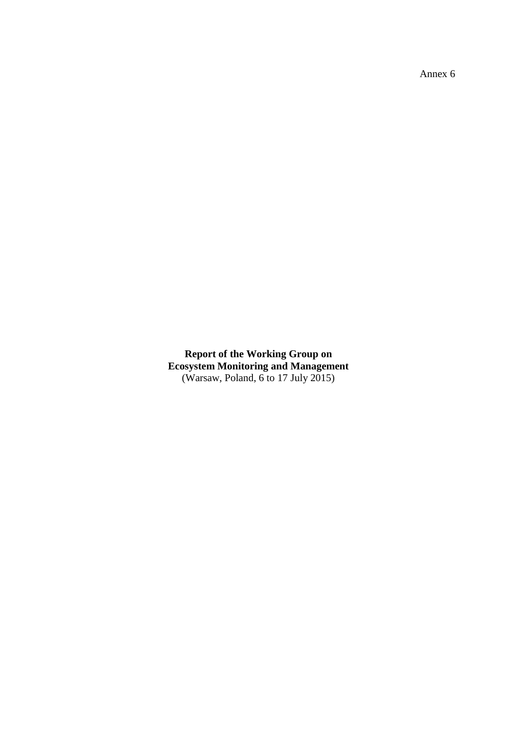Annex 6

**Report of the Working Group on**
**Ecosystem Monitoring and Management**
(Warsaw, Poland, 6 to 17 July 2015)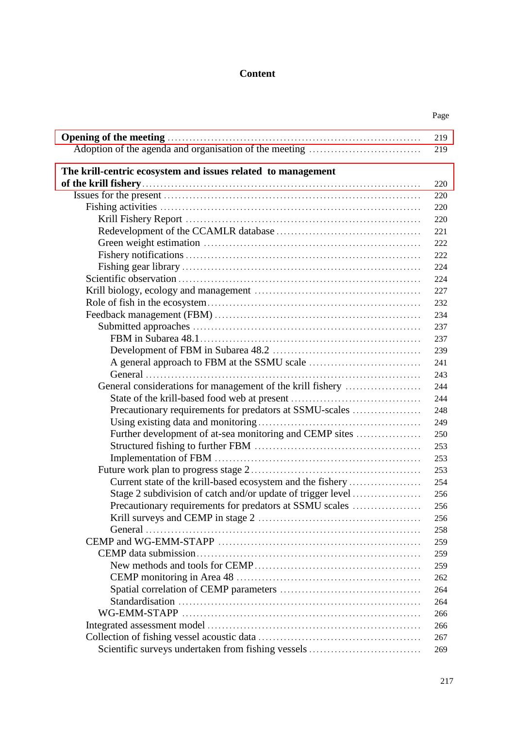# Content

| | Page |
|---|---|
| **Opening of the meeting** | 219 |
| Adoption of the agenda and organisation of the meeting | 219 |
| **The krill-centric ecosystem and issues related to management of the krill fishery** | 220 |
| Issues for the present | 220 |
| Fishing activities | 220 |
| Krill Fishery Report | 220 |
| Redevelopment of the CCAMLR database | 221 |
| Green weight estimation | 222 |
| Fishery notifications | 222 |
| Fishing gear library | 224 |
| Scientific observation | 224 |
| Krill biology, ecology and management | 227 |
| Role of fish in the ecosystem | 232 |
| Feedback management (FBM) | 234 |
| Submitted approaches | 237 |
| FBM in Subarea 48.1 | 237 |
| Development of FBM in Subarea 48.2 | 239 |
| A general approach to FBM at the SSMU scale | 241 |
| General | 243 |
| General considerations for management of the krill fishery | 244 |
| State of the krill-based food web at present | 244 |
| Precautionary requirements for predators at SSMU-scales | 248 |
| Using existing data and monitoring | 249 |
| Further development of at-sea monitoring and CEMP sites | 250 |
| Structured fishing to further FBM | 253 |
| Implementation of FBM | 253 |
| Future work plan to progress stage 2 | 253 |
| Current state of the krill-based ecosystem and the fishery | 254 |
| Stage 2 subdivision of catch and/or update of trigger level | 256 |
| Precautionary requirements for predators at SSMU scales | 256 |
| Krill surveys and CEMP in stage 2 | 256 |
| General | 258 |
| CEMP and WG-EMM-STAPP | 259 |
| CEMP data submission | 259 |
| New methods and tools for CEMP | 259 |
| CEMP monitoring in Area 48 | 262 |
| Spatial correlation of CEMP parameters | 264 |
| Standardisation | 264 |
| WG-EMM-STAPP | 266 |
| Integrated assessment model | 266 |
| Collection of fishing vessel acoustic data | 267 |
| Scientific surveys undertaken from fishing vessels | 269 |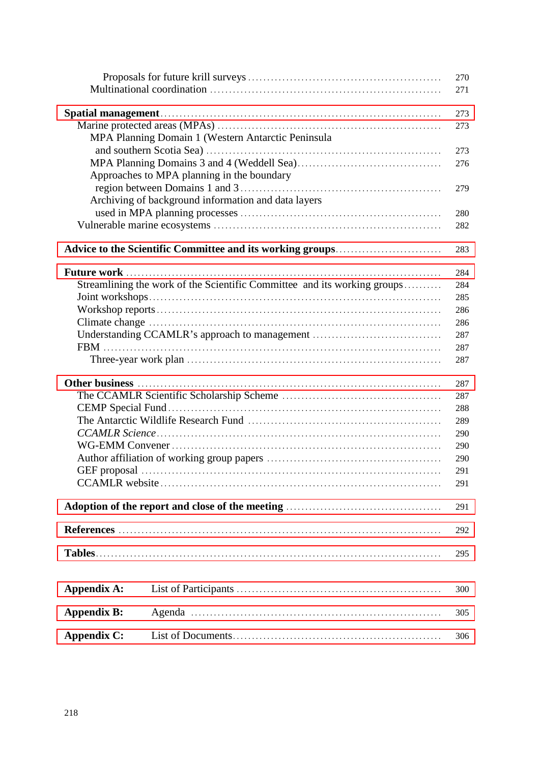Proposals for future krill surveys ........................................................ 270
Multinational coordination ........................................................ 271

**Spatial management** ........................................................ 273
Marine protected areas (MPAs) ........................................................ 273
MPA Planning Domain 1 (Western Antarctic Peninsula and southern Scotia Sea) ........................................................ 273
MPA Planning Domains 3 and 4 (Weddell Sea) ........................................................ 276
Approaches to MPA planning in the boundary region between Domains 1 and 3 ........................................................ 279
Archiving of background information and data layers used in MPA planning processes ........................................................ 280
Vulnerable marine ecosystems ........................................................ 282

**Advice to the Scientific Committee and its working groups** ........................................................ 283

**Future work** ........................................................ 284
Streamlining the work of the Scientific Committee and its working groups ........................................................ 284
Joint workshops ........................................................ 285
Workshop reports ........................................................ 286
Climate change ........................................................ 286
Understanding CCAMLR's approach to management ........................................................ 287
FBM ........................................................ 287
Three-year work plan ........................................................ 287

**Other business** ........................................................ 287
The CCAMLR Scientific Scholarship Scheme ........................................................ 287
CEMP Special Fund ........................................................ 288
The Antarctic Wildlife Research Fund ........................................................ 289
*CCAMLR Science* ........................................................ 290
WG-EMM Convener ........................................................ 290
Author affiliation of working group papers ........................................................ 290
GEF proposal ........................................................ 291
CCAMLR website ........................................................ 291

**Adoption of the report and close of the meeting** ........................................................ 291

**References** ........................................................ 292

**Tables** ........................................................ 295

**Appendix A:** List of Participants ........................................................ 300

**Appendix B:** Agenda ........................................................ 305

**Appendix C:** List of Documents ........................................................ 306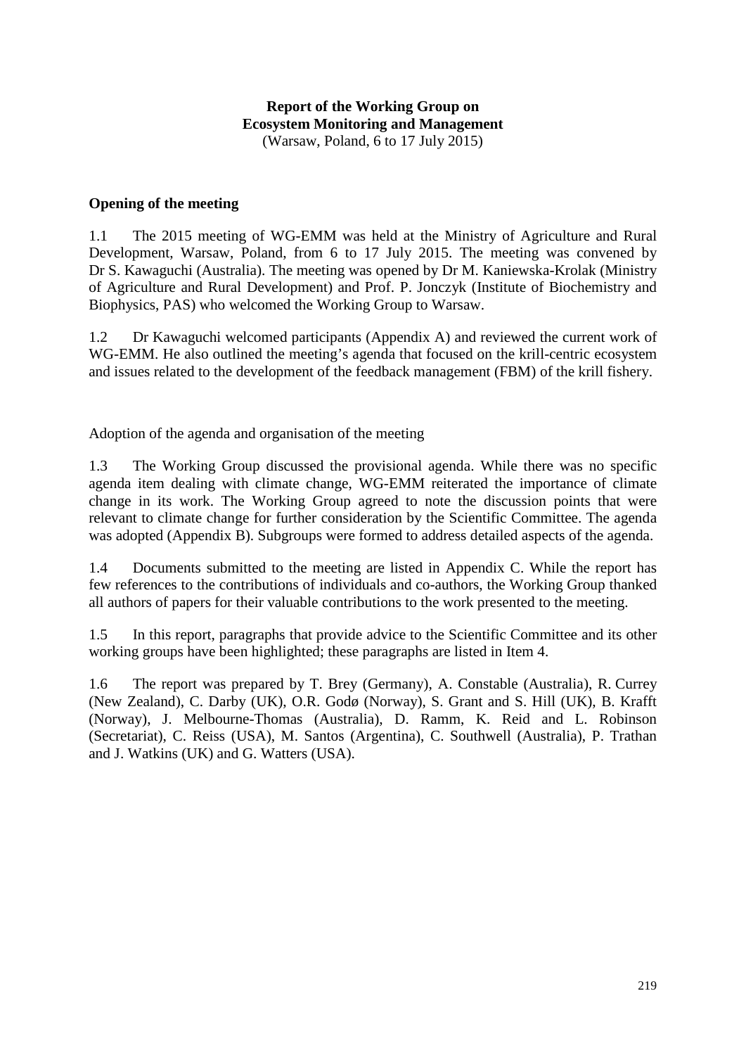# Report of the Working Group on Ecosystem Monitoring and Management

(Warsaw, Poland, 6 to 17 July 2015)

## Opening of the meeting

1.1 The 2015 meeting of WG-EMM was held at the Ministry of Agriculture and Rural Development, Warsaw, Poland, from 6 to 17 July 2015. The meeting was convened by Dr S. Kawaguchi (Australia). The meeting was opened by Dr M. Kaniewska-Krolak (Ministry of Agriculture and Rural Development) and Prof. P. Jonczyk (Institute of Biochemistry and Biophysics, PAS) who welcomed the Working Group to Warsaw.

1.2 Dr Kawaguchi welcomed participants (Appendix A) and reviewed the current work of WG-EMM. He also outlined the meeting's agenda that focused on the krill-centric ecosystem and issues related to the development of the feedback management (FBM) of the krill fishery.

### Adoption of the agenda and organisation of the meeting

1.3 The Working Group discussed the provisional agenda. While there was no specific agenda item dealing with climate change, WG-EMM reiterated the importance of climate change in its work. The Working Group agreed to note the discussion points that were relevant to climate change for further consideration by the Scientific Committee. The agenda was adopted (Appendix B). Subgroups were formed to address detailed aspects of the agenda.

1.4 Documents submitted to the meeting are listed in Appendix C. While the report has few references to the contributions of individuals and co-authors, the Working Group thanked all authors of papers for their valuable contributions to the work presented to the meeting.

1.5 In this report, paragraphs that provide advice to the Scientific Committee and its other working groups have been highlighted; these paragraphs are listed in Item 4.

1.6 The report was prepared by T. Brey (Germany), A. Constable (Australia), R. Currey (New Zealand), C. Darby (UK), O.R. Godø (Norway), S. Grant and S. Hill (UK), B. Krafft (Norway), J. Melbourne-Thomas (Australia), D. Ramm, K. Reid and L. Robinson (Secretariat), C. Reiss (USA), M. Santos (Argentina), C. Southwell (Australia), P. Trathan and J. Watkins (UK) and G. Watters (USA).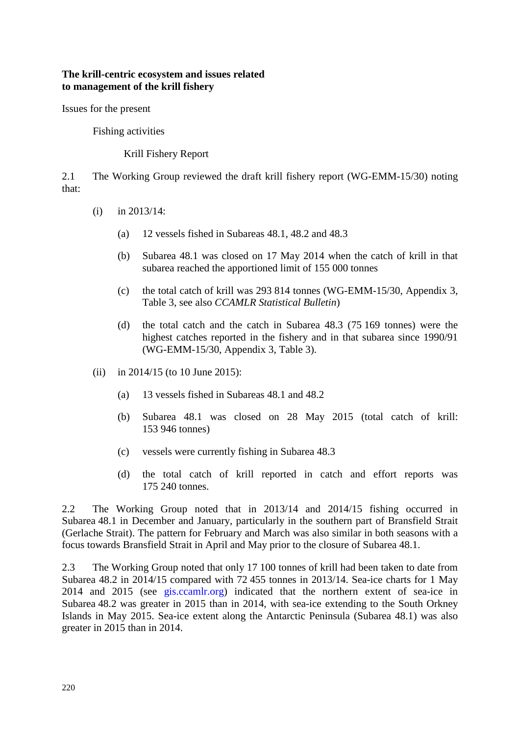**The krill-centric ecosystem and issues related to management of the krill fishery**

Issues for the present

Fishing activities

Krill Fishery Report

2.1 The Working Group reviewed the draft krill fishery report (WG-EMM-15/30) noting that:

(i) in 2013/14:

(a) 12 vessels fished in Subareas 48.1, 48.2 and 48.3

(b) Subarea 48.1 was closed on 17 May 2014 when the catch of krill in that subarea reached the apportioned limit of 155 000 tonnes

(c) the total catch of krill was 293 814 tonnes (WG-EMM-15/30, Appendix 3, Table 3, see also *CCAMLR Statistical Bulletin*)

(d) the total catch and the catch in Subarea 48.3 (75 169 tonnes) were the highest catches reported in the fishery and in that subarea since 1990/91 (WG-EMM-15/30, Appendix 3, Table 3).

(ii) in 2014/15 (to 10 June 2015):

(a) 13 vessels fished in Subareas 48.1 and 48.2

(b) Subarea 48.1 was closed on 28 May 2015 (total catch of krill: 153 946 tonnes)

(c) vessels were currently fishing in Subarea 48.3

(d) the total catch of krill reported in catch and effort reports was 175 240 tonnes.

2.2 The Working Group noted that in 2013/14 and 2014/15 fishing occurred in Subarea 48.1 in December and January, particularly in the southern part of Bransfield Strait (Gerlache Strait). The pattern for February and March was also similar in both seasons with a focus towards Bransfield Strait in April and May prior to the closure of Subarea 48.1.

2.3 The Working Group noted that only 17 100 tonnes of krill had been taken to date from Subarea 48.2 in 2014/15 compared with 72 455 tonnes in 2013/14. Sea-ice charts for 1 May 2014 and 2015 (see gis.ccamlr.org) indicated that the northern extent of sea-ice in Subarea 48.2 was greater in 2015 than in 2014, with sea-ice extending to the South Orkney Islands in May 2015. Sea-ice extent along the Antarctic Peninsula (Subarea 48.1) was also greater in 2015 than in 2014.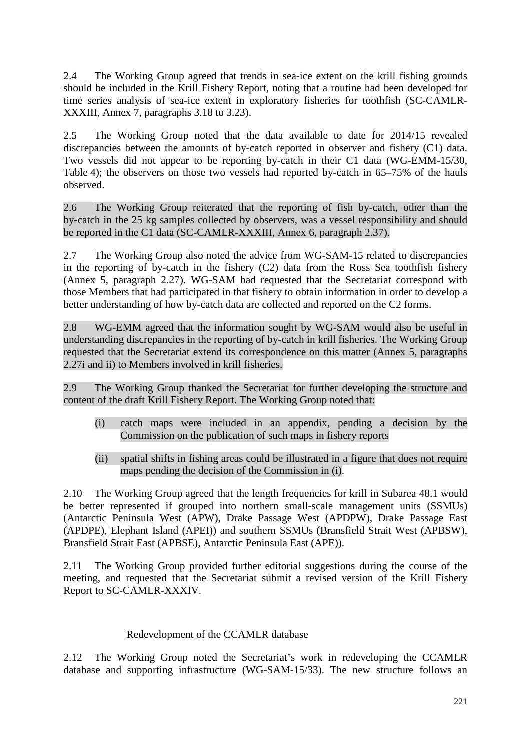2.4 The Working Group agreed that trends in sea-ice extent on the krill fishing grounds should be included in the Krill Fishery Report, noting that a routine had been developed for time series analysis of sea-ice extent in exploratory fisheries for toothfish (SC-CAMLR-XXXIII, Annex 7, paragraphs 3.18 to 3.23).

2.5 The Working Group noted that the data available to date for 2014/15 revealed discrepancies between the amounts of by-catch reported in observer and fishery (C1) data. Two vessels did not appear to be reporting by-catch in their C1 data (WG-EMM-15/30, Table 4); the observers on those two vessels had reported by-catch in 65–75% of the hauls observed.

2.6 The Working Group reiterated that the reporting of fish by-catch, other than the by-catch in the 25 kg samples collected by observers, was a vessel responsibility and should be reported in the C1 data (SC-CAMLR-XXXIII, Annex 6, paragraph 2.37).

2.7 The Working Group also noted the advice from WG-SAM-15 related to discrepancies in the reporting of by-catch in the fishery (C2) data from the Ross Sea toothfish fishery (Annex 5, paragraph 2.27). WG-SAM had requested that the Secretariat correspond with those Members that had participated in that fishery to obtain information in order to develop a better understanding of how by-catch data are collected and reported on the C2 forms.

2.8 WG-EMM agreed that the information sought by WG-SAM would also be useful in understanding discrepancies in the reporting of by-catch in krill fisheries. The Working Group requested that the Secretariat extend its correspondence on this matter (Annex 5, paragraphs 2.27i and ii) to Members involved in krill fisheries.

2.9 The Working Group thanked the Secretariat for further developing the structure and content of the draft Krill Fishery Report. The Working Group noted that:

(i) catch maps were included in an appendix, pending a decision by the Commission on the publication of such maps in fishery reports

(ii) spatial shifts in fishing areas could be illustrated in a figure that does not require maps pending the decision of the Commission in (i).

2.10 The Working Group agreed that the length frequencies for krill in Subarea 48.1 would be better represented if grouped into northern small-scale management units (SSMUs) (Antarctic Peninsula West (APW), Drake Passage West (APDPW), Drake Passage East (APDPE), Elephant Island (APEI)) and southern SSMUs (Bransfield Strait West (APBSW), Bransfield Strait East (APBSE), Antarctic Peninsula East (APE)).

2.11 The Working Group provided further editorial suggestions during the course of the meeting, and requested that the Secretariat submit a revised version of the Krill Fishery Report to SC-CAMLR-XXXIV.

### Redevelopment of the CCAMLR database

2.12 The Working Group noted the Secretariat's work in redeveloping the CCAMLR database and supporting infrastructure (WG-SAM-15/33). The new structure follows an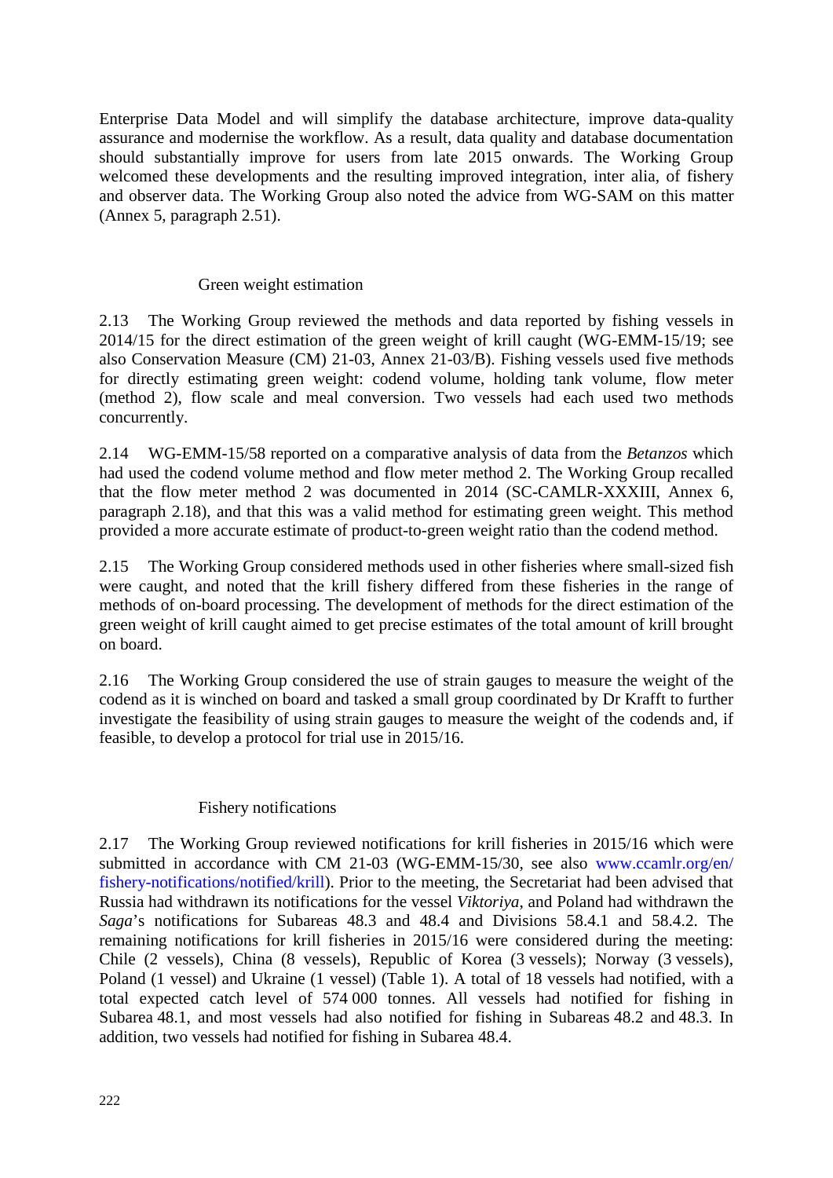Enterprise Data Model and will simplify the database architecture, improve data-quality assurance and modernise the workflow. As a result, data quality and database documentation should substantially improve for users from late 2015 onwards. The Working Group welcomed these developments and the resulting improved integration, inter alia, of fishery and observer data. The Working Group also noted the advice from WG-SAM on this matter (Annex 5, paragraph 2.51).

### Green weight estimation

2.13 The Working Group reviewed the methods and data reported by fishing vessels in 2014/15 for the direct estimation of the green weight of krill caught (WG-EMM-15/19; see also Conservation Measure (CM) 21-03, Annex 21-03/B). Fishing vessels used five methods for directly estimating green weight: codend volume, holding tank volume, flow meter (method 2), flow scale and meal conversion. Two vessels had each used two methods concurrently.

2.14 WG-EMM-15/58 reported on a comparative analysis of data from the *Betanzos* which had used the codend volume method and flow meter method 2. The Working Group recalled that the flow meter method 2 was documented in 2014 (SC-CAMLR-XXXIII, Annex 6, paragraph 2.18), and that this was a valid method for estimating green weight. This method provided a more accurate estimate of product-to-green weight ratio than the codend method.

2.15 The Working Group considered methods used in other fisheries where small-sized fish were caught, and noted that the krill fishery differed from these fisheries in the range of methods of on-board processing. The development of methods for the direct estimation of the green weight of krill caught aimed to get precise estimates of the total amount of krill brought on board.

2.16 The Working Group considered the use of strain gauges to measure the weight of the codend as it is winched on board and tasked a small group coordinated by Dr Krafft to further investigate the feasibility of using strain gauges to measure the weight of the codends and, if feasible, to develop a protocol for trial use in 2015/16.

### Fishery notifications

2.17 The Working Group reviewed notifications for krill fisheries in 2015/16 which were submitted in accordance with CM 21-03 (WG-EMM-15/30, see also www.ccamlr.org/en/fishery-notifications/notified/krill). Prior to the meeting, the Secretariat had been advised that Russia had withdrawn its notifications for the vessel *Viktoriya*, and Poland had withdrawn the *Saga*'s notifications for Subareas 48.3 and 48.4 and Divisions 58.4.1 and 58.4.2. The remaining notifications for krill fisheries in 2015/16 were considered during the meeting: Chile (2 vessels), China (8 vessels), Republic of Korea (3 vessels); Norway (3 vessels), Poland (1 vessel) and Ukraine (1 vessel) (Table 1). A total of 18 vessels had notified, with a total expected catch level of 574 000 tonnes. All vessels had notified for fishing in Subarea 48.1, and most vessels had also notified for fishing in Subareas 48.2 and 48.3. In addition, two vessels had notified for fishing in Subarea 48.4.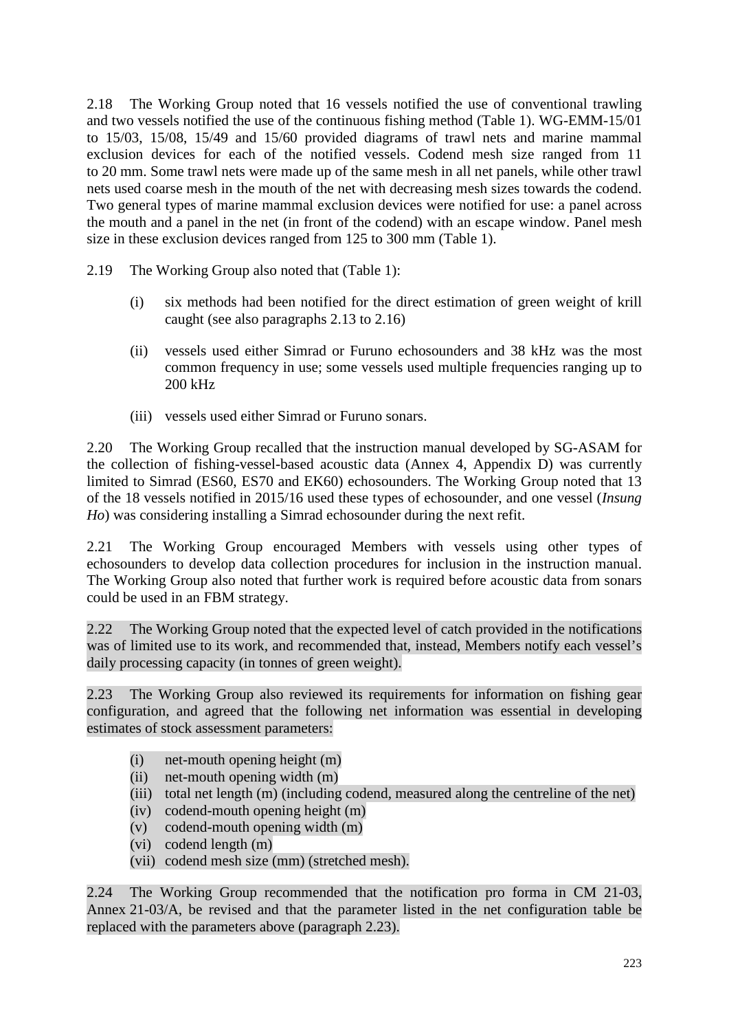2.18 The Working Group noted that 16 vessels notified the use of conventional trawling and two vessels notified the use of the continuous fishing method (Table 1). WG-EMM-15/01 to 15/03, 15/08, 15/49 and 15/60 provided diagrams of trawl nets and marine mammal exclusion devices for each of the notified vessels. Codend mesh size ranged from 11 to 20 mm. Some trawl nets were made up of the same mesh in all net panels, while other trawl nets used coarse mesh in the mouth of the net with decreasing mesh sizes towards the codend. Two general types of marine mammal exclusion devices were notified for use: a panel across the mouth and a panel in the net (in front of the codend) with an escape window. Panel mesh size in these exclusion devices ranged from 125 to 300 mm (Table 1).

2.19 The Working Group also noted that (Table 1):

- (i) six methods had been notified for the direct estimation of green weight of krill caught (see also paragraphs 2.13 to 2.16)
- (ii) vessels used either Simrad or Furuno echosounders and 38 kHz was the most common frequency in use; some vessels used multiple frequencies ranging up to 200 kHz
- (iii) vessels used either Simrad or Furuno sonars.

2.20 The Working Group recalled that the instruction manual developed by SG-ASAM for the collection of fishing-vessel-based acoustic data (Annex 4, Appendix D) was currently limited to Simrad (ES60, ES70 and EK60) echosounders. The Working Group noted that 13 of the 18 vessels notified in 2015/16 used these types of echosounder, and one vessel (*Insung Ho*) was considering installing a Simrad echosounder during the next refit.

2.21 The Working Group encouraged Members with vessels using other types of echosounders to develop data collection procedures for inclusion in the instruction manual. The Working Group also noted that further work is required before acoustic data from sonars could be used in an FBM strategy.

2.22 The Working Group noted that the expected level of catch provided in the notifications was of limited use to its work, and recommended that, instead, Members notify each vessel's daily processing capacity (in tonnes of green weight).

2.23 The Working Group also reviewed its requirements for information on fishing gear configuration, and agreed that the following net information was essential in developing estimates of stock assessment parameters:

- (i) net-mouth opening height (m)
- (ii) net-mouth opening width (m)
- (iii) total net length (m) (including codend, measured along the centreline of the net)
- (iv) codend-mouth opening height (m)
- (v) codend-mouth opening width (m)
- (vi) codend length (m)
- (vii) codend mesh size (mm) (stretched mesh).

2.24 The Working Group recommended that the notification pro forma in CM 21-03, Annex 21-03/A, be revised and that the parameter listed in the net configuration table be replaced with the parameters above (paragraph 2.23).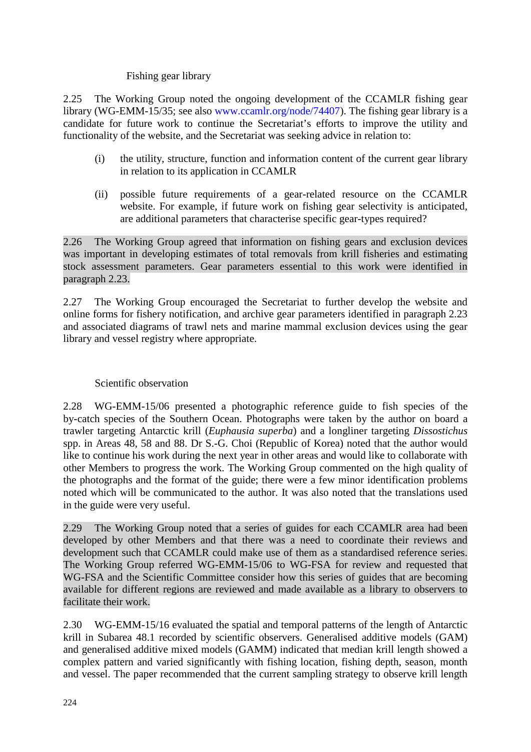### Fishing gear library

2.25 The Working Group noted the ongoing development of the CCAMLR fishing gear library (WG-EMM-15/35; see also www.ccamlr.org/node/74407). The fishing gear library is a candidate for future work to continue the Secretariat's efforts to improve the utility and functionality of the website, and the Secretariat was seeking advice in relation to:

(i) the utility, structure, function and information content of the current gear library in relation to its application in CCAMLR

(ii) possible future requirements of a gear-related resource on the CCAMLR website. For example, if future work on fishing gear selectivity is anticipated, are additional parameters that characterise specific gear-types required?

2.26 The Working Group agreed that information on fishing gears and exclusion devices was important in developing estimates of total removals from krill fisheries and estimating stock assessment parameters. Gear parameters essential to this work were identified in paragraph 2.23.

2.27 The Working Group encouraged the Secretariat to further develop the website and online forms for fishery notification, and archive gear parameters identified in paragraph 2.23 and associated diagrams of trawl nets and marine mammal exclusion devices using the gear library and vessel registry where appropriate.

### Scientific observation

2.28 WG-EMM-15/06 presented a photographic reference guide to fish species of the by-catch species of the Southern Ocean. Photographs were taken by the author on board a trawler targeting Antarctic krill (*Euphausia superba*) and a longliner targeting *Dissostichus* spp. in Areas 48, 58 and 88. Dr S.-G. Choi (Republic of Korea) noted that the author would like to continue his work during the next year in other areas and would like to collaborate with other Members to progress the work. The Working Group commented on the high quality of the photographs and the format of the guide; there were a few minor identification problems noted which will be communicated to the author. It was also noted that the translations used in the guide were very useful.

2.29 The Working Group noted that a series of guides for each CCAMLR area had been developed by other Members and that there was a need to coordinate their reviews and development such that CCAMLR could make use of them as a standardised reference series. The Working Group referred WG-EMM-15/06 to WG-FSA for review and requested that WG-FSA and the Scientific Committee consider how this series of guides that are becoming available for different regions are reviewed and made available as a library to observers to facilitate their work.

2.30 WG-EMM-15/16 evaluated the spatial and temporal patterns of the length of Antarctic krill in Subarea 48.1 recorded by scientific observers. Generalised additive models (GAM) and generalised additive mixed models (GAMM) indicated that median krill length showed a complex pattern and varied significantly with fishing location, fishing depth, season, month and vessel. The paper recommended that the current sampling strategy to observe krill length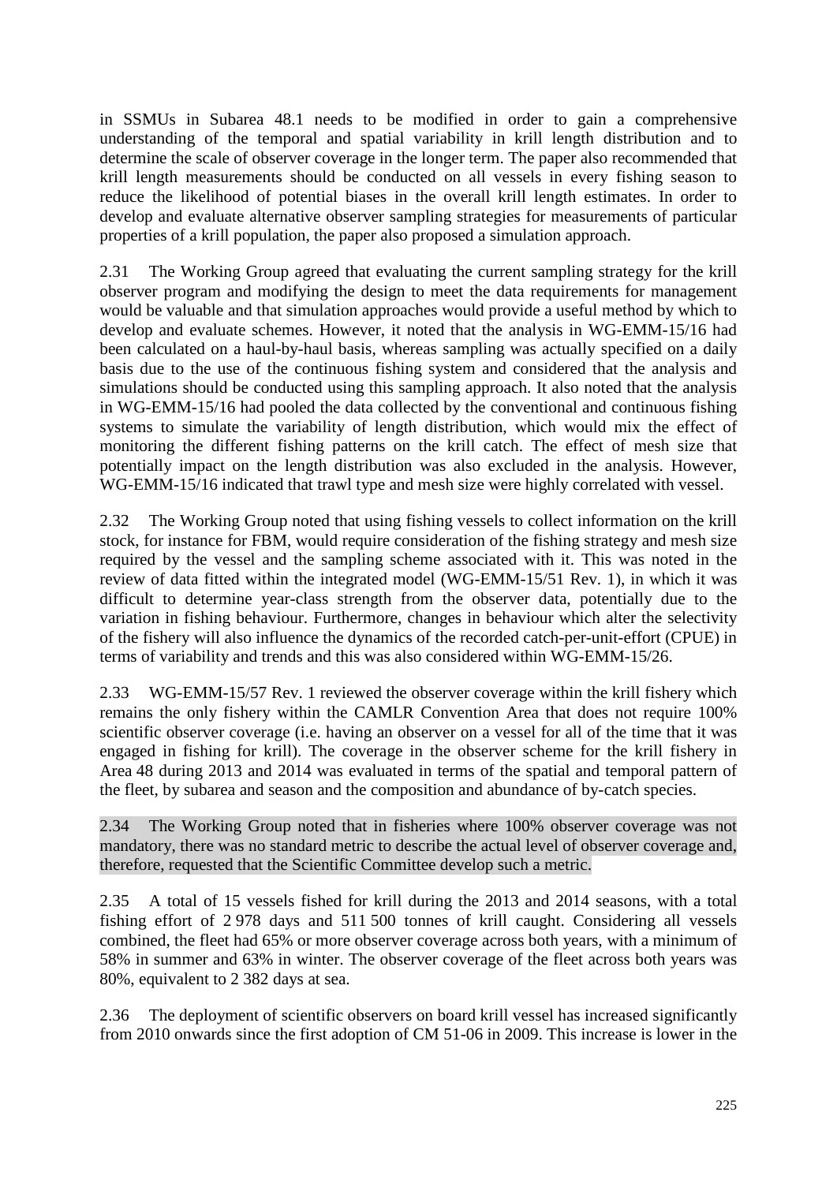in SSMUs in Subarea 48.1 needs to be modified in order to gain a comprehensive understanding of the temporal and spatial variability in krill length distribution and to determine the scale of observer coverage in the longer term. The paper also recommended that krill length measurements should be conducted on all vessels in every fishing season to reduce the likelihood of potential biases in the overall krill length estimates. In order to develop and evaluate alternative observer sampling strategies for measurements of particular properties of a krill population, the paper also proposed a simulation approach.

2.31 The Working Group agreed that evaluating the current sampling strategy for the krill observer program and modifying the design to meet the data requirements for management would be valuable and that simulation approaches would provide a useful method by which to develop and evaluate schemes. However, it noted that the analysis in WG-EMM-15/16 had been calculated on a haul-by-haul basis, whereas sampling was actually specified on a daily basis due to the use of the continuous fishing system and considered that the analysis and simulations should be conducted using this sampling approach. It also noted that the analysis in WG-EMM-15/16 had pooled the data collected by the conventional and continuous fishing systems to simulate the variability of length distribution, which would mix the effect of monitoring the different fishing patterns on the krill catch. The effect of mesh size that potentially impact on the length distribution was also excluded in the analysis. However, WG-EMM-15/16 indicated that trawl type and mesh size were highly correlated with vessel.

2.32 The Working Group noted that using fishing vessels to collect information on the krill stock, for instance for FBM, would require consideration of the fishing strategy and mesh size required by the vessel and the sampling scheme associated with it. This was noted in the review of data fitted within the integrated model (WG-EMM-15/51 Rev. 1), in which it was difficult to determine year-class strength from the observer data, potentially due to the variation in fishing behaviour. Furthermore, changes in behaviour which alter the selectivity of the fishery will also influence the dynamics of the recorded catch-per-unit-effort (CPUE) in terms of variability and trends and this was also considered within WG-EMM-15/26.

2.33 WG-EMM-15/57 Rev. 1 reviewed the observer coverage within the krill fishery which remains the only fishery within the CAMLR Convention Area that does not require 100% scientific observer coverage (i.e. having an observer on a vessel for all of the time that it was engaged in fishing for krill). The coverage in the observer scheme for the krill fishery in Area 48 during 2013 and 2014 was evaluated in terms of the spatial and temporal pattern of the fleet, by subarea and season and the composition and abundance of by-catch species.

2.34 The Working Group noted that in fisheries where 100% observer coverage was not mandatory, there was no standard metric to describe the actual level of observer coverage and, therefore, requested that the Scientific Committee develop such a metric.

2.35 A total of 15 vessels fished for krill during the 2013 and 2014 seasons, with a total fishing effort of 2 978 days and 511 500 tonnes of krill caught. Considering all vessels combined, the fleet had 65% or more observer coverage across both years, with a minimum of 58% in summer and 63% in winter. The observer coverage of the fleet across both years was 80%, equivalent to 2 382 days at sea.

2.36 The deployment of scientific observers on board krill vessel has increased significantly from 2010 onwards since the first adoption of CM 51-06 in 2009. This increase is lower in the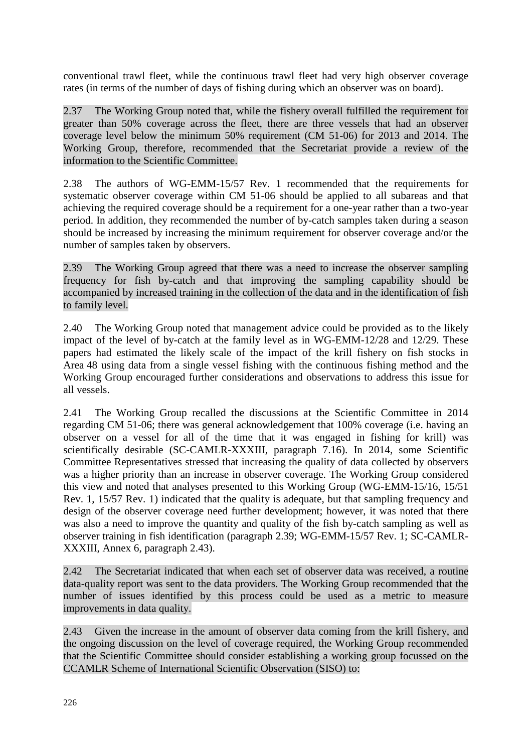conventional trawl fleet, while the continuous trawl fleet had very high observer coverage rates (in terms of the number of days of fishing during which an observer was on board).

2.37 The Working Group noted that, while the fishery overall fulfilled the requirement for greater than 50% coverage across the fleet, there are three vessels that had an observer coverage level below the minimum 50% requirement (CM 51-06) for 2013 and 2014. The Working Group, therefore, recommended that the Secretariat provide a review of the information to the Scientific Committee.

2.38 The authors of WG-EMM-15/57 Rev. 1 recommended that the requirements for systematic observer coverage within CM 51-06 should be applied to all subareas and that achieving the required coverage should be a requirement for a one-year rather than a two-year period. In addition, they recommended the number of by-catch samples taken during a season should be increased by increasing the minimum requirement for observer coverage and/or the number of samples taken by observers.

2.39 The Working Group agreed that there was a need to increase the observer sampling frequency for fish by-catch and that improving the sampling capability should be accompanied by increased training in the collection of the data and in the identification of fish to family level.

2.40 The Working Group noted that management advice could be provided as to the likely impact of the level of by-catch at the family level as in WG-EMM-12/28 and 12/29. These papers had estimated the likely scale of the impact of the krill fishery on fish stocks in Area 48 using data from a single vessel fishing with the continuous fishing method and the Working Group encouraged further considerations and observations to address this issue for all vessels.

2.41 The Working Group recalled the discussions at the Scientific Committee in 2014 regarding CM 51-06; there was general acknowledgement that 100% coverage (i.e. having an observer on a vessel for all of the time that it was engaged in fishing for krill) was scientifically desirable (SC-CAMLR-XXXIII, paragraph 7.16). In 2014, some Scientific Committee Representatives stressed that increasing the quality of data collected by observers was a higher priority than an increase in observer coverage. The Working Group considered this view and noted that analyses presented to this Working Group (WG-EMM-15/16, 15/51 Rev. 1, 15/57 Rev. 1) indicated that the quality is adequate, but that sampling frequency and design of the observer coverage need further development; however, it was noted that there was also a need to improve the quantity and quality of the fish by-catch sampling as well as observer training in fish identification (paragraph 2.39; WG-EMM-15/57 Rev. 1; SC-CAMLR-XXXIII, Annex 6, paragraph 2.43).

2.42 The Secretariat indicated that when each set of observer data was received, a routine data-quality report was sent to the data providers. The Working Group recommended that the number of issues identified by this process could be used as a metric to measure improvements in data quality.

2.43 Given the increase in the amount of observer data coming from the krill fishery, and the ongoing discussion on the level of coverage required, the Working Group recommended that the Scientific Committee should consider establishing a working group focussed on the CCAMLR Scheme of International Scientific Observation (SISO) to: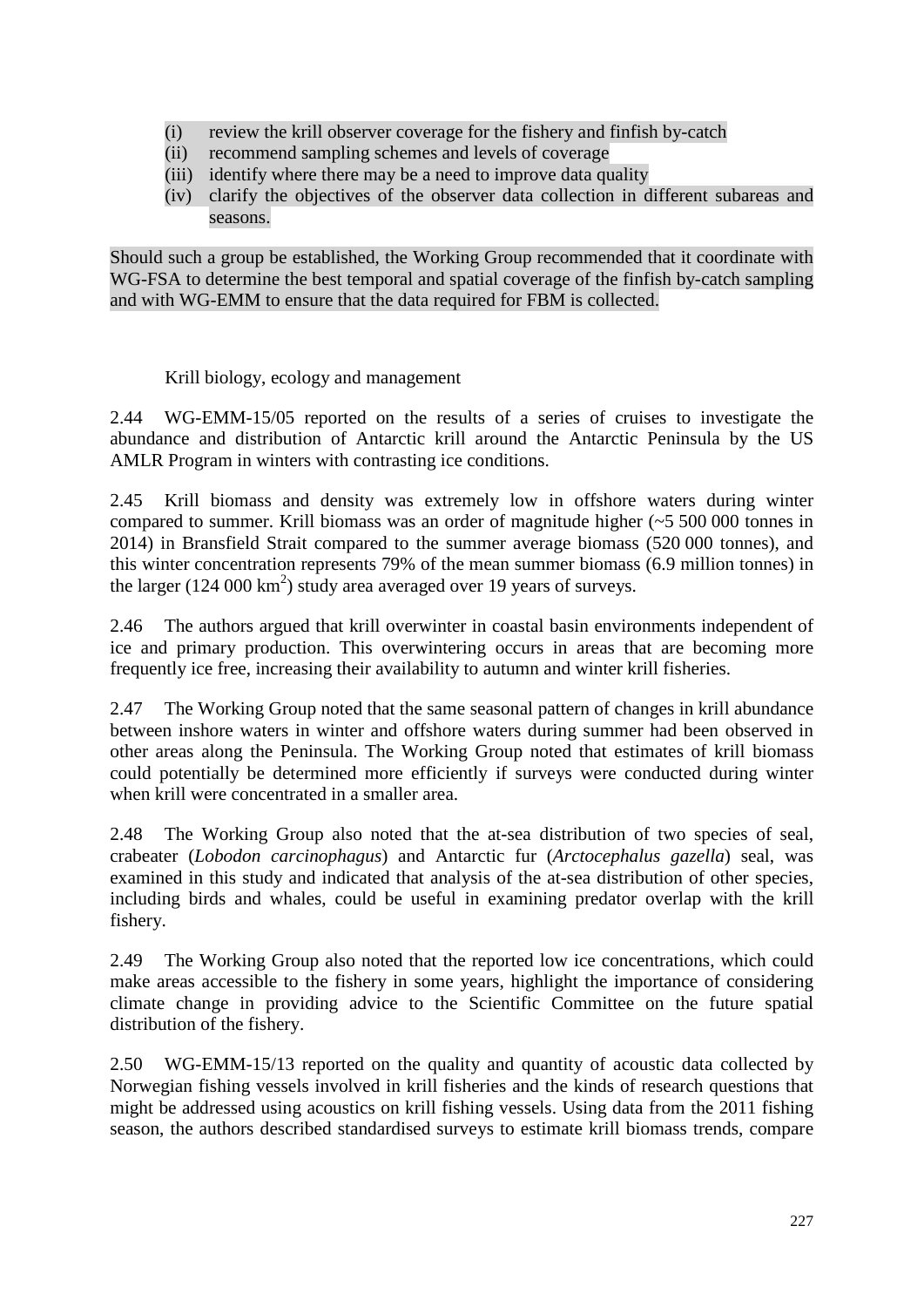(i) review the krill observer coverage for the fishery and finfish by-catch
(ii) recommend sampling schemes and levels of coverage
(iii) identify where there may be a need to improve data quality
(iv) clarify the objectives of the observer data collection in different subareas and seasons.

Should such a group be established, the Working Group recommended that it coordinate with WG-FSA to determine the best temporal and spatial coverage of the finfish by-catch sampling and with WG-EMM to ensure that the data required for FBM is collected.

### Krill biology, ecology and management

2.44 WG-EMM-15/05 reported on the results of a series of cruises to investigate the abundance and distribution of Antarctic krill around the Antarctic Peninsula by the US AMLR Program in winters with contrasting ice conditions.

2.45 Krill biomass and density was extremely low in offshore waters during winter compared to summer. Krill biomass was an order of magnitude higher (~5 500 000 tonnes in 2014) in Bransfield Strait compared to the summer average biomass (520 000 tonnes), and this winter concentration represents 79% of the mean summer biomass (6.9 million tonnes) in the larger (124 000 km$^2$) study area averaged over 19 years of surveys.

2.46 The authors argued that krill overwinter in coastal basin environments independent of ice and primary production. This overwintering occurs in areas that are becoming more frequently ice free, increasing their availability to autumn and winter krill fisheries.

2.47 The Working Group noted that the same seasonal pattern of changes in krill abundance between inshore waters in winter and offshore waters during summer had been observed in other areas along the Peninsula. The Working Group noted that estimates of krill biomass could potentially be determined more efficiently if surveys were conducted during winter when krill were concentrated in a smaller area.

2.48 The Working Group also noted that the at-sea distribution of two species of seal, crabeater (*Lobodon carcinophagus*) and Antarctic fur (*Arctocephalus gazella*) seal, was examined in this study and indicated that analysis of the at-sea distribution of other species, including birds and whales, could be useful in examining predator overlap with the krill fishery.

2.49 The Working Group also noted that the reported low ice concentrations, which could make areas accessible to the fishery in some years, highlight the importance of considering climate change in providing advice to the Scientific Committee on the future spatial distribution of the fishery.

2.50 WG-EMM-15/13 reported on the quality and quantity of acoustic data collected by Norwegian fishing vessels involved in krill fisheries and the kinds of research questions that might be addressed using acoustics on krill fishing vessels. Using data from the 2011 fishing season, the authors described standardised surveys to estimate krill biomass trends, compare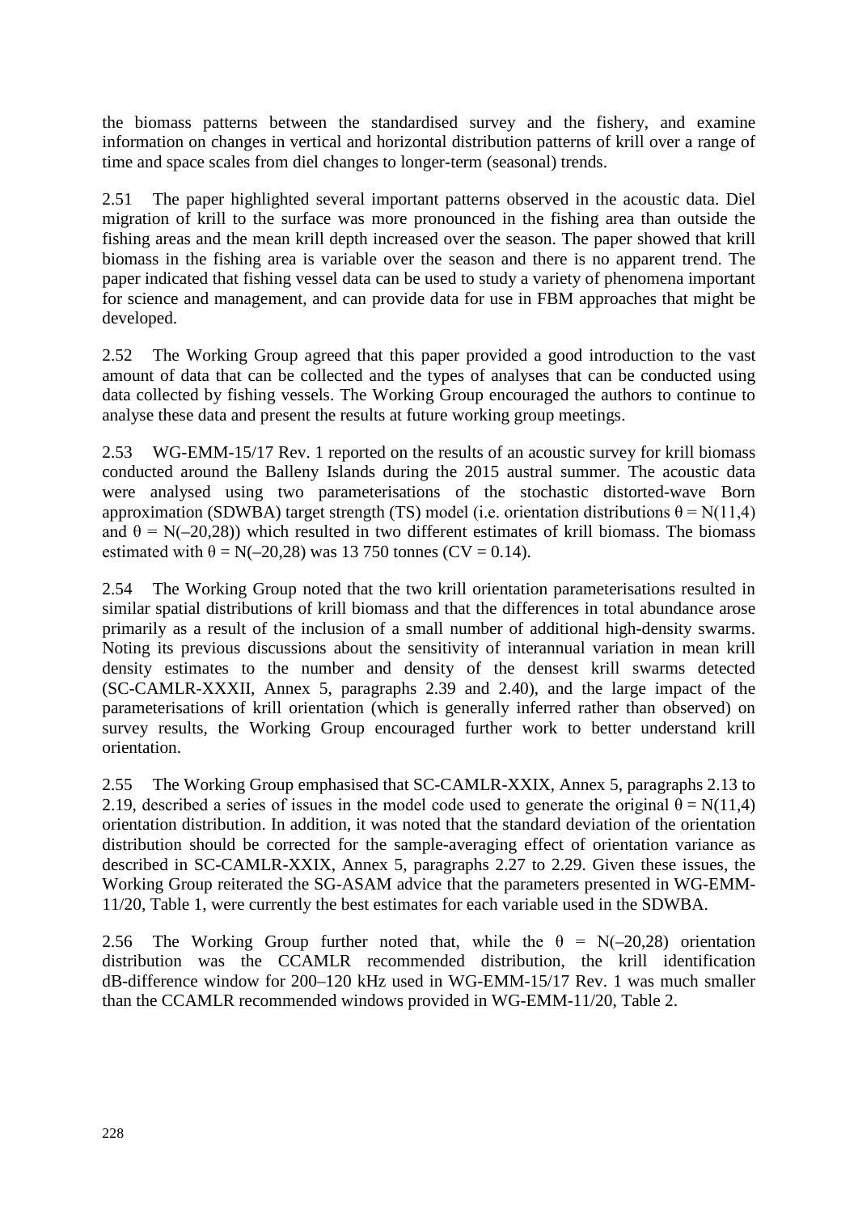the biomass patterns between the standardised survey and the fishery, and examine information on changes in vertical and horizontal distribution patterns of krill over a range of time and space scales from diel changes to longer-term (seasonal) trends.

2.51 The paper highlighted several important patterns observed in the acoustic data. Diel migration of krill to the surface was more pronounced in the fishing area than outside the fishing areas and the mean krill depth increased over the season. The paper showed that krill biomass in the fishing area is variable over the season and there is no apparent trend. The paper indicated that fishing vessel data can be used to study a variety of phenomena important for science and management, and can provide data for use in FBM approaches that might be developed.

2.52 The Working Group agreed that this paper provided a good introduction to the vast amount of data that can be collected and the types of analyses that can be conducted using data collected by fishing vessels. The Working Group encouraged the authors to continue to analyse these data and present the results at future working group meetings.

2.53 WG-EMM-15/17 Rev. 1 reported on the results of an acoustic survey for krill biomass conducted around the Balleny Islands during the 2015 austral summer. The acoustic data were analysed using two parameterisations of the stochastic distorted-wave Born approximation (SDWBA) target strength (TS) model (i.e. orientation distributions $\theta = N(11,4)$ and $\theta = N(-20,28)$) which resulted in two different estimates of krill biomass. The biomass estimated with $\theta = N(-20,28)$ was 13 750 tonnes (CV = 0.14).

2.54 The Working Group noted that the two krill orientation parameterisations resulted in similar spatial distributions of krill biomass and that the differences in total abundance arose primarily as a result of the inclusion of a small number of additional high-density swarms. Noting its previous discussions about the sensitivity of interannual variation in mean krill density estimates to the number and density of the densest krill swarms detected (SC-CAMLR-XXXII, Annex 5, paragraphs 2.39 and 2.40), and the large impact of the parameterisations of krill orientation (which is generally inferred rather than observed) on survey results, the Working Group encouraged further work to better understand krill orientation.

2.55 The Working Group emphasised that SC-CAMLR-XXIX, Annex 5, paragraphs 2.13 to 2.19, described a series of issues in the model code used to generate the original $\theta = N(11,4)$ orientation distribution. In addition, it was noted that the standard deviation of the orientation distribution should be corrected for the sample-averaging effect of orientation variance as described in SC-CAMLR-XXIX, Annex 5, paragraphs 2.27 to 2.29. Given these issues, the Working Group reiterated the SG-ASAM advice that the parameters presented in WG-EMM-11/20, Table 1, were currently the best estimates for each variable used in the SDWBA.

2.56 The Working Group further noted that, while the $\theta = N(-20,28)$ orientation distribution was the CCAMLR recommended distribution, the krill identification dB-difference window for 200–120 kHz used in WG-EMM-15/17 Rev. 1 was much smaller than the CCAMLR recommended windows provided in WG-EMM-11/20, Table 2.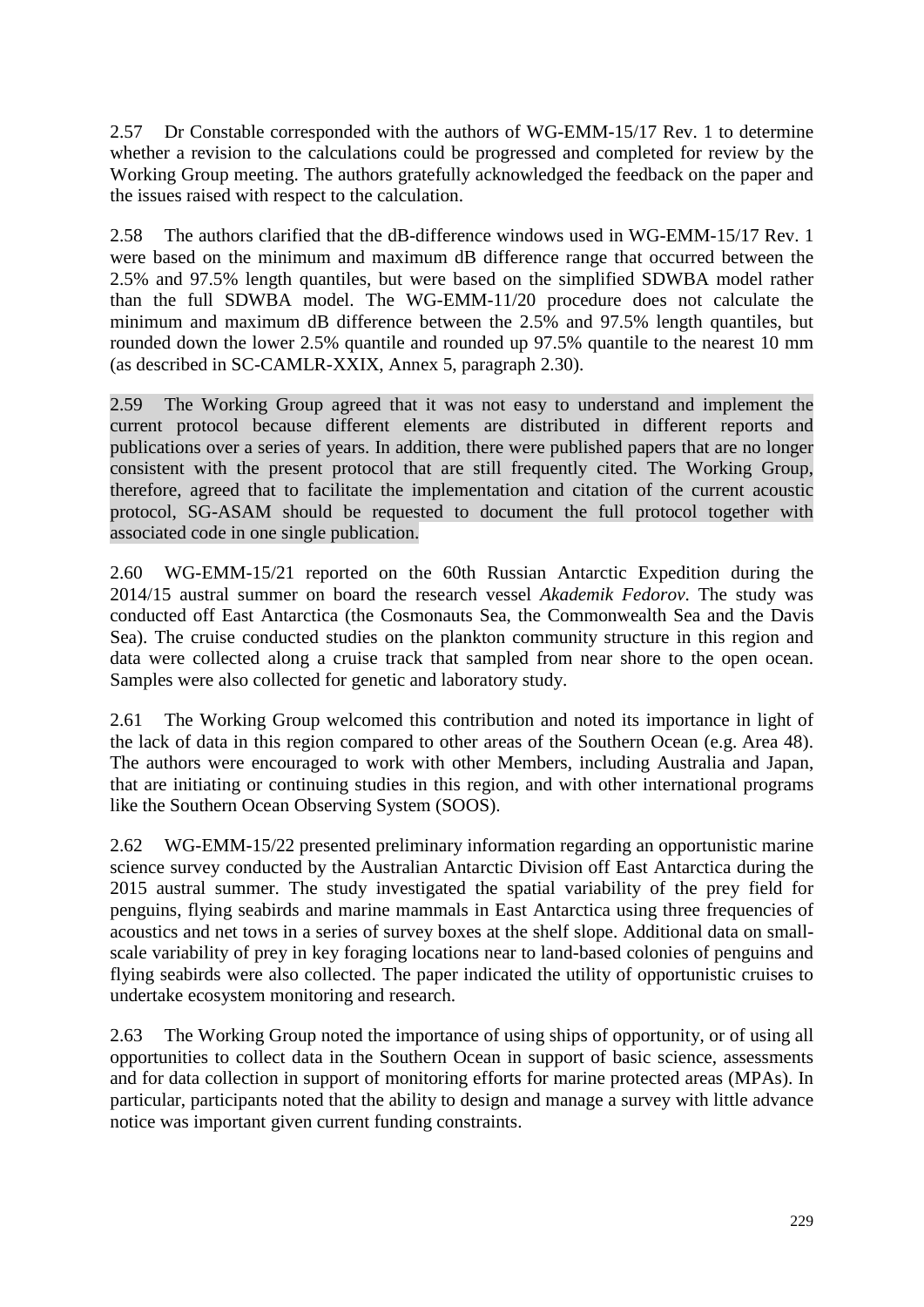2.57 Dr Constable corresponded with the authors of WG-EMM-15/17 Rev. 1 to determine whether a revision to the calculations could be progressed and completed for review by the Working Group meeting. The authors gratefully acknowledged the feedback on the paper and the issues raised with respect to the calculation.

2.58 The authors clarified that the dB-difference windows used in WG-EMM-15/17 Rev. 1 were based on the minimum and maximum dB difference range that occurred between the 2.5% and 97.5% length quantiles, but were based on the simplified SDWBA model rather than the full SDWBA model. The WG-EMM-11/20 procedure does not calculate the minimum and maximum dB difference between the 2.5% and 97.5% length quantiles, but rounded down the lower 2.5% quantile and rounded up 97.5% quantile to the nearest 10 mm (as described in SC-CAMLR-XXIX, Annex 5, paragraph 2.30).

2.59 The Working Group agreed that it was not easy to understand and implement the current protocol because different elements are distributed in different reports and publications over a series of years. In addition, there were published papers that are no longer consistent with the present protocol that are still frequently cited. The Working Group, therefore, agreed that to facilitate the implementation and citation of the current acoustic protocol, SG-ASAM should be requested to document the full protocol together with associated code in one single publication.

2.60 WG-EMM-15/21 reported on the 60th Russian Antarctic Expedition during the 2014/15 austral summer on board the research vessel *Akademik Fedorov*. The study was conducted off East Antarctica (the Cosmonauts Sea, the Commonwealth Sea and the Davis Sea). The cruise conducted studies on the plankton community structure in this region and data were collected along a cruise track that sampled from near shore to the open ocean. Samples were also collected for genetic and laboratory study.

2.61 The Working Group welcomed this contribution and noted its importance in light of the lack of data in this region compared to other areas of the Southern Ocean (e.g. Area 48). The authors were encouraged to work with other Members, including Australia and Japan, that are initiating or continuing studies in this region, and with other international programs like the Southern Ocean Observing System (SOOS).

2.62 WG-EMM-15/22 presented preliminary information regarding an opportunistic marine science survey conducted by the Australian Antarctic Division off East Antarctica during the 2015 austral summer. The study investigated the spatial variability of the prey field for penguins, flying seabirds and marine mammals in East Antarctica using three frequencies of acoustics and net tows in a series of survey boxes at the shelf slope. Additional data on small-scale variability of prey in key foraging locations near to land-based colonies of penguins and flying seabirds were also collected. The paper indicated the utility of opportunistic cruises to undertake ecosystem monitoring and research.

2.63 The Working Group noted the importance of using ships of opportunity, or of using all opportunities to collect data in the Southern Ocean in support of basic science, assessments and for data collection in support of monitoring efforts for marine protected areas (MPAs). In particular, participants noted that the ability to design and manage a survey with little advance notice was important given current funding constraints.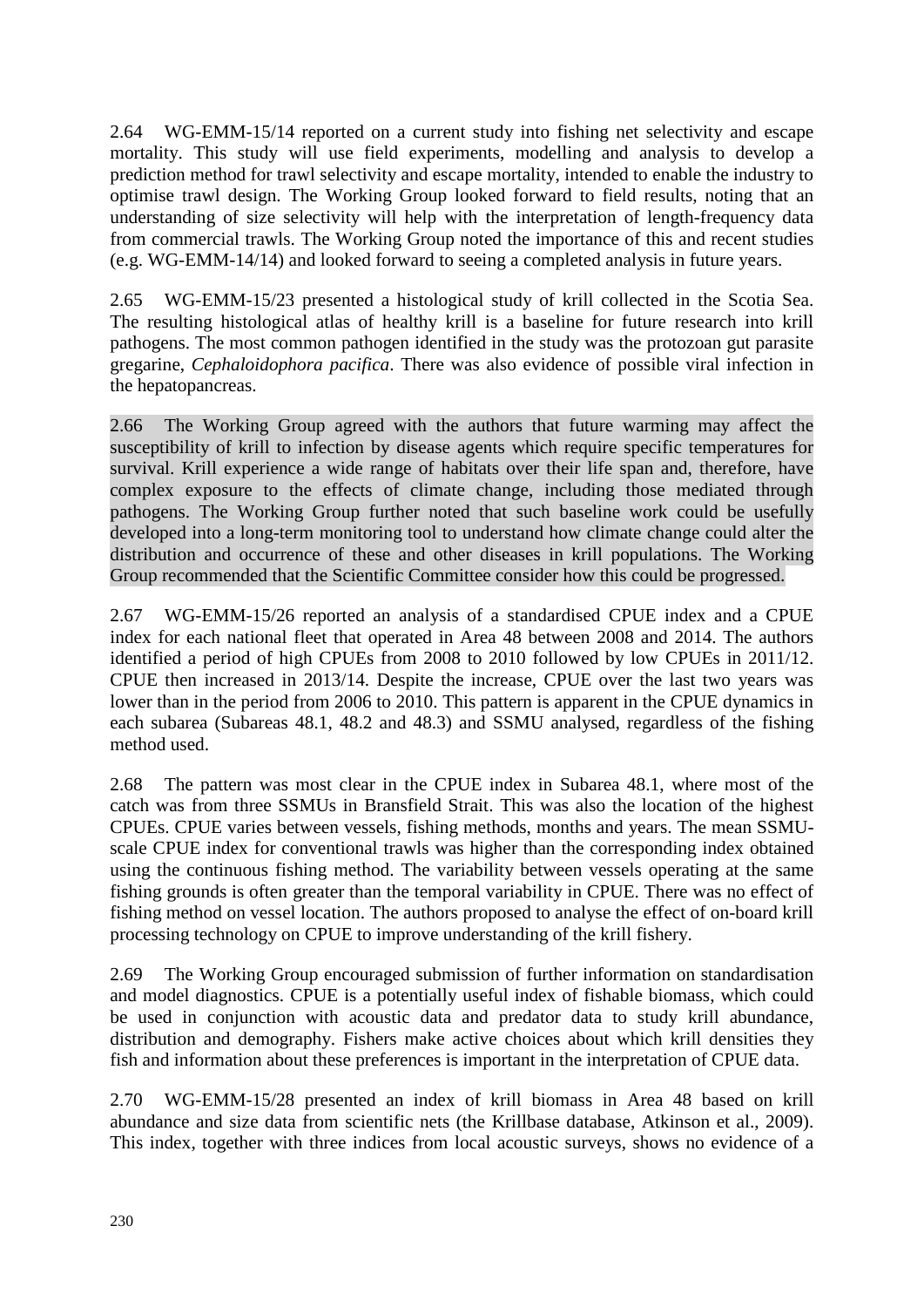2.64 WG-EMM-15/14 reported on a current study into fishing net selectivity and escape mortality. This study will use field experiments, modelling and analysis to develop a prediction method for trawl selectivity and escape mortality, intended to enable the industry to optimise trawl design. The Working Group looked forward to field results, noting that an understanding of size selectivity will help with the interpretation of length-frequency data from commercial trawls. The Working Group noted the importance of this and recent studies (e.g. WG-EMM-14/14) and looked forward to seeing a completed analysis in future years.

2.65 WG-EMM-15/23 presented a histological study of krill collected in the Scotia Sea. The resulting histological atlas of healthy krill is a baseline for future research into krill pathogens. The most common pathogen identified in the study was the protozoan gut parasite gregarine, *Cephaloidophora pacifica*. There was also evidence of possible viral infection in the hepatopancreas.

2.66 The Working Group agreed with the authors that future warming may affect the susceptibility of krill to infection by disease agents which require specific temperatures for survival. Krill experience a wide range of habitats over their life span and, therefore, have complex exposure to the effects of climate change, including those mediated through pathogens. The Working Group further noted that such baseline work could be usefully developed into a long-term monitoring tool to understand how climate change could alter the distribution and occurrence of these and other diseases in krill populations. The Working Group recommended that the Scientific Committee consider how this could be progressed.

2.67 WG-EMM-15/26 reported an analysis of a standardised CPUE index and a CPUE index for each national fleet that operated in Area 48 between 2008 and 2014. The authors identified a period of high CPUEs from 2008 to 2010 followed by low CPUEs in 2011/12. CPUE then increased in 2013/14. Despite the increase, CPUE over the last two years was lower than in the period from 2006 to 2010. This pattern is apparent in the CPUE dynamics in each subarea (Subareas 48.1, 48.2 and 48.3) and SSMU analysed, regardless of the fishing method used.

2.68 The pattern was most clear in the CPUE index in Subarea 48.1, where most of the catch was from three SSMUs in Bransfield Strait. This was also the location of the highest CPUEs. CPUE varies between vessels, fishing methods, months and years. The mean SSMU-scale CPUE index for conventional trawls was higher than the corresponding index obtained using the continuous fishing method. The variability between vessels operating at the same fishing grounds is often greater than the temporal variability in CPUE. There was no effect of fishing method on vessel location. The authors proposed to analyse the effect of on-board krill processing technology on CPUE to improve understanding of the krill fishery.

2.69 The Working Group encouraged submission of further information on standardisation and model diagnostics. CPUE is a potentially useful index of fishable biomass, which could be used in conjunction with acoustic data and predator data to study krill abundance, distribution and demography. Fishers make active choices about which krill densities they fish and information about these preferences is important in the interpretation of CPUE data.

2.70 WG-EMM-15/28 presented an index of krill biomass in Area 48 based on krill abundance and size data from scientific nets (the Krillbase database, Atkinson et al., 2009). This index, together with three indices from local acoustic surveys, shows no evidence of a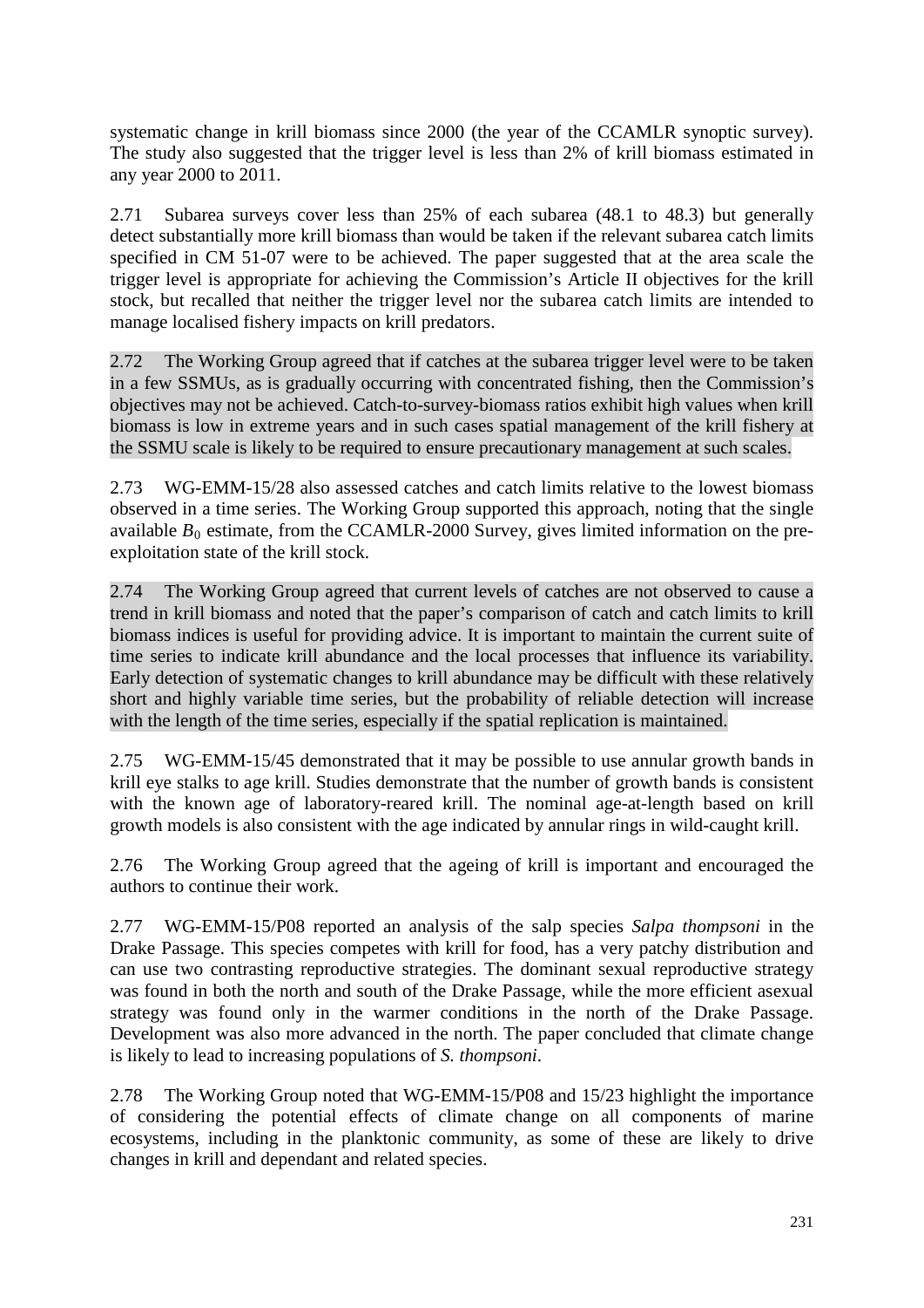systematic change in krill biomass since 2000 (the year of the CCAMLR synoptic survey). The study also suggested that the trigger level is less than 2% of krill biomass estimated in any year 2000 to 2011.

2.71 Subarea surveys cover less than 25% of each subarea (48.1 to 48.3) but generally detect substantially more krill biomass than would be taken if the relevant subarea catch limits specified in CM 51-07 were to be achieved. The paper suggested that at the area scale the trigger level is appropriate for achieving the Commission's Article II objectives for the krill stock, but recalled that neither the trigger level nor the subarea catch limits are intended to manage localised fishery impacts on krill predators.

2.72 The Working Group agreed that if catches at the subarea trigger level were to be taken in a few SSMUs, as is gradually occurring with concentrated fishing, then the Commission's objectives may not be achieved. Catch-to-survey-biomass ratios exhibit high values when krill biomass is low in extreme years and in such cases spatial management of the krill fishery at the SSMU scale is likely to be required to ensure precautionary management at such scales.

2.73 WG-EMM-15/28 also assessed catches and catch limits relative to the lowest biomass observed in a time series. The Working Group supported this approach, noting that the single available $B_0$ estimate, from the CCAMLR-2000 Survey, gives limited information on the pre-exploitation state of the krill stock.

2.74 The Working Group agreed that current levels of catches are not observed to cause a trend in krill biomass and noted that the paper's comparison of catch and catch limits to krill biomass indices is useful for providing advice. It is important to maintain the current suite of time series to indicate krill abundance and the local processes that influence its variability. Early detection of systematic changes to krill abundance may be difficult with these relatively short and highly variable time series, but the probability of reliable detection will increase with the length of the time series, especially if the spatial replication is maintained.

2.75 WG-EMM-15/45 demonstrated that it may be possible to use annular growth bands in krill eye stalks to age krill. Studies demonstrate that the number of growth bands is consistent with the known age of laboratory-reared krill. The nominal age-at-length based on krill growth models is also consistent with the age indicated by annular rings in wild-caught krill.

2.76 The Working Group agreed that the ageing of krill is important and encouraged the authors to continue their work.

2.77 WG-EMM-15/P08 reported an analysis of the salp species *Salpa thompsoni* in the Drake Passage. This species competes with krill for food, has a very patchy distribution and can use two contrasting reproductive strategies. The dominant sexual reproductive strategy was found in both the north and south of the Drake Passage, while the more efficient asexual strategy was found only in the warmer conditions in the north of the Drake Passage. Development was also more advanced in the north. The paper concluded that climate change is likely to lead to increasing populations of *S. thompsoni*.

2.78 The Working Group noted that WG-EMM-15/P08 and 15/23 highlight the importance of considering the potential effects of climate change on all components of marine ecosystems, including in the planktonic community, as some of these are likely to drive changes in krill and dependant and related species.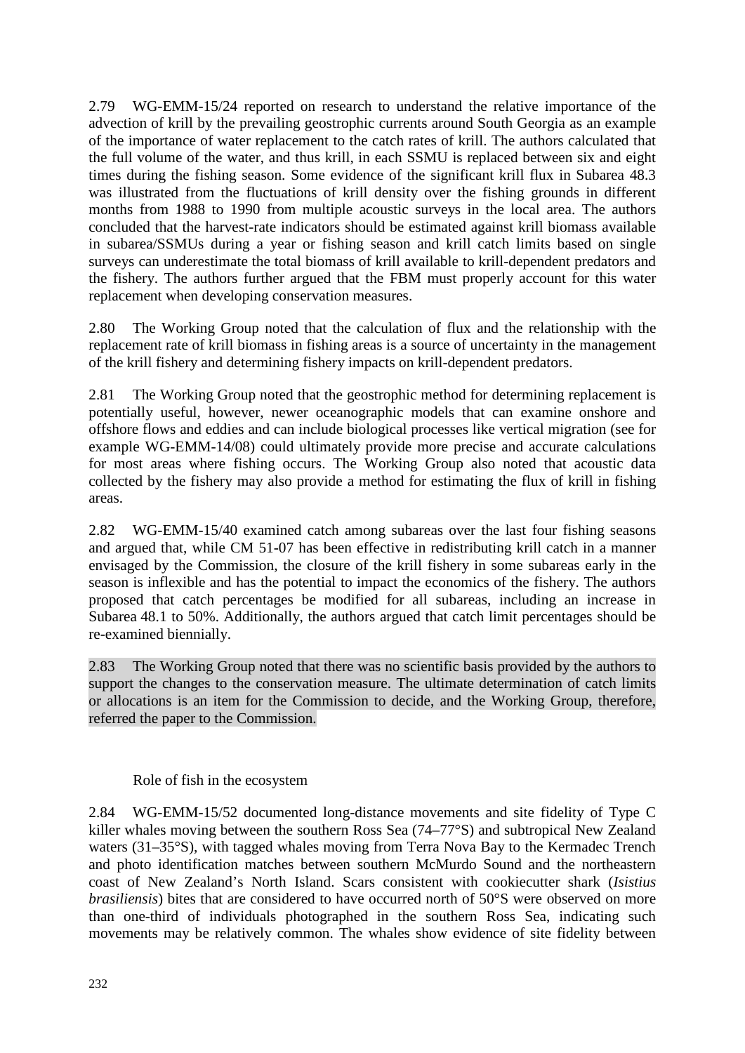2.79 WG-EMM-15/24 reported on research to understand the relative importance of the advection of krill by the prevailing geostrophic currents around South Georgia as an example of the importance of water replacement to the catch rates of krill. The authors calculated that the full volume of the water, and thus krill, in each SSMU is replaced between six and eight times during the fishing season. Some evidence of the significant krill flux in Subarea 48.3 was illustrated from the fluctuations of krill density over the fishing grounds in different months from 1988 to 1990 from multiple acoustic surveys in the local area. The authors concluded that the harvest-rate indicators should be estimated against krill biomass available in subarea/SSMUs during a year or fishing season and krill catch limits based on single surveys can underestimate the total biomass of krill available to krill-dependent predators and the fishery. The authors further argued that the FBM must properly account for this water replacement when developing conservation measures.

2.80 The Working Group noted that the calculation of flux and the relationship with the replacement rate of krill biomass in fishing areas is a source of uncertainty in the management of the krill fishery and determining fishery impacts on krill-dependent predators.

2.81 The Working Group noted that the geostrophic method for determining replacement is potentially useful, however, newer oceanographic models that can examine onshore and offshore flows and eddies and can include biological processes like vertical migration (see for example WG-EMM-14/08) could ultimately provide more precise and accurate calculations for most areas where fishing occurs. The Working Group also noted that acoustic data collected by the fishery may also provide a method for estimating the flux of krill in fishing areas.

2.82 WG-EMM-15/40 examined catch among subareas over the last four fishing seasons and argued that, while CM 51-07 has been effective in redistributing krill catch in a manner envisaged by the Commission, the closure of the krill fishery in some subareas early in the season is inflexible and has the potential to impact the economics of the fishery. The authors proposed that catch percentages be modified for all subareas, including an increase in Subarea 48.1 to 50%. Additionally, the authors argued that catch limit percentages should be re-examined biennially.

2.83 The Working Group noted that there was no scientific basis provided by the authors to support the changes to the conservation measure. The ultimate determination of catch limits or allocations is an item for the Commission to decide, and the Working Group, therefore, referred the paper to the Commission.

## Role of fish in the ecosystem

2.84 WG-EMM-15/52 documented long-distance movements and site fidelity of Type C killer whales moving between the southern Ross Sea (74–77°S) and subtropical New Zealand waters (31–35°S), with tagged whales moving from Terra Nova Bay to the Kermadec Trench and photo identification matches between southern McMurdo Sound and the northeastern coast of New Zealand's North Island. Scars consistent with cookiecutter shark (*Isistius brasiliensis*) bites that are considered to have occurred north of 50°S were observed on more than one-third of individuals photographed in the southern Ross Sea, indicating such movements may be relatively common. The whales show evidence of site fidelity between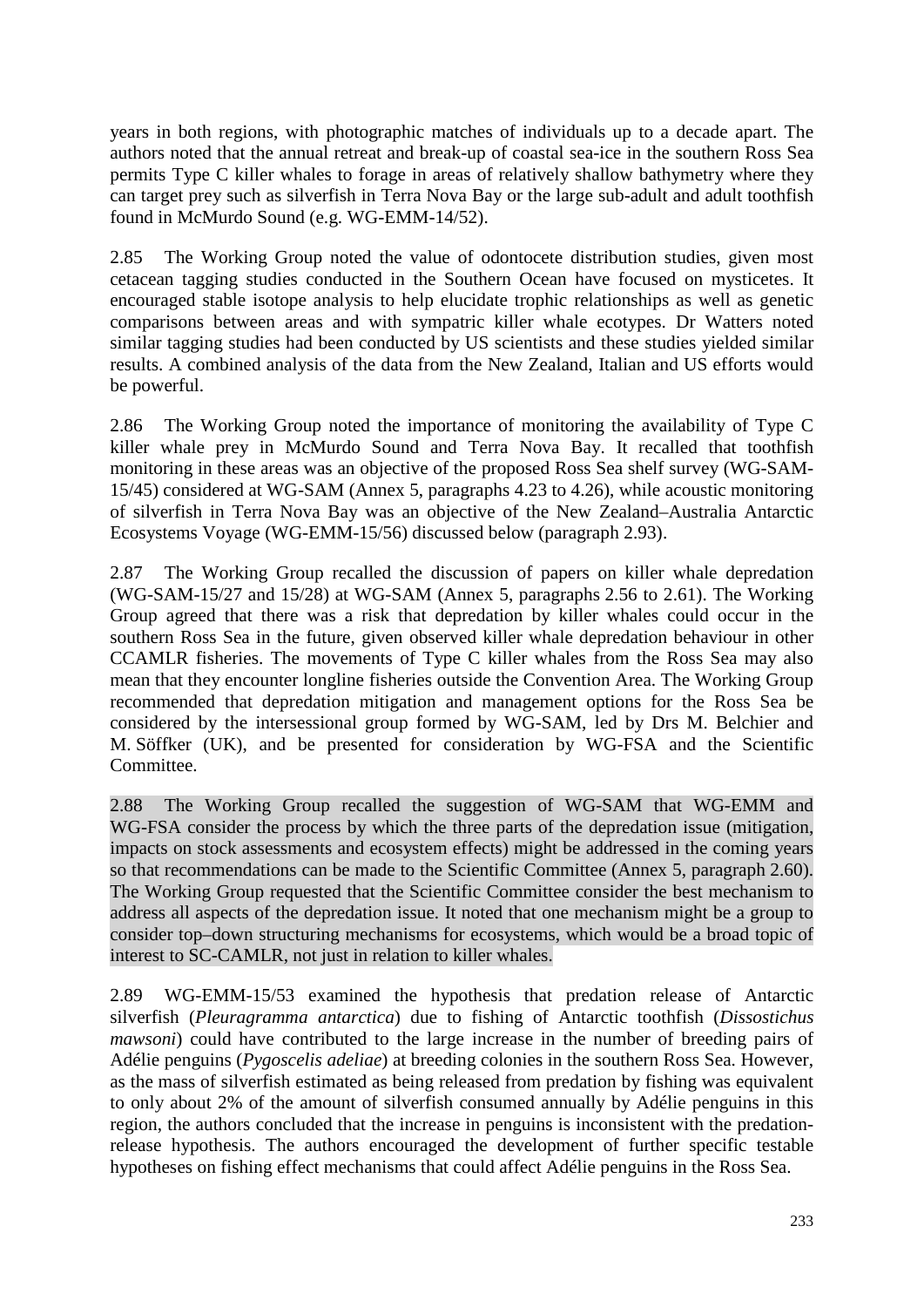years in both regions, with photographic matches of individuals up to a decade apart. The authors noted that the annual retreat and break-up of coastal sea-ice in the southern Ross Sea permits Type C killer whales to forage in areas of relatively shallow bathymetry where they can target prey such as silverfish in Terra Nova Bay or the large sub-adult and adult toothfish found in McMurdo Sound (e.g. WG-EMM-14/52).

2.85 The Working Group noted the value of odontocete distribution studies, given most cetacean tagging studies conducted in the Southern Ocean have focused on mysticetes. It encouraged stable isotope analysis to help elucidate trophic relationships as well as genetic comparisons between areas and with sympatric killer whale ecotypes. Dr Watters noted similar tagging studies had been conducted by US scientists and these studies yielded similar results. A combined analysis of the data from the New Zealand, Italian and US efforts would be powerful.

2.86 The Working Group noted the importance of monitoring the availability of Type C killer whale prey in McMurdo Sound and Terra Nova Bay. It recalled that toothfish monitoring in these areas was an objective of the proposed Ross Sea shelf survey (WG-SAM-15/45) considered at WG-SAM (Annex 5, paragraphs 4.23 to 4.26), while acoustic monitoring of silverfish in Terra Nova Bay was an objective of the New Zealand–Australia Antarctic Ecosystems Voyage (WG-EMM-15/56) discussed below (paragraph 2.93).

2.87 The Working Group recalled the discussion of papers on killer whale depredation (WG-SAM-15/27 and 15/28) at WG-SAM (Annex 5, paragraphs 2.56 to 2.61). The Working Group agreed that there was a risk that depredation by killer whales could occur in the southern Ross Sea in the future, given observed killer whale depredation behaviour in other CCAMLR fisheries. The movements of Type C killer whales from the Ross Sea may also mean that they encounter longline fisheries outside the Convention Area. The Working Group recommended that depredation mitigation and management options for the Ross Sea be considered by the intersessional group formed by WG-SAM, led by Drs M. Belchier and M. Söffker (UK), and be presented for consideration by WG-FSA and the Scientific Committee.

2.88 The Working Group recalled the suggestion of WG-SAM that WG-EMM and WG-FSA consider the process by which the three parts of the depredation issue (mitigation, impacts on stock assessments and ecosystem effects) might be addressed in the coming years so that recommendations can be made to the Scientific Committee (Annex 5, paragraph 2.60). The Working Group requested that the Scientific Committee consider the best mechanism to address all aspects of the depredation issue. It noted that one mechanism might be a group to consider top–down structuring mechanisms for ecosystems, which would be a broad topic of interest to SC-CAMLR, not just in relation to killer whales.

2.89 WG-EMM-15/53 examined the hypothesis that predation release of Antarctic silverfish (*Pleuragramma antarctica*) due to fishing of Antarctic toothfish (*Dissostichus mawsoni*) could have contributed to the large increase in the number of breeding pairs of Adélie penguins (*Pygoscelis adeliae*) at breeding colonies in the southern Ross Sea. However, as the mass of silverfish estimated as being released from predation by fishing was equivalent to only about 2% of the amount of silverfish consumed annually by Adélie penguins in this region, the authors concluded that the increase in penguins is inconsistent with the predation-release hypothesis. The authors encouraged the development of further specific testable hypotheses on fishing effect mechanisms that could affect Adélie penguins in the Ross Sea.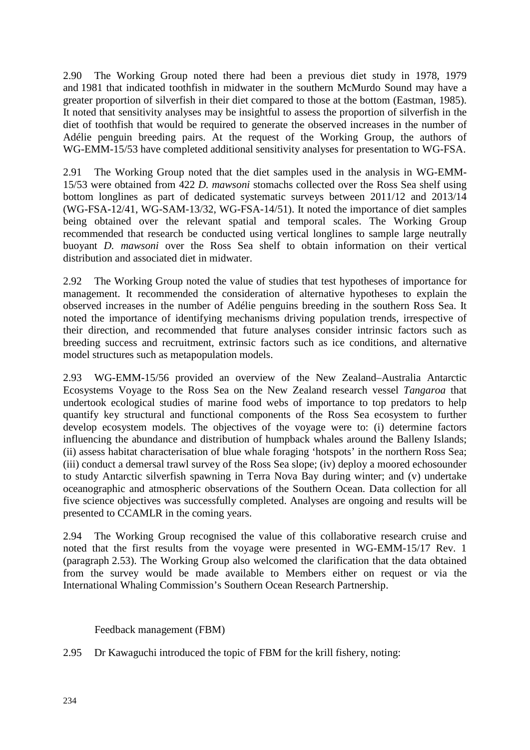2.90 The Working Group noted there had been a previous diet study in 1978, 1979 and 1981 that indicated toothfish in midwater in the southern McMurdo Sound may have a greater proportion of silverfish in their diet compared to those at the bottom (Eastman, 1985). It noted that sensitivity analyses may be insightful to assess the proportion of silverfish in the diet of toothfish that would be required to generate the observed increases in the number of Adélie penguin breeding pairs. At the request of the Working Group, the authors of WG-EMM-15/53 have completed additional sensitivity analyses for presentation to WG-FSA.

2.91 The Working Group noted that the diet samples used in the analysis in WG-EMM-15/53 were obtained from 422 *D. mawsoni* stomachs collected over the Ross Sea shelf using bottom longlines as part of dedicated systematic surveys between 2011/12 and 2013/14 (WG-FSA-12/41, WG-SAM-13/32, WG-FSA-14/51). It noted the importance of diet samples being obtained over the relevant spatial and temporal scales. The Working Group recommended that research be conducted using vertical longlines to sample large neutrally buoyant *D. mawsoni* over the Ross Sea shelf to obtain information on their vertical distribution and associated diet in midwater.

2.92 The Working Group noted the value of studies that test hypotheses of importance for management. It recommended the consideration of alternative hypotheses to explain the observed increases in the number of Adélie penguins breeding in the southern Ross Sea. It noted the importance of identifying mechanisms driving population trends, irrespective of their direction, and recommended that future analyses consider intrinsic factors such as breeding success and recruitment, extrinsic factors such as ice conditions, and alternative model structures such as metapopulation models.

2.93 WG-EMM-15/56 provided an overview of the New Zealand–Australia Antarctic Ecosystems Voyage to the Ross Sea on the New Zealand research vessel *Tangaroa* that undertook ecological studies of marine food webs of importance to top predators to help quantify key structural and functional components of the Ross Sea ecosystem to further develop ecosystem models. The objectives of the voyage were to: (i) determine factors influencing the abundance and distribution of humpback whales around the Balleny Islands; (ii) assess habitat characterisation of blue whale foraging 'hotspots' in the northern Ross Sea; (iii) conduct a demersal trawl survey of the Ross Sea slope; (iv) deploy a moored echosounder to study Antarctic silverfish spawning in Terra Nova Bay during winter; and (v) undertake oceanographic and atmospheric observations of the Southern Ocean. Data collection for all five science objectives was successfully completed. Analyses are ongoing and results will be presented to CCAMLR in the coming years.

2.94 The Working Group recognised the value of this collaborative research cruise and noted that the first results from the voyage were presented in WG-EMM-15/17 Rev. 1 (paragraph 2.53). The Working Group also welcomed the clarification that the data obtained from the survey would be made available to Members either on request or via the International Whaling Commission's Southern Ocean Research Partnership.

### Feedback management (FBM)

2.95 Dr Kawaguchi introduced the topic of FBM for the krill fishery, noting: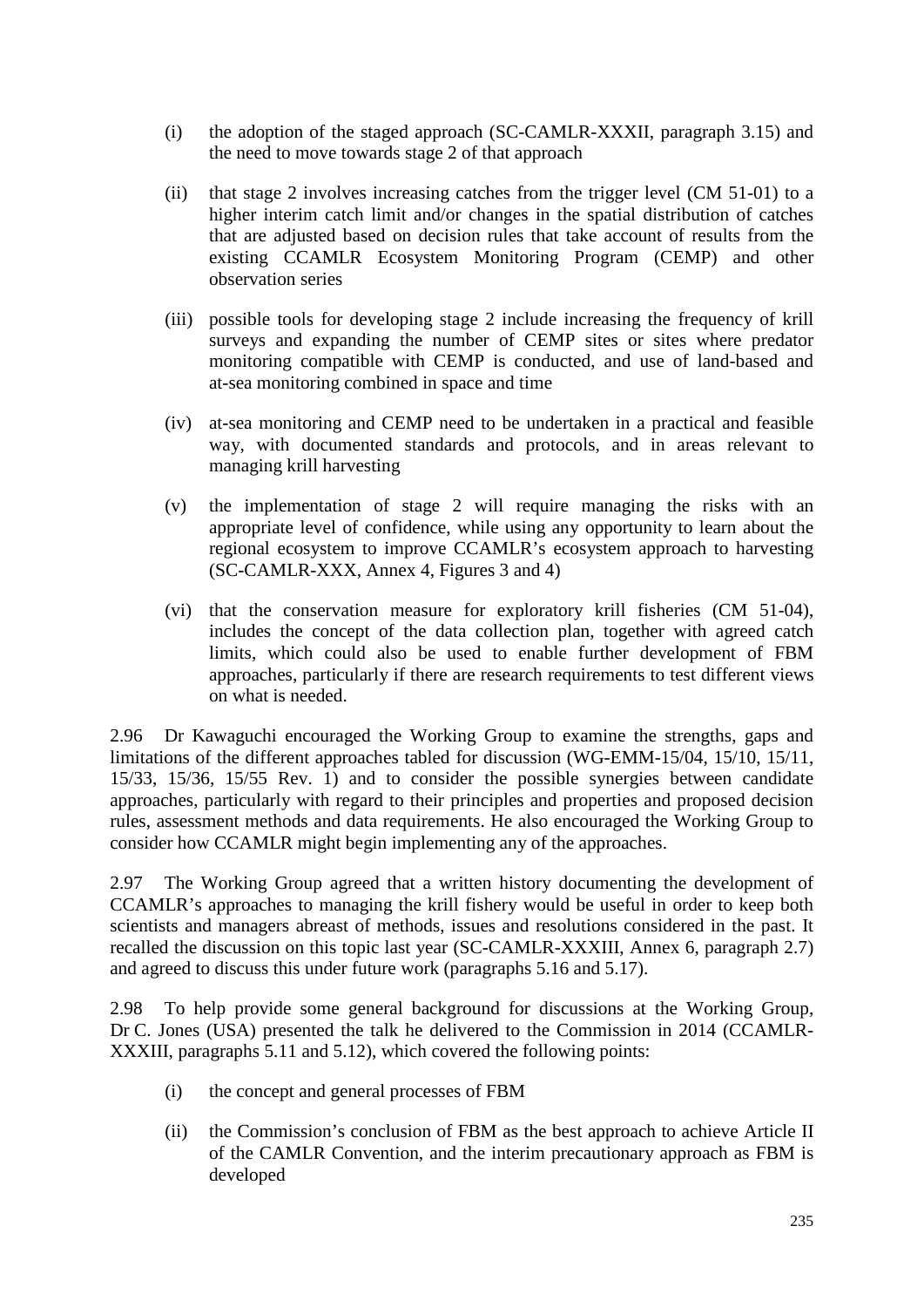(i) the adoption of the staged approach (SC-CAMLR-XXXII, paragraph 3.15) and the need to move towards stage 2 of that approach

(ii) that stage 2 involves increasing catches from the trigger level (CM 51-01) to a higher interim catch limit and/or changes in the spatial distribution of catches that are adjusted based on decision rules that take account of results from the existing CCAMLR Ecosystem Monitoring Program (CEMP) and other observation series

(iii) possible tools for developing stage 2 include increasing the frequency of krill surveys and expanding the number of CEMP sites or sites where predator monitoring compatible with CEMP is conducted, and use of land-based and at-sea monitoring combined in space and time

(iv) at-sea monitoring and CEMP need to be undertaken in a practical and feasible way, with documented standards and protocols, and in areas relevant to managing krill harvesting

(v) the implementation of stage 2 will require managing the risks with an appropriate level of confidence, while using any opportunity to learn about the regional ecosystem to improve CCAMLR's ecosystem approach to harvesting (SC-CAMLR-XXX, Annex 4, Figures 3 and 4)

(vi) that the conservation measure for exploratory krill fisheries (CM 51-04), includes the concept of the data collection plan, together with agreed catch limits, which could also be used to enable further development of FBM approaches, particularly if there are research requirements to test different views on what is needed.

2.96 Dr Kawaguchi encouraged the Working Group to examine the strengths, gaps and limitations of the different approaches tabled for discussion (WG-EMM-15/04, 15/10, 15/11, 15/33, 15/36, 15/55 Rev. 1) and to consider the possible synergies between candidate approaches, particularly with regard to their principles and properties and proposed decision rules, assessment methods and data requirements. He also encouraged the Working Group to consider how CCAMLR might begin implementing any of the approaches.

2.97 The Working Group agreed that a written history documenting the development of CCAMLR's approaches to managing the krill fishery would be useful in order to keep both scientists and managers abreast of methods, issues and resolutions considered in the past. It recalled the discussion on this topic last year (SC-CAMLR-XXXIII, Annex 6, paragraph 2.7) and agreed to discuss this under future work (paragraphs 5.16 and 5.17).

2.98 To help provide some general background for discussions at the Working Group, Dr C. Jones (USA) presented the talk he delivered to the Commission in 2014 (CCAMLR-XXXIII, paragraphs 5.11 and 5.12), which covered the following points:

(i) the concept and general processes of FBM

(ii) the Commission's conclusion of FBM as the best approach to achieve Article II of the CAMLR Convention, and the interim precautionary approach as FBM is developed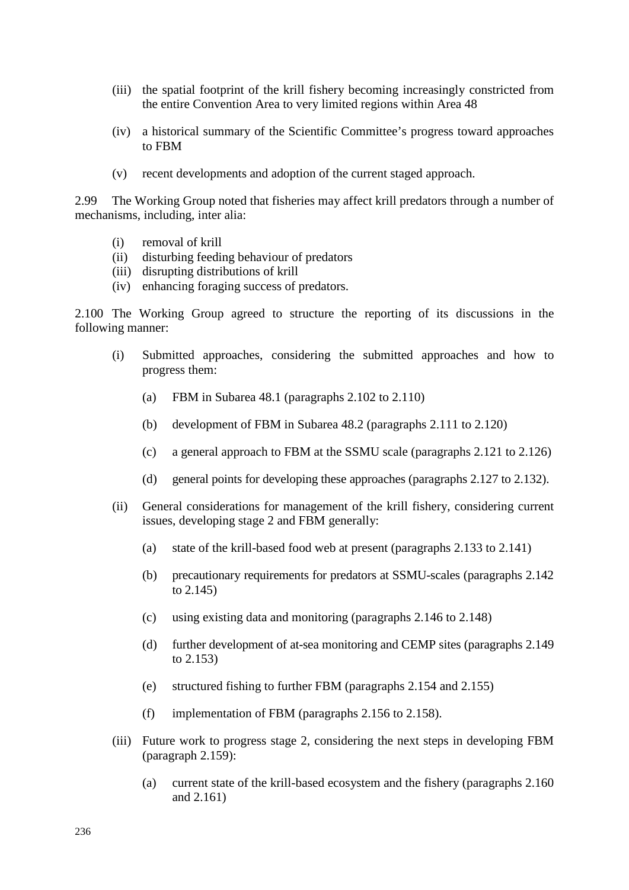(iii) the spatial footprint of the krill fishery becoming increasingly constricted from the entire Convention Area to very limited regions within Area 48

(iv) a historical summary of the Scientific Committee's progress toward approaches to FBM

(v) recent developments and adoption of the current staged approach.

2.99 The Working Group noted that fisheries may affect krill predators through a number of mechanisms, including, inter alia:

(i) removal of krill
(ii) disturbing feeding behaviour of predators
(iii) disrupting distributions of krill
(iv) enhancing foraging success of predators.

2.100 The Working Group agreed to structure the reporting of its discussions in the following manner:

(i) Submitted approaches, considering the submitted approaches and how to progress them:

  (a) FBM in Subarea 48.1 (paragraphs 2.102 to 2.110)

  (b) development of FBM in Subarea 48.2 (paragraphs 2.111 to 2.120)

  (c) a general approach to FBM at the SSMU scale (paragraphs 2.121 to 2.126)

  (d) general points for developing these approaches (paragraphs 2.127 to 2.132).

(ii) General considerations for management of the krill fishery, considering current issues, developing stage 2 and FBM generally:

  (a) state of the krill-based food web at present (paragraphs 2.133 to 2.141)

  (b) precautionary requirements for predators at SSMU-scales (paragraphs 2.142 to 2.145)

  (c) using existing data and monitoring (paragraphs 2.146 to 2.148)

  (d) further development of at-sea monitoring and CEMP sites (paragraphs 2.149 to 2.153)

  (e) structured fishing to further FBM (paragraphs 2.154 and 2.155)

  (f) implementation of FBM (paragraphs 2.156 to 2.158).

(iii) Future work to progress stage 2, considering the next steps in developing FBM (paragraph 2.159):

  (a) current state of the krill-based ecosystem and the fishery (paragraphs 2.160 and 2.161)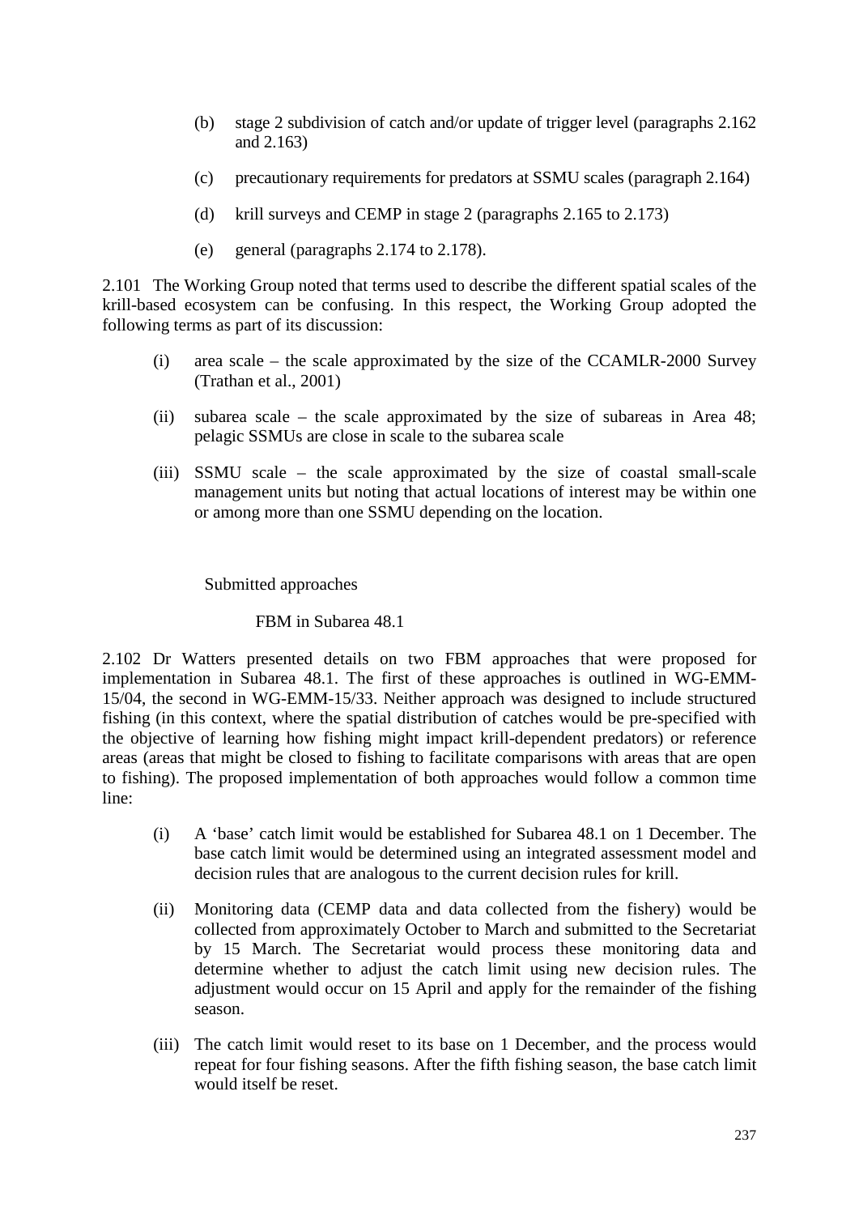(b) stage 2 subdivision of catch and/or update of trigger level (paragraphs 2.162 and 2.163)

(c) precautionary requirements for predators at SSMU scales (paragraph 2.164)

(d) krill surveys and CEMP in stage 2 (paragraphs 2.165 to 2.173)

(e) general (paragraphs 2.174 to 2.178).

2.101 The Working Group noted that terms used to describe the different spatial scales of the krill-based ecosystem can be confusing. In this respect, the Working Group adopted the following terms as part of its discussion:

(i) area scale – the scale approximated by the size of the CCAMLR-2000 Survey (Trathan et al., 2001)

(ii) subarea scale – the scale approximated by the size of subareas in Area 48; pelagic SSMUs are close in scale to the subarea scale

(iii) SSMU scale – the scale approximated by the size of coastal small-scale management units but noting that actual locations of interest may be within one or among more than one SSMU depending on the location.

### Submitted approaches

#### FBM in Subarea 48.1

2.102 Dr Watters presented details on two FBM approaches that were proposed for implementation in Subarea 48.1. The first of these approaches is outlined in WG-EMM-15/04, the second in WG-EMM-15/33. Neither approach was designed to include structured fishing (in this context, where the spatial distribution of catches would be pre-specified with the objective of learning how fishing might impact krill-dependent predators) or reference areas (areas that might be closed to fishing to facilitate comparisons with areas that are open to fishing). The proposed implementation of both approaches would follow a common time line:

(i) A 'base' catch limit would be established for Subarea 48.1 on 1 December. The base catch limit would be determined using an integrated assessment model and decision rules that are analogous to the current decision rules for krill.

(ii) Monitoring data (CEMP data and data collected from the fishery) would be collected from approximately October to March and submitted to the Secretariat by 15 March. The Secretariat would process these monitoring data and determine whether to adjust the catch limit using new decision rules. The adjustment would occur on 15 April and apply for the remainder of the fishing season.

(iii) The catch limit would reset to its base on 1 December, and the process would repeat for four fishing seasons. After the fifth fishing season, the base catch limit would itself be reset.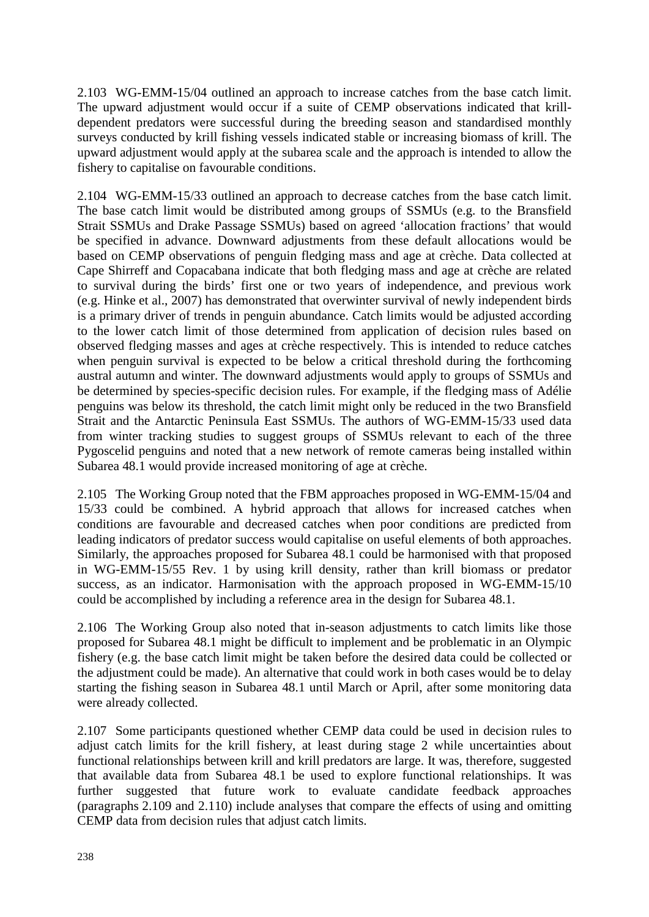2.103 WG-EMM-15/04 outlined an approach to increase catches from the base catch limit. The upward adjustment would occur if a suite of CEMP observations indicated that krill-dependent predators were successful during the breeding season and standardised monthly surveys conducted by krill fishing vessels indicated stable or increasing biomass of krill. The upward adjustment would apply at the subarea scale and the approach is intended to allow the fishery to capitalise on favourable conditions.

2.104 WG-EMM-15/33 outlined an approach to decrease catches from the base catch limit. The base catch limit would be distributed among groups of SSMUs (e.g. to the Bransfield Strait SSMUs and Drake Passage SSMUs) based on agreed 'allocation fractions' that would be specified in advance. Downward adjustments from these default allocations would be based on CEMP observations of penguin fledging mass and age at crèche. Data collected at Cape Shirreff and Copacabana indicate that both fledging mass and age at crèche are related to survival during the birds' first one or two years of independence, and previous work (e.g. Hinke et al., 2007) has demonstrated that overwinter survival of newly independent birds is a primary driver of trends in penguin abundance. Catch limits would be adjusted according to the lower catch limit of those determined from application of decision rules based on observed fledging masses and ages at crèche respectively. This is intended to reduce catches when penguin survival is expected to be below a critical threshold during the forthcoming austral autumn and winter. The downward adjustments would apply to groups of SSMUs and be determined by species-specific decision rules. For example, if the fledging mass of Adélie penguins was below its threshold, the catch limit might only be reduced in the two Bransfield Strait and the Antarctic Peninsula East SSMUs. The authors of WG-EMM-15/33 used data from winter tracking studies to suggest groups of SSMUs relevant to each of the three Pygoscelid penguins and noted that a new network of remote cameras being installed within Subarea 48.1 would provide increased monitoring of age at crèche.

2.105 The Working Group noted that the FBM approaches proposed in WG-EMM-15/04 and 15/33 could be combined. A hybrid approach that allows for increased catches when conditions are favourable and decreased catches when poor conditions are predicted from leading indicators of predator success would capitalise on useful elements of both approaches. Similarly, the approaches proposed for Subarea 48.1 could be harmonised with that proposed in WG-EMM-15/55 Rev. 1 by using krill density, rather than krill biomass or predator success, as an indicator. Harmonisation with the approach proposed in WG-EMM-15/10 could be accomplished by including a reference area in the design for Subarea 48.1.

2.106 The Working Group also noted that in-season adjustments to catch limits like those proposed for Subarea 48.1 might be difficult to implement and be problematic in an Olympic fishery (e.g. the base catch limit might be taken before the desired data could be collected or the adjustment could be made). An alternative that could work in both cases would be to delay starting the fishing season in Subarea 48.1 until March or April, after some monitoring data were already collected.

2.107 Some participants questioned whether CEMP data could be used in decision rules to adjust catch limits for the krill fishery, at least during stage 2 while uncertainties about functional relationships between krill and krill predators are large. It was, therefore, suggested that available data from Subarea 48.1 be used to explore functional relationships. It was further suggested that future work to evaluate candidate feedback approaches (paragraphs 2.109 and 2.110) include analyses that compare the effects of using and omitting CEMP data from decision rules that adjust catch limits.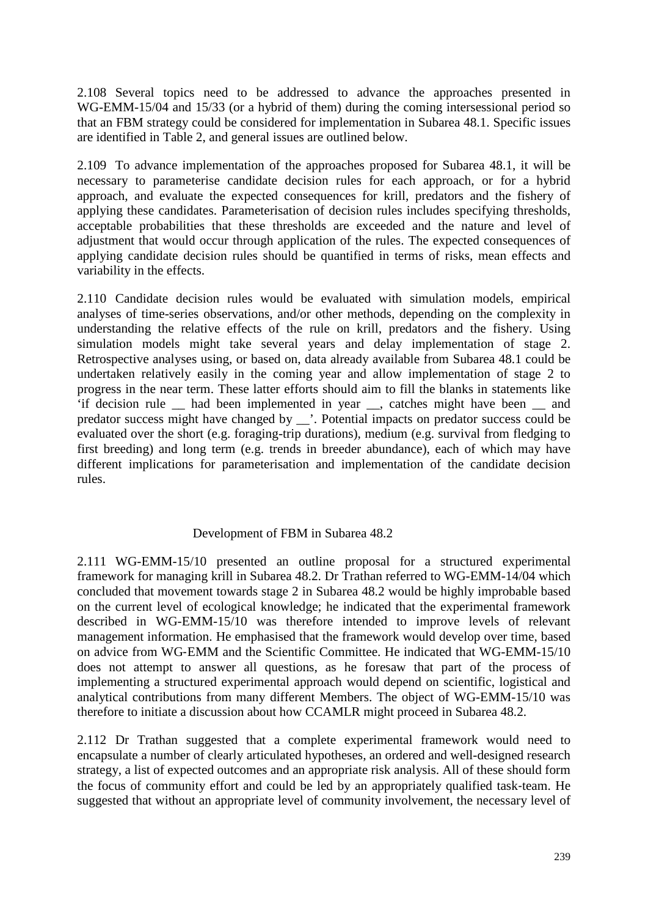2.108 Several topics need to be addressed to advance the approaches presented in WG-EMM-15/04 and 15/33 (or a hybrid of them) during the coming intersessional period so that an FBM strategy could be considered for implementation in Subarea 48.1. Specific issues are identified in Table 2, and general issues are outlined below.

2.109 To advance implementation of the approaches proposed for Subarea 48.1, it will be necessary to parameterise candidate decision rules for each approach, or for a hybrid approach, and evaluate the expected consequences for krill, predators and the fishery of applying these candidates. Parameterisation of decision rules includes specifying thresholds, acceptable probabilities that these thresholds are exceeded and the nature and level of adjustment that would occur through application of the rules. The expected consequences of applying candidate decision rules should be quantified in terms of risks, mean effects and variability in the effects.

2.110 Candidate decision rules would be evaluated with simulation models, empirical analyses of time-series observations, and/or other methods, depending on the complexity in understanding the relative effects of the rule on krill, predators and the fishery. Using simulation models might take several years and delay implementation of stage 2. Retrospective analyses using, or based on, data already available from Subarea 48.1 could be undertaken relatively easily in the coming year and allow implementation of stage 2 to progress in the near term. These latter efforts should aim to fill the blanks in statements like 'if decision rule __ had been implemented in year __, catches might have been __ and predator success might have changed by __'. Potential impacts on predator success could be evaluated over the short (e.g. foraging-trip durations), medium (e.g. survival from fledging to first breeding) and long term (e.g. trends in breeder abundance), each of which may have different implications for parameterisation and implementation of the candidate decision rules.

## Development of FBM in Subarea 48.2

2.111 WG-EMM-15/10 presented an outline proposal for a structured experimental framework for managing krill in Subarea 48.2. Dr Trathan referred to WG-EMM-14/04 which concluded that movement towards stage 2 in Subarea 48.2 would be highly improbable based on the current level of ecological knowledge; he indicated that the experimental framework described in WG-EMM-15/10 was therefore intended to improve levels of relevant management information. He emphasised that the framework would develop over time, based on advice from WG-EMM and the Scientific Committee. He indicated that WG-EMM-15/10 does not attempt to answer all questions, as he foresaw that part of the process of implementing a structured experimental approach would depend on scientific, logistical and analytical contributions from many different Members. The object of WG-EMM-15/10 was therefore to initiate a discussion about how CCAMLR might proceed in Subarea 48.2.

2.112 Dr Trathan suggested that a complete experimental framework would need to encapsulate a number of clearly articulated hypotheses, an ordered and well-designed research strategy, a list of expected outcomes and an appropriate risk analysis. All of these should form the focus of community effort and could be led by an appropriately qualified task-team. He suggested that without an appropriate level of community involvement, the necessary level of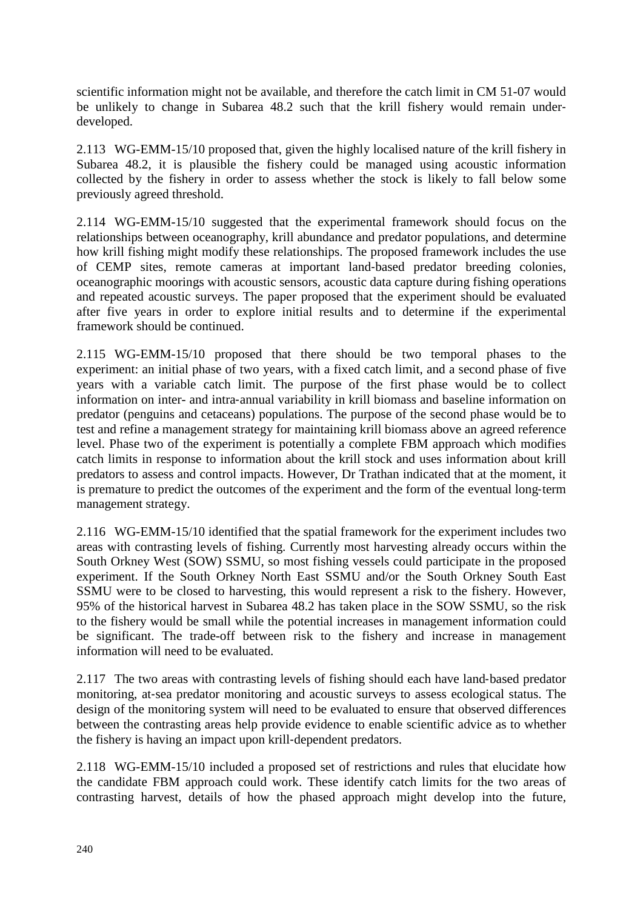scientific information might not be available, and therefore the catch limit in CM 51-07 would be unlikely to change in Subarea 48.2 such that the krill fishery would remain under-developed.

2.113 WG-EMM-15/10 proposed that, given the highly localised nature of the krill fishery in Subarea 48.2, it is plausible the fishery could be managed using acoustic information collected by the fishery in order to assess whether the stock is likely to fall below some previously agreed threshold.

2.114 WG-EMM-15/10 suggested that the experimental framework should focus on the relationships between oceanography, krill abundance and predator populations, and determine how krill fishing might modify these relationships. The proposed framework includes the use of CEMP sites, remote cameras at important land-based predator breeding colonies, oceanographic moorings with acoustic sensors, acoustic data capture during fishing operations and repeated acoustic surveys. The paper proposed that the experiment should be evaluated after five years in order to explore initial results and to determine if the experimental framework should be continued.

2.115 WG-EMM-15/10 proposed that there should be two temporal phases to the experiment: an initial phase of two years, with a fixed catch limit, and a second phase of five years with a variable catch limit. The purpose of the first phase would be to collect information on inter- and intra-annual variability in krill biomass and baseline information on predator (penguins and cetaceans) populations. The purpose of the second phase would be to test and refine a management strategy for maintaining krill biomass above an agreed reference level. Phase two of the experiment is potentially a complete FBM approach which modifies catch limits in response to information about the krill stock and uses information about krill predators to assess and control impacts. However, Dr Trathan indicated that at the moment, it is premature to predict the outcomes of the experiment and the form of the eventual long-term management strategy.

2.116 WG-EMM-15/10 identified that the spatial framework for the experiment includes two areas with contrasting levels of fishing. Currently most harvesting already occurs within the South Orkney West (SOW) SSMU, so most fishing vessels could participate in the proposed experiment. If the South Orkney North East SSMU and/or the South Orkney South East SSMU were to be closed to harvesting, this would represent a risk to the fishery. However, 95% of the historical harvest in Subarea 48.2 has taken place in the SOW SSMU, so the risk to the fishery would be small while the potential increases in management information could be significant. The trade-off between risk to the fishery and increase in management information will need to be evaluated.

2.117 The two areas with contrasting levels of fishing should each have land-based predator monitoring, at-sea predator monitoring and acoustic surveys to assess ecological status. The design of the monitoring system will need to be evaluated to ensure that observed differences between the contrasting areas help provide evidence to enable scientific advice as to whether the fishery is having an impact upon krill-dependent predators.

2.118 WG-EMM-15/10 included a proposed set of restrictions and rules that elucidate how the candidate FBM approach could work. These identify catch limits for the two areas of contrasting harvest, details of how the phased approach might develop into the future,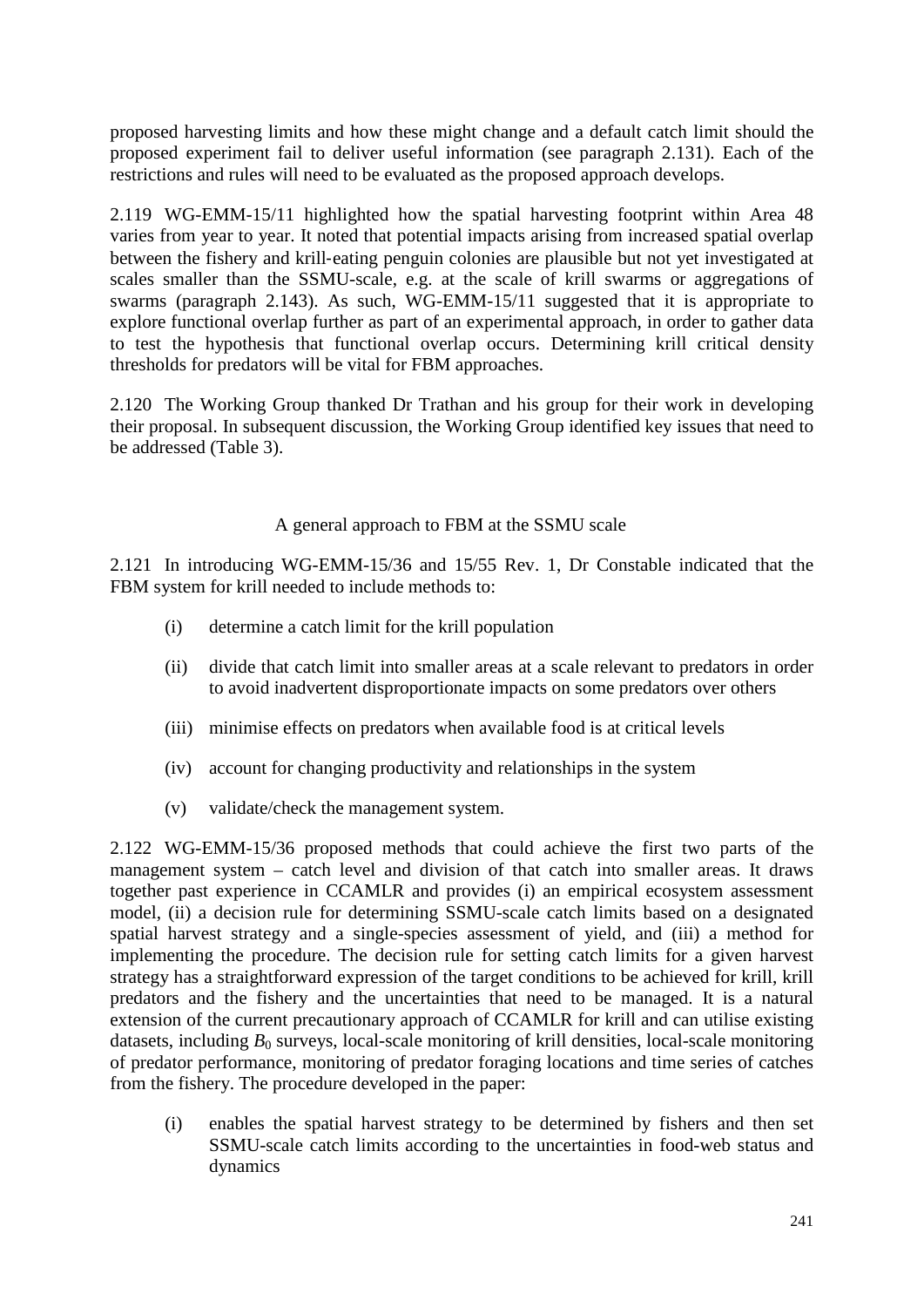proposed harvesting limits and how these might change and a default catch limit should the proposed experiment fail to deliver useful information (see paragraph 2.131). Each of the restrictions and rules will need to be evaluated as the proposed approach develops.

2.119 WG-EMM-15/11 highlighted how the spatial harvesting footprint within Area 48 varies from year to year. It noted that potential impacts arising from increased spatial overlap between the fishery and krill-eating penguin colonies are plausible but not yet investigated at scales smaller than the SSMU-scale, e.g. at the scale of krill swarms or aggregations of swarms (paragraph 2.143). As such, WG-EMM-15/11 suggested that it is appropriate to explore functional overlap further as part of an experimental approach, in order to gather data to test the hypothesis that functional overlap occurs. Determining krill critical density thresholds for predators will be vital for FBM approaches.

2.120 The Working Group thanked Dr Trathan and his group for their work in developing their proposal. In subsequent discussion, the Working Group identified key issues that need to be addressed (Table 3).

### A general approach to FBM at the SSMU scale

2.121 In introducing WG-EMM-15/36 and 15/55 Rev. 1, Dr Constable indicated that the FBM system for krill needed to include methods to:

(i) determine a catch limit for the krill population

(ii) divide that catch limit into smaller areas at a scale relevant to predators in order to avoid inadvertent disproportionate impacts on some predators over others

(iii) minimise effects on predators when available food is at critical levels

(iv) account for changing productivity and relationships in the system

(v) validate/check the management system.

2.122 WG-EMM-15/36 proposed methods that could achieve the first two parts of the management system – catch level and division of that catch into smaller areas. It draws together past experience in CCAMLR and provides (i) an empirical ecosystem assessment model, (ii) a decision rule for determining SSMU-scale catch limits based on a designated spatial harvest strategy and a single-species assessment of yield, and (iii) a method for implementing the procedure. The decision rule for setting catch limits for a given harvest strategy has a straightforward expression of the target conditions to be achieved for krill, krill predators and the fishery and the uncertainties that need to be managed. It is a natural extension of the current precautionary approach of CCAMLR for krill and can utilise existing datasets, including $B_0$ surveys, local-scale monitoring of krill densities, local-scale monitoring of predator performance, monitoring of predator foraging locations and time series of catches from the fishery. The procedure developed in the paper:

(i) enables the spatial harvest strategy to be determined by fishers and then set SSMU-scale catch limits according to the uncertainties in food-web status and dynamics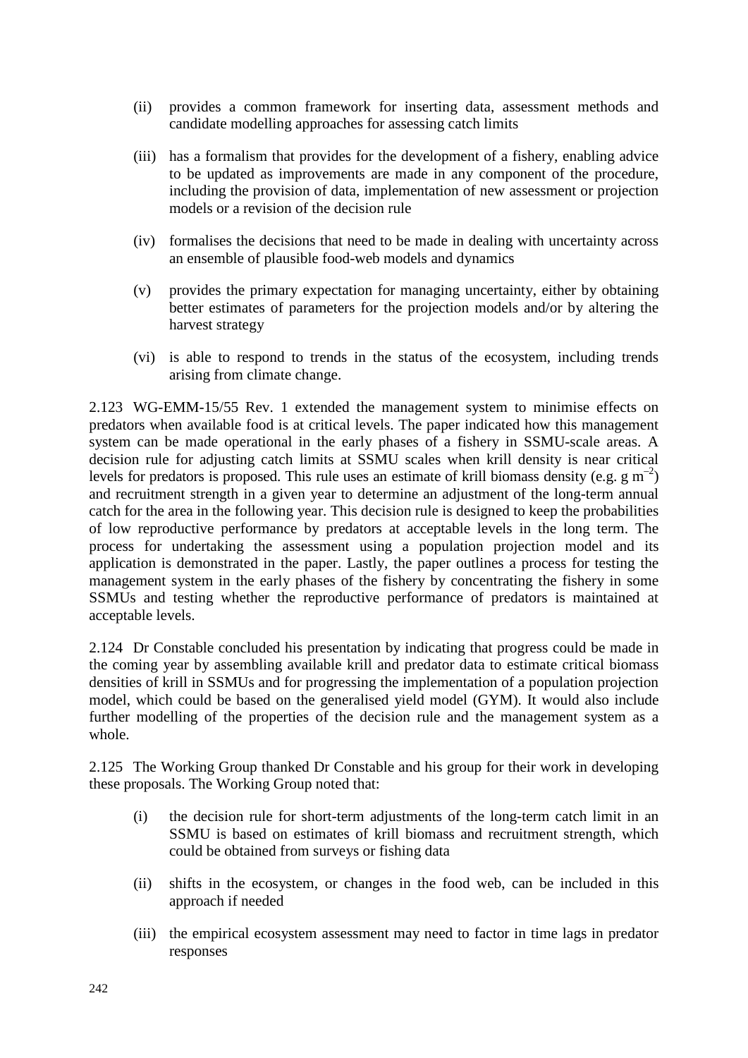(ii) provides a common framework for inserting data, assessment methods and candidate modelling approaches for assessing catch limits

(iii) has a formalism that provides for the development of a fishery, enabling advice to be updated as improvements are made in any component of the procedure, including the provision of data, implementation of new assessment or projection models or a revision of the decision rule

(iv) formalises the decisions that need to be made in dealing with uncertainty across an ensemble of plausible food-web models and dynamics

(v) provides the primary expectation for managing uncertainty, either by obtaining better estimates of parameters for the projection models and/or by altering the harvest strategy

(vi) is able to respond to trends in the status of the ecosystem, including trends arising from climate change.

2.123 WG-EMM-15/55 Rev. 1 extended the management system to minimise effects on predators when available food is at critical levels. The paper indicated how this management system can be made operational in the early phases of a fishery in SSMU-scale areas. A decision rule for adjusting catch limits at SSMU scales when krill density is near critical levels for predators is proposed. This rule uses an estimate of krill biomass density (e.g. g $m^{-2}$) and recruitment strength in a given year to determine an adjustment of the long-term annual catch for the area in the following year. This decision rule is designed to keep the probabilities of low reproductive performance by predators at acceptable levels in the long term. The process for undertaking the assessment using a population projection model and its application is demonstrated in the paper. Lastly, the paper outlines a process for testing the management system in the early phases of the fishery by concentrating the fishery in some SSMUs and testing whether the reproductive performance of predators is maintained at acceptable levels.

2.124 Dr Constable concluded his presentation by indicating that progress could be made in the coming year by assembling available krill and predator data to estimate critical biomass densities of krill in SSMUs and for progressing the implementation of a population projection model, which could be based on the generalised yield model (GYM). It would also include further modelling of the properties of the decision rule and the management system as a whole.

2.125 The Working Group thanked Dr Constable and his group for their work in developing these proposals. The Working Group noted that:

(i) the decision rule for short-term adjustments of the long-term catch limit in an SSMU is based on estimates of krill biomass and recruitment strength, which could be obtained from surveys or fishing data

(ii) shifts in the ecosystem, or changes in the food web, can be included in this approach if needed

(iii) the empirical ecosystem assessment may need to factor in time lags in predator responses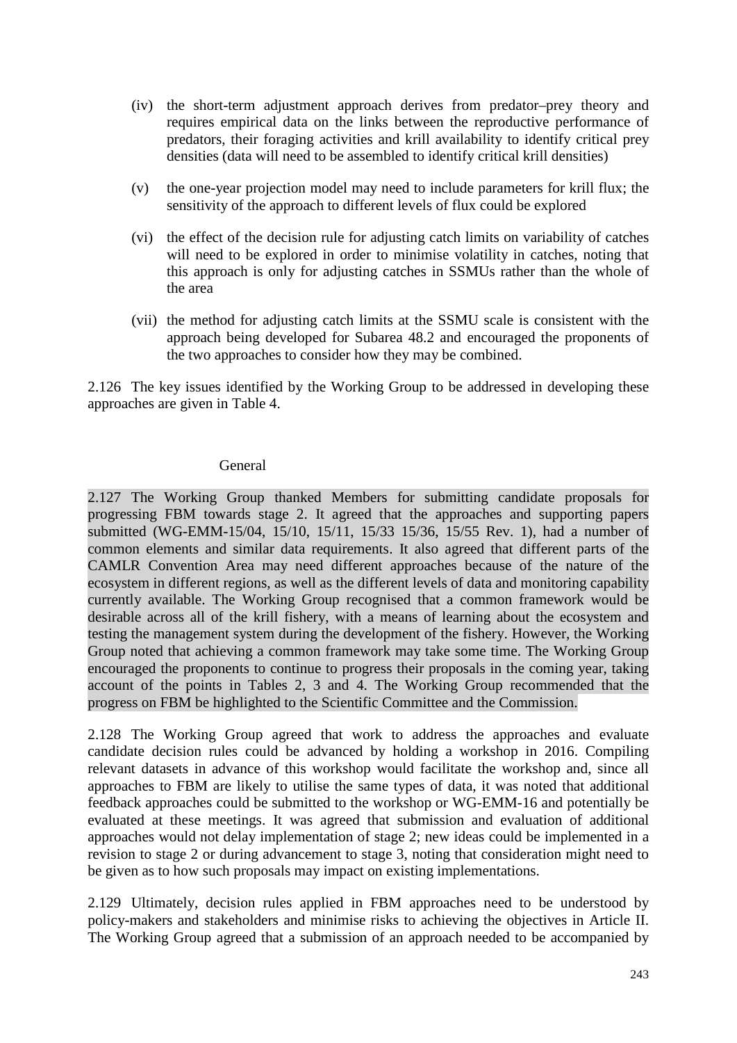(iv) the short-term adjustment approach derives from predator–prey theory and requires empirical data on the links between the reproductive performance of predators, their foraging activities and krill availability to identify critical prey densities (data will need to be assembled to identify critical krill densities)

(v) the one-year projection model may need to include parameters for krill flux; the sensitivity of the approach to different levels of flux could be explored

(vi) the effect of the decision rule for adjusting catch limits on variability of catches will need to be explored in order to minimise volatility in catches, noting that this approach is only for adjusting catches in SSMUs rather than the whole of the area

(vii) the method for adjusting catch limits at the SSMU scale is consistent with the approach being developed for Subarea 48.2 and encouraged the proponents of the two approaches to consider how they may be combined.

2.126 The key issues identified by the Working Group to be addressed in developing these approaches are given in Table 4.

### General

2.127 The Working Group thanked Members for submitting candidate proposals for progressing FBM towards stage 2. It agreed that the approaches and supporting papers submitted (WG-EMM-15/04, 15/10, 15/11, 15/33 15/36, 15/55 Rev. 1), had a number of common elements and similar data requirements. It also agreed that different parts of the CAMLR Convention Area may need different approaches because of the nature of the ecosystem in different regions, as well as the different levels of data and monitoring capability currently available. The Working Group recognised that a common framework would be desirable across all of the krill fishery, with a means of learning about the ecosystem and testing the management system during the development of the fishery. However, the Working Group noted that achieving a common framework may take some time. The Working Group encouraged the proponents to continue to progress their proposals in the coming year, taking account of the points in Tables 2, 3 and 4. The Working Group recommended that the progress on FBM be highlighted to the Scientific Committee and the Commission.

2.128 The Working Group agreed that work to address the approaches and evaluate candidate decision rules could be advanced by holding a workshop in 2016. Compiling relevant datasets in advance of this workshop would facilitate the workshop and, since all approaches to FBM are likely to utilise the same types of data, it was noted that additional feedback approaches could be submitted to the workshop or WG-EMM-16 and potentially be evaluated at these meetings. It was agreed that submission and evaluation of additional approaches would not delay implementation of stage 2; new ideas could be implemented in a revision to stage 2 or during advancement to stage 3, noting that consideration might need to be given as to how such proposals may impact on existing implementations.

2.129 Ultimately, decision rules applied in FBM approaches need to be understood by policy-makers and stakeholders and minimise risks to achieving the objectives in Article II. The Working Group agreed that a submission of an approach needed to be accompanied by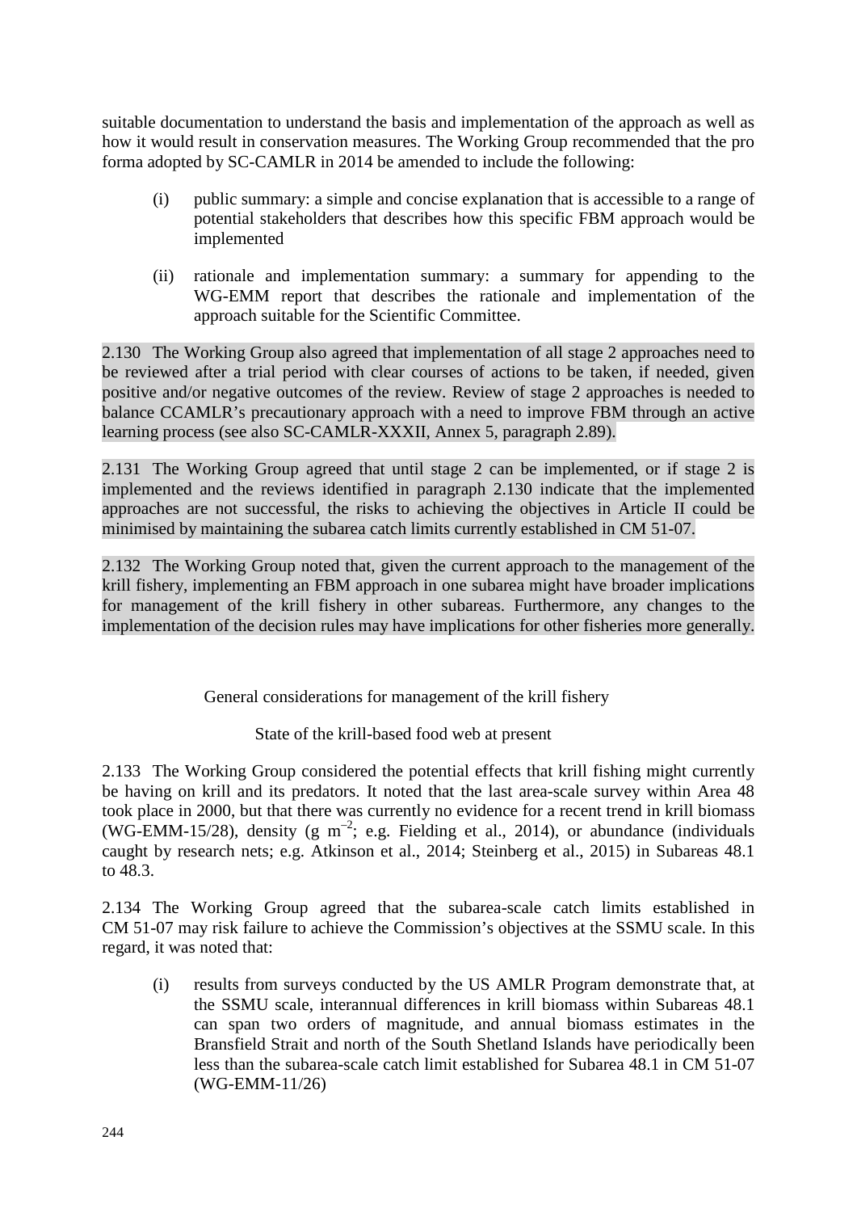suitable documentation to understand the basis and implementation of the approach as well as how it would result in conservation measures. The Working Group recommended that the pro forma adopted by SC-CAMLR in 2014 be amended to include the following:

(i) public summary: a simple and concise explanation that is accessible to a range of potential stakeholders that describes how this specific FBM approach would be implemented

(ii) rationale and implementation summary: a summary for appending to the WG-EMM report that describes the rationale and implementation of the approach suitable for the Scientific Committee.

2.130 The Working Group also agreed that implementation of all stage 2 approaches need to be reviewed after a trial period with clear courses of actions to be taken, if needed, given positive and/or negative outcomes of the review. Review of stage 2 approaches is needed to balance CCAMLR's precautionary approach with a need to improve FBM through an active learning process (see also SC-CAMLR-XXXII, Annex 5, paragraph 2.89).

2.131 The Working Group agreed that until stage 2 can be implemented, or if stage 2 is implemented and the reviews identified in paragraph 2.130 indicate that the implemented approaches are not successful, the risks to achieving the objectives in Article II could be minimised by maintaining the subarea catch limits currently established in CM 51-07.

2.132 The Working Group noted that, given the current approach to the management of the krill fishery, implementing an FBM approach in one subarea might have broader implications for management of the krill fishery in other subareas. Furthermore, any changes to the implementation of the decision rules may have implications for other fisheries more generally.

## General considerations for management of the krill fishery

### State of the krill-based food web at present

2.133 The Working Group considered the potential effects that krill fishing might currently be having on krill and its predators. It noted that the last area-scale survey within Area 48 took place in 2000, but that there was currently no evidence for a recent trend in krill biomass (WG-EMM-15/28), density (g $m^{-2}$; e.g. Fielding et al., 2014), or abundance (individuals caught by research nets; e.g. Atkinson et al., 2014; Steinberg et al., 2015) in Subareas 48.1 to 48.3.

2.134 The Working Group agreed that the subarea-scale catch limits established in CM 51-07 may risk failure to achieve the Commission's objectives at the SSMU scale. In this regard, it was noted that:

(i) results from surveys conducted by the US AMLR Program demonstrate that, at the SSMU scale, interannual differences in krill biomass within Subareas 48.1 can span two orders of magnitude, and annual biomass estimates in the Bransfield Strait and north of the South Shetland Islands have periodically been less than the subarea-scale catch limit established for Subarea 48.1 in CM 51-07 (WG-EMM-11/26)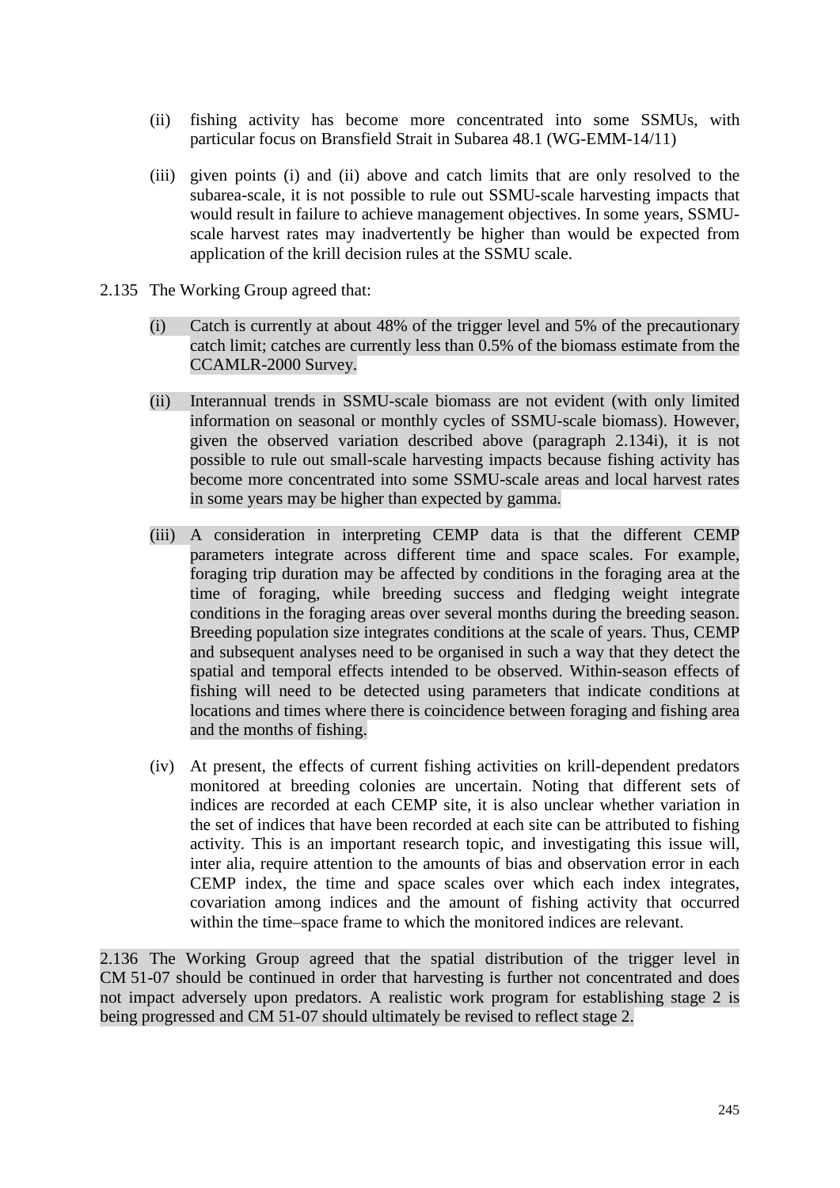(ii) fishing activity has become more concentrated into some SSMUs, with particular focus on Bransfield Strait in Subarea 48.1 (WG-EMM-14/11)

(iii) given points (i) and (ii) above and catch limits that are only resolved to the subarea-scale, it is not possible to rule out SSMU-scale harvesting impacts that would result in failure to achieve management objectives. In some years, SSMU-scale harvest rates may inadvertently be higher than would be expected from application of the krill decision rules at the SSMU scale.

2.135 The Working Group agreed that:

(i) Catch is currently at about 48% of the trigger level and 5% of the precautionary catch limit; catches are currently less than 0.5% of the biomass estimate from the CCAMLR-2000 Survey.

(ii) Interannual trends in SSMU-scale biomass are not evident (with only limited information on seasonal or monthly cycles of SSMU-scale biomass). However, given the observed variation described above (paragraph 2.134i), it is not possible to rule out small-scale harvesting impacts because fishing activity has become more concentrated into some SSMU-scale areas and local harvest rates in some years may be higher than expected by gamma.

(iii) A consideration in interpreting CEMP data is that the different CEMP parameters integrate across different time and space scales. For example, foraging trip duration may be affected by conditions in the foraging area at the time of foraging, while breeding success and fledging weight integrate conditions in the foraging areas over several months during the breeding season. Breeding population size integrates conditions at the scale of years. Thus, CEMP and subsequent analyses need to be organised in such a way that they detect the spatial and temporal effects intended to be observed. Within-season effects of fishing will need to be detected using parameters that indicate conditions at locations and times where there is coincidence between foraging and fishing area and the months of fishing.

(iv) At present, the effects of current fishing activities on krill-dependent predators monitored at breeding colonies are uncertain. Noting that different sets of indices are recorded at each CEMP site, it is also unclear whether variation in the set of indices that have been recorded at each site can be attributed to fishing activity. This is an important research topic, and investigating this issue will, inter alia, require attention to the amounts of bias and observation error in each CEMP index, the time and space scales over which each index integrates, covariation among indices and the amount of fishing activity that occurred within the time–space frame to which the monitored indices are relevant.

2.136 The Working Group agreed that the spatial distribution of the trigger level in CM 51-07 should be continued in order that harvesting is further not concentrated and does not impact adversely upon predators. A realistic work program for establishing stage 2 is being progressed and CM 51-07 should ultimately be revised to reflect stage 2.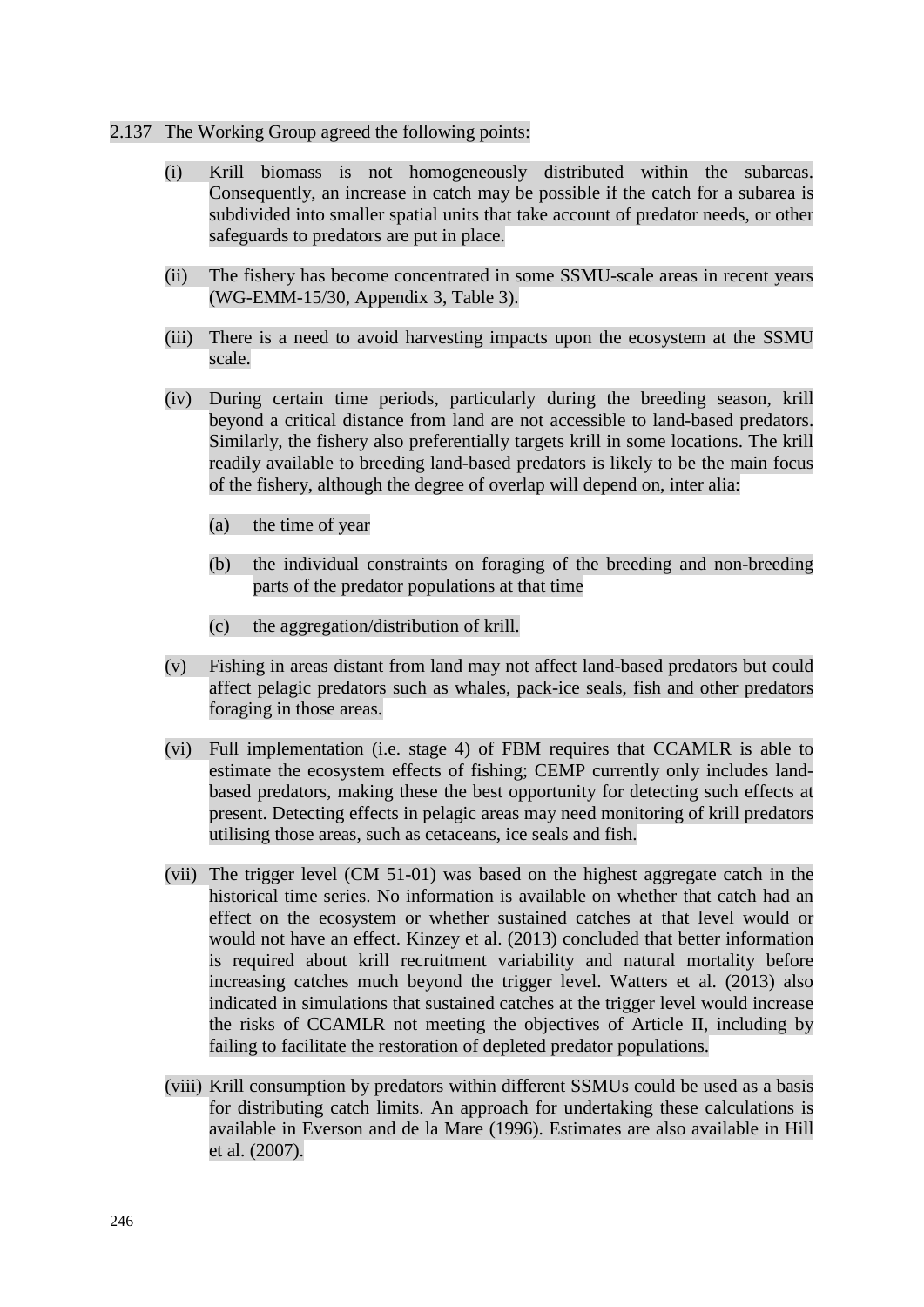2.137 The Working Group agreed the following points:

(i) Krill biomass is not homogeneously distributed within the subareas. Consequently, an increase in catch may be possible if the catch for a subarea is subdivided into smaller spatial units that take account of predator needs, or other safeguards to predators are put in place.

(ii) The fishery has become concentrated in some SSMU-scale areas in recent years (WG-EMM-15/30, Appendix 3, Table 3).

(iii) There is a need to avoid harvesting impacts upon the ecosystem at the SSMU scale.

(iv) During certain time periods, particularly during the breeding season, krill beyond a critical distance from land are not accessible to land-based predators. Similarly, the fishery also preferentially targets krill in some locations. The krill readily available to breeding land-based predators is likely to be the main focus of the fishery, although the degree of overlap will depend on, inter alia:

   (a) the time of year

   (b) the individual constraints on foraging of the breeding and non-breeding parts of the predator populations at that time

   (c) the aggregation/distribution of krill.

(v) Fishing in areas distant from land may not affect land-based predators but could affect pelagic predators such as whales, pack-ice seals, fish and other predators foraging in those areas.

(vi) Full implementation (i.e. stage 4) of FBM requires that CCAMLR is able to estimate the ecosystem effects of fishing; CEMP currently only includes land-based predators, making these the best opportunity for detecting such effects at present. Detecting effects in pelagic areas may need monitoring of krill predators utilising those areas, such as cetaceans, ice seals and fish.

(vii) The trigger level (CM 51-01) was based on the highest aggregate catch in the historical time series. No information is available on whether that catch had an effect on the ecosystem or whether sustained catches at that level would or would not have an effect. Kinzey et al. (2013) concluded that better information is required about krill recruitment variability and natural mortality before increasing catches much beyond the trigger level. Watters et al. (2013) also indicated in simulations that sustained catches at the trigger level would increase the risks of CCAMLR not meeting the objectives of Article II, including by failing to facilitate the restoration of depleted predator populations.

(viii) Krill consumption by predators within different SSMUs could be used as a basis for distributing catch limits. An approach for undertaking these calculations is available in Everson and de la Mare (1996). Estimates are also available in Hill et al. (2007).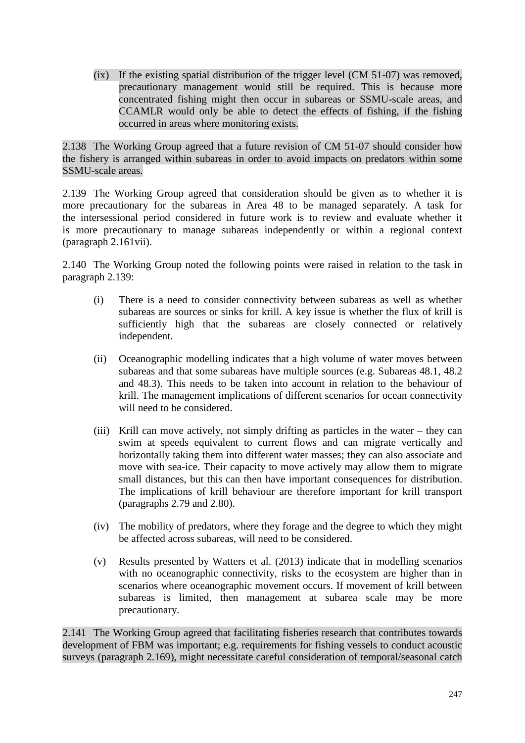(ix) If the existing spatial distribution of the trigger level (CM 51-07) was removed, precautionary management would still be required. This is because more concentrated fishing might then occur in subareas or SSMU-scale areas, and CCAMLR would only be able to detect the effects of fishing, if the fishing occurred in areas where monitoring exists.

2.138 The Working Group agreed that a future revision of CM 51-07 should consider how the fishery is arranged within subareas in order to avoid impacts on predators within some SSMU-scale areas.

2.139 The Working Group agreed that consideration should be given as to whether it is more precautionary for the subareas in Area 48 to be managed separately. A task for the intersessional period considered in future work is to review and evaluate whether it is more precautionary to manage subareas independently or within a regional context (paragraph 2.161vii).

2.140 The Working Group noted the following points were raised in relation to the task in paragraph 2.139:

(i) There is a need to consider connectivity between subareas as well as whether subareas are sources or sinks for krill. A key issue is whether the flux of krill is sufficiently high that the subareas are closely connected or relatively independent.

(ii) Oceanographic modelling indicates that a high volume of water moves between subareas and that some subareas have multiple sources (e.g. Subareas 48.1, 48.2 and 48.3). This needs to be taken into account in relation to the behaviour of krill. The management implications of different scenarios for ocean connectivity will need to be considered.

(iii) Krill can move actively, not simply drifting as particles in the water – they can swim at speeds equivalent to current flows and can migrate vertically and horizontally taking them into different water masses; they can also associate and move with sea-ice. Their capacity to move actively may allow them to migrate small distances, but this can then have important consequences for distribution. The implications of krill behaviour are therefore important for krill transport (paragraphs 2.79 and 2.80).

(iv) The mobility of predators, where they forage and the degree to which they might be affected across subareas, will need to be considered.

(v) Results presented by Watters et al. (2013) indicate that in modelling scenarios with no oceanographic connectivity, risks to the ecosystem are higher than in scenarios where oceanographic movement occurs. If movement of krill between subareas is limited, then management at subarea scale may be more precautionary.

2.141 The Working Group agreed that facilitating fisheries research that contributes towards development of FBM was important; e.g. requirements for fishing vessels to conduct acoustic surveys (paragraph 2.169), might necessitate careful consideration of temporal/seasonal catch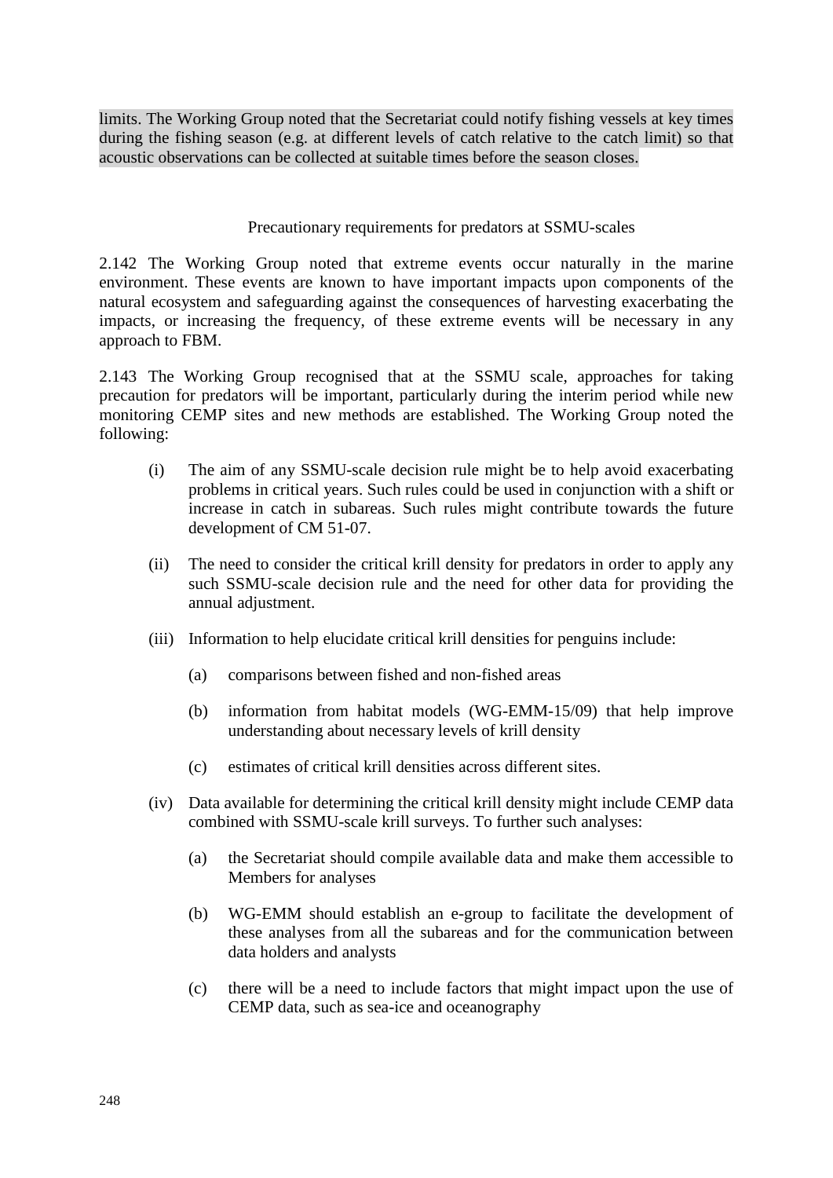limits. The Working Group noted that the Secretariat could notify fishing vessels at key times during the fishing season (e.g. at different levels of catch relative to the catch limit) so that acoustic observations can be collected at suitable times before the season closes.

### Precautionary requirements for predators at SSMU-scales

2.142 The Working Group noted that extreme events occur naturally in the marine environment. These events are known to have important impacts upon components of the natural ecosystem and safeguarding against the consequences of harvesting exacerbating the impacts, or increasing the frequency, of these extreme events will be necessary in any approach to FBM.

2.143 The Working Group recognised that at the SSMU scale, approaches for taking precaution for predators will be important, particularly during the interim period while new monitoring CEMP sites and new methods are established. The Working Group noted the following:

(i) The aim of any SSMU-scale decision rule might be to help avoid exacerbating problems in critical years. Such rules could be used in conjunction with a shift or increase in catch in subareas. Such rules might contribute towards the future development of CM 51-07.

(ii) The need to consider the critical krill density for predators in order to apply any such SSMU-scale decision rule and the need for other data for providing the annual adjustment.

(iii) Information to help elucidate critical krill densities for penguins include:

  (a) comparisons between fished and non-fished areas

  (b) information from habitat models (WG-EMM-15/09) that help improve understanding about necessary levels of krill density

  (c) estimates of critical krill densities across different sites.

(iv) Data available for determining the critical krill density might include CEMP data combined with SSMU-scale krill surveys. To further such analyses:

  (a) the Secretariat should compile available data and make them accessible to Members for analyses

  (b) WG-EMM should establish an e-group to facilitate the development of these analyses from all the subareas and for the communication between data holders and analysts

  (c) there will be a need to include factors that might impact upon the use of CEMP data, such as sea-ice and oceanography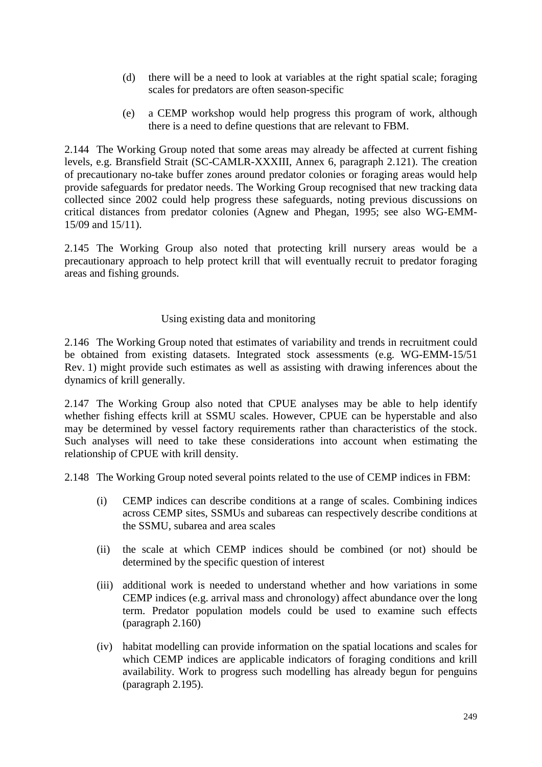(d) there will be a need to look at variables at the right spatial scale; foraging scales for predators are often season-specific

(e) a CEMP workshop would help progress this program of work, although there is a need to define questions that are relevant to FBM.

2.144 The Working Group noted that some areas may already be affected at current fishing levels, e.g. Bransfield Strait (SC-CAMLR-XXXIII, Annex 6, paragraph 2.121). The creation of precautionary no-take buffer zones around predator colonies or foraging areas would help provide safeguards for predator needs. The Working Group recognised that new tracking data collected since 2002 could help progress these safeguards, noting previous discussions on critical distances from predator colonies (Agnew and Phegan, 1995; see also WG-EMM-15/09 and 15/11).

2.145 The Working Group also noted that protecting krill nursery areas would be a precautionary approach to help protect krill that will eventually recruit to predator foraging areas and fishing grounds.

### Using existing data and monitoring

2.146 The Working Group noted that estimates of variability and trends in recruitment could be obtained from existing datasets. Integrated stock assessments (e.g. WG-EMM-15/51 Rev. 1) might provide such estimates as well as assisting with drawing inferences about the dynamics of krill generally.

2.147 The Working Group also noted that CPUE analyses may be able to help identify whether fishing effects krill at SSMU scales. However, CPUE can be hyperstable and also may be determined by vessel factory requirements rather than characteristics of the stock. Such analyses will need to take these considerations into account when estimating the relationship of CPUE with krill density.

2.148 The Working Group noted several points related to the use of CEMP indices in FBM:

(i) CEMP indices can describe conditions at a range of scales. Combining indices across CEMP sites, SSMUs and subareas can respectively describe conditions at the SSMU, subarea and area scales

(ii) the scale at which CEMP indices should be combined (or not) should be determined by the specific question of interest

(iii) additional work is needed to understand whether and how variations in some CEMP indices (e.g. arrival mass and chronology) affect abundance over the long term. Predator population models could be used to examine such effects (paragraph 2.160)

(iv) habitat modelling can provide information on the spatial locations and scales for which CEMP indices are applicable indicators of foraging conditions and krill availability. Work to progress such modelling has already begun for penguins (paragraph 2.195).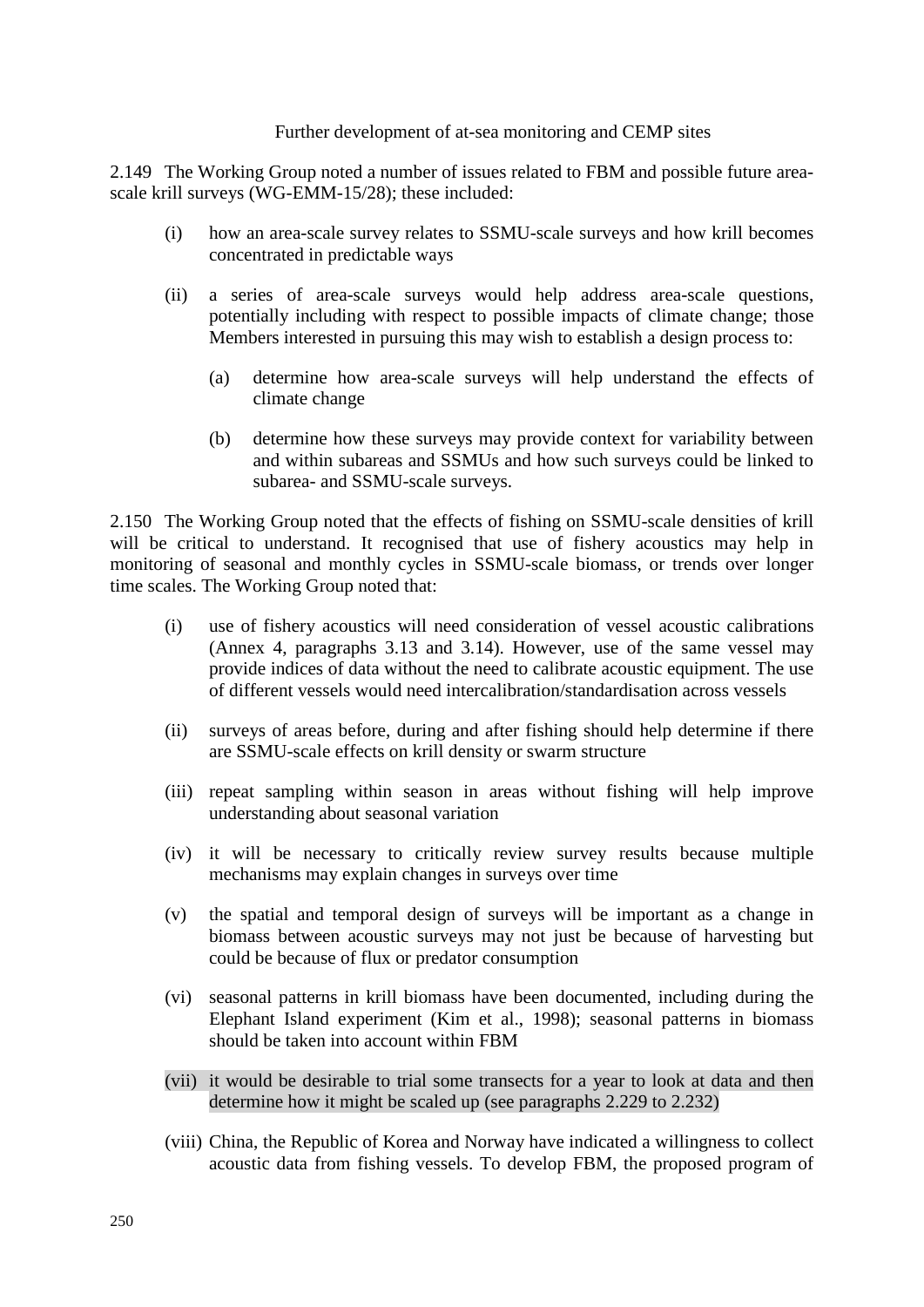### Further development of at-sea monitoring and CEMP sites

2.149 The Working Group noted a number of issues related to FBM and possible future area-scale krill surveys (WG-EMM-15/28); these included:

(i) how an area-scale survey relates to SSMU-scale surveys and how krill becomes concentrated in predictable ways

(ii) a series of area-scale surveys would help address area-scale questions, potentially including with respect to possible impacts of climate change; those Members interested in pursuing this may wish to establish a design process to:

  (a) determine how area-scale surveys will help understand the effects of climate change

  (b) determine how these surveys may provide context for variability between and within subareas and SSMUs and how such surveys could be linked to subarea- and SSMU-scale surveys.

2.150 The Working Group noted that the effects of fishing on SSMU-scale densities of krill will be critical to understand. It recognised that use of fishery acoustics may help in monitoring of seasonal and monthly cycles in SSMU-scale biomass, or trends over longer time scales. The Working Group noted that:

(i) use of fishery acoustics will need consideration of vessel acoustic calibrations (Annex 4, paragraphs 3.13 and 3.14). However, use of the same vessel may provide indices of data without the need to calibrate acoustic equipment. The use of different vessels would need intercalibration/standardisation across vessels

(ii) surveys of areas before, during and after fishing should help determine if there are SSMU-scale effects on krill density or swarm structure

(iii) repeat sampling within season in areas without fishing will help improve understanding about seasonal variation

(iv) it will be necessary to critically review survey results because multiple mechanisms may explain changes in surveys over time

(v) the spatial and temporal design of surveys will be important as a change in biomass between acoustic surveys may not just be because of harvesting but could be because of flux or predator consumption

(vi) seasonal patterns in krill biomass have been documented, including during the Elephant Island experiment (Kim et al., 1998); seasonal patterns in biomass should be taken into account within FBM

(vii) it would be desirable to trial some transects for a year to look at data and then determine how it might be scaled up (see paragraphs 2.229 to 2.232)

(viii) China, the Republic of Korea and Norway have indicated a willingness to collect acoustic data from fishing vessels. To develop FBM, the proposed program of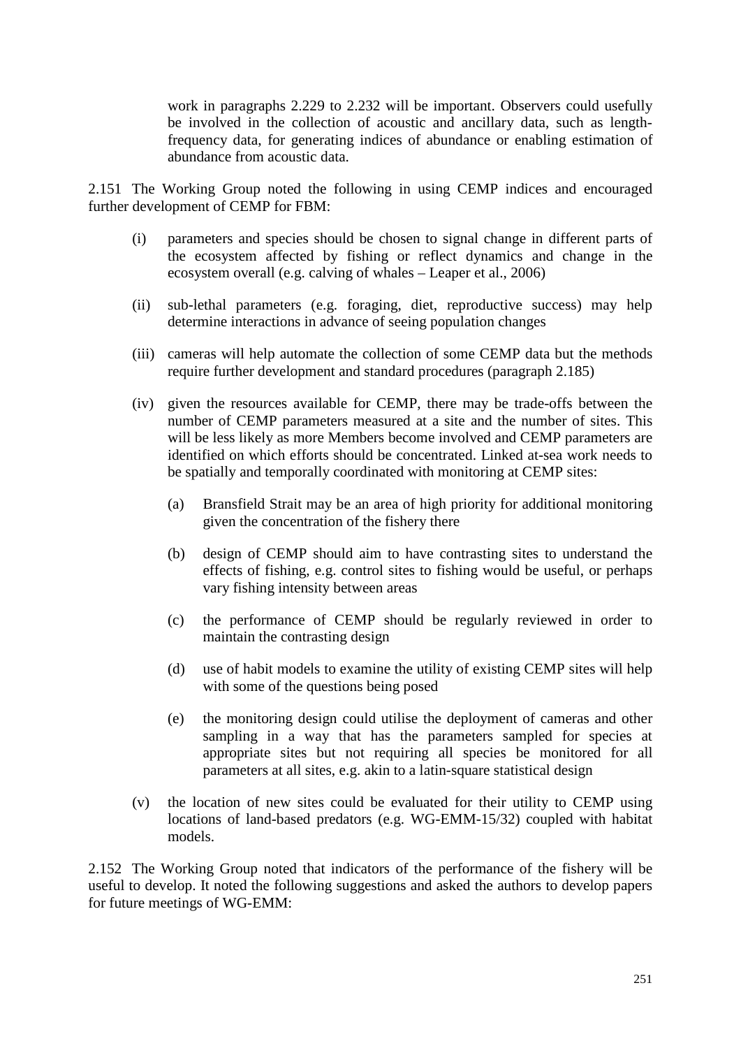work in paragraphs 2.229 to 2.232 will be important. Observers could usefully be involved in the collection of acoustic and ancillary data, such as length-frequency data, for generating indices of abundance or enabling estimation of abundance from acoustic data.

2.151 The Working Group noted the following in using CEMP indices and encouraged further development of CEMP for FBM:

(i) parameters and species should be chosen to signal change in different parts of the ecosystem affected by fishing or reflect dynamics and change in the ecosystem overall (e.g. calving of whales – Leaper et al., 2006)

(ii) sub-lethal parameters (e.g. foraging, diet, reproductive success) may help determine interactions in advance of seeing population changes

(iii) cameras will help automate the collection of some CEMP data but the methods require further development and standard procedures (paragraph 2.185)

(iv) given the resources available for CEMP, there may be trade-offs between the number of CEMP parameters measured at a site and the number of sites. This will be less likely as more Members become involved and CEMP parameters are identified on which efforts should be concentrated. Linked at-sea work needs to be spatially and temporally coordinated with monitoring at CEMP sites:

   (a) Bransfield Strait may be an area of high priority for additional monitoring given the concentration of the fishery there

   (b) design of CEMP should aim to have contrasting sites to understand the effects of fishing, e.g. control sites to fishing would be useful, or perhaps vary fishing intensity between areas

   (c) the performance of CEMP should be regularly reviewed in order to maintain the contrasting design

   (d) use of habit models to examine the utility of existing CEMP sites will help with some of the questions being posed

   (e) the monitoring design could utilise the deployment of cameras and other sampling in a way that has the parameters sampled for species at appropriate sites but not requiring all species be monitored for all parameters at all sites, e.g. akin to a latin-square statistical design

(v) the location of new sites could be evaluated for their utility to CEMP using locations of land-based predators (e.g. WG-EMM-15/32) coupled with habitat models.

2.152 The Working Group noted that indicators of the performance of the fishery will be useful to develop. It noted the following suggestions and asked the authors to develop papers for future meetings of WG-EMM: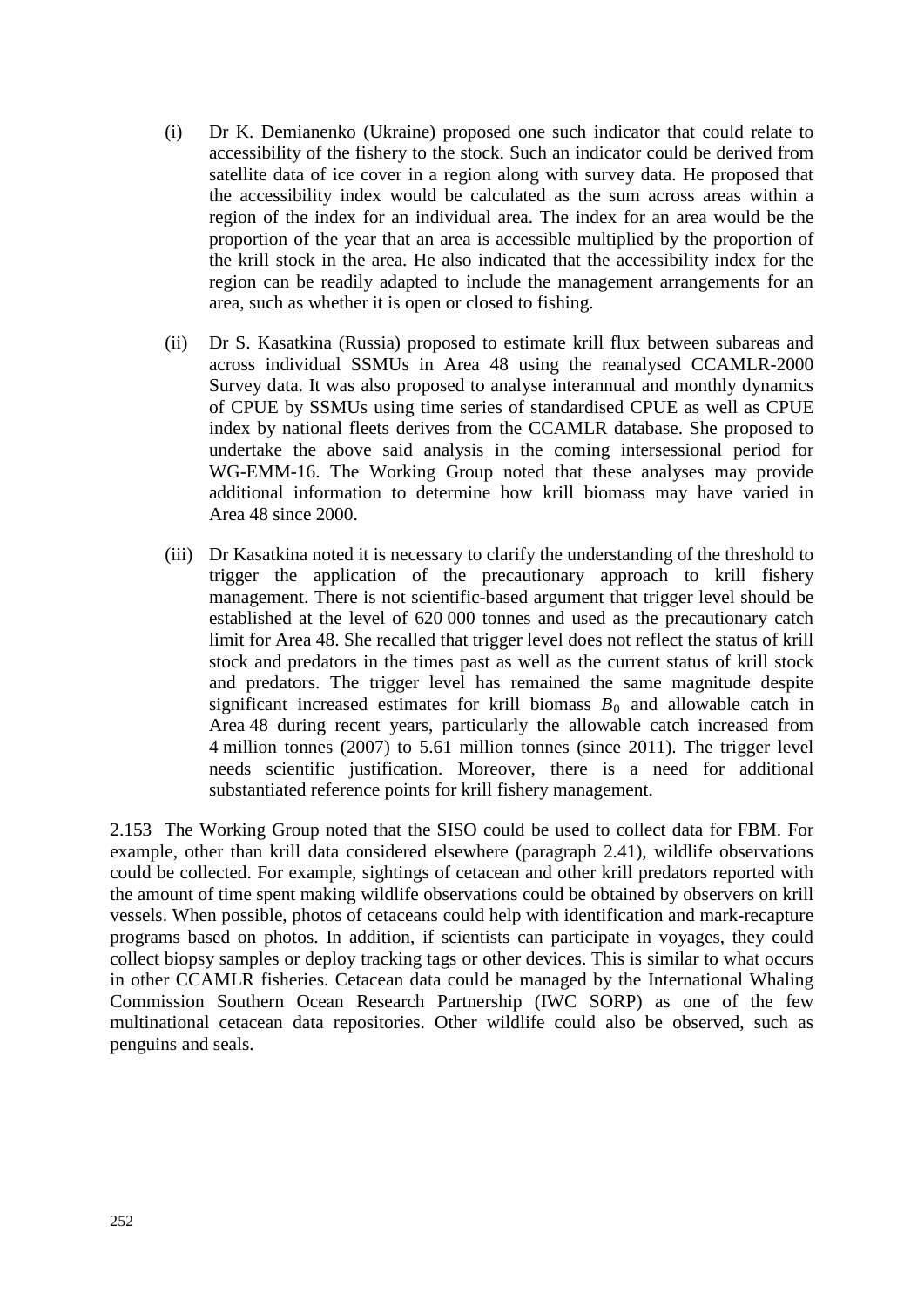(i) Dr K. Demianenko (Ukraine) proposed one such indicator that could relate to accessibility of the fishery to the stock. Such an indicator could be derived from satellite data of ice cover in a region along with survey data. He proposed that the accessibility index would be calculated as the sum across areas within a region of the index for an individual area. The index for an area would be the proportion of the year that an area is accessible multiplied by the proportion of the krill stock in the area. He also indicated that the accessibility index for the region can be readily adapted to include the management arrangements for an area, such as whether it is open or closed to fishing.

(ii) Dr S. Kasatkina (Russia) proposed to estimate krill flux between subareas and across individual SSMUs in Area 48 using the reanalysed CCAMLR-2000 Survey data. It was also proposed to analyse interannual and monthly dynamics of CPUE by SSMUs using time series of standardised CPUE as well as CPUE index by national fleets derives from the CCAMLR database. She proposed to undertake the above said analysis in the coming intersessional period for WG-EMM-16. The Working Group noted that these analyses may provide additional information to determine how krill biomass may have varied in Area 48 since 2000.

(iii) Dr Kasatkina noted it is necessary to clarify the understanding of the threshold to trigger the application of the precautionary approach to krill fishery management. There is not scientific-based argument that trigger level should be established at the level of 620 000 tonnes and used as the precautionary catch limit for Area 48. She recalled that trigger level does not reflect the status of krill stock and predators in the times past as well as the current status of krill stock and predators. The trigger level has remained the same magnitude despite significant increased estimates for krill biomass $B_0$ and allowable catch in Area 48 during recent years, particularly the allowable catch increased from 4 million tonnes (2007) to 5.61 million tonnes (since 2011). The trigger level needs scientific justification. Moreover, there is a need for additional substantiated reference points for krill fishery management.

2.153 The Working Group noted that the SISO could be used to collect data for FBM. For example, other than krill data considered elsewhere (paragraph 2.41), wildlife observations could be collected. For example, sightings of cetacean and other krill predators reported with the amount of time spent making wildlife observations could be obtained by observers on krill vessels. When possible, photos of cetaceans could help with identification and mark-recapture programs based on photos. In addition, if scientists can participate in voyages, they could collect biopsy samples or deploy tracking tags or other devices. This is similar to what occurs in other CCAMLR fisheries. Cetacean data could be managed by the International Whaling Commission Southern Ocean Research Partnership (IWC SORP) as one of the few multinational cetacean data repositories. Other wildlife could also be observed, such as penguins and seals.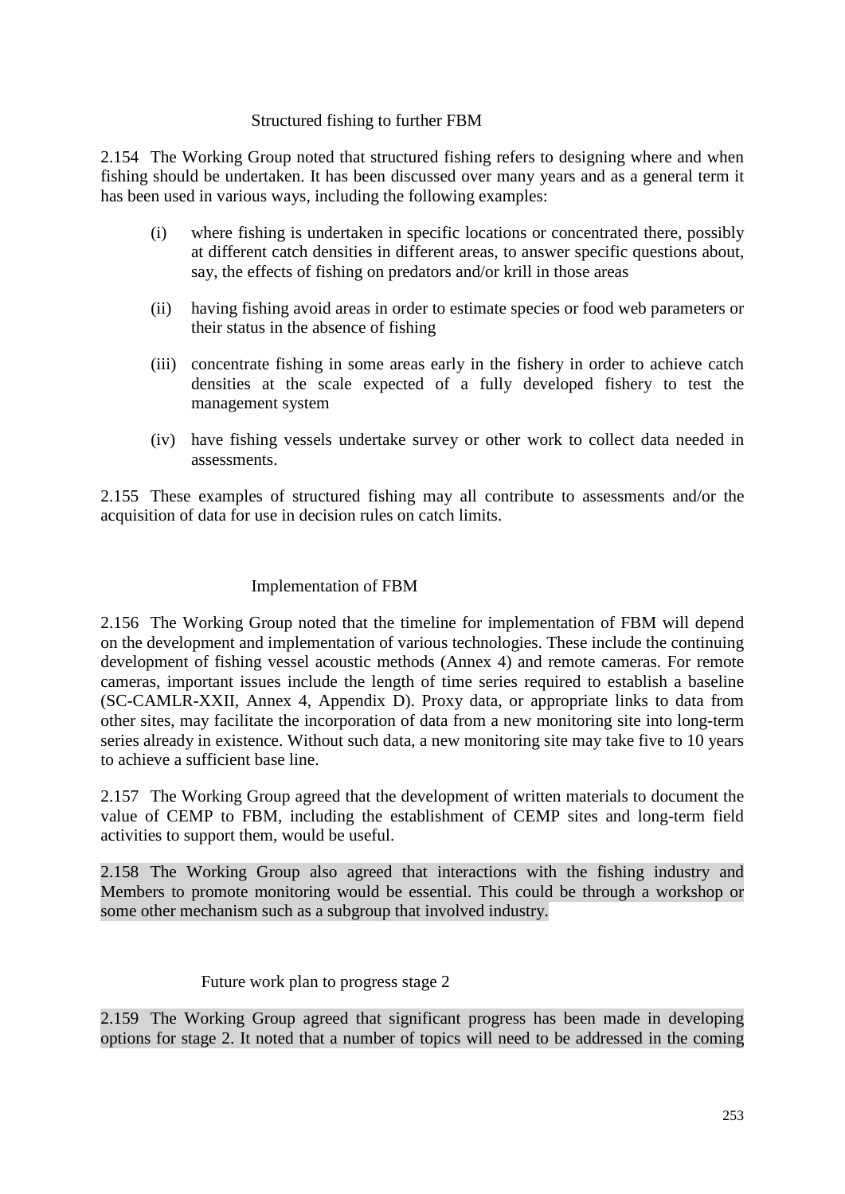### Structured fishing to further FBM

2.154 The Working Group noted that structured fishing refers to designing where and when fishing should be undertaken. It has been discussed over many years and as a general term it has been used in various ways, including the following examples:

(i) where fishing is undertaken in specific locations or concentrated there, possibly at different catch densities in different areas, to answer specific questions about, say, the effects of fishing on predators and/or krill in those areas

(ii) having fishing avoid areas in order to estimate species or food web parameters or their status in the absence of fishing

(iii) concentrate fishing in some areas early in the fishery in order to achieve catch densities at the scale expected of a fully developed fishery to test the management system

(iv) have fishing vessels undertake survey or other work to collect data needed in assessments.

2.155 These examples of structured fishing may all contribute to assessments and/or the acquisition of data for use in decision rules on catch limits.

### Implementation of FBM

2.156 The Working Group noted that the timeline for implementation of FBM will depend on the development and implementation of various technologies. These include the continuing development of fishing vessel acoustic methods (Annex 4) and remote cameras. For remote cameras, important issues include the length of time series required to establish a baseline (SC-CAMLR-XXII, Annex 4, Appendix D). Proxy data, or appropriate links to data from other sites, may facilitate the incorporation of data from a new monitoring site into long-term series already in existence. Without such data, a new monitoring site may take five to 10 years to achieve a sufficient base line.

2.157 The Working Group agreed that the development of written materials to document the value of CEMP to FBM, including the establishment of CEMP sites and long-term field activities to support them, would be useful.

2.158 The Working Group also agreed that interactions with the fishing industry and Members to promote monitoring would be essential. This could be through a workshop or some other mechanism such as a subgroup that involved industry.

### Future work plan to progress stage 2

2.159 The Working Group agreed that significant progress has been made in developing options for stage 2. It noted that a number of topics will need to be addressed in the coming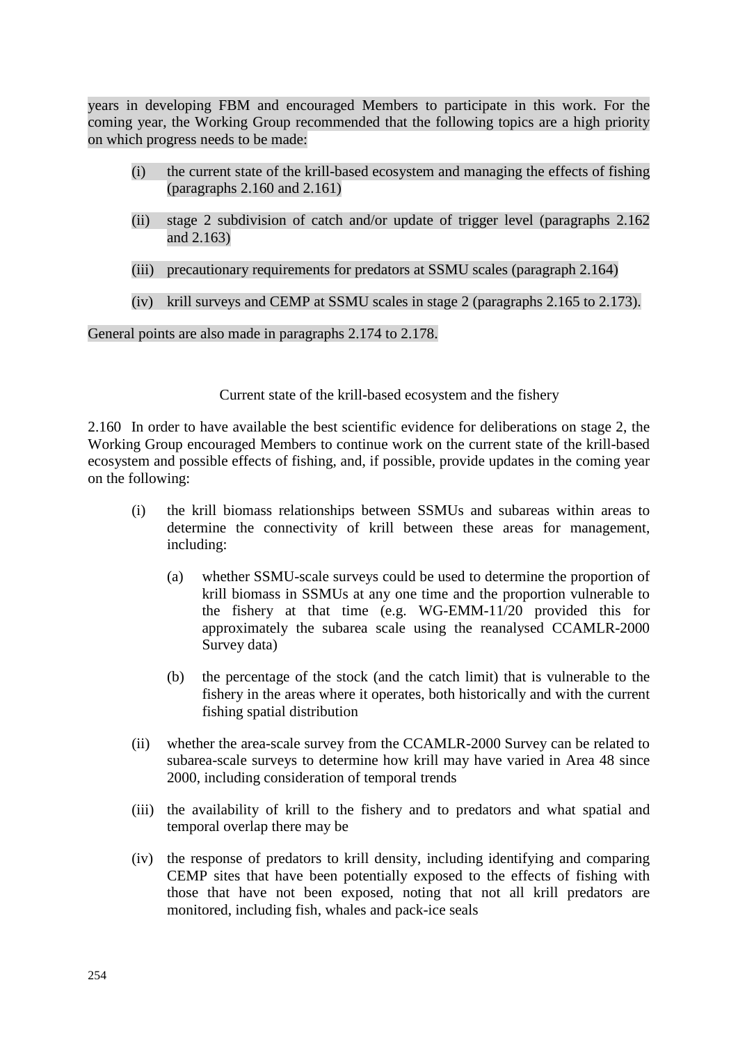years in developing FBM and encouraged Members to participate in this work. For the coming year, the Working Group recommended that the following topics are a high priority on which progress needs to be made:

(i) the current state of the krill-based ecosystem and managing the effects of fishing (paragraphs 2.160 and 2.161)

(ii) stage 2 subdivision of catch and/or update of trigger level (paragraphs 2.162 and 2.163)

(iii) precautionary requirements for predators at SSMU scales (paragraph 2.164)

(iv) krill surveys and CEMP at SSMU scales in stage 2 (paragraphs 2.165 to 2.173).

General points are also made in paragraphs 2.174 to 2.178.

### Current state of the krill-based ecosystem and the fishery

2.160 In order to have available the best scientific evidence for deliberations on stage 2, the Working Group encouraged Members to continue work on the current state of the krill-based ecosystem and possible effects of fishing, and, if possible, provide updates in the coming year on the following:

(i) the krill biomass relationships between SSMUs and subareas within areas to determine the connectivity of krill between these areas for management, including:

   (a) whether SSMU-scale surveys could be used to determine the proportion of krill biomass in SSMUs at any one time and the proportion vulnerable to the fishery at that time (e.g. WG-EMM-11/20 provided this for approximately the subarea scale using the reanalysed CCAMLR-2000 Survey data)

   (b) the percentage of the stock (and the catch limit) that is vulnerable to the fishery in the areas where it operates, both historically and with the current fishing spatial distribution

(ii) whether the area-scale survey from the CCAMLR-2000 Survey can be related to subarea-scale surveys to determine how krill may have varied in Area 48 since 2000, including consideration of temporal trends

(iii) the availability of krill to the fishery and to predators and what spatial and temporal overlap there may be

(iv) the response of predators to krill density, including identifying and comparing CEMP sites that have been potentially exposed to the effects of fishing with those that have not been exposed, noting that not all krill predators are monitored, including fish, whales and pack-ice seals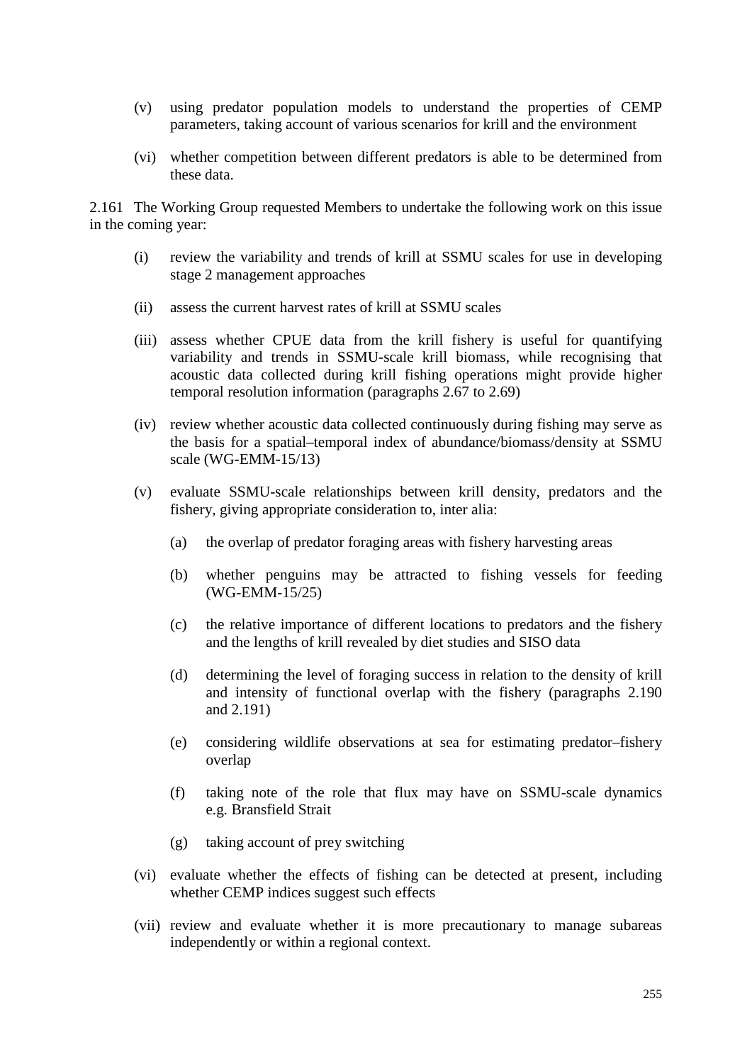(v) using predator population models to understand the properties of CEMP parameters, taking account of various scenarios for krill and the environment

(vi) whether competition between different predators is able to be determined from these data.

2.161 The Working Group requested Members to undertake the following work on this issue in the coming year:

(i) review the variability and trends of krill at SSMU scales for use in developing stage 2 management approaches

(ii) assess the current harvest rates of krill at SSMU scales

(iii) assess whether CPUE data from the krill fishery is useful for quantifying variability and trends in SSMU-scale krill biomass, while recognising that acoustic data collected during krill fishing operations might provide higher temporal resolution information (paragraphs 2.67 to 2.69)

(iv) review whether acoustic data collected continuously during fishing may serve as the basis for a spatial–temporal index of abundance/biomass/density at SSMU scale (WG-EMM-15/13)

(v) evaluate SSMU-scale relationships between krill density, predators and the fishery, giving appropriate consideration to, inter alia:

  (a) the overlap of predator foraging areas with fishery harvesting areas

  (b) whether penguins may be attracted to fishing vessels for feeding (WG-EMM-15/25)

  (c) the relative importance of different locations to predators and the fishery and the lengths of krill revealed by diet studies and SISO data

  (d) determining the level of foraging success in relation to the density of krill and intensity of functional overlap with the fishery (paragraphs 2.190 and 2.191)

  (e) considering wildlife observations at sea for estimating predator–fishery overlap

  (f) taking note of the role that flux may have on SSMU-scale dynamics e.g. Bransfield Strait

  (g) taking account of prey switching

(vi) evaluate whether the effects of fishing can be detected at present, including whether CEMP indices suggest such effects

(vii) review and evaluate whether it is more precautionary to manage subareas independently or within a regional context.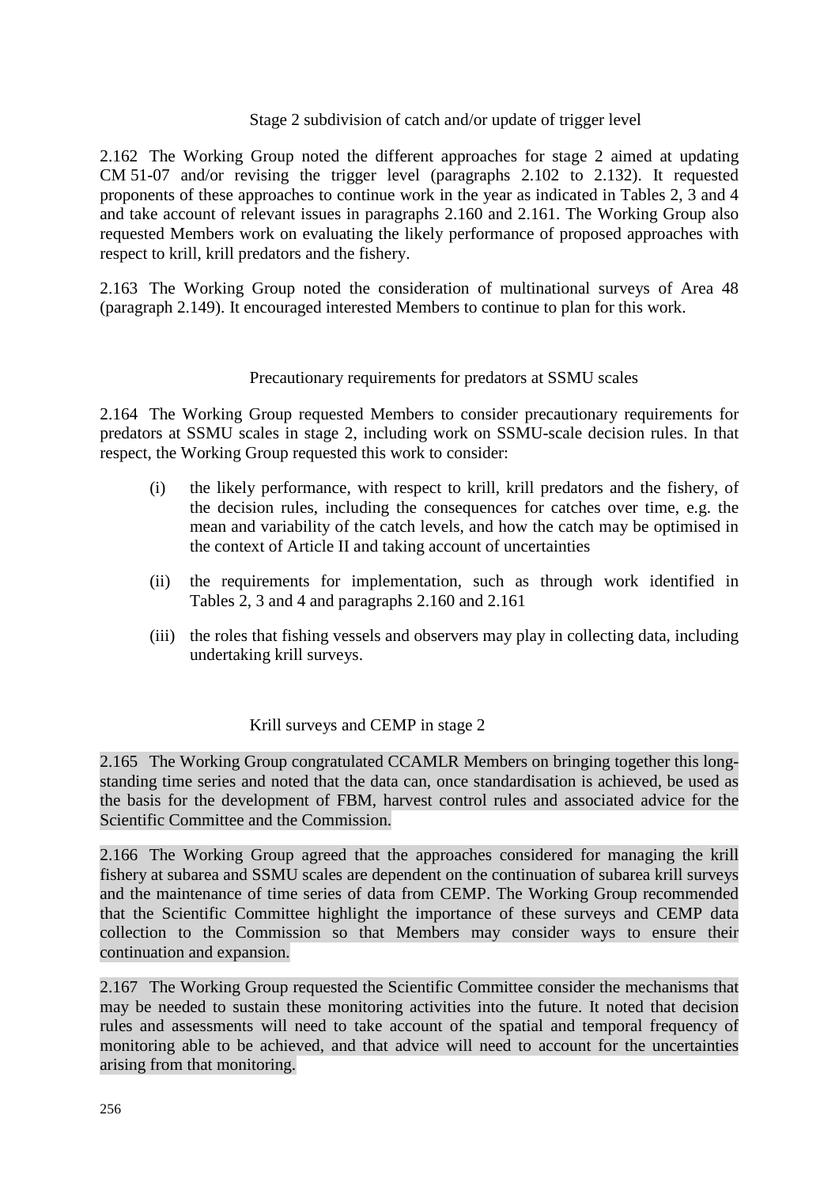### Stage 2 subdivision of catch and/or update of trigger level

2.162 The Working Group noted the different approaches for stage 2 aimed at updating CM 51-07 and/or revising the trigger level (paragraphs 2.102 to 2.132). It requested proponents of these approaches to continue work in the year as indicated in Tables 2, 3 and 4 and take account of relevant issues in paragraphs 2.160 and 2.161. The Working Group also requested Members work on evaluating the likely performance of proposed approaches with respect to krill, krill predators and the fishery.

2.163 The Working Group noted the consideration of multinational surveys of Area 48 (paragraph 2.149). It encouraged interested Members to continue to plan for this work.

### Precautionary requirements for predators at SSMU scales

2.164 The Working Group requested Members to consider precautionary requirements for predators at SSMU scales in stage 2, including work on SSMU-scale decision rules. In that respect, the Working Group requested this work to consider:

(i) the likely performance, with respect to krill, krill predators and the fishery, of the decision rules, including the consequences for catches over time, e.g. the mean and variability of the catch levels, and how the catch may be optimised in the context of Article II and taking account of uncertainties

(ii) the requirements for implementation, such as through work identified in Tables 2, 3 and 4 and paragraphs 2.160 and 2.161

(iii) the roles that fishing vessels and observers may play in collecting data, including undertaking krill surveys.

### Krill surveys and CEMP in stage 2

2.165 The Working Group congratulated CCAMLR Members on bringing together this long-standing time series and noted that the data can, once standardisation is achieved, be used as the basis for the development of FBM, harvest control rules and associated advice for the Scientific Committee and the Commission.

2.166 The Working Group agreed that the approaches considered for managing the krill fishery at subarea and SSMU scales are dependent on the continuation of subarea krill surveys and the maintenance of time series of data from CEMP. The Working Group recommended that the Scientific Committee highlight the importance of these surveys and CEMP data collection to the Commission so that Members may consider ways to ensure their continuation and expansion.

2.167 The Working Group requested the Scientific Committee consider the mechanisms that may be needed to sustain these monitoring activities into the future. It noted that decision rules and assessments will need to take account of the spatial and temporal frequency of monitoring able to be achieved, and that advice will need to account for the uncertainties arising from that monitoring.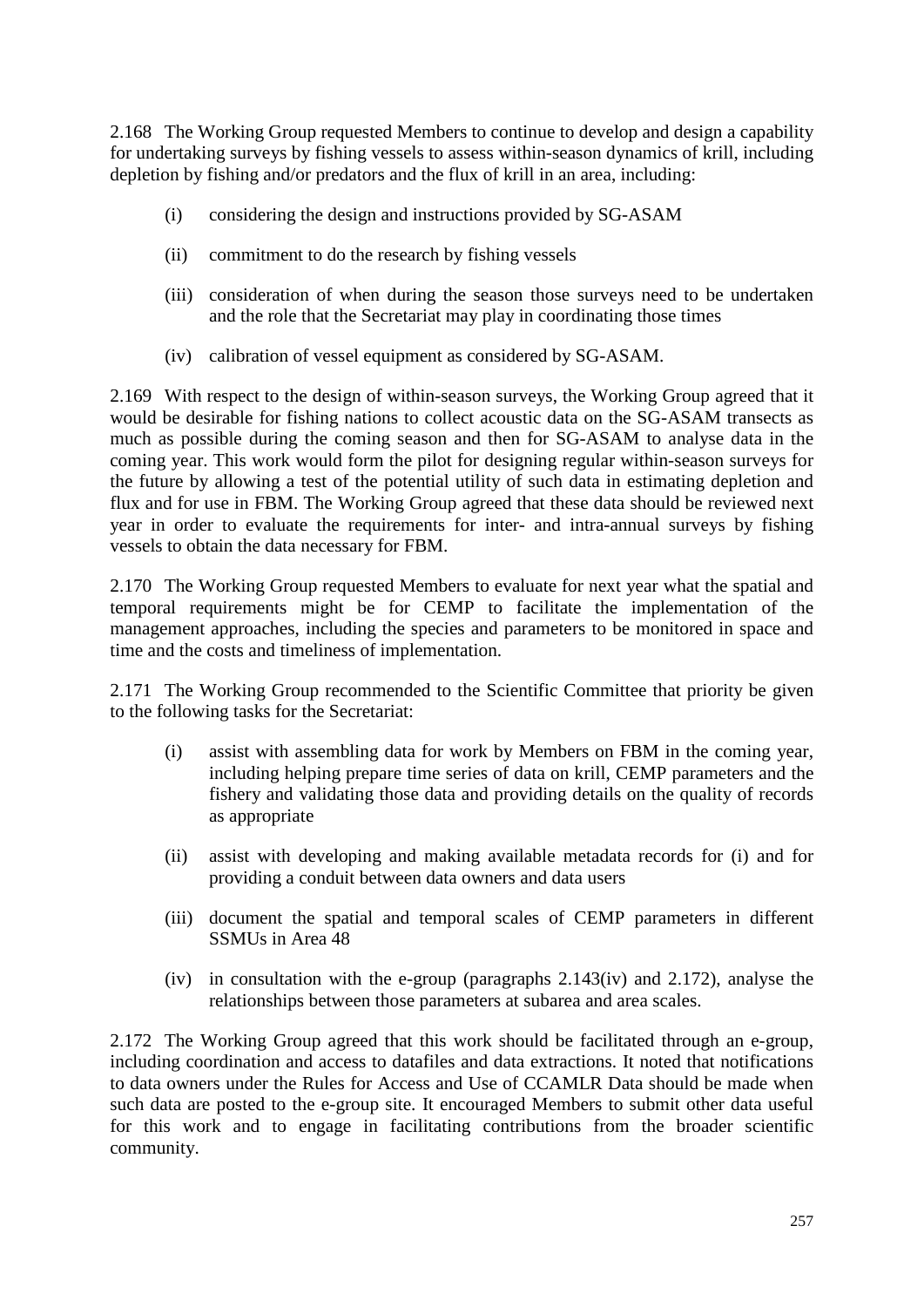2.168 The Working Group requested Members to continue to develop and design a capability for undertaking surveys by fishing vessels to assess within-season dynamics of krill, including depletion by fishing and/or predators and the flux of krill in an area, including:

(i) considering the design and instructions provided by SG-ASAM

(ii) commitment to do the research by fishing vessels

(iii) consideration of when during the season those surveys need to be undertaken and the role that the Secretariat may play in coordinating those times

(iv) calibration of vessel equipment as considered by SG-ASAM.

2.169 With respect to the design of within-season surveys, the Working Group agreed that it would be desirable for fishing nations to collect acoustic data on the SG-ASAM transects as much as possible during the coming season and then for SG-ASAM to analyse data in the coming year. This work would form the pilot for designing regular within-season surveys for the future by allowing a test of the potential utility of such data in estimating depletion and flux and for use in FBM. The Working Group agreed that these data should be reviewed next year in order to evaluate the requirements for inter- and intra-annual surveys by fishing vessels to obtain the data necessary for FBM.

2.170 The Working Group requested Members to evaluate for next year what the spatial and temporal requirements might be for CEMP to facilitate the implementation of the management approaches, including the species and parameters to be monitored in space and time and the costs and timeliness of implementation.

2.171 The Working Group recommended to the Scientific Committee that priority be given to the following tasks for the Secretariat:

(i) assist with assembling data for work by Members on FBM in the coming year, including helping prepare time series of data on krill, CEMP parameters and the fishery and validating those data and providing details on the quality of records as appropriate

(ii) assist with developing and making available metadata records for (i) and for providing a conduit between data owners and data users

(iii) document the spatial and temporal scales of CEMP parameters in different SSMUs in Area 48

(iv) in consultation with the e-group (paragraphs 2.143(iv) and 2.172), analyse the relationships between those parameters at subarea and area scales.

2.172 The Working Group agreed that this work should be facilitated through an e-group, including coordination and access to datafiles and data extractions. It noted that notifications to data owners under the Rules for Access and Use of CCAMLR Data should be made when such data are posted to the e-group site. It encouraged Members to submit other data useful for this work and to engage in facilitating contributions from the broader scientific community.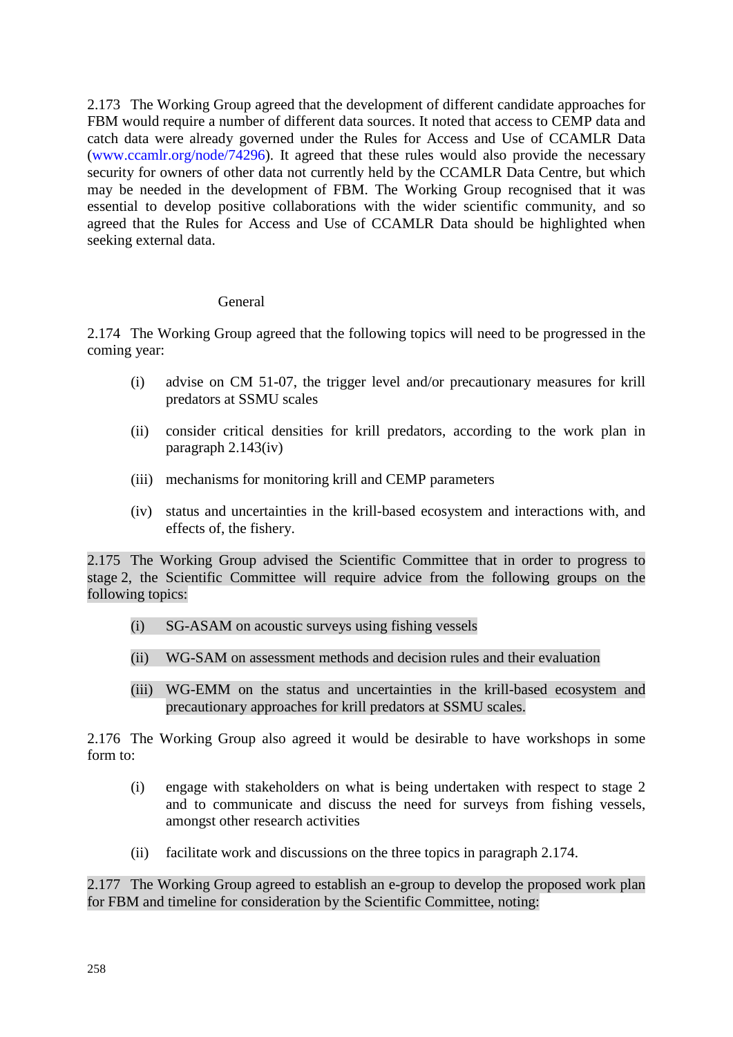2.173 The Working Group agreed that the development of different candidate approaches for FBM would require a number of different data sources. It noted that access to CEMP data and catch data were already governed under the Rules for Access and Use of CCAMLR Data (www.ccamlr.org/node/74296). It agreed that these rules would also provide the necessary security for owners of other data not currently held by the CCAMLR Data Centre, but which may be needed in the development of FBM. The Working Group recognised that it was essential to develop positive collaborations with the wider scientific community, and so agreed that the Rules for Access and Use of CCAMLR Data should be highlighted when seeking external data.

### General

2.174 The Working Group agreed that the following topics will need to be progressed in the coming year:

(i) advise on CM 51-07, the trigger level and/or precautionary measures for krill predators at SSMU scales

(ii) consider critical densities for krill predators, according to the work plan in paragraph 2.143(iv)

(iii) mechanisms for monitoring krill and CEMP parameters

(iv) status and uncertainties in the krill-based ecosystem and interactions with, and effects of, the fishery.

2.175 The Working Group advised the Scientific Committee that in order to progress to stage 2, the Scientific Committee will require advice from the following groups on the following topics:

(i) SG-ASAM on acoustic surveys using fishing vessels

(ii) WG-SAM on assessment methods and decision rules and their evaluation

(iii) WG-EMM on the status and uncertainties in the krill-based ecosystem and precautionary approaches for krill predators at SSMU scales.

2.176 The Working Group also agreed it would be desirable to have workshops in some form to:

(i) engage with stakeholders on what is being undertaken with respect to stage 2 and to communicate and discuss the need for surveys from fishing vessels, amongst other research activities

(ii) facilitate work and discussions on the three topics in paragraph 2.174.

2.177 The Working Group agreed to establish an e-group to develop the proposed work plan for FBM and timeline for consideration by the Scientific Committee, noting: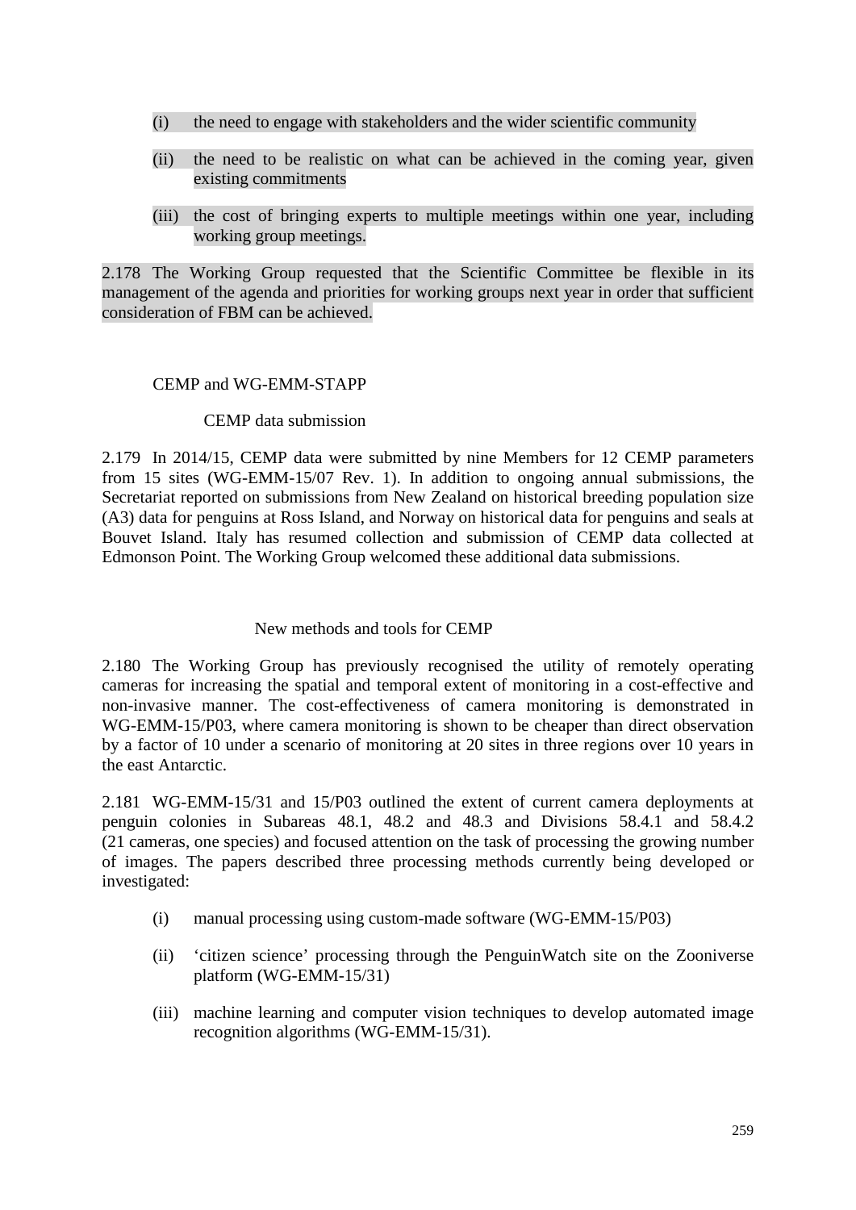(i) the need to engage with stakeholders and the wider scientific community

(ii) the need to be realistic on what can be achieved in the coming year, given existing commitments

(iii) the cost of bringing experts to multiple meetings within one year, including working group meetings.

2.178 The Working Group requested that the Scientific Committee be flexible in its management of the agenda and priorities for working groups next year in order that sufficient consideration of FBM can be achieved.

## CEMP and WG-EMM-STAPP

### CEMP data submission

2.179 In 2014/15, CEMP data were submitted by nine Members for 12 CEMP parameters from 15 sites (WG-EMM-15/07 Rev. 1). In addition to ongoing annual submissions, the Secretariat reported on submissions from New Zealand on historical breeding population size (A3) data for penguins at Ross Island, and Norway on historical data for penguins and seals at Bouvet Island. Italy has resumed collection and submission of CEMP data collected at Edmonson Point. The Working Group welcomed these additional data submissions.

### New methods and tools for CEMP

2.180 The Working Group has previously recognised the utility of remotely operating cameras for increasing the spatial and temporal extent of monitoring in a cost-effective and non-invasive manner. The cost-effectiveness of camera monitoring is demonstrated in WG-EMM-15/P03, where camera monitoring is shown to be cheaper than direct observation by a factor of 10 under a scenario of monitoring at 20 sites in three regions over 10 years in the east Antarctic.

2.181 WG-EMM-15/31 and 15/P03 outlined the extent of current camera deployments at penguin colonies in Subareas 48.1, 48.2 and 48.3 and Divisions 58.4.1 and 58.4.2 (21 cameras, one species) and focused attention on the task of processing the growing number of images. The papers described three processing methods currently being developed or investigated:

(i) manual processing using custom-made software (WG-EMM-15/P03)

(ii) 'citizen science' processing through the PenguinWatch site on the Zooniverse platform (WG-EMM-15/31)

(iii) machine learning and computer vision techniques to develop automated image recognition algorithms (WG-EMM-15/31).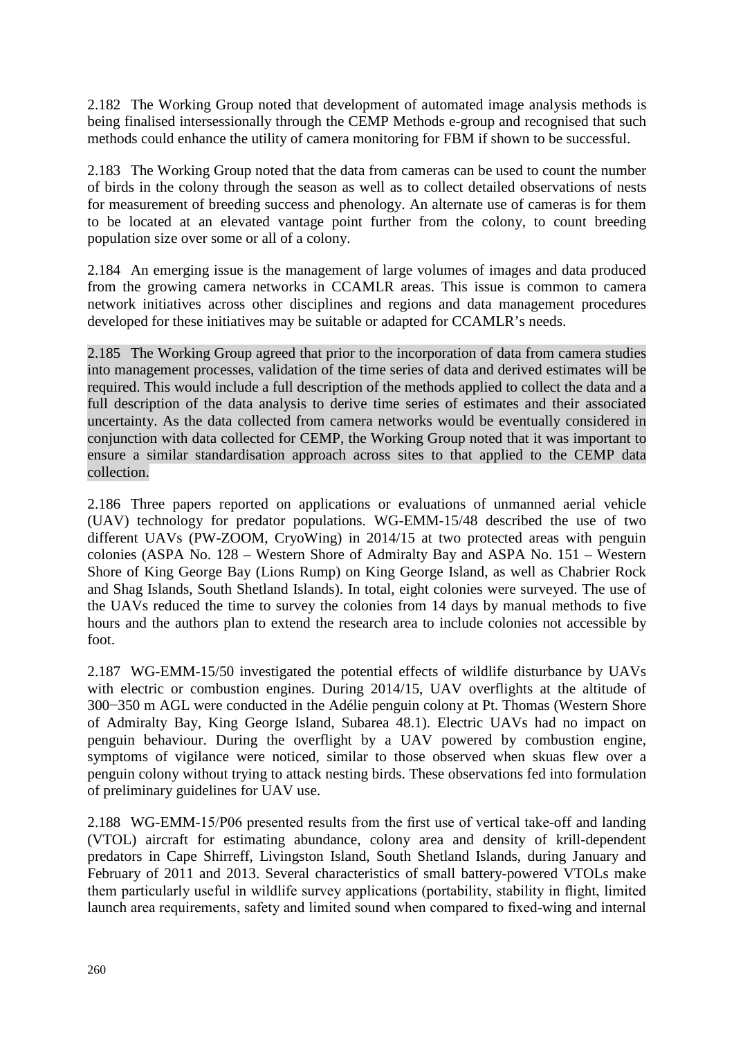2.182 The Working Group noted that development of automated image analysis methods is being finalised intersessionally through the CEMP Methods e-group and recognised that such methods could enhance the utility of camera monitoring for FBM if shown to be successful.

2.183 The Working Group noted that the data from cameras can be used to count the number of birds in the colony through the season as well as to collect detailed observations of nests for measurement of breeding success and phenology. An alternate use of cameras is for them to be located at an elevated vantage point further from the colony, to count breeding population size over some or all of a colony.

2.184 An emerging issue is the management of large volumes of images and data produced from the growing camera networks in CCAMLR areas. This issue is common to camera network initiatives across other disciplines and regions and data management procedures developed for these initiatives may be suitable or adapted for CCAMLR's needs.

2.185 The Working Group agreed that prior to the incorporation of data from camera studies into management processes, validation of the time series of data and derived estimates will be required. This would include a full description of the methods applied to collect the data and a full description of the data analysis to derive time series of estimates and their associated uncertainty. As the data collected from camera networks would be eventually considered in conjunction with data collected for CEMP, the Working Group noted that it was important to ensure a similar standardisation approach across sites to that applied to the CEMP data collection.

2.186 Three papers reported on applications or evaluations of unmanned aerial vehicle (UAV) technology for predator populations. WG-EMM-15/48 described the use of two different UAVs (PW-ZOOM, CryoWing) in 2014/15 at two protected areas with penguin colonies (ASPA No. 128 – Western Shore of Admiralty Bay and ASPA No. 151 – Western Shore of King George Bay (Lions Rump) on King George Island, as well as Chabrier Rock and Shag Islands, South Shetland Islands). In total, eight colonies were surveyed. The use of the UAVs reduced the time to survey the colonies from 14 days by manual methods to five hours and the authors plan to extend the research area to include colonies not accessible by foot.

2.187 WG-EMM-15/50 investigated the potential effects of wildlife disturbance by UAVs with electric or combustion engines. During 2014/15, UAV overflights at the altitude of 300−350 m AGL were conducted in the Adélie penguin colony at Pt. Thomas (Western Shore of Admiralty Bay, King George Island, Subarea 48.1). Electric UAVs had no impact on penguin behaviour. During the overflight by a UAV powered by combustion engine, symptoms of vigilance were noticed, similar to those observed when skuas flew over a penguin colony without trying to attack nesting birds. These observations fed into formulation of preliminary guidelines for UAV use.

2.188 WG-EMM-15/P06 presented results from the first use of vertical take-off and landing (VTOL) aircraft for estimating abundance, colony area and density of krill-dependent predators in Cape Shirreff, Livingston Island, South Shetland Islands, during January and February of 2011 and 2013. Several characteristics of small battery-powered VTOLs make them particularly useful in wildlife survey applications (portability, stability in flight, limited launch area requirements, safety and limited sound when compared to fixed-wing and internal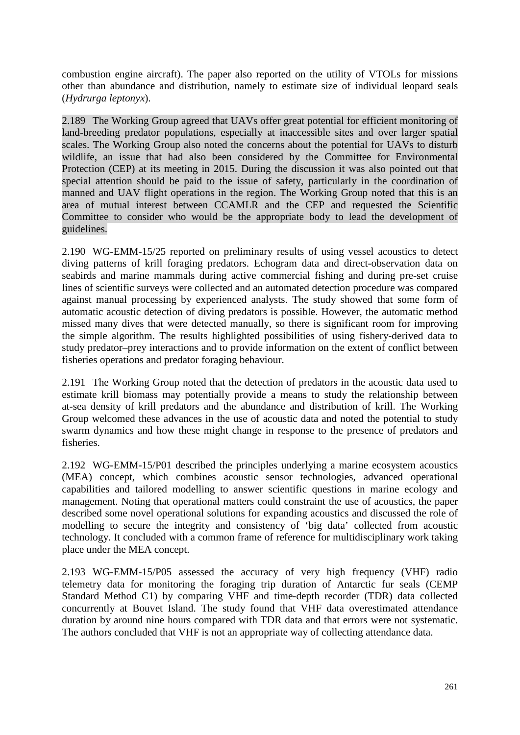combustion engine aircraft). The paper also reported on the utility of VTOLs for missions other than abundance and distribution, namely to estimate size of individual leopard seals (*Hydrurga leptonyx*).

2.189 The Working Group agreed that UAVs offer great potential for efficient monitoring of land-breeding predator populations, especially at inaccessible sites and over larger spatial scales. The Working Group also noted the concerns about the potential for UAVs to disturb wildlife, an issue that had also been considered by the Committee for Environmental Protection (CEP) at its meeting in 2015. During the discussion it was also pointed out that special attention should be paid to the issue of safety, particularly in the coordination of manned and UAV flight operations in the region. The Working Group noted that this is an area of mutual interest between CCAMLR and the CEP and requested the Scientific Committee to consider who would be the appropriate body to lead the development of guidelines.

2.190 WG-EMM-15/25 reported on preliminary results of using vessel acoustics to detect diving patterns of krill foraging predators. Echogram data and direct-observation data on seabirds and marine mammals during active commercial fishing and during pre-set cruise lines of scientific surveys were collected and an automated detection procedure was compared against manual processing by experienced analysts. The study showed that some form of automatic acoustic detection of diving predators is possible. However, the automatic method missed many dives that were detected manually, so there is significant room for improving the simple algorithm. The results highlighted possibilities of using fishery-derived data to study predator–prey interactions and to provide information on the extent of conflict between fisheries operations and predator foraging behaviour.

2.191 The Working Group noted that the detection of predators in the acoustic data used to estimate krill biomass may potentially provide a means to study the relationship between at-sea density of krill predators and the abundance and distribution of krill. The Working Group welcomed these advances in the use of acoustic data and noted the potential to study swarm dynamics and how these might change in response to the presence of predators and fisheries.

2.192 WG-EMM-15/P01 described the principles underlying a marine ecosystem acoustics (MEA) concept, which combines acoustic sensor technologies, advanced operational capabilities and tailored modelling to answer scientific questions in marine ecology and management. Noting that operational matters could constraint the use of acoustics, the paper described some novel operational solutions for expanding acoustics and discussed the role of modelling to secure the integrity and consistency of 'big data' collected from acoustic technology. It concluded with a common frame of reference for multidisciplinary work taking place under the MEA concept.

2.193 WG-EMM-15/P05 assessed the accuracy of very high frequency (VHF) radio telemetry data for monitoring the foraging trip duration of Antarctic fur seals (CEMP Standard Method C1) by comparing VHF and time-depth recorder (TDR) data collected concurrently at Bouvet Island. The study found that VHF data overestimated attendance duration by around nine hours compared with TDR data and that errors were not systematic. The authors concluded that VHF is not an appropriate way of collecting attendance data.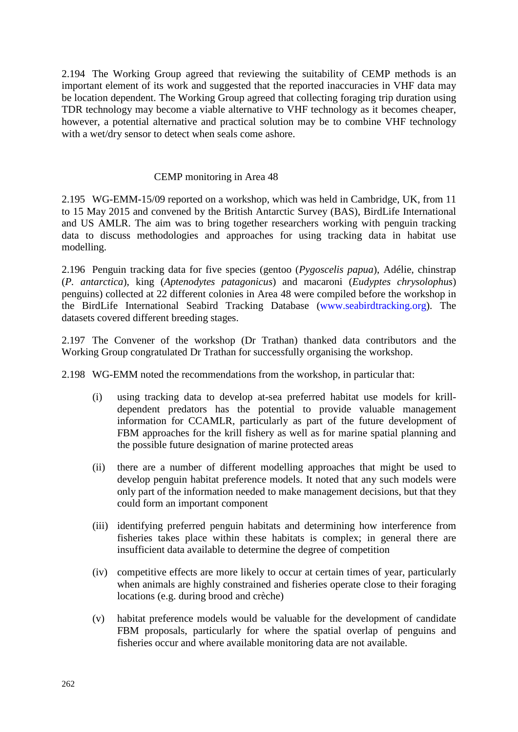2.194 The Working Group agreed that reviewing the suitability of CEMP methods is an important element of its work and suggested that the reported inaccuracies in VHF data may be location dependent. The Working Group agreed that collecting foraging trip duration using TDR technology may become a viable alternative to VHF technology as it becomes cheaper, however, a potential alternative and practical solution may be to combine VHF technology with a wet/dry sensor to detect when seals come ashore.

### CEMP monitoring in Area 48

2.195 WG-EMM-15/09 reported on a workshop, which was held in Cambridge, UK, from 11 to 15 May 2015 and convened by the British Antarctic Survey (BAS), BirdLife International and US AMLR. The aim was to bring together researchers working with penguin tracking data to discuss methodologies and approaches for using tracking data in habitat use modelling.

2.196 Penguin tracking data for five species (gentoo (*Pygoscelis papua*), Adélie, chinstrap (*P. antarctica*), king (*Aptenodytes patagonicus*) and macaroni (*Eudyptes chrysolophus*) penguins) collected at 22 different colonies in Area 48 were compiled before the workshop in the BirdLife International Seabird Tracking Database (www.seabirdtracking.org). The datasets covered different breeding stages.

2.197 The Convener of the workshop (Dr Trathan) thanked data contributors and the Working Group congratulated Dr Trathan for successfully organising the workshop.

2.198 WG-EMM noted the recommendations from the workshop, in particular that:

(i) using tracking data to develop at-sea preferred habitat use models for krill-dependent predators has the potential to provide valuable management information for CCAMLR, particularly as part of the future development of FBM approaches for the krill fishery as well as for marine spatial planning and the possible future designation of marine protected areas

(ii) there are a number of different modelling approaches that might be used to develop penguin habitat preference models. It noted that any such models were only part of the information needed to make management decisions, but that they could form an important component

(iii) identifying preferred penguin habitats and determining how interference from fisheries takes place within these habitats is complex; in general there are insufficient data available to determine the degree of competition

(iv) competitive effects are more likely to occur at certain times of year, particularly when animals are highly constrained and fisheries operate close to their foraging locations (e.g. during brood and crèche)

(v) habitat preference models would be valuable for the development of candidate FBM proposals, particularly for where the spatial overlap of penguins and fisheries occur and where available monitoring data are not available.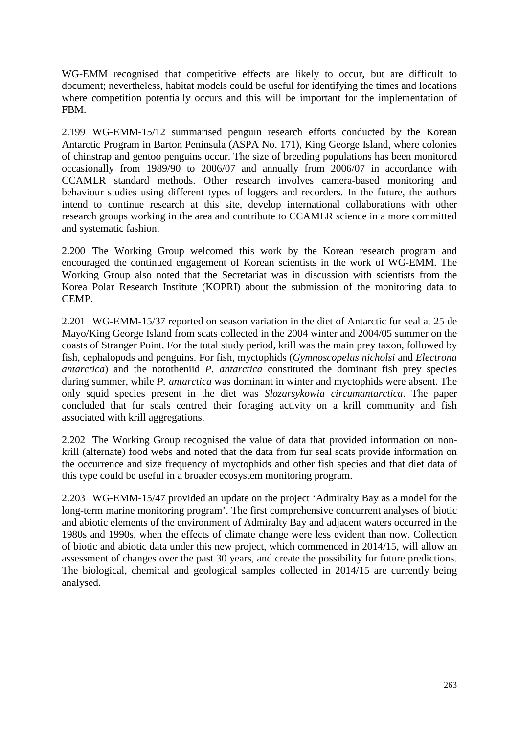WG-EMM recognised that competitive effects are likely to occur, but are difficult to document; nevertheless, habitat models could be useful for identifying the times and locations where competition potentially occurs and this will be important for the implementation of FBM.

2.199 WG-EMM-15/12 summarised penguin research efforts conducted by the Korean Antarctic Program in Barton Peninsula (ASPA No. 171), King George Island, where colonies of chinstrap and gentoo penguins occur. The size of breeding populations has been monitored occasionally from 1989/90 to 2006/07 and annually from 2006/07 in accordance with CCAMLR standard methods. Other research involves camera-based monitoring and behaviour studies using different types of loggers and recorders. In the future, the authors intend to continue research at this site, develop international collaborations with other research groups working in the area and contribute to CCAMLR science in a more committed and systematic fashion.

2.200 The Working Group welcomed this work by the Korean research program and encouraged the continued engagement of Korean scientists in the work of WG-EMM. The Working Group also noted that the Secretariat was in discussion with scientists from the Korea Polar Research Institute (KOPRI) about the submission of the monitoring data to CEMP.

2.201 WG-EMM-15/37 reported on season variation in the diet of Antarctic fur seal at 25 de Mayo/King George Island from scats collected in the 2004 winter and 2004/05 summer on the coasts of Stranger Point. For the total study period, krill was the main prey taxon, followed by fish, cephalopods and penguins. For fish, myctophids (*Gymnoscopelus nicholsi* and *Electrona antarctica*) and the nototheniid *P. antarctica* constituted the dominant fish prey species during summer, while *P. antarctica* was dominant in winter and myctophids were absent. The only squid species present in the diet was *Slozarsykowia circumantarctica*. The paper concluded that fur seals centred their foraging activity on a krill community and fish associated with krill aggregations.

2.202 The Working Group recognised the value of data that provided information on non-krill (alternate) food webs and noted that the data from fur seal scats provide information on the occurrence and size frequency of myctophids and other fish species and that diet data of this type could be useful in a broader ecosystem monitoring program.

2.203 WG-EMM-15/47 provided an update on the project 'Admiralty Bay as a model for the long-term marine monitoring program'. The first comprehensive concurrent analyses of biotic and abiotic elements of the environment of Admiralty Bay and adjacent waters occurred in the 1980s and 1990s, when the effects of climate change were less evident than now. Collection of biotic and abiotic data under this new project, which commenced in 2014/15, will allow an assessment of changes over the past 30 years, and create the possibility for future predictions. The biological, chemical and geological samples collected in 2014/15 are currently being analysed.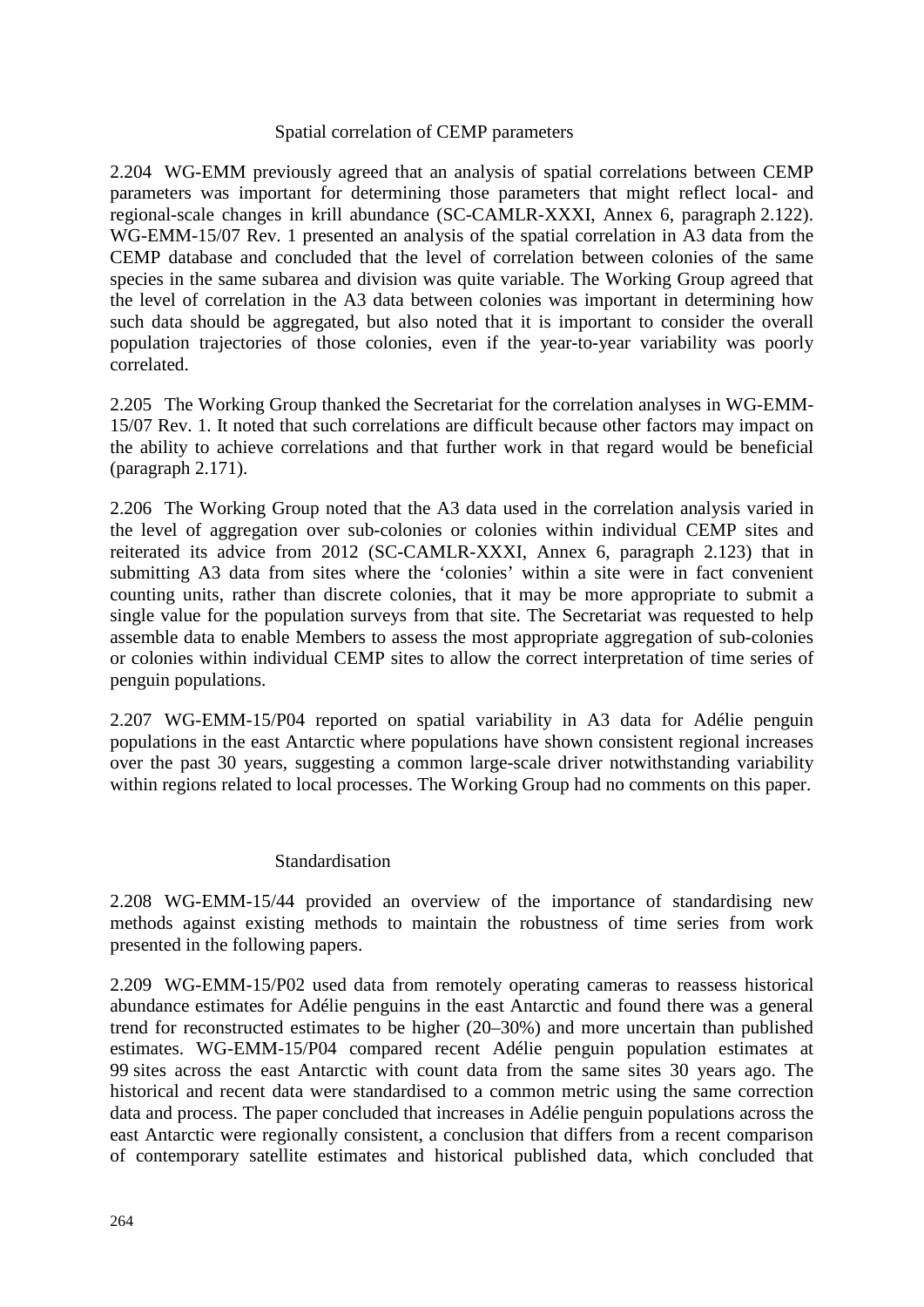### Spatial correlation of CEMP parameters

2.204 WG-EMM previously agreed that an analysis of spatial correlations between CEMP parameters was important for determining those parameters that might reflect local- and regional-scale changes in krill abundance (SC-CAMLR-XXXI, Annex 6, paragraph 2.122). WG-EMM-15/07 Rev. 1 presented an analysis of the spatial correlation in A3 data from the CEMP database and concluded that the level of correlation between colonies of the same species in the same subarea and division was quite variable. The Working Group agreed that the level of correlation in the A3 data between colonies was important in determining how such data should be aggregated, but also noted that it is important to consider the overall population trajectories of those colonies, even if the year-to-year variability was poorly correlated.

2.205 The Working Group thanked the Secretariat for the correlation analyses in WG-EMM-15/07 Rev. 1. It noted that such correlations are difficult because other factors may impact on the ability to achieve correlations and that further work in that regard would be beneficial (paragraph 2.171).

2.206 The Working Group noted that the A3 data used in the correlation analysis varied in the level of aggregation over sub-colonies or colonies within individual CEMP sites and reiterated its advice from 2012 (SC-CAMLR-XXXI, Annex 6, paragraph 2.123) that in submitting A3 data from sites where the 'colonies' within a site were in fact convenient counting units, rather than discrete colonies, that it may be more appropriate to submit a single value for the population surveys from that site. The Secretariat was requested to help assemble data to enable Members to assess the most appropriate aggregation of sub-colonies or colonies within individual CEMP sites to allow the correct interpretation of time series of penguin populations.

2.207 WG-EMM-15/P04 reported on spatial variability in A3 data for Adélie penguin populations in the east Antarctic where populations have shown consistent regional increases over the past 30 years, suggesting a common large-scale driver notwithstanding variability within regions related to local processes. The Working Group had no comments on this paper.

### Standardisation

2.208 WG-EMM-15/44 provided an overview of the importance of standardising new methods against existing methods to maintain the robustness of time series from work presented in the following papers.

2.209 WG-EMM-15/P02 used data from remotely operating cameras to reassess historical abundance estimates for Adélie penguins in the east Antarctic and found there was a general trend for reconstructed estimates to be higher (20–30%) and more uncertain than published estimates. WG-EMM-15/P04 compared recent Adélie penguin population estimates at 99 sites across the east Antarctic with count data from the same sites 30 years ago. The historical and recent data were standardised to a common metric using the same correction data and process. The paper concluded that increases in Adélie penguin populations across the east Antarctic were regionally consistent, a conclusion that differs from a recent comparison of contemporary satellite estimates and historical published data, which concluded that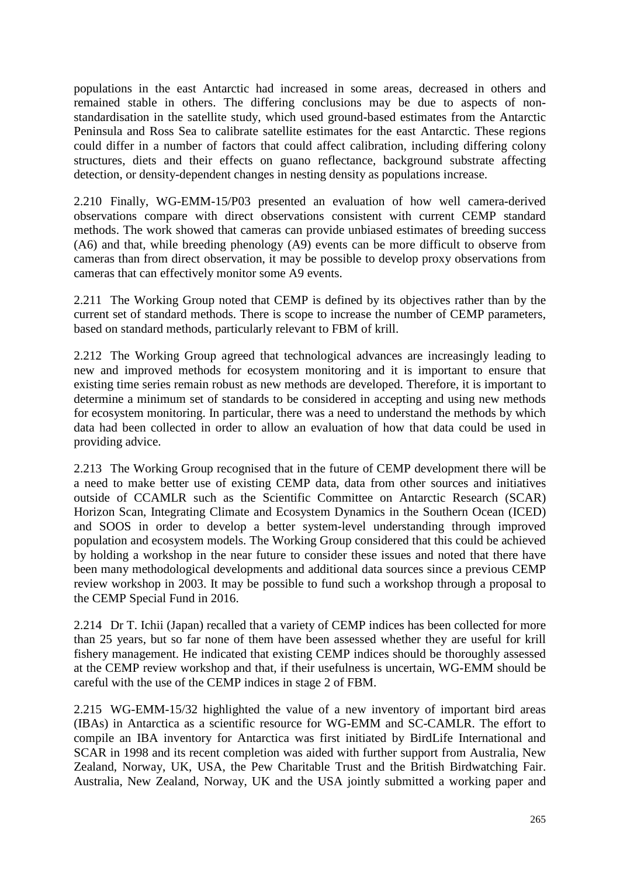populations in the east Antarctic had increased in some areas, decreased in others and remained stable in others. The differing conclusions may be due to aspects of non-standardisation in the satellite study, which used ground-based estimates from the Antarctic Peninsula and Ross Sea to calibrate satellite estimates for the east Antarctic. These regions could differ in a number of factors that could affect calibration, including differing colony structures, diets and their effects on guano reflectance, background substrate affecting detection, or density-dependent changes in nesting density as populations increase.

2.210 Finally, WG-EMM-15/P03 presented an evaluation of how well camera-derived observations compare with direct observations consistent with current CEMP standard methods. The work showed that cameras can provide unbiased estimates of breeding success (A6) and that, while breeding phenology (A9) events can be more difficult to observe from cameras than from direct observation, it may be possible to develop proxy observations from cameras that can effectively monitor some A9 events.

2.211 The Working Group noted that CEMP is defined by its objectives rather than by the current set of standard methods. There is scope to increase the number of CEMP parameters, based on standard methods, particularly relevant to FBM of krill.

2.212 The Working Group agreed that technological advances are increasingly leading to new and improved methods for ecosystem monitoring and it is important to ensure that existing time series remain robust as new methods are developed. Therefore, it is important to determine a minimum set of standards to be considered in accepting and using new methods for ecosystem monitoring. In particular, there was a need to understand the methods by which data had been collected in order to allow an evaluation of how that data could be used in providing advice.

2.213 The Working Group recognised that in the future of CEMP development there will be a need to make better use of existing CEMP data, data from other sources and initiatives outside of CCAMLR such as the Scientific Committee on Antarctic Research (SCAR) Horizon Scan, Integrating Climate and Ecosystem Dynamics in the Southern Ocean (ICED) and SOOS in order to develop a better system-level understanding through improved population and ecosystem models. The Working Group considered that this could be achieved by holding a workshop in the near future to consider these issues and noted that there have been many methodological developments and additional data sources since a previous CEMP review workshop in 2003. It may be possible to fund such a workshop through a proposal to the CEMP Special Fund in 2016.

2.214 Dr T. Ichii (Japan) recalled that a variety of CEMP indices has been collected for more than 25 years, but so far none of them have been assessed whether they are useful for krill fishery management. He indicated that existing CEMP indices should be thoroughly assessed at the CEMP review workshop and that, if their usefulness is uncertain, WG-EMM should be careful with the use of the CEMP indices in stage 2 of FBM.

2.215 WG-EMM-15/32 highlighted the value of a new inventory of important bird areas (IBAs) in Antarctica as a scientific resource for WG-EMM and SC-CAMLR. The effort to compile an IBA inventory for Antarctica was first initiated by BirdLife International and SCAR in 1998 and its recent completion was aided with further support from Australia, New Zealand, Norway, UK, USA, the Pew Charitable Trust and the British Birdwatching Fair. Australia, New Zealand, Norway, UK and the USA jointly submitted a working paper and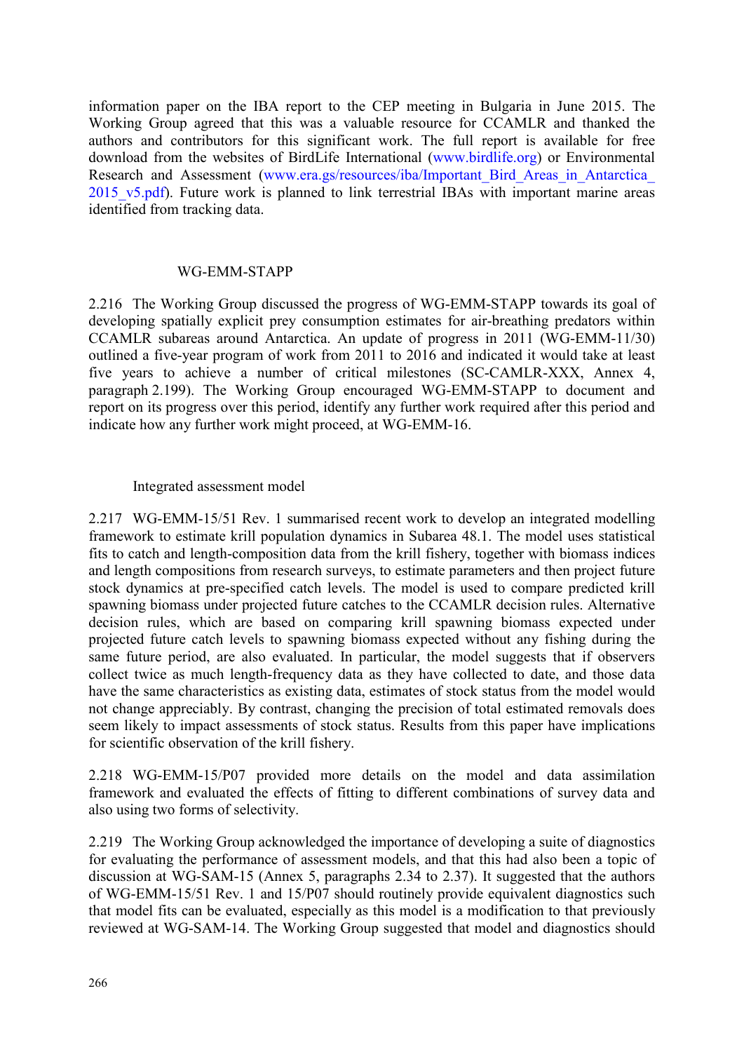information paper on the IBA report to the CEP meeting in Bulgaria in June 2015. The Working Group agreed that this was a valuable resource for CCAMLR and thanked the authors and contributors for this significant work. The full report is available for free download from the websites of BirdLife International (www.birdlife.org) or Environmental Research and Assessment (www.era.gs/resources/iba/Important_Bird_Areas_in_Antarctica_2015_v5.pdf). Future work is planned to link terrestrial IBAs with important marine areas identified from tracking data.

### WG-EMM-STAPP

2.216 The Working Group discussed the progress of WG-EMM-STAPP towards its goal of developing spatially explicit prey consumption estimates for air-breathing predators within CCAMLR subareas around Antarctica. An update of progress in 2011 (WG-EMM-11/30) outlined a five-year program of work from 2011 to 2016 and indicated it would take at least five years to achieve a number of critical milestones (SC-CAMLR-XXX, Annex 4, paragraph 2.199). The Working Group encouraged WG-EMM-STAPP to document and report on its progress over this period, identify any further work required after this period and indicate how any further work might proceed, at WG-EMM-16.

### Integrated assessment model

2.217 WG-EMM-15/51 Rev. 1 summarised recent work to develop an integrated modelling framework to estimate krill population dynamics in Subarea 48.1. The model uses statistical fits to catch and length-composition data from the krill fishery, together with biomass indices and length compositions from research surveys, to estimate parameters and then project future stock dynamics at pre-specified catch levels. The model is used to compare predicted krill spawning biomass under projected future catches to the CCAMLR decision rules. Alternative decision rules, which are based on comparing krill spawning biomass expected under projected future catch levels to spawning biomass expected without any fishing during the same future period, are also evaluated. In particular, the model suggests that if observers collect twice as much length-frequency data as they have collected to date, and those data have the same characteristics as existing data, estimates of stock status from the model would not change appreciably. By contrast, changing the precision of total estimated removals does seem likely to impact assessments of stock status. Results from this paper have implications for scientific observation of the krill fishery.

2.218 WG-EMM-15/P07 provided more details on the model and data assimilation framework and evaluated the effects of fitting to different combinations of survey data and also using two forms of selectivity.

2.219 The Working Group acknowledged the importance of developing a suite of diagnostics for evaluating the performance of assessment models, and that this had also been a topic of discussion at WG-SAM-15 (Annex 5, paragraphs 2.34 to 2.37). It suggested that the authors of WG-EMM-15/51 Rev. 1 and 15/P07 should routinely provide equivalent diagnostics such that model fits can be evaluated, especially as this model is a modification to that previously reviewed at WG-SAM-14. The Working Group suggested that model and diagnostics should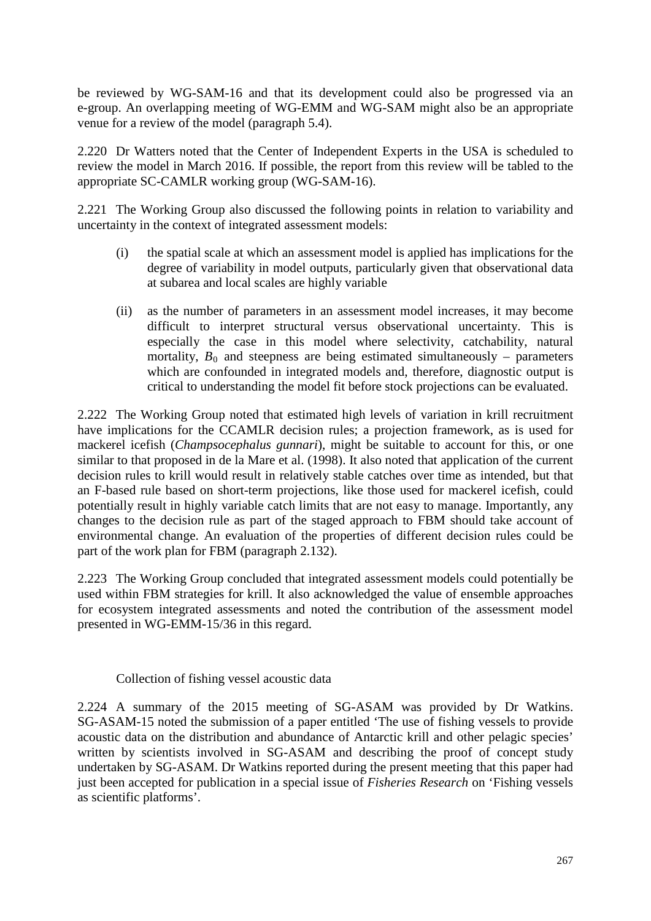be reviewed by WG-SAM-16 and that its development could also be progressed via an e-group. An overlapping meeting of WG-EMM and WG-SAM might also be an appropriate venue for a review of the model (paragraph 5.4).

2.220 Dr Watters noted that the Center of Independent Experts in the USA is scheduled to review the model in March 2016. If possible, the report from this review will be tabled to the appropriate SC-CAMLR working group (WG-SAM-16).

2.221 The Working Group also discussed the following points in relation to variability and uncertainty in the context of integrated assessment models:

(i) the spatial scale at which an assessment model is applied has implications for the degree of variability in model outputs, particularly given that observational data at subarea and local scales are highly variable

(ii) as the number of parameters in an assessment model increases, it may become difficult to interpret structural versus observational uncertainty. This is especially the case in this model where selectivity, catchability, natural mortality, $B_0$ and steepness are being estimated simultaneously – parameters which are confounded in integrated models and, therefore, diagnostic output is critical to understanding the model fit before stock projections can be evaluated.

2.222 The Working Group noted that estimated high levels of variation in krill recruitment have implications for the CCAMLR decision rules; a projection framework, as is used for mackerel icefish (*Champsocephalus gunnari*), might be suitable to account for this, or one similar to that proposed in de la Mare et al. (1998). It also noted that application of the current decision rules to krill would result in relatively stable catches over time as intended, but that an F-based rule based on short-term projections, like those used for mackerel icefish, could potentially result in highly variable catch limits that are not easy to manage. Importantly, any changes to the decision rule as part of the staged approach to FBM should take account of environmental change. An evaluation of the properties of different decision rules could be part of the work plan for FBM (paragraph 2.132).

2.223 The Working Group concluded that integrated assessment models could potentially be used within FBM strategies for krill. It also acknowledged the value of ensemble approaches for ecosystem integrated assessments and noted the contribution of the assessment model presented in WG-EMM-15/36 in this regard.

### Collection of fishing vessel acoustic data

2.224 A summary of the 2015 meeting of SG-ASAM was provided by Dr Watkins. SG-ASAM-15 noted the submission of a paper entitled 'The use of fishing vessels to provide acoustic data on the distribution and abundance of Antarctic krill and other pelagic species' written by scientists involved in SG-ASAM and describing the proof of concept study undertaken by SG-ASAM. Dr Watkins reported during the present meeting that this paper had just been accepted for publication in a special issue of *Fisheries Research* on 'Fishing vessels as scientific platforms'.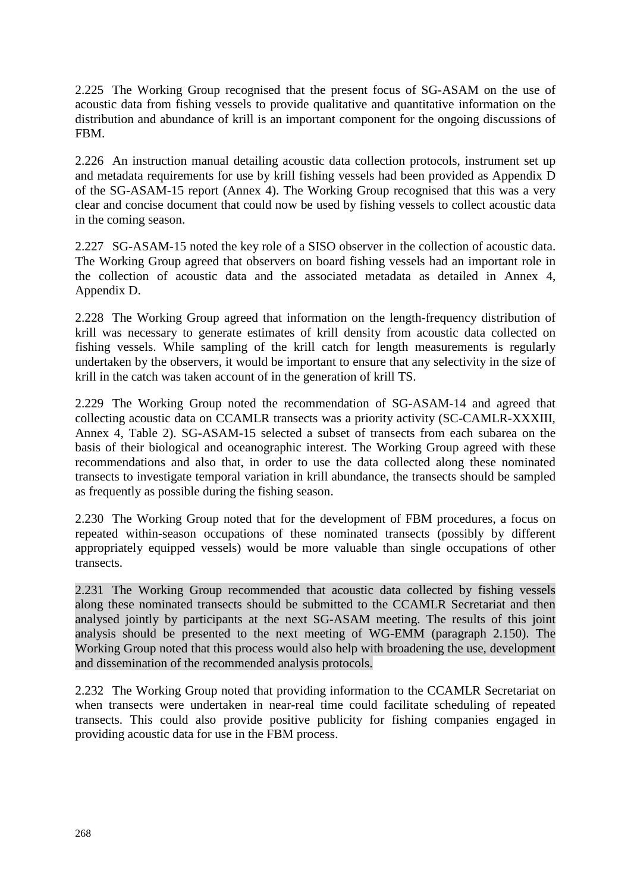2.225 The Working Group recognised that the present focus of SG-ASAM on the use of acoustic data from fishing vessels to provide qualitative and quantitative information on the distribution and abundance of krill is an important component for the ongoing discussions of FBM.

2.226 An instruction manual detailing acoustic data collection protocols, instrument set up and metadata requirements for use by krill fishing vessels had been provided as Appendix D of the SG-ASAM-15 report (Annex 4). The Working Group recognised that this was a very clear and concise document that could now be used by fishing vessels to collect acoustic data in the coming season.

2.227 SG-ASAM-15 noted the key role of a SISO observer in the collection of acoustic data. The Working Group agreed that observers on board fishing vessels had an important role in the collection of acoustic data and the associated metadata as detailed in Annex 4, Appendix D.

2.228 The Working Group agreed that information on the length-frequency distribution of krill was necessary to generate estimates of krill density from acoustic data collected on fishing vessels. While sampling of the krill catch for length measurements is regularly undertaken by the observers, it would be important to ensure that any selectivity in the size of krill in the catch was taken account of in the generation of krill TS.

2.229 The Working Group noted the recommendation of SG-ASAM-14 and agreed that collecting acoustic data on CCAMLR transects was a priority activity (SC-CAMLR-XXXIII, Annex 4, Table 2). SG-ASAM-15 selected a subset of transects from each subarea on the basis of their biological and oceanographic interest. The Working Group agreed with these recommendations and also that, in order to use the data collected along these nominated transects to investigate temporal variation in krill abundance, the transects should be sampled as frequently as possible during the fishing season.

2.230 The Working Group noted that for the development of FBM procedures, a focus on repeated within-season occupations of these nominated transects (possibly by different appropriately equipped vessels) would be more valuable than single occupations of other transects.

2.231 The Working Group recommended that acoustic data collected by fishing vessels along these nominated transects should be submitted to the CCAMLR Secretariat and then analysed jointly by participants at the next SG-ASAM meeting. The results of this joint analysis should be presented to the next meeting of WG-EMM (paragraph 2.150). The Working Group noted that this process would also help with broadening the use, development and dissemination of the recommended analysis protocols.

2.232 The Working Group noted that providing information to the CCAMLR Secretariat on when transects were undertaken in near-real time could facilitate scheduling of repeated transects. This could also provide positive publicity for fishing companies engaged in providing acoustic data for use in the FBM process.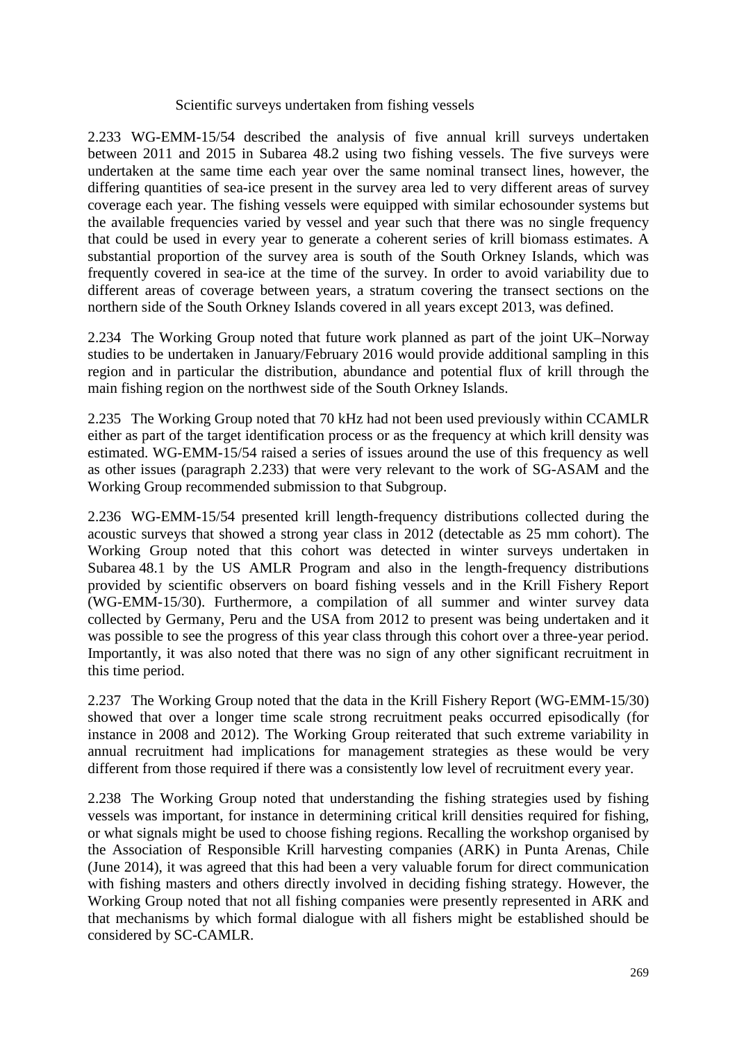### Scientific surveys undertaken from fishing vessels

2.233 WG-EMM-15/54 described the analysis of five annual krill surveys undertaken between 2011 and 2015 in Subarea 48.2 using two fishing vessels. The five surveys were undertaken at the same time each year over the same nominal transect lines, however, the differing quantities of sea-ice present in the survey area led to very different areas of survey coverage each year. The fishing vessels were equipped with similar echosounder systems but the available frequencies varied by vessel and year such that there was no single frequency that could be used in every year to generate a coherent series of krill biomass estimates. A substantial proportion of the survey area is south of the South Orkney Islands, which was frequently covered in sea-ice at the time of the survey. In order to avoid variability due to different areas of coverage between years, a stratum covering the transect sections on the northern side of the South Orkney Islands covered in all years except 2013, was defined.

2.234 The Working Group noted that future work planned as part of the joint UK–Norway studies to be undertaken in January/February 2016 would provide additional sampling in this region and in particular the distribution, abundance and potential flux of krill through the main fishing region on the northwest side of the South Orkney Islands.

2.235 The Working Group noted that 70 kHz had not been used previously within CCAMLR either as part of the target identification process or as the frequency at which krill density was estimated. WG-EMM-15/54 raised a series of issues around the use of this frequency as well as other issues (paragraph 2.233) that were very relevant to the work of SG-ASAM and the Working Group recommended submission to that Subgroup.

2.236 WG-EMM-15/54 presented krill length-frequency distributions collected during the acoustic surveys that showed a strong year class in 2012 (detectable as 25 mm cohort). The Working Group noted that this cohort was detected in winter surveys undertaken in Subarea 48.1 by the US AMLR Program and also in the length-frequency distributions provided by scientific observers on board fishing vessels and in the Krill Fishery Report (WG-EMM-15/30). Furthermore, a compilation of all summer and winter survey data collected by Germany, Peru and the USA from 2012 to present was being undertaken and it was possible to see the progress of this year class through this cohort over a three-year period. Importantly, it was also noted that there was no sign of any other significant recruitment in this time period.

2.237 The Working Group noted that the data in the Krill Fishery Report (WG-EMM-15/30) showed that over a longer time scale strong recruitment peaks occurred episodically (for instance in 2008 and 2012). The Working Group reiterated that such extreme variability in annual recruitment had implications for management strategies as these would be very different from those required if there was a consistently low level of recruitment every year.

2.238 The Working Group noted that understanding the fishing strategies used by fishing vessels was important, for instance in determining critical krill densities required for fishing, or what signals might be used to choose fishing regions. Recalling the workshop organised by the Association of Responsible Krill harvesting companies (ARK) in Punta Arenas, Chile (June 2014), it was agreed that this had been a very valuable forum for direct communication with fishing masters and others directly involved in deciding fishing strategy. However, the Working Group noted that not all fishing companies were presently represented in ARK and that mechanisms by which formal dialogue with all fishers might be established should be considered by SC-CAMLR.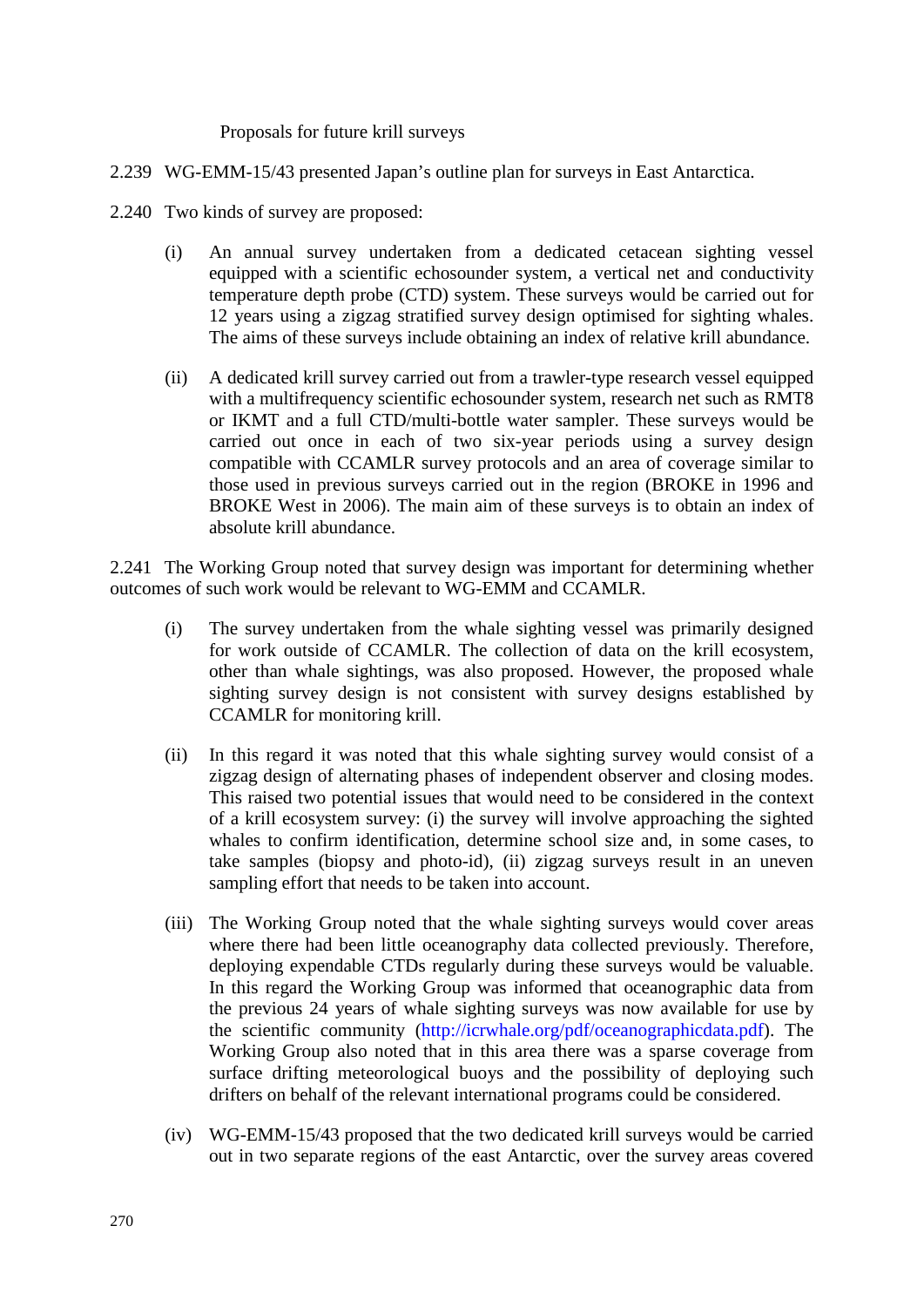### Proposals for future krill surveys

2.239 WG-EMM-15/43 presented Japan's outline plan for surveys in East Antarctica.

2.240 Two kinds of survey are proposed:

(i) An annual survey undertaken from a dedicated cetacean sighting vessel equipped with a scientific echosounder system, a vertical net and conductivity temperature depth probe (CTD) system. These surveys would be carried out for 12 years using a zigzag stratified survey design optimised for sighting whales. The aims of these surveys include obtaining an index of relative krill abundance.

(ii) A dedicated krill survey carried out from a trawler-type research vessel equipped with a multifrequency scientific echosounder system, research net such as RMT8 or IKMT and a full CTD/multi-bottle water sampler. These surveys would be carried out once in each of two six-year periods using a survey design compatible with CCAMLR survey protocols and an area of coverage similar to those used in previous surveys carried out in the region (BROKE in 1996 and BROKE West in 2006). The main aim of these surveys is to obtain an index of absolute krill abundance.

2.241 The Working Group noted that survey design was important for determining whether outcomes of such work would be relevant to WG-EMM and CCAMLR.

(i) The survey undertaken from the whale sighting vessel was primarily designed for work outside of CCAMLR. The collection of data on the krill ecosystem, other than whale sightings, was also proposed. However, the proposed whale sighting survey design is not consistent with survey designs established by CCAMLR for monitoring krill.

(ii) In this regard it was noted that this whale sighting survey would consist of a zigzag design of alternating phases of independent observer and closing modes. This raised two potential issues that would need to be considered in the context of a krill ecosystem survey: (i) the survey will involve approaching the sighted whales to confirm identification, determine school size and, in some cases, to take samples (biopsy and photo-id), (ii) zigzag surveys result in an uneven sampling effort that needs to be taken into account.

(iii) The Working Group noted that the whale sighting surveys would cover areas where there had been little oceanography data collected previously. Therefore, deploying expendable CTDs regularly during these surveys would be valuable. In this regard the Working Group was informed that oceanographic data from the previous 24 years of whale sighting surveys was now available for use by the scientific community (http://icrwhale.org/pdf/oceanographicdata.pdf). The Working Group also noted that in this area there was a sparse coverage from surface drifting meteorological buoys and the possibility of deploying such drifters on behalf of the relevant international programs could be considered.

(iv) WG-EMM-15/43 proposed that the two dedicated krill surveys would be carried out in two separate regions of the east Antarctic, over the survey areas covered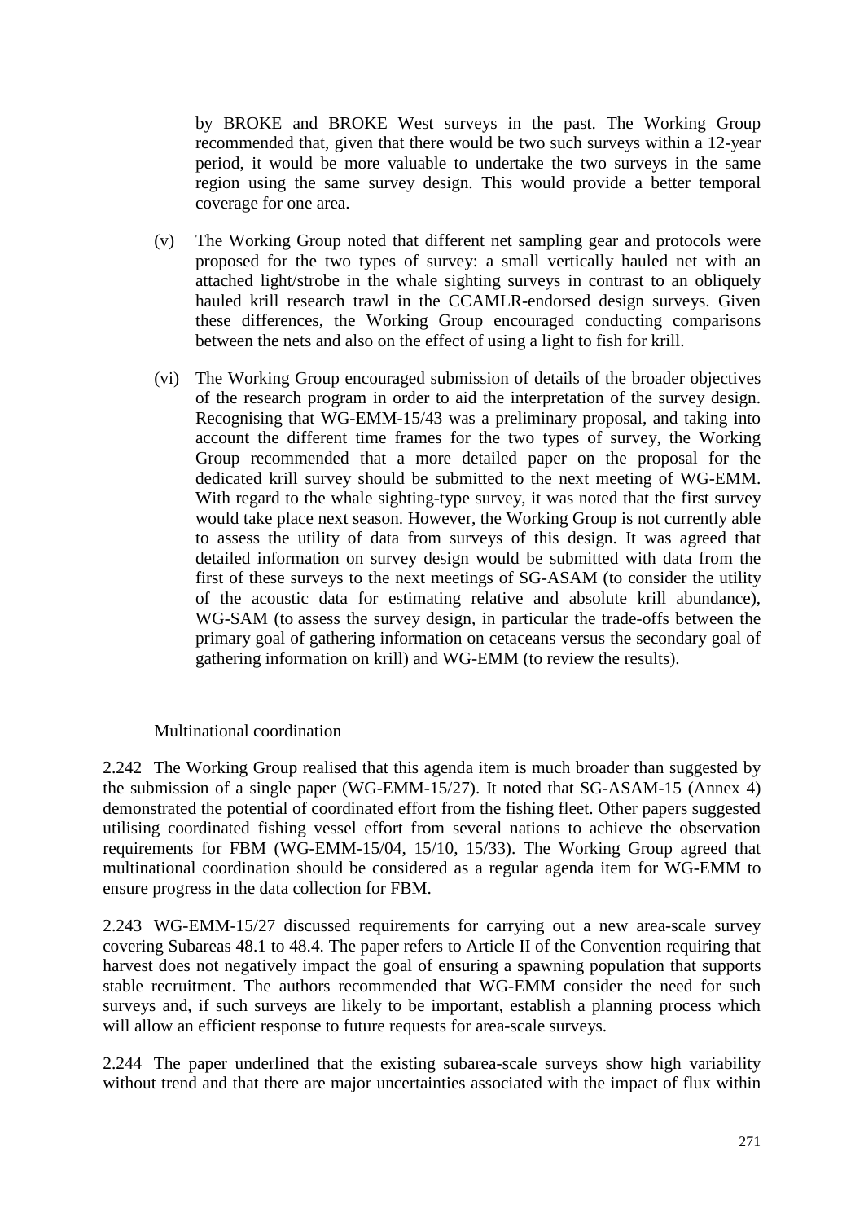by BROKE and BROKE West surveys in the past. The Working Group recommended that, given that there would be two such surveys within a 12-year period, it would be more valuable to undertake the two surveys in the same region using the same survey design. This would provide a better temporal coverage for one area.

(v) The Working Group noted that different net sampling gear and protocols were proposed for the two types of survey: a small vertically hauled net with an attached light/strobe in the whale sighting surveys in contrast to an obliquely hauled krill research trawl in the CCAMLR-endorsed design surveys. Given these differences, the Working Group encouraged conducting comparisons between the nets and also on the effect of using a light to fish for krill.

(vi) The Working Group encouraged submission of details of the broader objectives of the research program in order to aid the interpretation of the survey design. Recognising that WG-EMM-15/43 was a preliminary proposal, and taking into account the different time frames for the two types of survey, the Working Group recommended that a more detailed paper on the proposal for the dedicated krill survey should be submitted to the next meeting of WG-EMM. With regard to the whale sighting-type survey, it was noted that the first survey would take place next season. However, the Working Group is not currently able to assess the utility of data from surveys of this design. It was agreed that detailed information on survey design would be submitted with data from the first of these surveys to the next meetings of SG-ASAM (to consider the utility of the acoustic data for estimating relative and absolute krill abundance), WG-SAM (to assess the survey design, in particular the trade-offs between the primary goal of gathering information on cetaceans versus the secondary goal of gathering information on krill) and WG-EMM (to review the results).

### Multinational coordination

2.242 The Working Group realised that this agenda item is much broader than suggested by the submission of a single paper (WG-EMM-15/27). It noted that SG-ASAM-15 (Annex 4) demonstrated the potential of coordinated effort from the fishing fleet. Other papers suggested utilising coordinated fishing vessel effort from several nations to achieve the observation requirements for FBM (WG-EMM-15/04, 15/10, 15/33). The Working Group agreed that multinational coordination should be considered as a regular agenda item for WG-EMM to ensure progress in the data collection for FBM.

2.243 WG-EMM-15/27 discussed requirements for carrying out a new area-scale survey covering Subareas 48.1 to 48.4. The paper refers to Article II of the Convention requiring that harvest does not negatively impact the goal of ensuring a spawning population that supports stable recruitment. The authors recommended that WG-EMM consider the need for such surveys and, if such surveys are likely to be important, establish a planning process which will allow an efficient response to future requests for area-scale surveys.

2.244 The paper underlined that the existing subarea-scale surveys show high variability without trend and that there are major uncertainties associated with the impact of flux within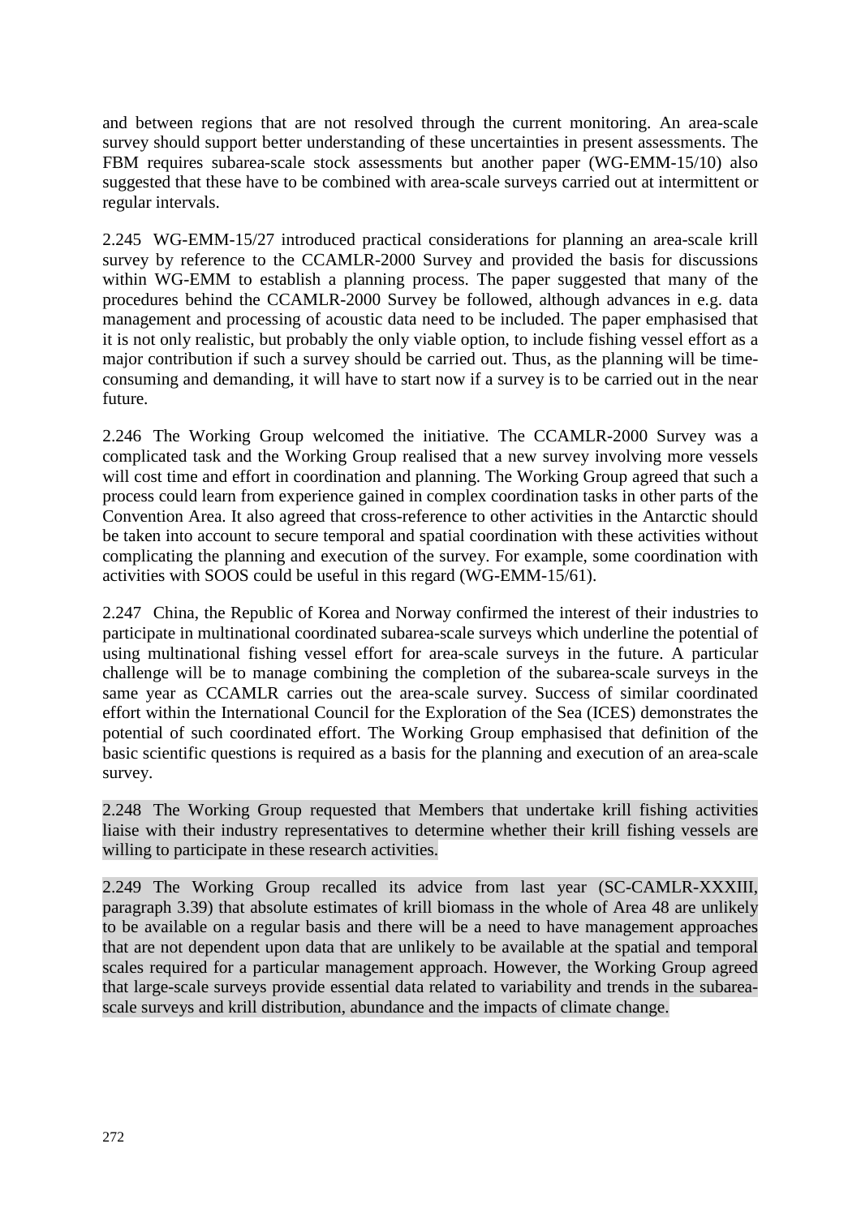and between regions that are not resolved through the current monitoring. An area-scale survey should support better understanding of these uncertainties in present assessments. The FBM requires subarea-scale stock assessments but another paper (WG-EMM-15/10) also suggested that these have to be combined with area-scale surveys carried out at intermittent or regular intervals.

2.245 WG-EMM-15/27 introduced practical considerations for planning an area-scale krill survey by reference to the CCAMLR-2000 Survey and provided the basis for discussions within WG-EMM to establish a planning process. The paper suggested that many of the procedures behind the CCAMLR-2000 Survey be followed, although advances in e.g. data management and processing of acoustic data need to be included. The paper emphasised that it is not only realistic, but probably the only viable option, to include fishing vessel effort as a major contribution if such a survey should be carried out. Thus, as the planning will be time-consuming and demanding, it will have to start now if a survey is to be carried out in the near future.

2.246 The Working Group welcomed the initiative. The CCAMLR-2000 Survey was a complicated task and the Working Group realised that a new survey involving more vessels will cost time and effort in coordination and planning. The Working Group agreed that such a process could learn from experience gained in complex coordination tasks in other parts of the Convention Area. It also agreed that cross-reference to other activities in the Antarctic should be taken into account to secure temporal and spatial coordination with these activities without complicating the planning and execution of the survey. For example, some coordination with activities with SOOS could be useful in this regard (WG-EMM-15/61).

2.247 China, the Republic of Korea and Norway confirmed the interest of their industries to participate in multinational coordinated subarea-scale surveys which underline the potential of using multinational fishing vessel effort for area-scale surveys in the future. A particular challenge will be to manage combining the completion of the subarea-scale surveys in the same year as CCAMLR carries out the area-scale survey. Success of similar coordinated effort within the International Council for the Exploration of the Sea (ICES) demonstrates the potential of such coordinated effort. The Working Group emphasised that definition of the basic scientific questions is required as a basis for the planning and execution of an area-scale survey.

2.248 The Working Group requested that Members that undertake krill fishing activities liaise with their industry representatives to determine whether their krill fishing vessels are willing to participate in these research activities.

2.249 The Working Group recalled its advice from last year (SC-CAMLR-XXXIII, paragraph 3.39) that absolute estimates of krill biomass in the whole of Area 48 are unlikely to be available on a regular basis and there will be a need to have management approaches that are not dependent upon data that are unlikely to be available at the spatial and temporal scales required for a particular management approach. However, the Working Group agreed that large-scale surveys provide essential data related to variability and trends in the subarea-scale surveys and krill distribution, abundance and the impacts of climate change.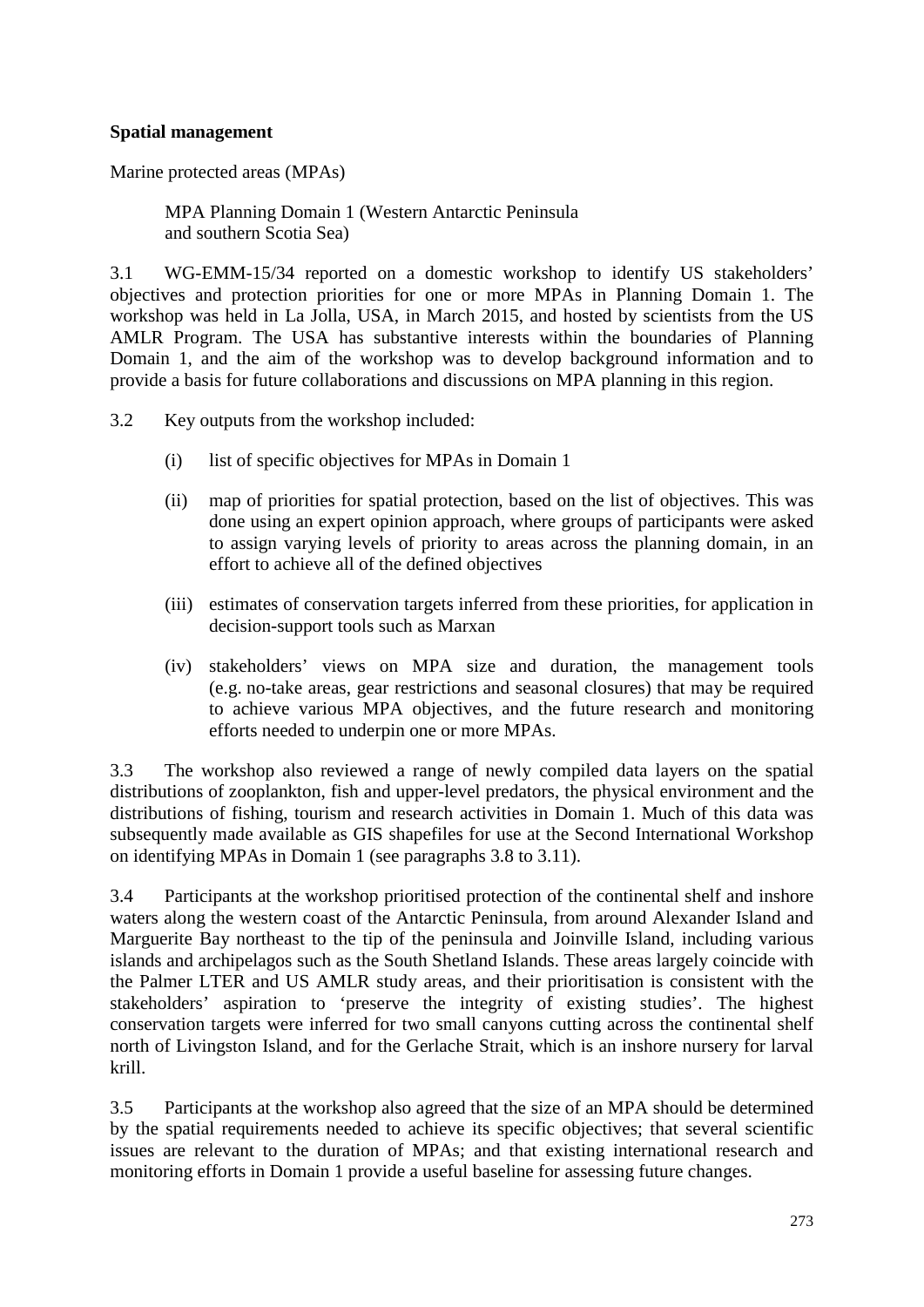## Spatial management

Marine protected areas (MPAs)

MPA Planning Domain 1 (Western Antarctic Peninsula and southern Scotia Sea)

3.1 WG-EMM-15/34 reported on a domestic workshop to identify US stakeholders' objectives and protection priorities for one or more MPAs in Planning Domain 1. The workshop was held in La Jolla, USA, in March 2015, and hosted by scientists from the US AMLR Program. The USA has substantive interests within the boundaries of Planning Domain 1, and the aim of the workshop was to develop background information and to provide a basis for future collaborations and discussions on MPA planning in this region.

3.2 Key outputs from the workshop included:

(i) list of specific objectives for MPAs in Domain 1

(ii) map of priorities for spatial protection, based on the list of objectives. This was done using an expert opinion approach, where groups of participants were asked to assign varying levels of priority to areas across the planning domain, in an effort to achieve all of the defined objectives

(iii) estimates of conservation targets inferred from these priorities, for application in decision-support tools such as Marxan

(iv) stakeholders' views on MPA size and duration, the management tools (e.g. no-take areas, gear restrictions and seasonal closures) that may be required to achieve various MPA objectives, and the future research and monitoring efforts needed to underpin one or more MPAs.

3.3 The workshop also reviewed a range of newly compiled data layers on the spatial distributions of zooplankton, fish and upper-level predators, the physical environment and the distributions of fishing, tourism and research activities in Domain 1. Much of this data was subsequently made available as GIS shapefiles for use at the Second International Workshop on identifying MPAs in Domain 1 (see paragraphs 3.8 to 3.11).

3.4 Participants at the workshop prioritised protection of the continental shelf and inshore waters along the western coast of the Antarctic Peninsula, from around Alexander Island and Marguerite Bay northeast to the tip of the peninsula and Joinville Island, including various islands and archipelagos such as the South Shetland Islands. These areas largely coincide with the Palmer LTER and US AMLR study areas, and their prioritisation is consistent with the stakeholders' aspiration to 'preserve the integrity of existing studies'. The highest conservation targets were inferred for two small canyons cutting across the continental shelf north of Livingston Island, and for the Gerlache Strait, which is an inshore nursery for larval krill.

3.5 Participants at the workshop also agreed that the size of an MPA should be determined by the spatial requirements needed to achieve its specific objectives; that several scientific issues are relevant to the duration of MPAs; and that existing international research and monitoring efforts in Domain 1 provide a useful baseline for assessing future changes.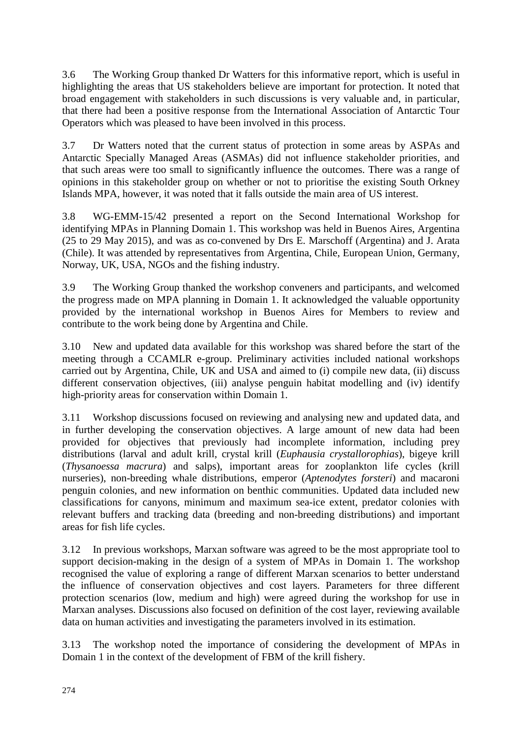3.6 The Working Group thanked Dr Watters for this informative report, which is useful in highlighting the areas that US stakeholders believe are important for protection. It noted that broad engagement with stakeholders in such discussions is very valuable and, in particular, that there had been a positive response from the International Association of Antarctic Tour Operators which was pleased to have been involved in this process.

3.7 Dr Watters noted that the current status of protection in some areas by ASPAs and Antarctic Specially Managed Areas (ASMAs) did not influence stakeholder priorities, and that such areas were too small to significantly influence the outcomes. There was a range of opinions in this stakeholder group on whether or not to prioritise the existing South Orkney Islands MPA, however, it was noted that it falls outside the main area of US interest.

3.8 WG-EMM-15/42 presented a report on the Second International Workshop for identifying MPAs in Planning Domain 1. This workshop was held in Buenos Aires, Argentina (25 to 29 May 2015), and was as co-convened by Drs E. Marschoff (Argentina) and J. Arata (Chile). It was attended by representatives from Argentina, Chile, European Union, Germany, Norway, UK, USA, NGOs and the fishing industry.

3.9 The Working Group thanked the workshop conveners and participants, and welcomed the progress made on MPA planning in Domain 1. It acknowledged the valuable opportunity provided by the international workshop in Buenos Aires for Members to review and contribute to the work being done by Argentina and Chile.

3.10 New and updated data available for this workshop was shared before the start of the meeting through a CCAMLR e-group. Preliminary activities included national workshops carried out by Argentina, Chile, UK and USA and aimed to (i) compile new data, (ii) discuss different conservation objectives, (iii) analyse penguin habitat modelling and (iv) identify high-priority areas for conservation within Domain 1.

3.11 Workshop discussions focused on reviewing and analysing new and updated data, and in further developing the conservation objectives. A large amount of new data had been provided for objectives that previously had incomplete information, including prey distributions (larval and adult krill, crystal krill (*Euphausia crystallorophias*), bigeye krill (*Thysanoessa macrura*) and salps), important areas for zooplankton life cycles (krill nurseries), non-breeding whale distributions, emperor (*Aptenodytes forsteri*) and macaroni penguin colonies, and new information on benthic communities. Updated data included new classifications for canyons, minimum and maximum sea-ice extent, predator colonies with relevant buffers and tracking data (breeding and non-breeding distributions) and important areas for fish life cycles.

3.12 In previous workshops, Marxan software was agreed to be the most appropriate tool to support decision-making in the design of a system of MPAs in Domain 1. The workshop recognised the value of exploring a range of different Marxan scenarios to better understand the influence of conservation objectives and cost layers. Parameters for three different protection scenarios (low, medium and high) were agreed during the workshop for use in Marxan analyses. Discussions also focused on definition of the cost layer, reviewing available data on human activities and investigating the parameters involved in its estimation.

3.13 The workshop noted the importance of considering the development of MPAs in Domain 1 in the context of the development of FBM of the krill fishery.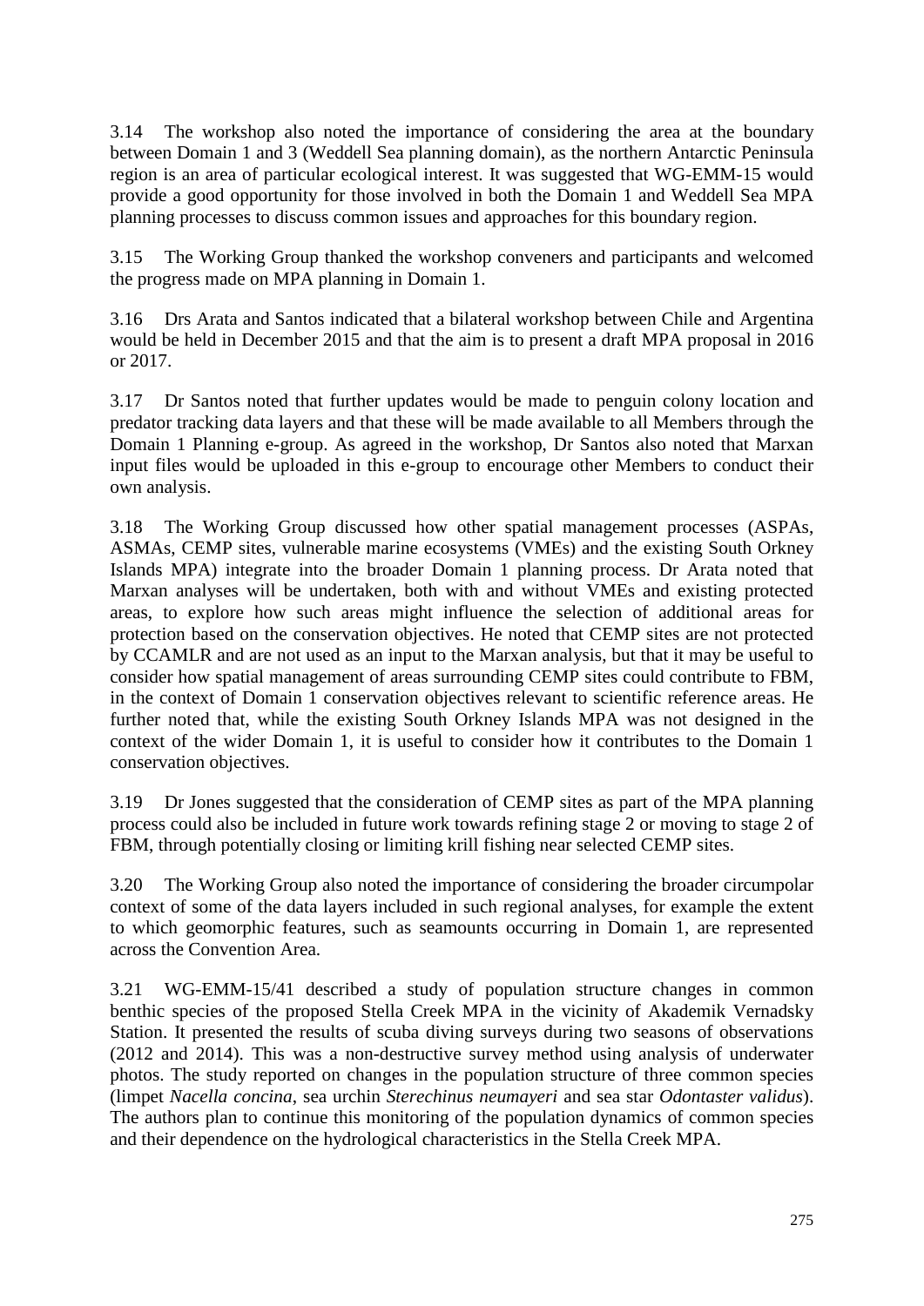3.14 The workshop also noted the importance of considering the area at the boundary between Domain 1 and 3 (Weddell Sea planning domain), as the northern Antarctic Peninsula region is an area of particular ecological interest. It was suggested that WG-EMM-15 would provide a good opportunity for those involved in both the Domain 1 and Weddell Sea MPA planning processes to discuss common issues and approaches for this boundary region.

3.15 The Working Group thanked the workshop conveners and participants and welcomed the progress made on MPA planning in Domain 1.

3.16 Drs Arata and Santos indicated that a bilateral workshop between Chile and Argentina would be held in December 2015 and that the aim is to present a draft MPA proposal in 2016 or 2017.

3.17 Dr Santos noted that further updates would be made to penguin colony location and predator tracking data layers and that these will be made available to all Members through the Domain 1 Planning e-group. As agreed in the workshop, Dr Santos also noted that Marxan input files would be uploaded in this e-group to encourage other Members to conduct their own analysis.

3.18 The Working Group discussed how other spatial management processes (ASPAs, ASMAs, CEMP sites, vulnerable marine ecosystems (VMEs) and the existing South Orkney Islands MPA) integrate into the broader Domain 1 planning process. Dr Arata noted that Marxan analyses will be undertaken, both with and without VMEs and existing protected areas, to explore how such areas might influence the selection of additional areas for protection based on the conservation objectives. He noted that CEMP sites are not protected by CCAMLR and are not used as an input to the Marxan analysis, but that it may be useful to consider how spatial management of areas surrounding CEMP sites could contribute to FBM, in the context of Domain 1 conservation objectives relevant to scientific reference areas. He further noted that, while the existing South Orkney Islands MPA was not designed in the context of the wider Domain 1, it is useful to consider how it contributes to the Domain 1 conservation objectives.

3.19 Dr Jones suggested that the consideration of CEMP sites as part of the MPA planning process could also be included in future work towards refining stage 2 or moving to stage 2 of FBM, through potentially closing or limiting krill fishing near selected CEMP sites.

3.20 The Working Group also noted the importance of considering the broader circumpolar context of some of the data layers included in such regional analyses, for example the extent to which geomorphic features, such as seamounts occurring in Domain 1, are represented across the Convention Area.

3.21 WG-EMM-15/41 described a study of population structure changes in common benthic species of the proposed Stella Creek MPA in the vicinity of Akademik Vernadsky Station. It presented the results of scuba diving surveys during two seasons of observations (2012 and 2014). This was a non-destructive survey method using analysis of underwater photos. The study reported on changes in the population structure of three common species (limpet *Nacella concina*, sea urchin *Sterechinus neumayeri* and sea star *Odontaster validus*). The authors plan to continue this monitoring of the population dynamics of common species and their dependence on the hydrological characteristics in the Stella Creek MPA.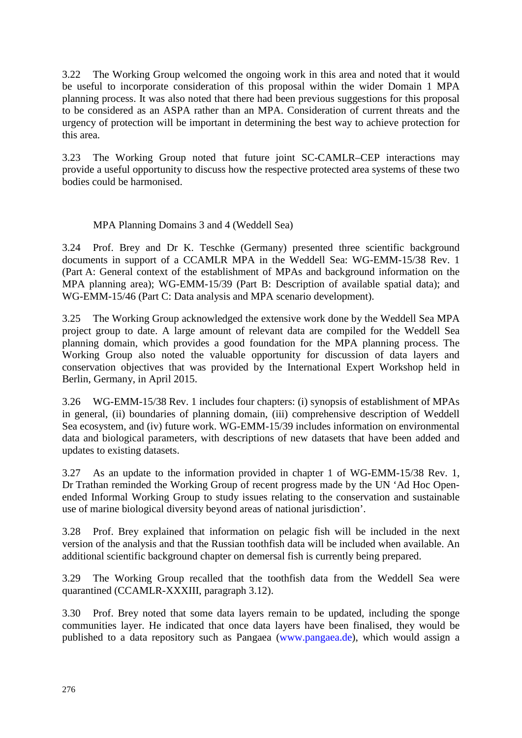3.22 The Working Group welcomed the ongoing work in this area and noted that it would be useful to incorporate consideration of this proposal within the wider Domain 1 MPA planning process. It was also noted that there had been previous suggestions for this proposal to be considered as an ASPA rather than an MPA. Consideration of current threats and the urgency of protection will be important in determining the best way to achieve protection for this area.

3.23 The Working Group noted that future joint SC-CAMLR–CEP interactions may provide a useful opportunity to discuss how the respective protected area systems of these two bodies could be harmonised.

### MPA Planning Domains 3 and 4 (Weddell Sea)

3.24 Prof. Brey and Dr K. Teschke (Germany) presented three scientific background documents in support of a CCAMLR MPA in the Weddell Sea: WG-EMM-15/38 Rev. 1 (Part A: General context of the establishment of MPAs and background information on the MPA planning area); WG-EMM-15/39 (Part B: Description of available spatial data); and WG-EMM-15/46 (Part C: Data analysis and MPA scenario development).

3.25 The Working Group acknowledged the extensive work done by the Weddell Sea MPA project group to date. A large amount of relevant data are compiled for the Weddell Sea planning domain, which provides a good foundation for the MPA planning process. The Working Group also noted the valuable opportunity for discussion of data layers and conservation objectives that was provided by the International Expert Workshop held in Berlin, Germany, in April 2015.

3.26 WG-EMM-15/38 Rev. 1 includes four chapters: (i) synopsis of establishment of MPAs in general, (ii) boundaries of planning domain, (iii) comprehensive description of Weddell Sea ecosystem, and (iv) future work. WG-EMM-15/39 includes information on environmental data and biological parameters, with descriptions of new datasets that have been added and updates to existing datasets.

3.27 As an update to the information provided in chapter 1 of WG-EMM-15/38 Rev. 1, Dr Trathan reminded the Working Group of recent progress made by the UN 'Ad Hoc Open-ended Informal Working Group to study issues relating to the conservation and sustainable use of marine biological diversity beyond areas of national jurisdiction'.

3.28 Prof. Brey explained that information on pelagic fish will be included in the next version of the analysis and that the Russian toothfish data will be included when available. An additional scientific background chapter on demersal fish is currently being prepared.

3.29 The Working Group recalled that the toothfish data from the Weddell Sea were quarantined (CCAMLR-XXXIII, paragraph 3.12).

3.30 Prof. Brey noted that some data layers remain to be updated, including the sponge communities layer. He indicated that once data layers have been finalised, they would be published to a data repository such as Pangaea (www.pangaea.de), which would assign a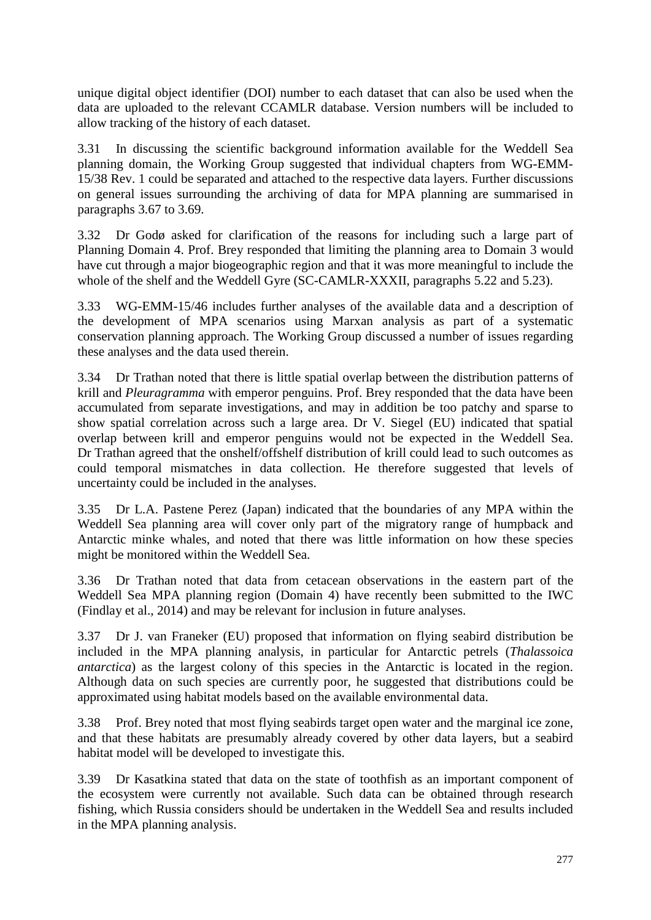unique digital object identifier (DOI) number to each dataset that can also be used when the data are uploaded to the relevant CCAMLR database. Version numbers will be included to allow tracking of the history of each dataset.

3.31 In discussing the scientific background information available for the Weddell Sea planning domain, the Working Group suggested that individual chapters from WG-EMM-15/38 Rev. 1 could be separated and attached to the respective data layers. Further discussions on general issues surrounding the archiving of data for MPA planning are summarised in paragraphs 3.67 to 3.69.

3.32 Dr Godø asked for clarification of the reasons for including such a large part of Planning Domain 4. Prof. Brey responded that limiting the planning area to Domain 3 would have cut through a major biogeographic region and that it was more meaningful to include the whole of the shelf and the Weddell Gyre (SC-CAMLR-XXXII, paragraphs 5.22 and 5.23).

3.33 WG-EMM-15/46 includes further analyses of the available data and a description of the development of MPA scenarios using Marxan analysis as part of a systematic conservation planning approach. The Working Group discussed a number of issues regarding these analyses and the data used therein.

3.34 Dr Trathan noted that there is little spatial overlap between the distribution patterns of krill and *Pleuragramma* with emperor penguins. Prof. Brey responded that the data have been accumulated from separate investigations, and may in addition be too patchy and sparse to show spatial correlation across such a large area. Dr V. Siegel (EU) indicated that spatial overlap between krill and emperor penguins would not be expected in the Weddell Sea. Dr Trathan agreed that the onshelf/offshelf distribution of krill could lead to such outcomes as could temporal mismatches in data collection. He therefore suggested that levels of uncertainty could be included in the analyses.

3.35 Dr L.A. Pastene Perez (Japan) indicated that the boundaries of any MPA within the Weddell Sea planning area will cover only part of the migratory range of humpback and Antarctic minke whales, and noted that there was little information on how these species might be monitored within the Weddell Sea.

3.36 Dr Trathan noted that data from cetacean observations in the eastern part of the Weddell Sea MPA planning region (Domain 4) have recently been submitted to the IWC (Findlay et al., 2014) and may be relevant for inclusion in future analyses.

3.37 Dr J. van Franeker (EU) proposed that information on flying seabird distribution be included in the MPA planning analysis, in particular for Antarctic petrels (*Thalassoica antarctica*) as the largest colony of this species in the Antarctic is located in the region. Although data on such species are currently poor, he suggested that distributions could be approximated using habitat models based on the available environmental data.

3.38 Prof. Brey noted that most flying seabirds target open water and the marginal ice zone, and that these habitats are presumably already covered by other data layers, but a seabird habitat model will be developed to investigate this.

3.39 Dr Kasatkina stated that data on the state of toothfish as an important component of the ecosystem were currently not available. Such data can be obtained through research fishing, which Russia considers should be undertaken in the Weddell Sea and results included in the MPA planning analysis.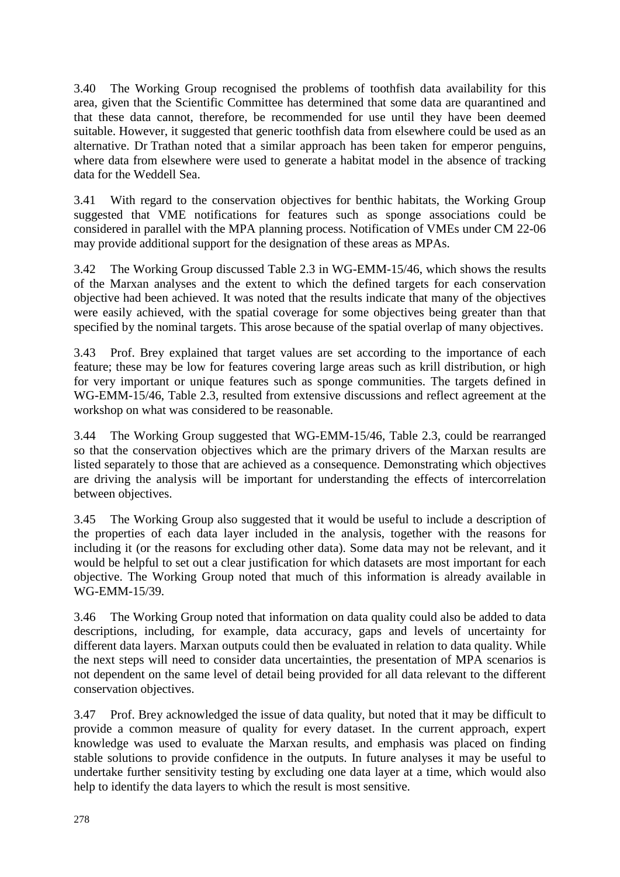3.40 The Working Group recognised the problems of toothfish data availability for this area, given that the Scientific Committee has determined that some data are quarantined and that these data cannot, therefore, be recommended for use until they have been deemed suitable. However, it suggested that generic toothfish data from elsewhere could be used as an alternative. Dr Trathan noted that a similar approach has been taken for emperor penguins, where data from elsewhere were used to generate a habitat model in the absence of tracking data for the Weddell Sea.

3.41 With regard to the conservation objectives for benthic habitats, the Working Group suggested that VME notifications for features such as sponge associations could be considered in parallel with the MPA planning process. Notification of VMEs under CM 22-06 may provide additional support for the designation of these areas as MPAs.

3.42 The Working Group discussed Table 2.3 in WG-EMM-15/46, which shows the results of the Marxan analyses and the extent to which the defined targets for each conservation objective had been achieved. It was noted that the results indicate that many of the objectives were easily achieved, with the spatial coverage for some objectives being greater than that specified by the nominal targets. This arose because of the spatial overlap of many objectives.

3.43 Prof. Brey explained that target values are set according to the importance of each feature; these may be low for features covering large areas such as krill distribution, or high for very important or unique features such as sponge communities. The targets defined in WG-EMM-15/46, Table 2.3, resulted from extensive discussions and reflect agreement at the workshop on what was considered to be reasonable.

3.44 The Working Group suggested that WG-EMM-15/46, Table 2.3, could be rearranged so that the conservation objectives which are the primary drivers of the Marxan results are listed separately to those that are achieved as a consequence. Demonstrating which objectives are driving the analysis will be important for understanding the effects of intercorrelation between objectives.

3.45 The Working Group also suggested that it would be useful to include a description of the properties of each data layer included in the analysis, together with the reasons for including it (or the reasons for excluding other data). Some data may not be relevant, and it would be helpful to set out a clear justification for which datasets are most important for each objective. The Working Group noted that much of this information is already available in WG-EMM-15/39.

3.46 The Working Group noted that information on data quality could also be added to data descriptions, including, for example, data accuracy, gaps and levels of uncertainty for different data layers. Marxan outputs could then be evaluated in relation to data quality. While the next steps will need to consider data uncertainties, the presentation of MPA scenarios is not dependent on the same level of detail being provided for all data relevant to the different conservation objectives.

3.47 Prof. Brey acknowledged the issue of data quality, but noted that it may be difficult to provide a common measure of quality for every dataset. In the current approach, expert knowledge was used to evaluate the Marxan results, and emphasis was placed on finding stable solutions to provide confidence in the outputs. In future analyses it may be useful to undertake further sensitivity testing by excluding one data layer at a time, which would also help to identify the data layers to which the result is most sensitive.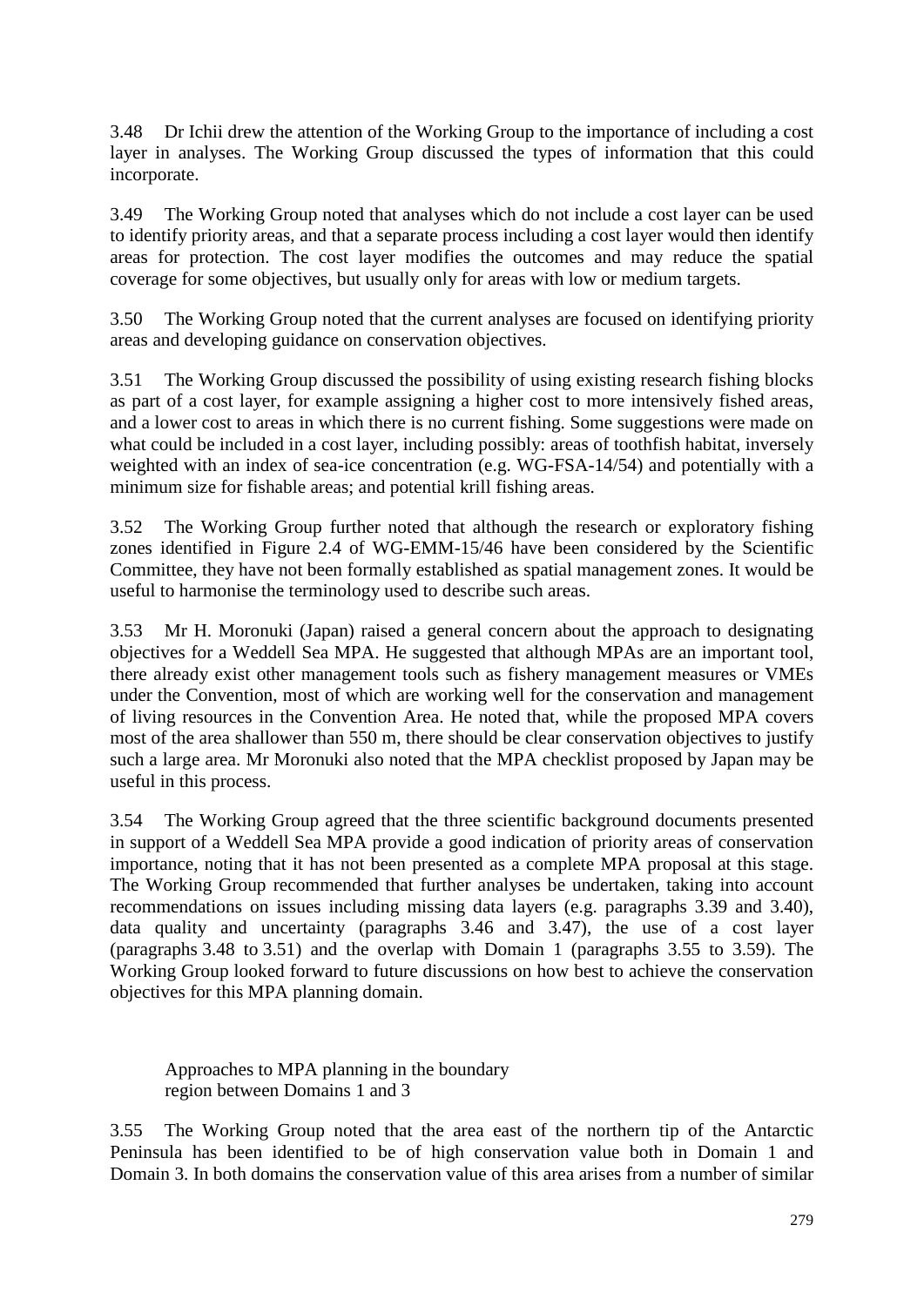3.48 Dr Ichii drew the attention of the Working Group to the importance of including a cost layer in analyses. The Working Group discussed the types of information that this could incorporate.

3.49 The Working Group noted that analyses which do not include a cost layer can be used to identify priority areas, and that a separate process including a cost layer would then identify areas for protection. The cost layer modifies the outcomes and may reduce the spatial coverage for some objectives, but usually only for areas with low or medium targets.

3.50 The Working Group noted that the current analyses are focused on identifying priority areas and developing guidance on conservation objectives.

3.51 The Working Group discussed the possibility of using existing research fishing blocks as part of a cost layer, for example assigning a higher cost to more intensively fished areas, and a lower cost to areas in which there is no current fishing. Some suggestions were made on what could be included in a cost layer, including possibly: areas of toothfish habitat, inversely weighted with an index of sea-ice concentration (e.g. WG-FSA-14/54) and potentially with a minimum size for fishable areas; and potential krill fishing areas.

3.52 The Working Group further noted that although the research or exploratory fishing zones identified in Figure 2.4 of WG-EMM-15/46 have been considered by the Scientific Committee, they have not been formally established as spatial management zones. It would be useful to harmonise the terminology used to describe such areas.

3.53 Mr H. Moronuki (Japan) raised a general concern about the approach to designating objectives for a Weddell Sea MPA. He suggested that although MPAs are an important tool, there already exist other management tools such as fishery management measures or VMEs under the Convention, most of which are working well for the conservation and management of living resources in the Convention Area. He noted that, while the proposed MPA covers most of the area shallower than 550 m, there should be clear conservation objectives to justify such a large area. Mr Moronuki also noted that the MPA checklist proposed by Japan may be useful in this process.

3.54 The Working Group agreed that the three scientific background documents presented in support of a Weddell Sea MPA provide a good indication of priority areas of conservation importance, noting that it has not been presented as a complete MPA proposal at this stage. The Working Group recommended that further analyses be undertaken, taking into account recommendations on issues including missing data layers (e.g. paragraphs 3.39 and 3.40), data quality and uncertainty (paragraphs 3.46 and 3.47), the use of a cost layer (paragraphs 3.48 to 3.51) and the overlap with Domain 1 (paragraphs 3.55 to 3.59). The Working Group looked forward to future discussions on how best to achieve the conservation objectives for this MPA planning domain.

### Approaches to MPA planning in the boundary region between Domains 1 and 3

3.55 The Working Group noted that the area east of the northern tip of the Antarctic Peninsula has been identified to be of high conservation value both in Domain 1 and Domain 3. In both domains the conservation value of this area arises from a number of similar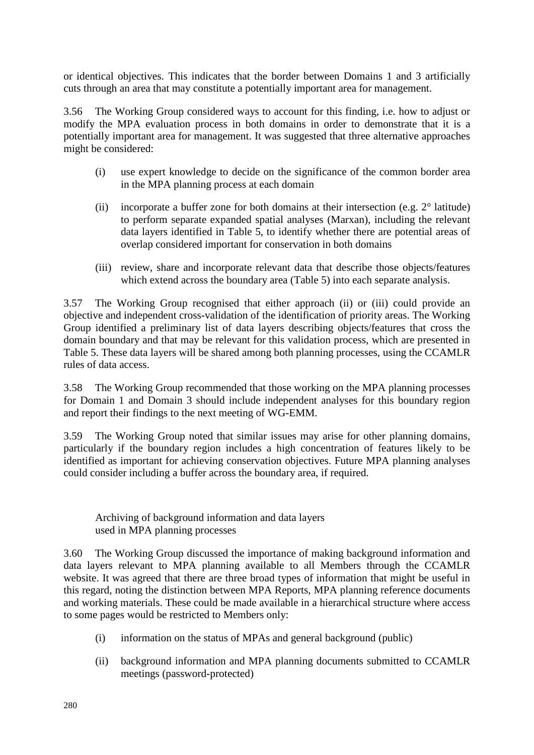or identical objectives. This indicates that the border between Domains 1 and 3 artificially cuts through an area that may constitute a potentially important area for management.

3.56 The Working Group considered ways to account for this finding, i.e. how to adjust or modify the MPA evaluation process in both domains in order to demonstrate that it is a potentially important area for management. It was suggested that three alternative approaches might be considered:

(i) use expert knowledge to decide on the significance of the common border area in the MPA planning process at each domain

(ii) incorporate a buffer zone for both domains at their intersection (e.g. 2° latitude) to perform separate expanded spatial analyses (Marxan), including the relevant data layers identified in Table 5, to identify whether there are potential areas of overlap considered important for conservation in both domains

(iii) review, share and incorporate relevant data that describe those objects/features which extend across the boundary area (Table 5) into each separate analysis.

3.57 The Working Group recognised that either approach (ii) or (iii) could provide an objective and independent cross-validation of the identification of priority areas. The Working Group identified a preliminary list of data layers describing objects/features that cross the domain boundary and that may be relevant for this validation process, which are presented in Table 5. These data layers will be shared among both planning processes, using the CCAMLR rules of data access.

3.58 The Working Group recommended that those working on the MPA planning processes for Domain 1 and Domain 3 should include independent analyses for this boundary region and report their findings to the next meeting of WG-EMM.

3.59 The Working Group noted that similar issues may arise for other planning domains, particularly if the boundary region includes a high concentration of features likely to be identified as important for achieving conservation objectives. Future MPA planning analyses could consider including a buffer across the boundary area, if required.

### Archiving of background information and data layers used in MPA planning processes

3.60 The Working Group discussed the importance of making background information and data layers relevant to MPA planning available to all Members through the CCAMLR website. It was agreed that there are three broad types of information that might be useful in this regard, noting the distinction between MPA Reports, MPA planning reference documents and working materials. These could be made available in a hierarchical structure where access to some pages would be restricted to Members only:

(i) information on the status of MPAs and general background (public)

(ii) background information and MPA planning documents submitted to CCAMLR meetings (password-protected)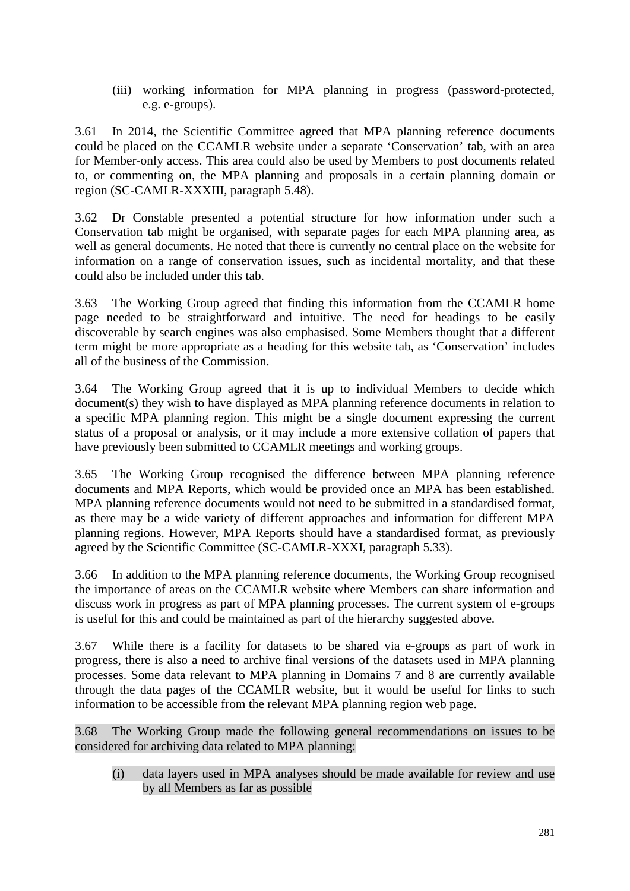(iii) working information for MPA planning in progress (password-protected, e.g. e-groups).

3.61 In 2014, the Scientific Committee agreed that MPA planning reference documents could be placed on the CCAMLR website under a separate 'Conservation' tab, with an area for Member-only access. This area could also be used by Members to post documents related to, or commenting on, the MPA planning and proposals in a certain planning domain or region (SC-CAMLR-XXXIII, paragraph 5.48).

3.62 Dr Constable presented a potential structure for how information under such a Conservation tab might be organised, with separate pages for each MPA planning area, as well as general documents. He noted that there is currently no central place on the website for information on a range of conservation issues, such as incidental mortality, and that these could also be included under this tab.

3.63 The Working Group agreed that finding this information from the CCAMLR home page needed to be straightforward and intuitive. The need for headings to be easily discoverable by search engines was also emphasised. Some Members thought that a different term might be more appropriate as a heading for this website tab, as 'Conservation' includes all of the business of the Commission.

3.64 The Working Group agreed that it is up to individual Members to decide which document(s) they wish to have displayed as MPA planning reference documents in relation to a specific MPA planning region. This might be a single document expressing the current status of a proposal or analysis, or it may include a more extensive collation of papers that have previously been submitted to CCAMLR meetings and working groups.

3.65 The Working Group recognised the difference between MPA planning reference documents and MPA Reports, which would be provided once an MPA has been established. MPA planning reference documents would not need to be submitted in a standardised format, as there may be a wide variety of different approaches and information for different MPA planning regions. However, MPA Reports should have a standardised format, as previously agreed by the Scientific Committee (SC-CAMLR-XXXI, paragraph 5.33).

3.66 In addition to the MPA planning reference documents, the Working Group recognised the importance of areas on the CCAMLR website where Members can share information and discuss work in progress as part of MPA planning processes. The current system of e-groups is useful for this and could be maintained as part of the hierarchy suggested above.

3.67 While there is a facility for datasets to be shared via e-groups as part of work in progress, there is also a need to archive final versions of the datasets used in MPA planning processes. Some data relevant to MPA planning in Domains 7 and 8 are currently available through the data pages of the CCAMLR website, but it would be useful for links to such information to be accessible from the relevant MPA planning region web page.

3.68 The Working Group made the following general recommendations on issues to be considered for archiving data related to MPA planning:

(i) data layers used in MPA analyses should be made available for review and use by all Members as far as possible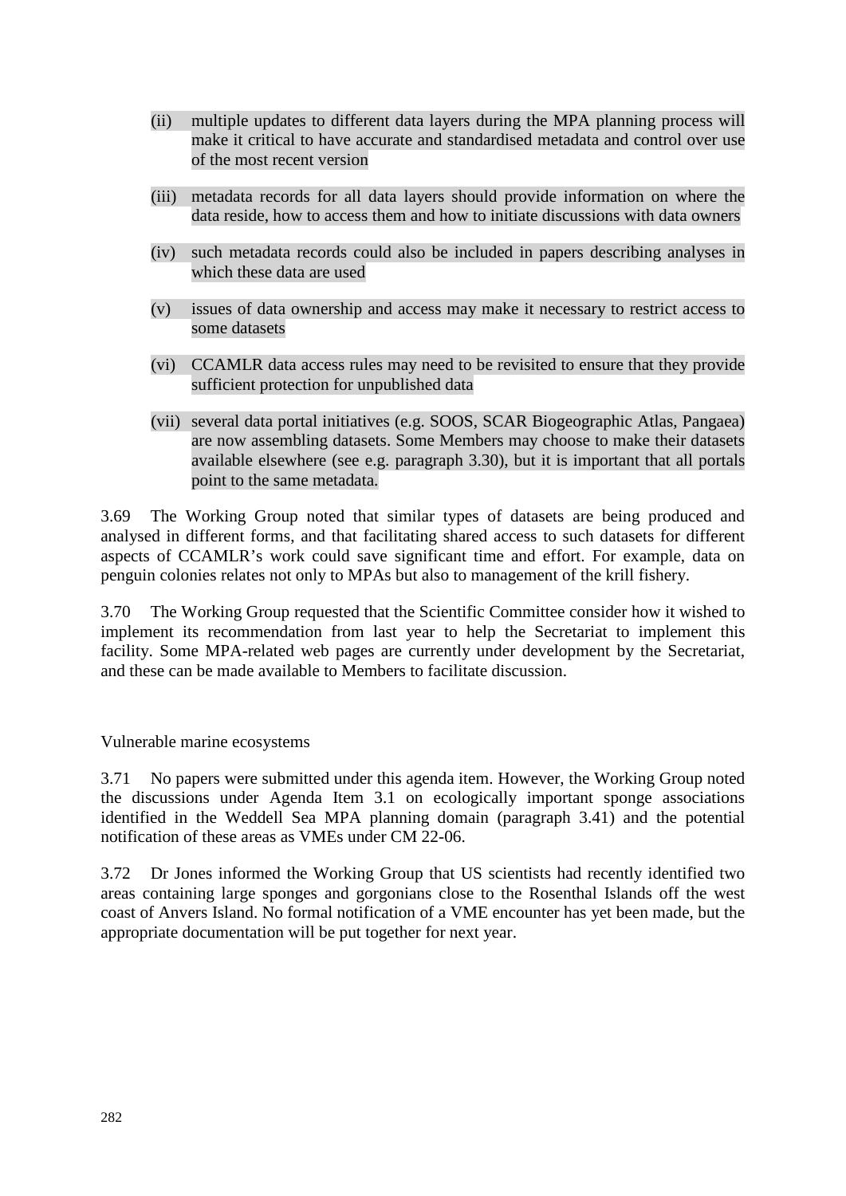(ii) multiple updates to different data layers during the MPA planning process will make it critical to have accurate and standardised metadata and control over use of the most recent version

(iii) metadata records for all data layers should provide information on where the data reside, how to access them and how to initiate discussions with data owners

(iv) such metadata records could also be included in papers describing analyses in which these data are used

(v) issues of data ownership and access may make it necessary to restrict access to some datasets

(vi) CCAMLR data access rules may need to be revisited to ensure that they provide sufficient protection for unpublished data

(vii) several data portal initiatives (e.g. SOOS, SCAR Biogeographic Atlas, Pangaea) are now assembling datasets. Some Members may choose to make their datasets available elsewhere (see e.g. paragraph 3.30), but it is important that all portals point to the same metadata.

3.69 The Working Group noted that similar types of datasets are being produced and analysed in different forms, and that facilitating shared access to such datasets for different aspects of CCAMLR's work could save significant time and effort. For example, data on penguin colonies relates not only to MPAs but also to management of the krill fishery.

3.70 The Working Group requested that the Scientific Committee consider how it wished to implement its recommendation from last year to help the Secretariat to implement this facility. Some MPA-related web pages are currently under development by the Secretariat, and these can be made available to Members to facilitate discussion.

Vulnerable marine ecosystems

3.71 No papers were submitted under this agenda item. However, the Working Group noted the discussions under Agenda Item 3.1 on ecologically important sponge associations identified in the Weddell Sea MPA planning domain (paragraph 3.41) and the potential notification of these areas as VMEs under CM 22-06.

3.72 Dr Jones informed the Working Group that US scientists had recently identified two areas containing large sponges and gorgonians close to the Rosenthal Islands off the west coast of Anvers Island. No formal notification of a VME encounter has yet been made, but the appropriate documentation will be put together for next year.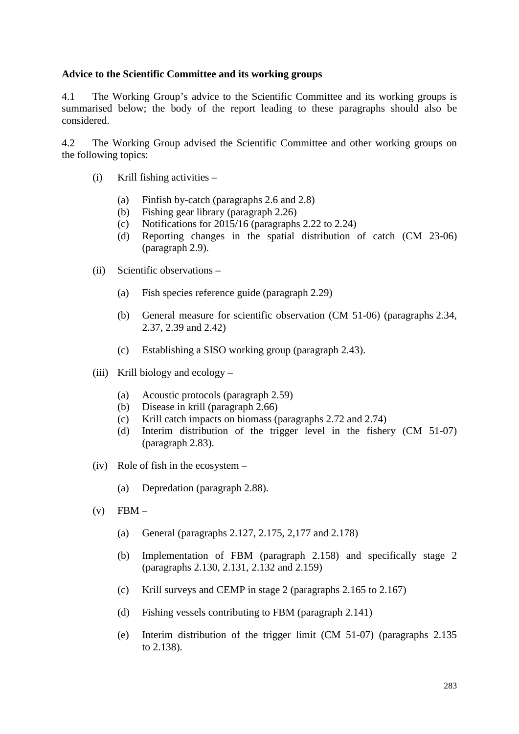**Advice to the Scientific Committee and its working groups**

4.1 The Working Group's advice to the Scientific Committee and its working groups is summarised below; the body of the report leading to these paragraphs should also be considered.

4.2 The Working Group advised the Scientific Committee and other working groups on the following topics:

(i) Krill fishing activities –

  (a) Finfish by-catch (paragraphs 2.6 and 2.8)
  (b) Fishing gear library (paragraph 2.26)
  (c) Notifications for 2015/16 (paragraphs 2.22 to 2.24)
  (d) Reporting changes in the spatial distribution of catch (CM 23-06) (paragraph 2.9).

(ii) Scientific observations –

  (a) Fish species reference guide (paragraph 2.29)

  (b) General measure for scientific observation (CM 51-06) (paragraphs 2.34, 2.37, 2.39 and 2.42)

  (c) Establishing a SISO working group (paragraph 2.43).

(iii) Krill biology and ecology –

  (a) Acoustic protocols (paragraph 2.59)
  (b) Disease in krill (paragraph 2.66)
  (c) Krill catch impacts on biomass (paragraphs 2.72 and 2.74)
  (d) Interim distribution of the trigger level in the fishery (CM 51-07) (paragraph 2.83).

(iv) Role of fish in the ecosystem –

  (a) Depredation (paragraph 2.88).

(v) FBM –

  (a) General (paragraphs 2.127, 2.175, 2,177 and 2.178)

  (b) Implementation of FBM (paragraph 2.158) and specifically stage 2 (paragraphs 2.130, 2.131, 2.132 and 2.159)

  (c) Krill surveys and CEMP in stage 2 (paragraphs 2.165 to 2.167)

  (d) Fishing vessels contributing to FBM (paragraph 2.141)

  (e) Interim distribution of the trigger limit (CM 51-07) (paragraphs 2.135 to 2.138).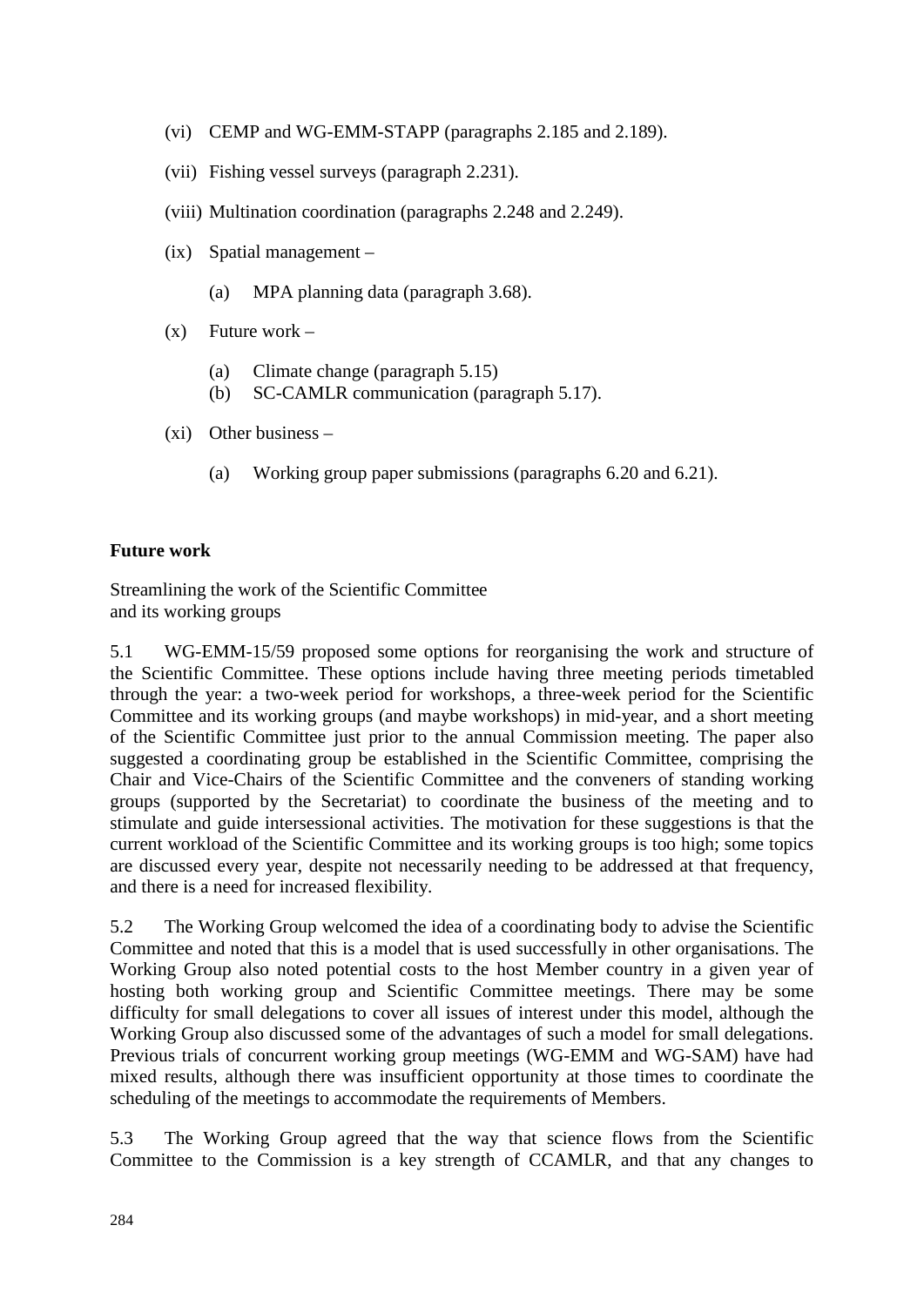(vi) CEMP and WG-EMM-STAPP (paragraphs 2.185 and 2.189).

(vii) Fishing vessel surveys (paragraph 2.231).

(viii) Multination coordination (paragraphs 2.248 and 2.249).

(ix) Spatial management –

    (a) MPA planning data (paragraph 3.68).

(x) Future work –

    (a) Climate change (paragraph 5.15)
    (b) SC-CAMLR communication (paragraph 5.17).

(xi) Other business –

    (a) Working group paper submissions (paragraphs 6.20 and 6.21).

## Future work

Streamlining the work of the Scientific Committee and its working groups

5.1 WG-EMM-15/59 proposed some options for reorganising the work and structure of the Scientific Committee. These options include having three meeting periods timetabled through the year: a two-week period for workshops, a three-week period for the Scientific Committee and its working groups (and maybe workshops) in mid-year, and a short meeting of the Scientific Committee just prior to the annual Commission meeting. The paper also suggested a coordinating group be established in the Scientific Committee, comprising the Chair and Vice-Chairs of the Scientific Committee and the conveners of standing working groups (supported by the Secretariat) to coordinate the business of the meeting and to stimulate and guide intersessional activities. The motivation for these suggestions is that the current workload of the Scientific Committee and its working groups is too high; some topics are discussed every year, despite not necessarily needing to be addressed at that frequency, and there is a need for increased flexibility.

5.2 The Working Group welcomed the idea of a coordinating body to advise the Scientific Committee and noted that this is a model that is used successfully in other organisations. The Working Group also noted potential costs to the host Member country in a given year of hosting both working group and Scientific Committee meetings. There may be some difficulty for small delegations to cover all issues of interest under this model, although the Working Group also discussed some of the advantages of such a model for small delegations. Previous trials of concurrent working group meetings (WG-EMM and WG-SAM) have had mixed results, although there was insufficient opportunity at those times to coordinate the scheduling of the meetings to accommodate the requirements of Members.

5.3 The Working Group agreed that the way that science flows from the Scientific Committee to the Commission is a key strength of CCAMLR, and that any changes to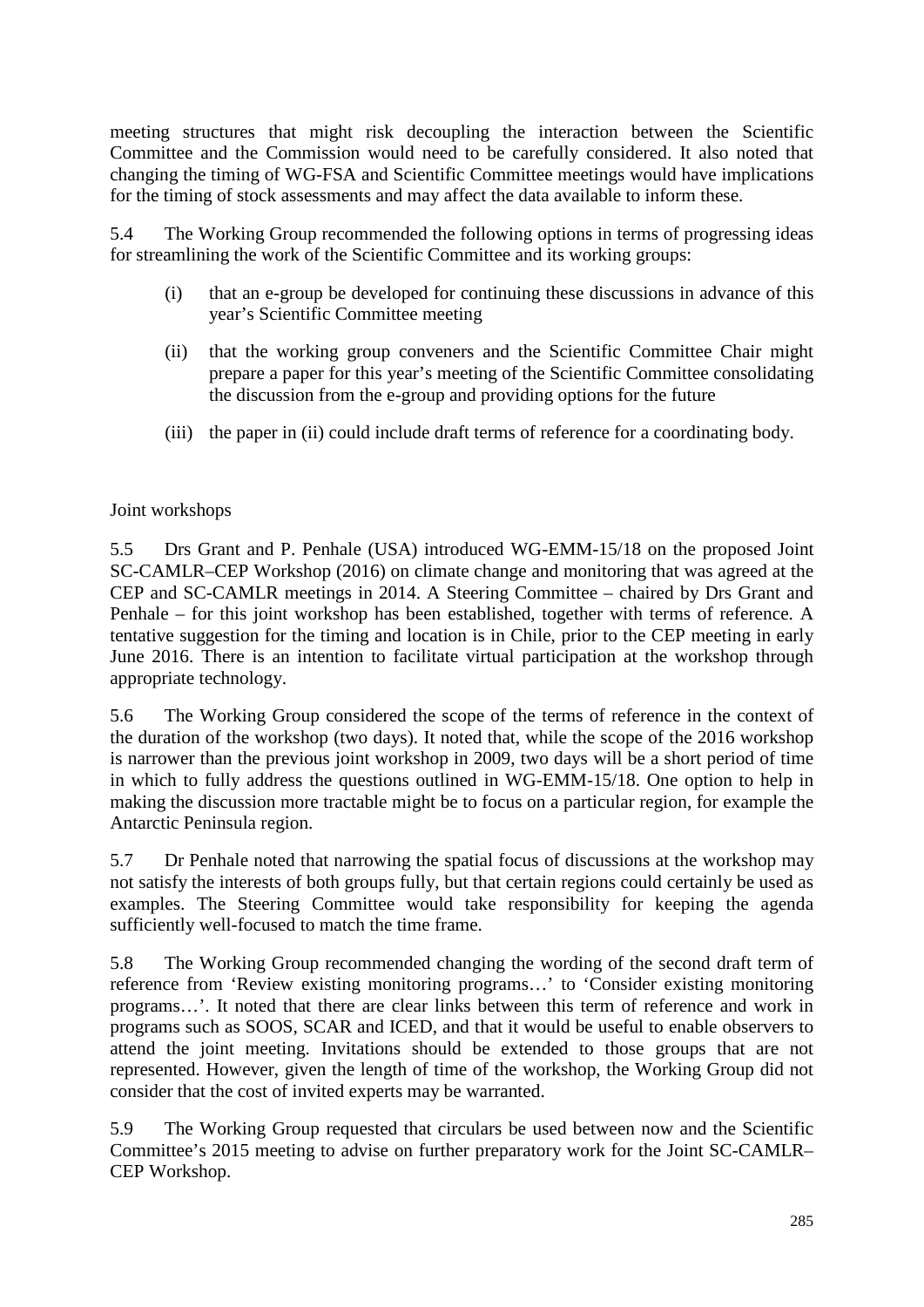meeting structures that might risk decoupling the interaction between the Scientific Committee and the Commission would need to be carefully considered. It also noted that changing the timing of WG-FSA and Scientific Committee meetings would have implications for the timing of stock assessments and may affect the data available to inform these.

5.4 The Working Group recommended the following options in terms of progressing ideas for streamlining the work of the Scientific Committee and its working groups:

(i) that an e-group be developed for continuing these discussions in advance of this year's Scientific Committee meeting

(ii) that the working group conveners and the Scientific Committee Chair might prepare a paper for this year's meeting of the Scientific Committee consolidating the discussion from the e-group and providing options for the future

(iii) the paper in (ii) could include draft terms of reference for a coordinating body.

Joint workshops

5.5 Drs Grant and P. Penhale (USA) introduced WG-EMM-15/18 on the proposed Joint SC-CAMLR–CEP Workshop (2016) on climate change and monitoring that was agreed at the CEP and SC-CAMLR meetings in 2014. A Steering Committee – chaired by Drs Grant and Penhale – for this joint workshop has been established, together with terms of reference. A tentative suggestion for the timing and location is in Chile, prior to the CEP meeting in early June 2016. There is an intention to facilitate virtual participation at the workshop through appropriate technology.

5.6 The Working Group considered the scope of the terms of reference in the context of the duration of the workshop (two days). It noted that, while the scope of the 2016 workshop is narrower than the previous joint workshop in 2009, two days will be a short period of time in which to fully address the questions outlined in WG-EMM-15/18. One option to help in making the discussion more tractable might be to focus on a particular region, for example the Antarctic Peninsula region.

5.7 Dr Penhale noted that narrowing the spatial focus of discussions at the workshop may not satisfy the interests of both groups fully, but that certain regions could certainly be used as examples. The Steering Committee would take responsibility for keeping the agenda sufficiently well-focused to match the time frame.

5.8 The Working Group recommended changing the wording of the second draft term of reference from 'Review existing monitoring programs…' to 'Consider existing monitoring programs…'. It noted that there are clear links between this term of reference and work in programs such as SOOS, SCAR and ICED, and that it would be useful to enable observers to attend the joint meeting. Invitations should be extended to those groups that are not represented. However, given the length of time of the workshop, the Working Group did not consider that the cost of invited experts may be warranted.

5.9 The Working Group requested that circulars be used between now and the Scientific Committee's 2015 meeting to advise on further preparatory work for the Joint SC-CAMLR–CEP Workshop.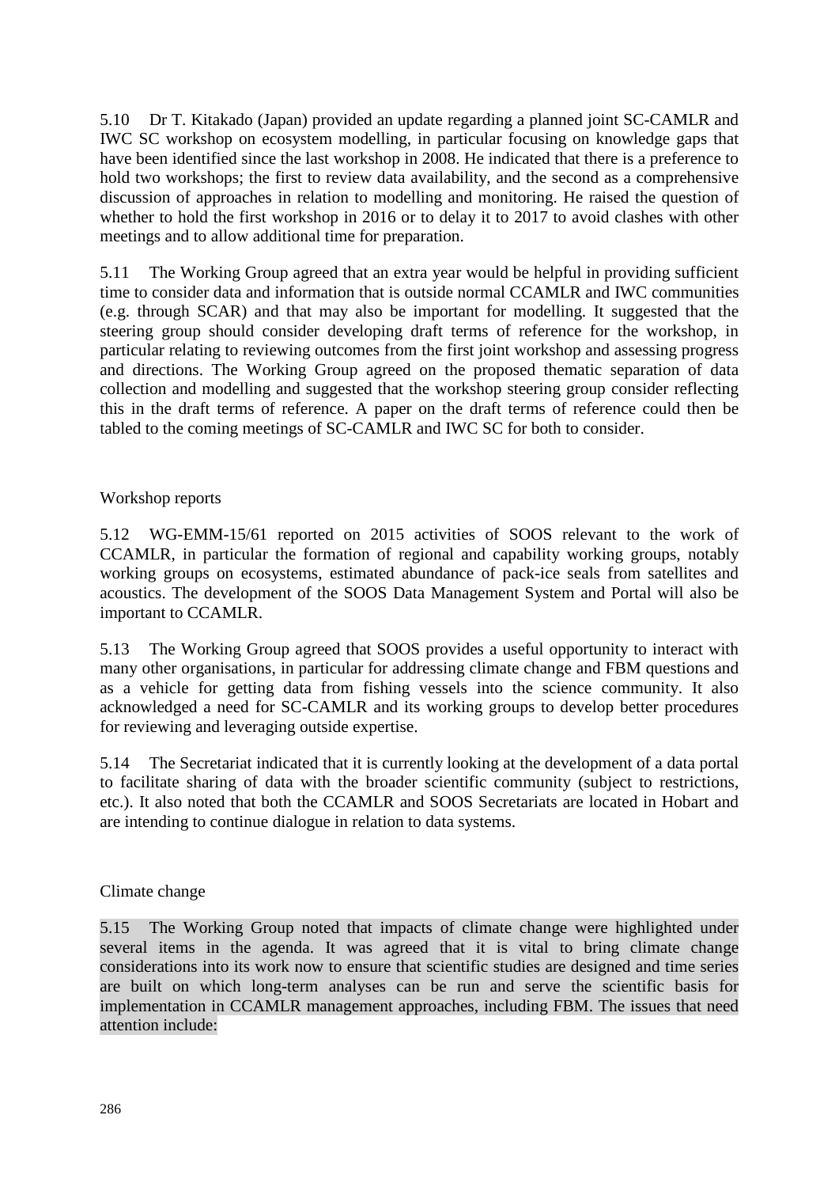5.10 Dr T. Kitakado (Japan) provided an update regarding a planned joint SC-CAMLR and IWC SC workshop on ecosystem modelling, in particular focusing on knowledge gaps that have been identified since the last workshop in 2008. He indicated that there is a preference to hold two workshops; the first to review data availability, and the second as a comprehensive discussion of approaches in relation to modelling and monitoring. He raised the question of whether to hold the first workshop in 2016 or to delay it to 2017 to avoid clashes with other meetings and to allow additional time for preparation.

5.11 The Working Group agreed that an extra year would be helpful in providing sufficient time to consider data and information that is outside normal CCAMLR and IWC communities (e.g. through SCAR) and that may also be important for modelling. It suggested that the steering group should consider developing draft terms of reference for the workshop, in particular relating to reviewing outcomes from the first joint workshop and assessing progress and directions. The Working Group agreed on the proposed thematic separation of data collection and modelling and suggested that the workshop steering group consider reflecting this in the draft terms of reference. A paper on the draft terms of reference could then be tabled to the coming meetings of SC-CAMLR and IWC SC for both to consider.

### Workshop reports

5.12 WG-EMM-15/61 reported on 2015 activities of SOOS relevant to the work of CCAMLR, in particular the formation of regional and capability working groups, notably working groups on ecosystems, estimated abundance of pack-ice seals from satellites and acoustics. The development of the SOOS Data Management System and Portal will also be important to CCAMLR.

5.13 The Working Group agreed that SOOS provides a useful opportunity to interact with many other organisations, in particular for addressing climate change and FBM questions and as a vehicle for getting data from fishing vessels into the science community. It also acknowledged a need for SC-CAMLR and its working groups to develop better procedures for reviewing and leveraging outside expertise.

5.14 The Secretariat indicated that it is currently looking at the development of a data portal to facilitate sharing of data with the broader scientific community (subject to restrictions, etc.). It also noted that both the CCAMLR and SOOS Secretariats are located in Hobart and are intending to continue dialogue in relation to data systems.

### Climate change

5.15 The Working Group noted that impacts of climate change were highlighted under several items in the agenda. It was agreed that it is vital to bring climate change considerations into its work now to ensure that scientific studies are designed and time series are built on which long-term analyses can be run and serve the scientific basis for implementation in CCAMLR management approaches, including FBM. The issues that need attention include: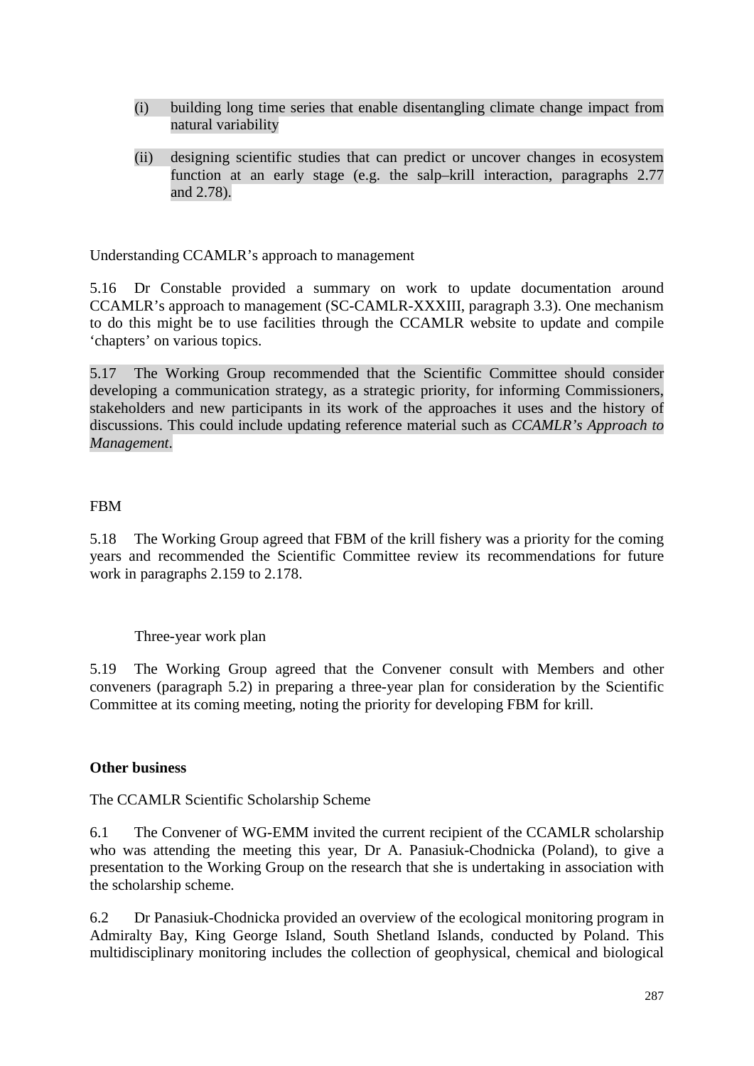(i) building long time series that enable disentangling climate change impact from natural variability

(ii) designing scientific studies that can predict or uncover changes in ecosystem function at an early stage (e.g. the salp–krill interaction, paragraphs 2.77 and 2.78).

Understanding CCAMLR's approach to management

5.16 Dr Constable provided a summary on work to update documentation around CCAMLR's approach to management (SC-CAMLR-XXXIII, paragraph 3.3). One mechanism to do this might be to use facilities through the CCAMLR website to update and compile 'chapters' on various topics.

5.17 The Working Group recommended that the Scientific Committee should consider developing a communication strategy, as a strategic priority, for informing Commissioners, stakeholders and new participants in its work of the approaches it uses and the history of discussions. This could include updating reference material such as *CCAMLR's Approach to Management*.

FBM

5.18 The Working Group agreed that FBM of the krill fishery was a priority for the coming years and recommended the Scientific Committee review its recommendations for future work in paragraphs 2.159 to 2.178.

Three-year work plan

5.19 The Working Group agreed that the Convener consult with Members and other conveners (paragraph 5.2) in preparing a three-year plan for consideration by the Scientific Committee at its coming meeting, noting the priority for developing FBM for krill.

## Other business

The CCAMLR Scientific Scholarship Scheme

6.1 The Convener of WG-EMM invited the current recipient of the CCAMLR scholarship who was attending the meeting this year, Dr A. Panasiuk-Chodnicka (Poland), to give a presentation to the Working Group on the research that she is undertaking in association with the scholarship scheme.

6.2 Dr Panasiuk-Chodnicka provided an overview of the ecological monitoring program in Admiralty Bay, King George Island, South Shetland Islands, conducted by Poland. This multidisciplinary monitoring includes the collection of geophysical, chemical and biological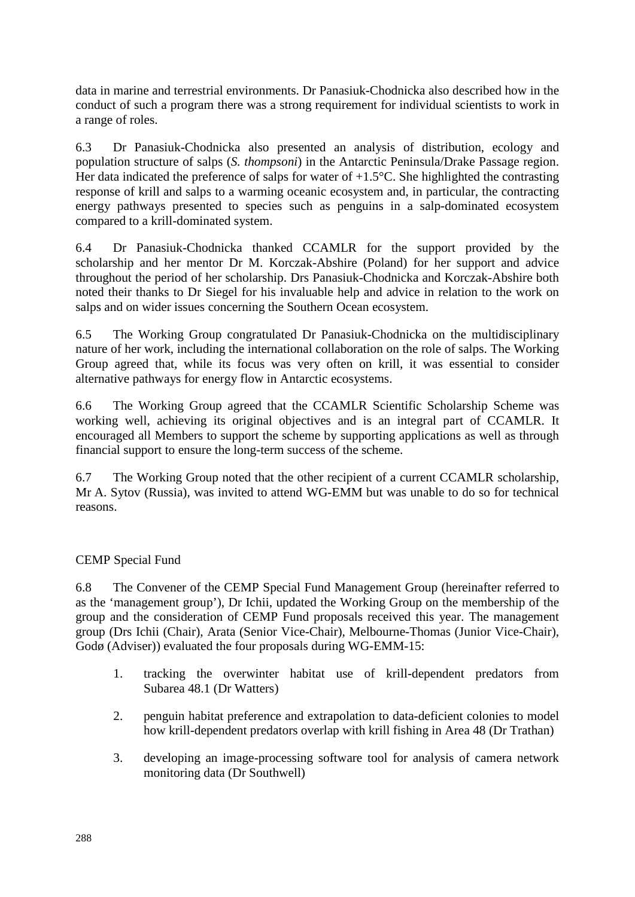data in marine and terrestrial environments. Dr Panasiuk-Chodnicka also described how in the conduct of such a program there was a strong requirement for individual scientists to work in a range of roles.

6.3 Dr Panasiuk-Chodnicka also presented an analysis of distribution, ecology and population structure of salps (*S. thompsoni*) in the Antarctic Peninsula/Drake Passage region. Her data indicated the preference of salps for water of +1.5°C. She highlighted the contrasting response of krill and salps to a warming oceanic ecosystem and, in particular, the contracting energy pathways presented to species such as penguins in a salp-dominated ecosystem compared to a krill-dominated system.

6.4 Dr Panasiuk-Chodnicka thanked CCAMLR for the support provided by the scholarship and her mentor Dr M. Korczak-Abshire (Poland) for her support and advice throughout the period of her scholarship. Drs Panasiuk-Chodnicka and Korczak-Abshire both noted their thanks to Dr Siegel for his invaluable help and advice in relation to the work on salps and on wider issues concerning the Southern Ocean ecosystem.

6.5 The Working Group congratulated Dr Panasiuk-Chodnicka on the multidisciplinary nature of her work, including the international collaboration on the role of salps. The Working Group agreed that, while its focus was very often on krill, it was essential to consider alternative pathways for energy flow in Antarctic ecosystems.

6.6 The Working Group agreed that the CCAMLR Scientific Scholarship Scheme was working well, achieving its original objectives and is an integral part of CCAMLR. It encouraged all Members to support the scheme by supporting applications as well as through financial support to ensure the long-term success of the scheme.

6.7 The Working Group noted that the other recipient of a current CCAMLR scholarship, Mr A. Sytov (Russia), was invited to attend WG-EMM but was unable to do so for technical reasons.

## CEMP Special Fund

6.8 The Convener of the CEMP Special Fund Management Group (hereinafter referred to as the 'management group'), Dr Ichii, updated the Working Group on the membership of the group and the consideration of CEMP Fund proposals received this year. The management group (Drs Ichii (Chair), Arata (Senior Vice-Chair), Melbourne-Thomas (Junior Vice-Chair), Godø (Adviser)) evaluated the four proposals during WG-EMM-15:

1. tracking the overwinter habitat use of krill-dependent predators from Subarea 48.1 (Dr Watters)
2. penguin habitat preference and extrapolation to data-deficient colonies to model how krill-dependent predators overlap with krill fishing in Area 48 (Dr Trathan)
3. developing an image-processing software tool for analysis of camera network monitoring data (Dr Southwell)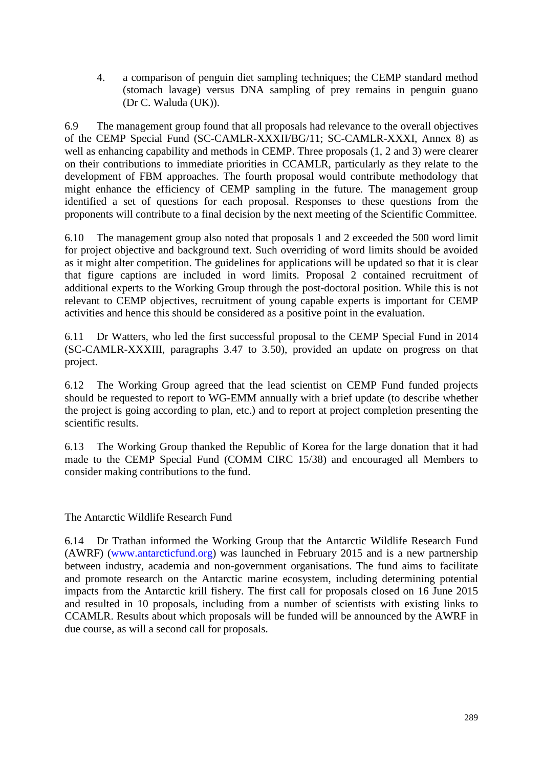4. a comparison of penguin diet sampling techniques; the CEMP standard method (stomach lavage) versus DNA sampling of prey remains in penguin guano (Dr C. Waluda (UK)).

6.9 The management group found that all proposals had relevance to the overall objectives of the CEMP Special Fund (SC-CAMLR-XXXII/BG/11; SC-CAMLR-XXXI, Annex 8) as well as enhancing capability and methods in CEMP. Three proposals (1, 2 and 3) were clearer on their contributions to immediate priorities in CCAMLR, particularly as they relate to the development of FBM approaches. The fourth proposal would contribute methodology that might enhance the efficiency of CEMP sampling in the future. The management group identified a set of questions for each proposal. Responses to these questions from the proponents will contribute to a final decision by the next meeting of the Scientific Committee.

6.10 The management group also noted that proposals 1 and 2 exceeded the 500 word limit for project objective and background text. Such overriding of word limits should be avoided as it might alter competition. The guidelines for applications will be updated so that it is clear that figure captions are included in word limits. Proposal 2 contained recruitment of additional experts to the Working Group through the post-doctoral position. While this is not relevant to CEMP objectives, recruitment of young capable experts is important for CEMP activities and hence this should be considered as a positive point in the evaluation.

6.11 Dr Watters, who led the first successful proposal to the CEMP Special Fund in 2014 (SC-CAMLR-XXXIII, paragraphs 3.47 to 3.50), provided an update on progress on that project.

6.12 The Working Group agreed that the lead scientist on CEMP Fund funded projects should be requested to report to WG-EMM annually with a brief update (to describe whether the project is going according to plan, etc.) and to report at project completion presenting the scientific results.

6.13 The Working Group thanked the Republic of Korea for the large donation that it had made to the CEMP Special Fund (COMM CIRC 15/38) and encouraged all Members to consider making contributions to the fund.

## The Antarctic Wildlife Research Fund

6.14 Dr Trathan informed the Working Group that the Antarctic Wildlife Research Fund (AWRF) (www.antarcticfund.org) was launched in February 2015 and is a new partnership between industry, academia and non-government organisations. The fund aims to facilitate and promote research on the Antarctic marine ecosystem, including determining potential impacts from the Antarctic krill fishery. The first call for proposals closed on 16 June 2015 and resulted in 10 proposals, including from a number of scientists with existing links to CCAMLR. Results about which proposals will be funded will be announced by the AWRF in due course, as will a second call for proposals.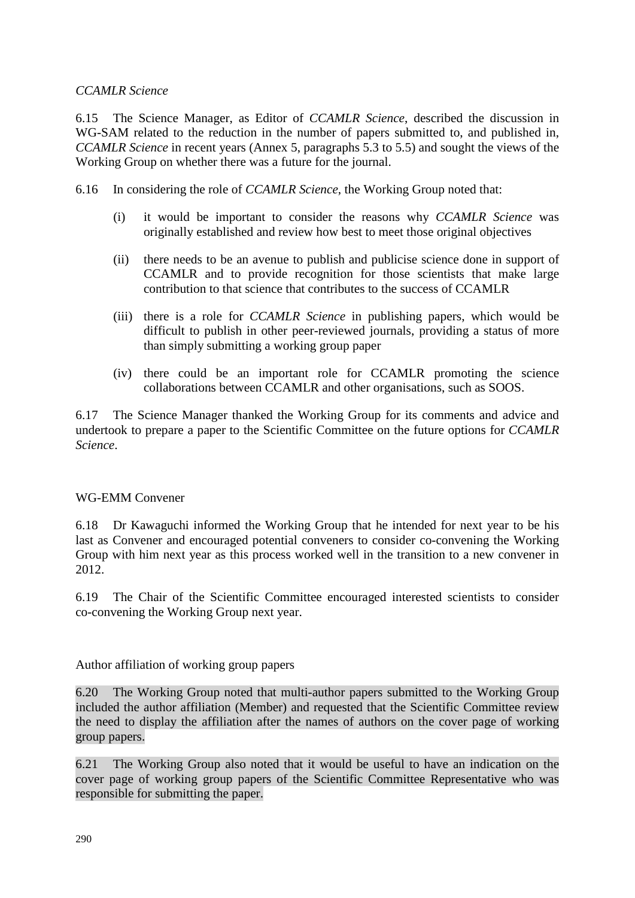*CCAMLR Science*

6.15 The Science Manager, as Editor of *CCAMLR Science*, described the discussion in WG-SAM related to the reduction in the number of papers submitted to, and published in, *CCAMLR Science* in recent years (Annex 5, paragraphs 5.3 to 5.5) and sought the views of the Working Group on whether there was a future for the journal.

6.16 In considering the role of *CCAMLR Science*, the Working Group noted that:

(i) it would be important to consider the reasons why *CCAMLR Science* was originally established and review how best to meet those original objectives

(ii) there needs to be an avenue to publish and publicise science done in support of CCAMLR and to provide recognition for those scientists that make large contribution to that science that contributes to the success of CCAMLR

(iii) there is a role for *CCAMLR Science* in publishing papers, which would be difficult to publish in other peer-reviewed journals, providing a status of more than simply submitting a working group paper

(iv) there could be an important role for CCAMLR promoting the science collaborations between CCAMLR and other organisations, such as SOOS.

6.17 The Science Manager thanked the Working Group for its comments and advice and undertook to prepare a paper to the Scientific Committee on the future options for *CCAMLR Science*.

WG-EMM Convener

6.18 Dr Kawaguchi informed the Working Group that he intended for next year to be his last as Convener and encouraged potential conveners to consider co-convening the Working Group with him next year as this process worked well in the transition to a new convener in 2012.

6.19 The Chair of the Scientific Committee encouraged interested scientists to consider co-convening the Working Group next year.

Author affiliation of working group papers

6.20 The Working Group noted that multi-author papers submitted to the Working Group included the author affiliation (Member) and requested that the Scientific Committee review the need to display the affiliation after the names of authors on the cover page of working group papers.

6.21 The Working Group also noted that it would be useful to have an indication on the cover page of working group papers of the Scientific Committee Representative who was responsible for submitting the paper.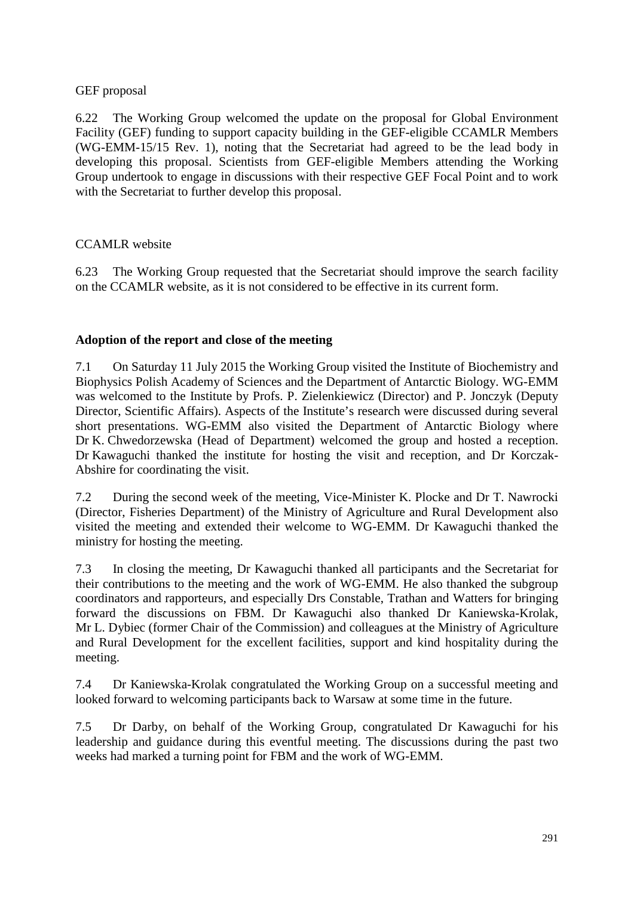GEF proposal

6.22 The Working Group welcomed the update on the proposal for Global Environment Facility (GEF) funding to support capacity building in the GEF-eligible CCAMLR Members (WG-EMM-15/15 Rev. 1), noting that the Secretariat had agreed to be the lead body in developing this proposal. Scientists from GEF-eligible Members attending the Working Group undertook to engage in discussions with their respective GEF Focal Point and to work with the Secretariat to further develop this proposal.

CCAMLR website

6.23 The Working Group requested that the Secretariat should improve the search facility on the CCAMLR website, as it is not considered to be effective in its current form.

## Adoption of the report and close of the meeting

7.1 On Saturday 11 July 2015 the Working Group visited the Institute of Biochemistry and Biophysics Polish Academy of Sciences and the Department of Antarctic Biology. WG-EMM was welcomed to the Institute by Profs. P. Zielenkiewicz (Director) and P. Jonczyk (Deputy Director, Scientific Affairs). Aspects of the Institute's research were discussed during several short presentations. WG-EMM also visited the Department of Antarctic Biology where Dr K. Chwedorzewska (Head of Department) welcomed the group and hosted a reception. Dr Kawaguchi thanked the institute for hosting the visit and reception, and Dr Korczak-Abshire for coordinating the visit.

7.2 During the second week of the meeting, Vice-Minister K. Plocke and Dr T. Nawrocki (Director, Fisheries Department) of the Ministry of Agriculture and Rural Development also visited the meeting and extended their welcome to WG-EMM. Dr Kawaguchi thanked the ministry for hosting the meeting.

7.3 In closing the meeting, Dr Kawaguchi thanked all participants and the Secretariat for their contributions to the meeting and the work of WG-EMM. He also thanked the subgroup coordinators and rapporteurs, and especially Drs Constable, Trathan and Watters for bringing forward the discussions on FBM. Dr Kawaguchi also thanked Dr Kaniewska-Krolak, Mr L. Dybiec (former Chair of the Commission) and colleagues at the Ministry of Agriculture and Rural Development for the excellent facilities, support and kind hospitality during the meeting.

7.4 Dr Kaniewska-Krolak congratulated the Working Group on a successful meeting and looked forward to welcoming participants back to Warsaw at some time in the future.

7.5 Dr Darby, on behalf of the Working Group, congratulated Dr Kawaguchi for his leadership and guidance during this eventful meeting. The discussions during the past two weeks had marked a turning point for FBM and the work of WG-EMM.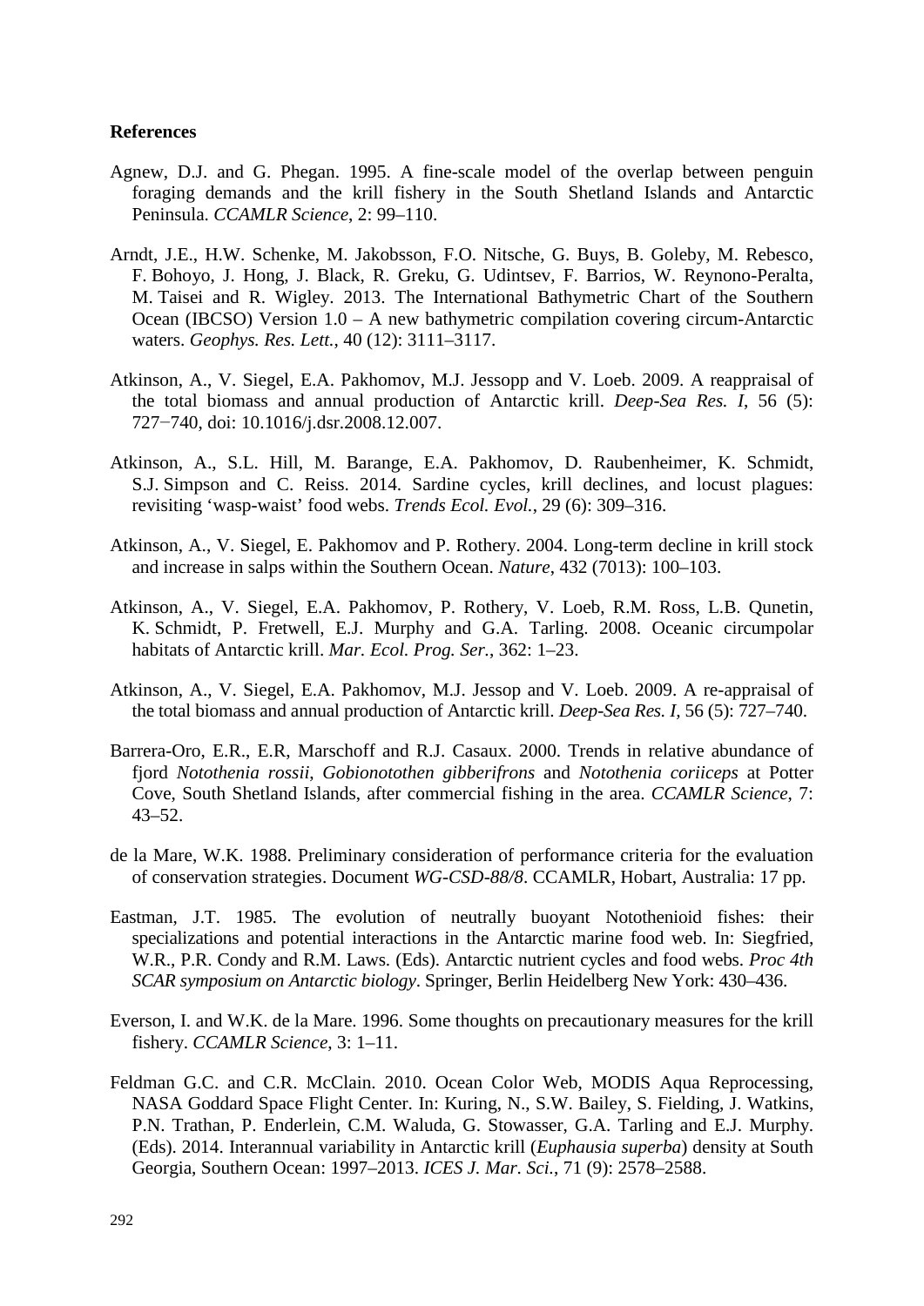**References**

Agnew, D.J. and G. Phegan. 1995. A fine-scale model of the overlap between penguin foraging demands and the krill fishery in the South Shetland Islands and Antarctic Peninsula. *CCAMLR Science*, 2: 99–110.

Arndt, J.E., H.W. Schenke, M. Jakobsson, F.O. Nitsche, G. Buys, B. Goleby, M. Rebesco, F. Bohoyo, J. Hong, J. Black, R. Greku, G. Udintsev, F. Barrios, W. Reynono-Peralta, M. Taisei and R. Wigley. 2013. The International Bathymetric Chart of the Southern Ocean (IBCSO) Version 1.0 – A new bathymetric compilation covering circum-Antarctic waters. *Geophys. Res. Lett.*, 40 (12): 3111–3117.

Atkinson, A., V. Siegel, E.A. Pakhomov, M.J. Jessopp and V. Loeb. 2009. A reappraisal of the total biomass and annual production of Antarctic krill. *Deep-Sea Res. I*, 56 (5): 727−740, doi: 10.1016/j.dsr.2008.12.007.

Atkinson, A., S.L. Hill, M. Barange, E.A. Pakhomov, D. Raubenheimer, K. Schmidt, S.J. Simpson and C. Reiss. 2014. Sardine cycles, krill declines, and locust plagues: revisiting 'wasp-waist' food webs. *Trends Ecol. Evol.*, 29 (6): 309–316.

Atkinson, A., V. Siegel, E. Pakhomov and P. Rothery. 2004. Long-term decline in krill stock and increase in salps within the Southern Ocean. *Nature*, 432 (7013): 100–103.

Atkinson, A., V. Siegel, E.A. Pakhomov, P. Rothery, V. Loeb, R.M. Ross, L.B. Qunetin, K. Schmidt, P. Fretwell, E.J. Murphy and G.A. Tarling. 2008. Oceanic circumpolar habitats of Antarctic krill. *Mar. Ecol. Prog. Ser.*, 362: 1–23.

Atkinson, A., V. Siegel, E.A. Pakhomov, M.J. Jessop and V. Loeb. 2009. A re-appraisal of the total biomass and annual production of Antarctic krill. *Deep-Sea Res. I*, 56 (5): 727–740.

Barrera-Oro, E.R., E.R, Marschoff and R.J. Casaux. 2000. Trends in relative abundance of fjord *Notothenia rossii*, *Gobionotothen gibberifrons* and *Notothenia coriiceps* at Potter Cove, South Shetland Islands, after commercial fishing in the area. *CCAMLR Science*, 7: 43–52.

de la Mare, W.K. 1988. Preliminary consideration of performance criteria for the evaluation of conservation strategies. Document *WG-CSD-88/8*. CCAMLR, Hobart, Australia: 17 pp.

Eastman, J.T. 1985. The evolution of neutrally buoyant Notothenioid fishes: their specializations and potential interactions in the Antarctic marine food web. In: Siegfried, W.R., P.R. Condy and R.M. Laws. (Eds). Antarctic nutrient cycles and food webs. *Proc 4th SCAR symposium on Antarctic biology*. Springer, Berlin Heidelberg New York: 430–436.

Everson, I. and W.K. de la Mare. 1996. Some thoughts on precautionary measures for the krill fishery. *CCAMLR Science*, 3: 1–11.

Feldman G.C. and C.R. McClain. 2010. Ocean Color Web, MODIS Aqua Reprocessing, NASA Goddard Space Flight Center. In: Kuring, N., S.W. Bailey, S. Fielding, J. Watkins, P.N. Trathan, P. Enderlein, C.M. Waluda, G. Stowasser, G.A. Tarling and E.J. Murphy. (Eds). 2014. Interannual variability in Antarctic krill (*Euphausia superba*) density at South Georgia, Southern Ocean: 1997–2013. *ICES J. Mar. Sci.*, 71 (9): 2578–2588.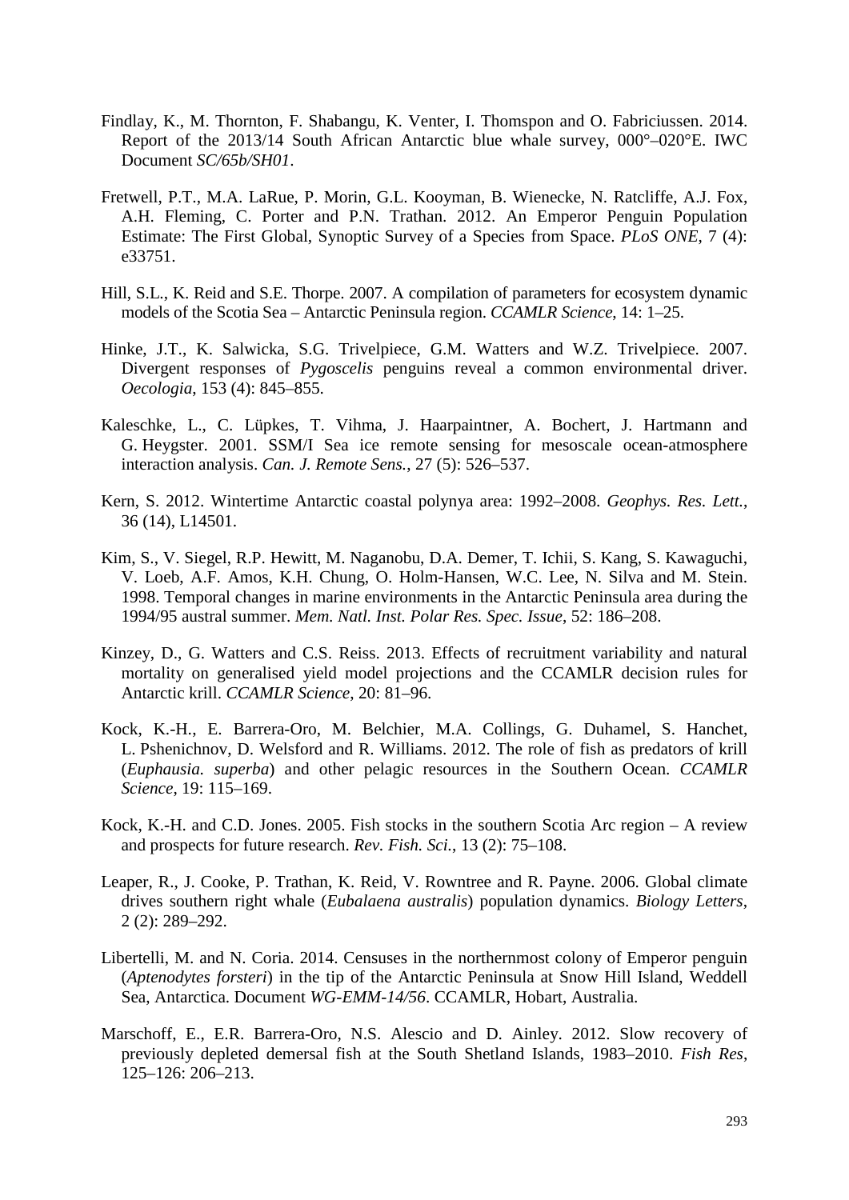Findlay, K., M. Thornton, F. Shabangu, K. Venter, I. Thomspon and O. Fabriciussen. 2014. Report of the 2013/14 South African Antarctic blue whale survey, 000°–020°E. IWC Document *SC/65b/SH01*.

Fretwell, P.T., M.A. LaRue, P. Morin, G.L. Kooyman, B. Wienecke, N. Ratcliffe, A.J. Fox, A.H. Fleming, C. Porter and P.N. Trathan. 2012. An Emperor Penguin Population Estimate: The First Global, Synoptic Survey of a Species from Space. *PLoS ONE*, 7 (4): e33751.

Hill, S.L., K. Reid and S.E. Thorpe. 2007. A compilation of parameters for ecosystem dynamic models of the Scotia Sea – Antarctic Peninsula region. *CCAMLR Science*, 14: 1–25.

Hinke, J.T., K. Salwicka, S.G. Trivelpiece, G.M. Watters and W.Z. Trivelpiece. 2007. Divergent responses of *Pygoscelis* penguins reveal a common environmental driver. *Oecologia*, 153 (4): 845–855.

Kaleschke, L., C. Lüpkes, T. Vihma, J. Haarpaintner, A. Bochert, J. Hartmann and G. Heygster. 2001. SSM/I Sea ice remote sensing for mesoscale ocean-atmosphere interaction analysis. *Can. J. Remote Sens.*, 27 (5): 526–537.

Kern, S. 2012. Wintertime Antarctic coastal polynya area: 1992–2008. *Geophys. Res. Lett.*, 36 (14), L14501.

Kim, S., V. Siegel, R.P. Hewitt, M. Naganobu, D.A. Demer, T. Ichii, S. Kang, S. Kawaguchi, V. Loeb, A.F. Amos, K.H. Chung, O. Holm-Hansen, W.C. Lee, N. Silva and M. Stein. 1998. Temporal changes in marine environments in the Antarctic Peninsula area during the 1994/95 austral summer. *Mem. Natl. Inst. Polar Res. Spec. Issue*, 52: 186–208.

Kinzey, D., G. Watters and C.S. Reiss. 2013. Effects of recruitment variability and natural mortality on generalised yield model projections and the CCAMLR decision rules for Antarctic krill. *CCAMLR Science*, 20: 81–96.

Kock, K.-H., E. Barrera-Oro, M. Belchier, M.A. Collings, G. Duhamel, S. Hanchet, L. Pshenichnov, D. Welsford and R. Williams. 2012. The role of fish as predators of krill (*Euphausia. superba*) and other pelagic resources in the Southern Ocean. *CCAMLR Science*, 19: 115–169.

Kock, K.-H. and C.D. Jones. 2005. Fish stocks in the southern Scotia Arc region – A review and prospects for future research. *Rev. Fish. Sci.*, 13 (2): 75–108.

Leaper, R., J. Cooke, P. Trathan, K. Reid, V. Rowntree and R. Payne. 2006. Global climate drives southern right whale (*Eubalaena australis*) population dynamics. *Biology Letters*, 2 (2): 289–292.

Libertelli, M. and N. Coria. 2014. Censuses in the northernmost colony of Emperor penguin (*Aptenodytes forsteri*) in the tip of the Antarctic Peninsula at Snow Hill Island, Weddell Sea, Antarctica. Document *WG-EMM-14/56*. CCAMLR, Hobart, Australia.

Marschoff, E., E.R. Barrera-Oro, N.S. Alescio and D. Ainley. 2012. Slow recovery of previously depleted demersal fish at the South Shetland Islands, 1983–2010. *Fish Res*, 125–126: 206–213.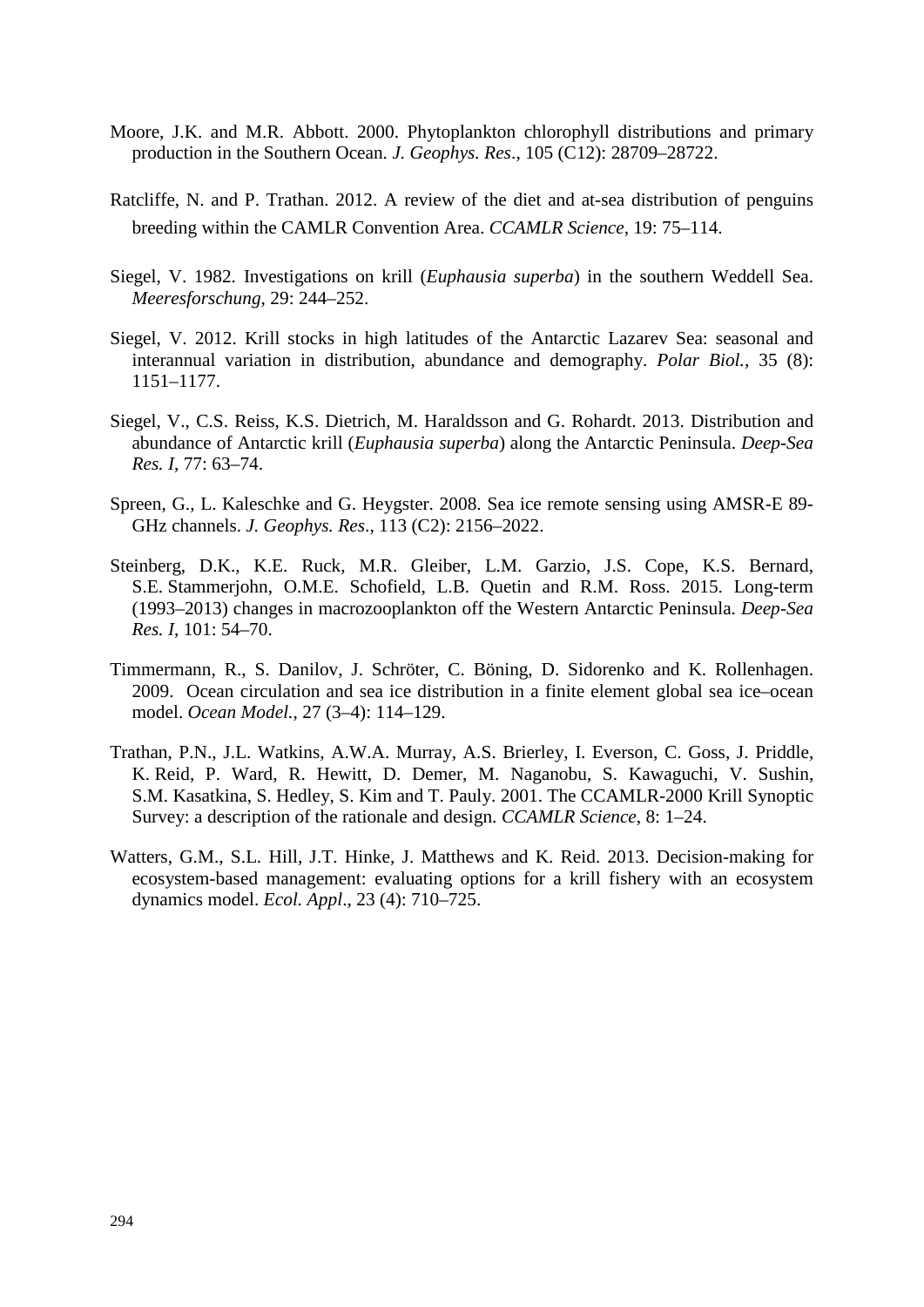Moore, J.K. and M.R. Abbott. 2000. Phytoplankton chlorophyll distributions and primary production in the Southern Ocean. *J. Geophys. Res*., 105 (C12): 28709–28722.

Ratcliffe, N. and P. Trathan. 2012. A review of the diet and at-sea distribution of penguins breeding within the CAMLR Convention Area. *CCAMLR Science*, 19: 75–114.

Siegel, V. 1982. Investigations on krill (*Euphausia superba*) in the southern Weddell Sea. *Meeresforschung*, 29: 244–252.

Siegel, V. 2012. Krill stocks in high latitudes of the Antarctic Lazarev Sea: seasonal and interannual variation in distribution, abundance and demography. *Polar Biol.*, 35 (8): 1151–1177.

Siegel, V., C.S. Reiss, K.S. Dietrich, M. Haraldsson and G. Rohardt. 2013. Distribution and abundance of Antarctic krill (*Euphausia superba*) along the Antarctic Peninsula. *Deep-Sea Res. I*, 77: 63–74.

Spreen, G., L. Kaleschke and G. Heygster. 2008. Sea ice remote sensing using AMSR-E 89-GHz channels. *J. Geophys. Res*., 113 (C2): 2156–2022.

Steinberg, D.K., K.E. Ruck, M.R. Gleiber, L.M. Garzio, J.S. Cope, K.S. Bernard, S.E. Stammerjohn, O.M.E. Schofield, L.B. Quetin and R.M. Ross. 2015. Long-term (1993–2013) changes in macrozooplankton off the Western Antarctic Peninsula. *Deep-Sea Res. I*, 101: 54–70.

Timmermann, R., S. Danilov, J. Schröter, C. Böning, D. Sidorenko and K. Rollenhagen. 2009. Ocean circulation and sea ice distribution in a finite element global sea ice–ocean model. *Ocean Model.*, 27 (3–4): 114–129.

Trathan, P.N., J.L. Watkins, A.W.A. Murray, A.S. Brierley, I. Everson, C. Goss, J. Priddle, K. Reid, P. Ward, R. Hewitt, D. Demer, M. Naganobu, S. Kawaguchi, V. Sushin, S.M. Kasatkina, S. Hedley, S. Kim and T. Pauly. 2001. The CCAMLR-2000 Krill Synoptic Survey: a description of the rationale and design. *CCAMLR Science*, 8: 1–24.

Watters, G.M., S.L. Hill, J.T. Hinke, J. Matthews and K. Reid. 2013. Decision-making for ecosystem-based management: evaluating options for a krill fishery with an ecosystem dynamics model. *Ecol. Appl*., 23 (4): 710–725.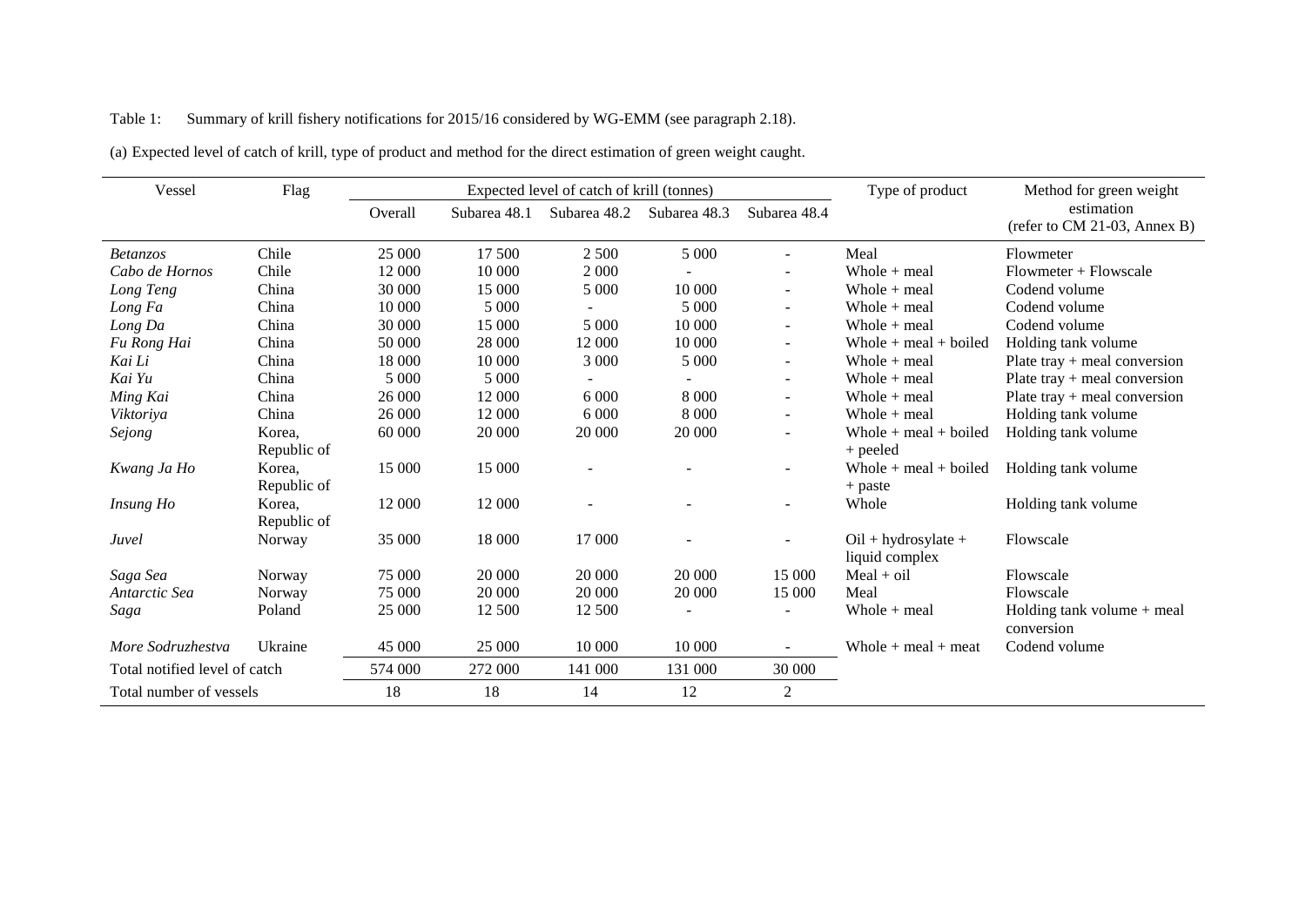Table 1: Summary of krill fishery notifications for 2015/16 considered by WG-EMM (see paragraph 2.18).

(a) Expected level of catch of krill, type of product and method for the direct estimation of green weight caught.

| Vessel | Flag | Expected level of catch of krill (tonnes) | | | | | Type of product | Method for green weight estimation (refer to CM 21-03, Annex B) |
|---|---|---|---|---|---|---|---|---|
| | | Overall | Subarea 48.1 | Subarea 48.2 | Subarea 48.3 | Subarea 48.4 | | |
| *Betanzos* | Chile | 25 000 | 17 500 | 2 500 | 5 000 | - | Meal | Flowmeter |
| *Cabo de Hornos* | Chile | 12 000 | 10 000 | 2 000 | - | - | Whole + meal | Flowmeter + Flowscale |
| *Long Teng* | China | 30 000 | 15 000 | 5 000 | 10 000 | - | Whole + meal | Codend volume |
| *Long Fa* | China | 10 000 | 5 000 | - | 5 000 | - | Whole + meal | Codend volume |
| *Long Da* | China | 30 000 | 15 000 | 5 000 | 10 000 | - | Whole + meal | Codend volume |
| *Fu Rong Hai* | China | 50 000 | 28 000 | 12 000 | 10 000 | - | Whole + meal + boiled | Holding tank volume |
| *Kai Li* | China | 18 000 | 10 000 | 3 000 | 5 000 | - | Whole + meal | Plate tray + meal conversion |
| *Kai Yu* | China | 5 000 | 5 000 | - | - | - | Whole + meal | Plate tray + meal conversion |
| *Ming Kai* | China | 26 000 | 12 000 | 6 000 | 8 000 | - | Whole + meal | Plate tray + meal conversion |
| *Viktoriya* | China | 26 000 | 12 000 | 6 000 | 8 000 | - | Whole + meal | Holding tank volume |
| *Sejong* | Korea, Republic of | 60 000 | 20 000 | 20 000 | 20 000 | - | Whole + meal + boiled + peeled | Holding tank volume |
| *Kwang Ja Ho* | Korea, Republic of | 15 000 | 15 000 | - | - | - | Whole + meal + boiled + paste | Holding tank volume |
| *Insung Ho* | Korea, Republic of | 12 000 | 12 000 | - | - | - | Whole | Holding tank volume |
| *Juvel* | Norway | 35 000 | 18 000 | 17 000 | - | - | Oil + hydrosylate + liquid complex | Flowscale |
| *Saga Sea* | Norway | 75 000 | 20 000 | 20 000 | 20 000 | 15 000 | Meal + oil | Flowscale |
| *Antarctic Sea* | Norway | 75 000 | 20 000 | 20 000 | 20 000 | 15 000 | Meal | Flowscale |
| *Saga* | Poland | 25 000 | 12 500 | 12 500 | - | - | Whole + meal | Holding tank volume + meal conversion |
| *More Sodruzhestva* | Ukraine | 45 000 | 25 000 | 10 000 | 10 000 | - | Whole + meal + meat | Codend volume |
| Total notified level of catch | | 574 000 | 272 000 | 141 000 | 131 000 | 30 000 | | |
| Total number of vessels | | 18 | 18 | 14 | 12 | 2 | | |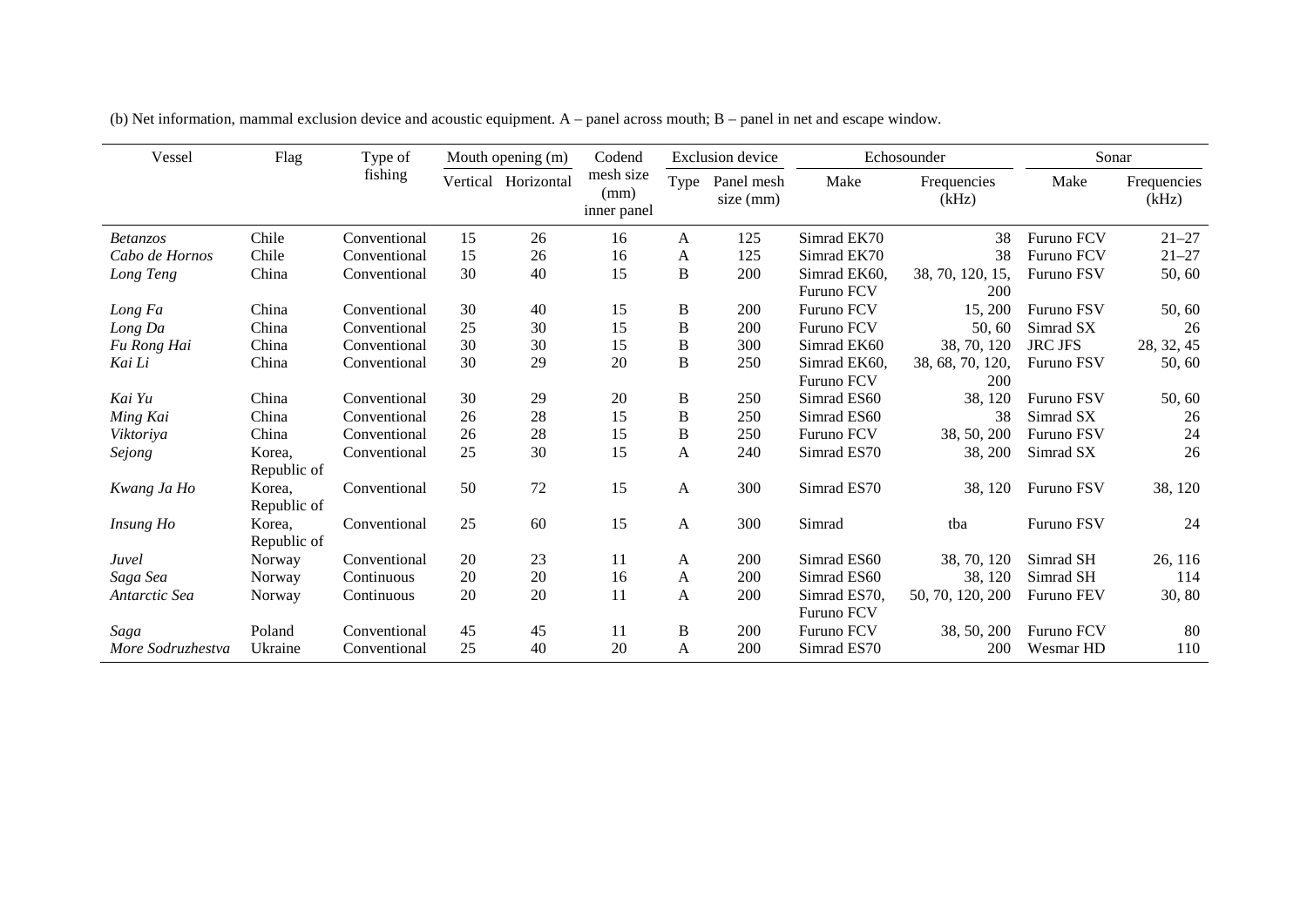(b) Net information, mammal exclusion device and acoustic equipment. A – panel across mouth; B – panel in net and escape window.

| Vessel | Flag | Type of fishing | Mouth opening (m) | | Codend mesh size (mm) inner panel | Exclusion device | | Echosounder | | Sonar | |
|---|---|---|---|---|---|---|---|---|---|---|---|
| | | | Vertical | Horizontal | | Type | Panel mesh size (mm) | Make | Frequencies (kHz) | Make | Frequencies (kHz) |
| *Betanzos* | Chile | Conventional | 15 | 26 | 16 | A | 125 | Simrad EK70 | 38 | Furuno FCV | 21–27 |
| *Cabo de Hornos* | Chile | Conventional | 15 | 26 | 16 | A | 125 | Simrad EK70 | 38 | Furuno FCV | 21–27 |
| *Long Teng* | China | Conventional | 30 | 40 | 15 | B | 200 | Simrad EK60, Furuno FCV | 38, 70, 120, 15, 200 | Furuno FSV | 50, 60 |
| *Long Fa* | China | Conventional | 30 | 40 | 15 | B | 200 | Furuno FCV | 15, 200 | Furuno FSV | 50, 60 |
| *Long Da* | China | Conventional | 25 | 30 | 15 | B | 200 | Furuno FCV | 50, 60 | Simrad SX | 26 |
| *Fu Rong Hai* | China | Conventional | 30 | 30 | 15 | B | 300 | Simrad EK60 | 38, 70, 120 | JRC JFS | 28, 32, 45 |
| *Kai Li* | China | Conventional | 30 | 29 | 20 | B | 250 | Simrad EK60, Furuno FCV | 38, 68, 70, 120, 200 | Furuno FSV | 50, 60 |
| *Kai Yu* | China | Conventional | 30 | 29 | 20 | B | 250 | Simrad ES60 | 38, 120 | Furuno FSV | 50, 60 |
| *Ming Kai* | China | Conventional | 26 | 28 | 15 | B | 250 | Simrad ES60 | 38 | Simrad SX | 26 |
| *Viktoriya* | China | Conventional | 26 | 28 | 15 | B | 250 | Furuno FCV | 38, 50, 200 | Furuno FSV | 24 |
| *Sejong* | Korea, Republic of | Conventional | 25 | 30 | 15 | A | 240 | Simrad ES70 | 38, 200 | Simrad SX | 26 |
| *Kwang Ja Ho* | Korea, Republic of | Conventional | 50 | 72 | 15 | A | 300 | Simrad ES70 | 38, 120 | Furuno FSV | 38, 120 |
| *Insung Ho* | Korea, Republic of | Conventional | 25 | 60 | 15 | A | 300 | Simrad | tba | Furuno FSV | 24 |
| *Juvel* | Norway | Conventional | 20 | 23 | 11 | A | 200 | Simrad ES60 | 38, 70, 120 | Simrad SH | 26, 116 |
| *Saga Sea* | Norway | Continuous | 20 | 20 | 16 | A | 200 | Simrad ES60 | 38, 120 | Simrad SH | 114 |
| *Antarctic Sea* | Norway | Continuous | 20 | 20 | 11 | A | 200 | Simrad ES70, Furuno FCV | 50, 70, 120, 200 | Furuno FEV | 30, 80 |
| *Saga* | Poland | Conventional | 45 | 45 | 11 | B | 200 | Furuno FCV | 38, 50, 200 | Furuno FCV | 80 |
| *More Sodruzhestva* | Ukraine | Conventional | 25 | 40 | 20 | A | 200 | Simrad ES70 | 200 | Wesmar HD | 110 |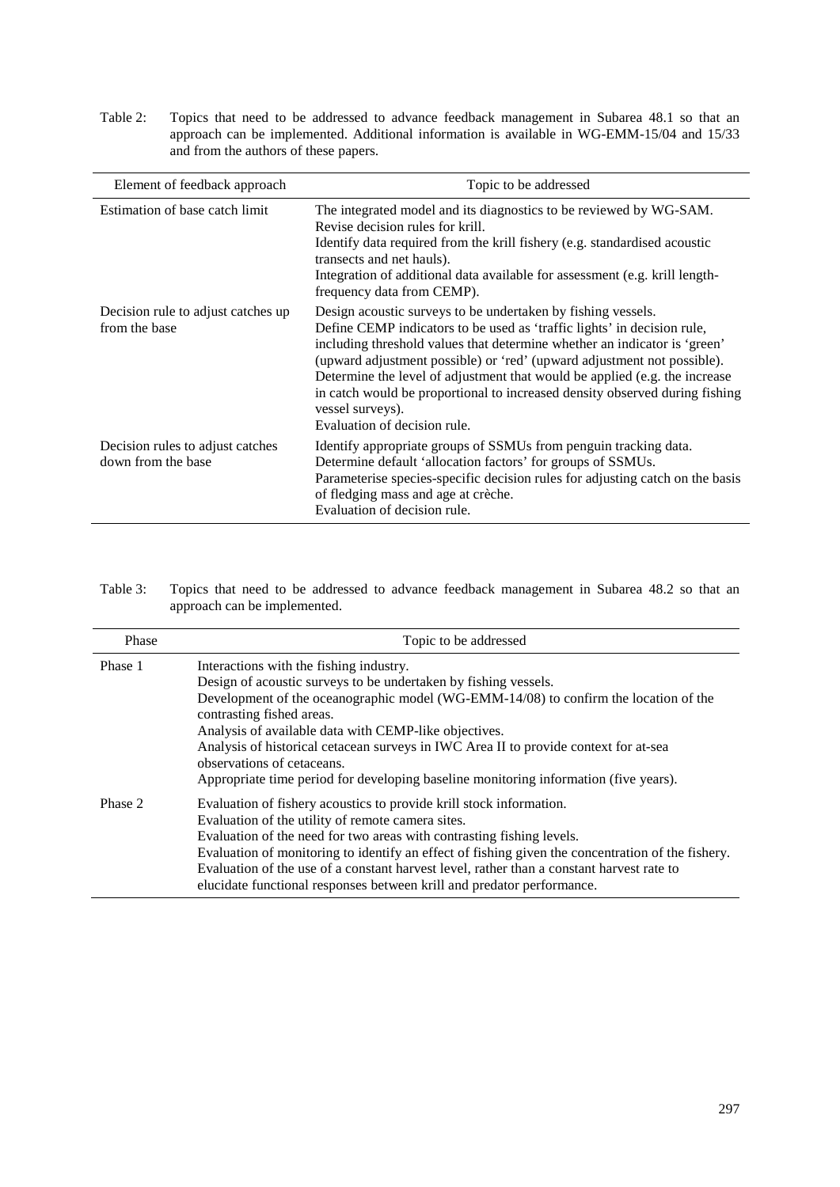Table 2: Topics that need to be addressed to advance feedback management in Subarea 48.1 so that an approach can be implemented. Additional information is available in WG-EMM-15/04 and 15/33 and from the authors of these papers.

| Element of feedback approach | Topic to be addressed |
|---|---|
| Estimation of base catch limit | The integrated model and its diagnostics to be reviewed by WG-SAM.<br>Revise decision rules for krill.<br>Identify data required from the krill fishery (e.g. standardised acoustic transects and net hauls).<br>Integration of additional data available for assessment (e.g. krill length-frequency data from CEMP). |
| Decision rule to adjust catches up from the base | Design acoustic surveys to be undertaken by fishing vessels.<br>Define CEMP indicators to be used as 'traffic lights' in decision rule, including threshold values that determine whether an indicator is 'green' (upward adjustment possible) or 'red' (upward adjustment not possible).<br>Determine the level of adjustment that would be applied (e.g. the increase in catch would be proportional to increased density observed during fishing vessel surveys).<br>Evaluation of decision rule. |
| Decision rules to adjust catches down from the base | Identify appropriate groups of SSMUs from penguin tracking data.<br>Determine default 'allocation factors' for groups of SSMUs.<br>Parameterise species-specific decision rules for adjusting catch on the basis of fledging mass and age at crèche.<br>Evaluation of decision rule. |

Table 3: Topics that need to be addressed to advance feedback management in Subarea 48.2 so that an approach can be implemented.

| Phase | Topic to be addressed |
|---|---|
| Phase 1 | Interactions with the fishing industry.<br>Design of acoustic surveys to be undertaken by fishing vessels.<br>Development of the oceanographic model (WG-EMM-14/08) to confirm the location of the contrasting fished areas.<br>Analysis of available data with CEMP-like objectives.<br>Analysis of historical cetacean surveys in IWC Area II to provide context for at-sea observations of cetaceans.<br>Appropriate time period for developing baseline monitoring information (five years). |
| Phase 2 | Evaluation of fishery acoustics to provide krill stock information.<br>Evaluation of the utility of remote camera sites.<br>Evaluation of the need for two areas with contrasting fishing levels.<br>Evaluation of monitoring to identify an effect of fishing given the concentration of the fishery.<br>Evaluation of the use of a constant harvest level, rather than a constant harvest rate to elucidate functional responses between krill and predator performance. |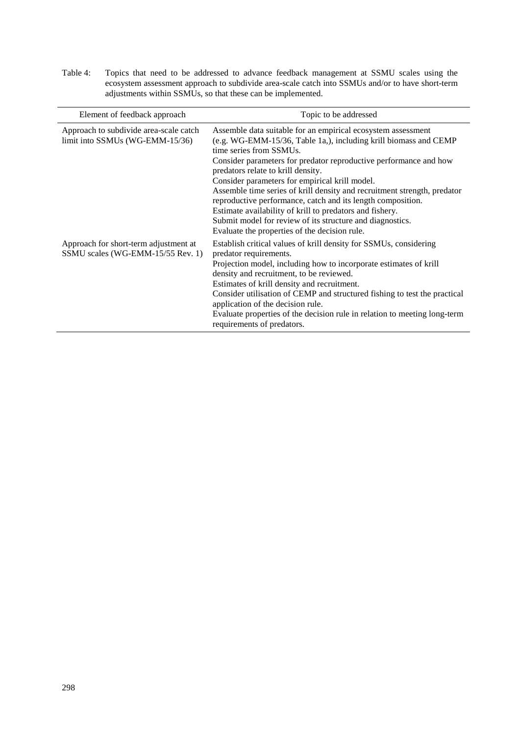Table 4: Topics that need to be addressed to advance feedback management at SSMU scales using the ecosystem assessment approach to subdivide area-scale catch into SSMUs and/or to have short-term adjustments within SSMUs, so that these can be implemented.

| Element of feedback approach | Topic to be addressed |
|---|---|
| Approach to subdivide area-scale catch limit into SSMUs (WG-EMM-15/36) | Assemble data suitable for an empirical ecosystem assessment (e.g. WG-EMM-15/36, Table 1a,), including krill biomass and CEMP time series from SSMUs.<br>Consider parameters for predator reproductive performance and how predators relate to krill density.<br>Consider parameters for empirical krill model.<br>Assemble time series of krill density and recruitment strength, predator reproductive performance, catch and its length composition.<br>Estimate availability of krill to predators and fishery.<br>Submit model for review of its structure and diagnostics.<br>Evaluate the properties of the decision rule. |
| Approach for short-term adjustment at SSMU scales (WG-EMM-15/55 Rev. 1) | Establish critical values of krill density for SSMUs, considering predator requirements.<br>Projection model, including how to incorporate estimates of krill density and recruitment, to be reviewed.<br>Estimates of krill density and recruitment.<br>Consider utilisation of CEMP and structured fishing to test the practical application of the decision rule.<br>Evaluate properties of the decision rule in relation to meeting long-term requirements of predators. |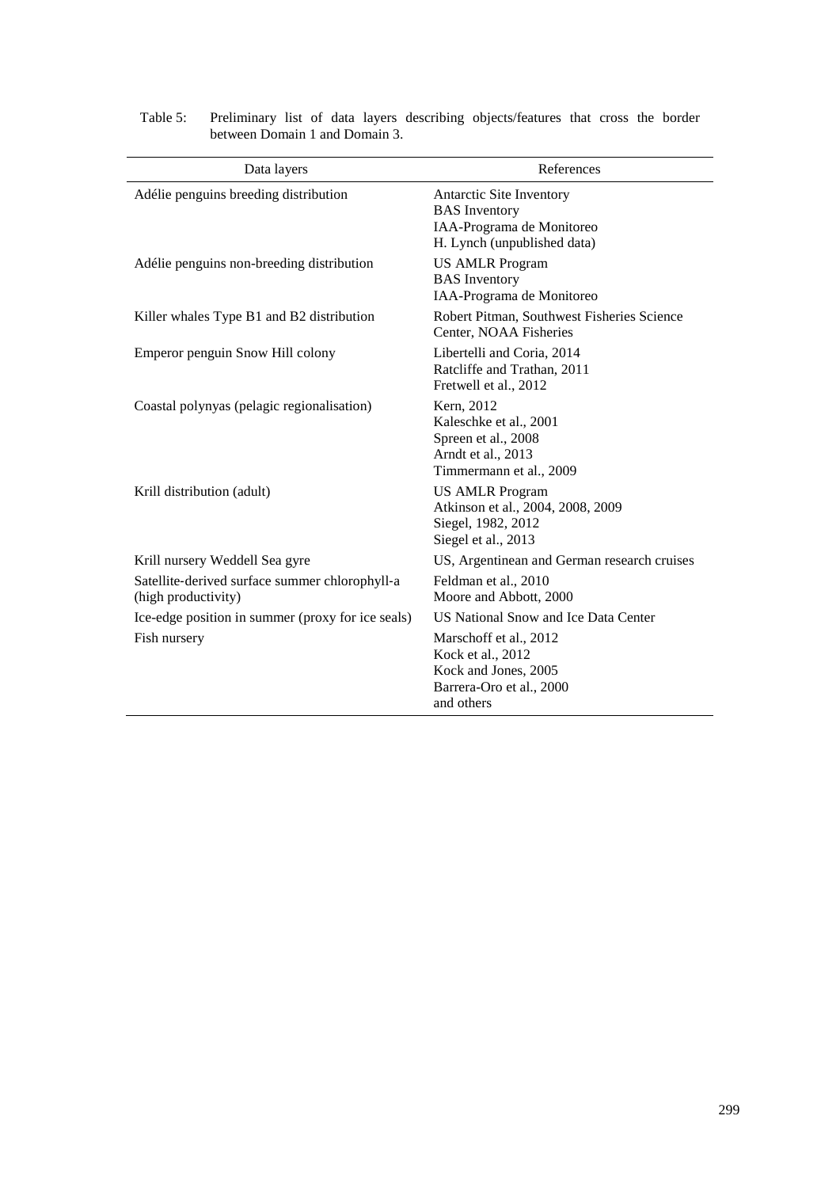Table 5: Preliminary list of data layers describing objects/features that cross the border between Domain 1 and Domain 3.

| Data layers | References |
|---|---|
| Adélie penguins breeding distribution | Antarctic Site Inventory<br>BAS Inventory<br>IAA-Programa de Monitoreo<br>H. Lynch (unpublished data) |
| Adélie penguins non-breeding distribution | US AMLR Program<br>BAS Inventory<br>IAA-Programa de Monitoreo |
| Killer whales Type B1 and B2 distribution | Robert Pitman, Southwest Fisheries Science Center, NOAA Fisheries |
| Emperor penguin Snow Hill colony | Libertelli and Coria, 2014<br>Ratcliffe and Trathan, 2011<br>Fretwell et al., 2012 |
| Coastal polynyas (pelagic regionalisation) | Kern, 2012<br>Kaleschke et al., 2001<br>Spreen et al., 2008<br>Arndt et al., 2013<br>Timmermann et al., 2009 |
| Krill distribution (adult) | US AMLR Program<br>Atkinson et al., 2004, 2008, 2009<br>Siegel, 1982, 2012<br>Siegel et al., 2013 |
| Krill nursery Weddell Sea gyre | US, Argentinean and German research cruises |
| Satellite-derived surface summer chlorophyll-a (high productivity) | Feldman et al., 2010<br>Moore and Abbott, 2000 |
| Ice-edge position in summer (proxy for ice seals) | US National Snow and Ice Data Center |
| Fish nursery | Marschoff et al., 2012<br>Kock et al., 2012<br>Kock and Jones, 2005<br>Barrera-Oro et al., 2000<br>and others |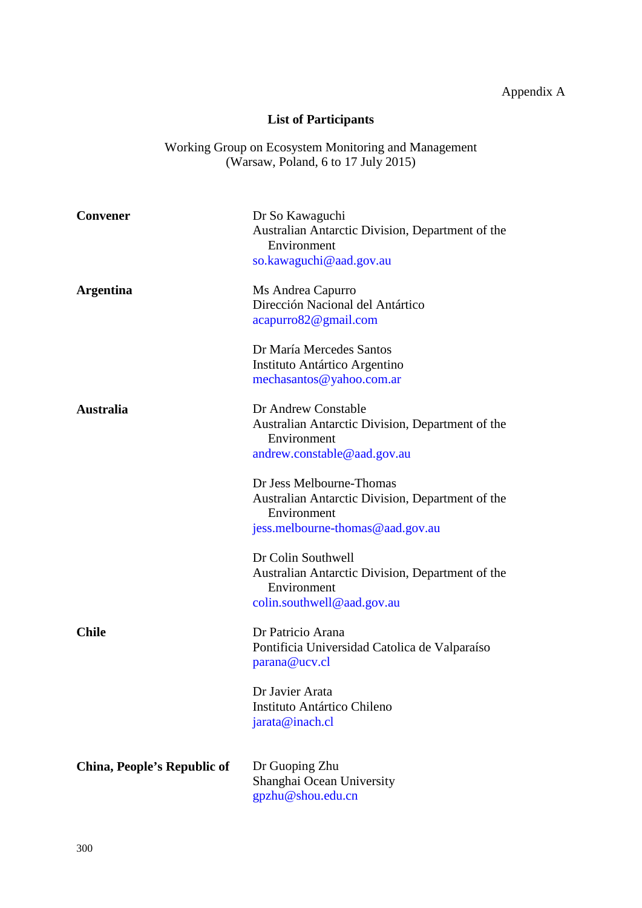Appendix A

## List of Participants

Working Group on Ecosystem Monitoring and Management
(Warsaw, Poland, 6 to 17 July 2015)

| | |
|---|---|
| **Convener** | Dr So Kawaguchi<br>Australian Antarctic Division, Department of the Environment<br>so.kawaguchi@aad.gov.au |
| **Argentina** | Ms Andrea Capurro<br>Dirección Nacional del Antártico<br>acapurro82@gmail.com |
| | Dr María Mercedes Santos<br>Instituto Antártico Argentino<br>mechasantos@yahoo.com.ar |
| **Australia** | Dr Andrew Constable<br>Australian Antarctic Division, Department of the Environment<br>andrew.constable@aad.gov.au |
| | Dr Jess Melbourne-Thomas<br>Australian Antarctic Division, Department of the Environment<br>jess.melbourne-thomas@aad.gov.au |
| | Dr Colin Southwell<br>Australian Antarctic Division, Department of the Environment<br>colin.southwell@aad.gov.au |
| **Chile** | Dr Patricio Arana<br>Pontificia Universidad Catolica de Valparaíso<br>parana@ucv.cl |
| | Dr Javier Arata<br>Instituto Antártico Chileno<br>jarata@inach.cl |
| **China, People's Republic of** | Dr Guoping Zhu<br>Shanghai Ocean University<br>gpzhu@shou.edu.cn |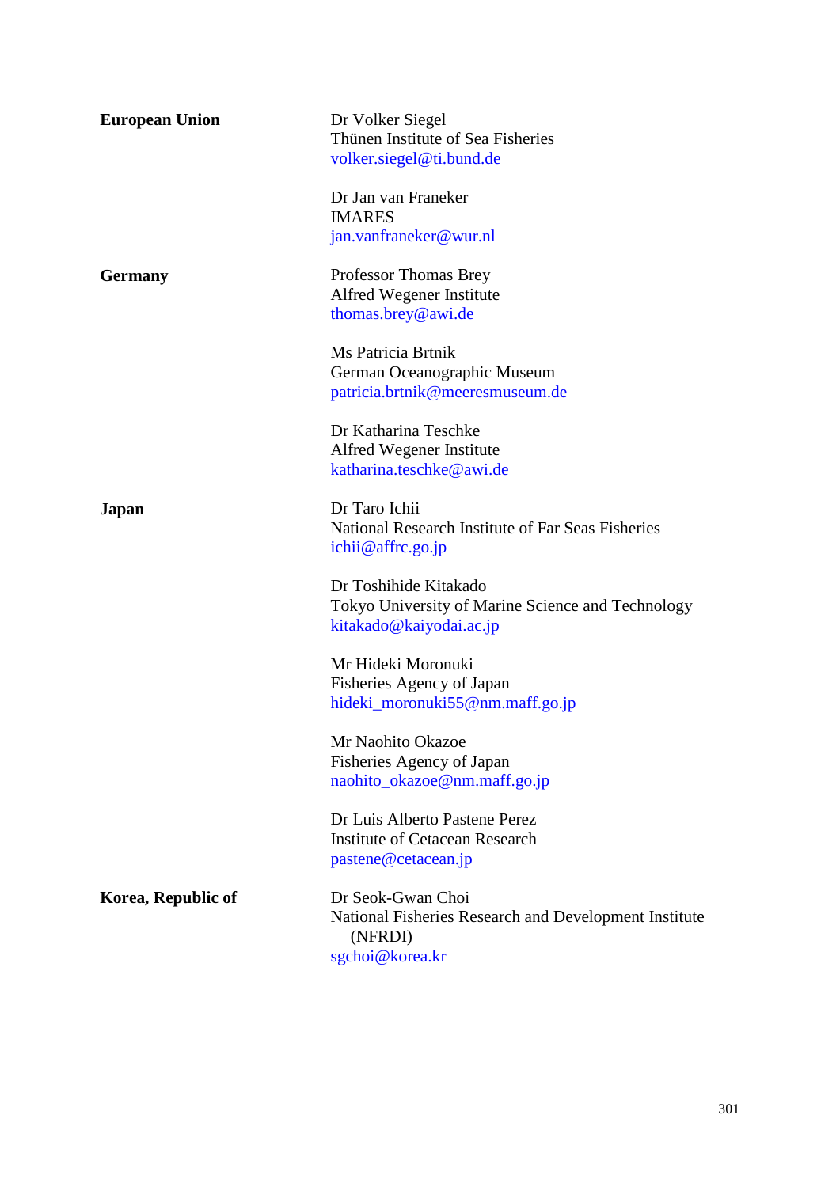| | |
|---|---|
| **European Union** | Dr Volker Siegel<br>Thünen Institute of Sea Fisheries<br>volker.siegel@ti.bund.de |
| | Dr Jan van Franeker<br>IMARES<br>jan.vanfraneker@wur.nl |
| **Germany** | Professor Thomas Brey<br>Alfred Wegener Institute<br>thomas.brey@awi.de |
| | Ms Patricia Brtnik<br>German Oceanographic Museum<br>patricia.brtnik@meeresmuseum.de |
| | Dr Katharina Teschke<br>Alfred Wegener Institute<br>katharina.teschke@awi.de |
| **Japan** | Dr Taro Ichii<br>National Research Institute of Far Seas Fisheries<br>ichii@affrc.go.jp |
| | Dr Toshihide Kitakado<br>Tokyo University of Marine Science and Technology<br>kitakado@kaiyodai.ac.jp |
| | Mr Hideki Moronuki<br>Fisheries Agency of Japan<br>hideki_moronuki55@nm.maff.go.jp |
| | Mr Naohito Okazoe<br>Fisheries Agency of Japan<br>naohito_okazoe@nm.maff.go.jp |
| | Dr Luis Alberto Pastene Perez<br>Institute of Cetacean Research<br>pastene@cetacean.jp |
| **Korea, Republic of** | Dr Seok-Gwan Choi<br>National Fisheries Research and Development Institute (NFRDI)<br>sgchoi@korea.kr |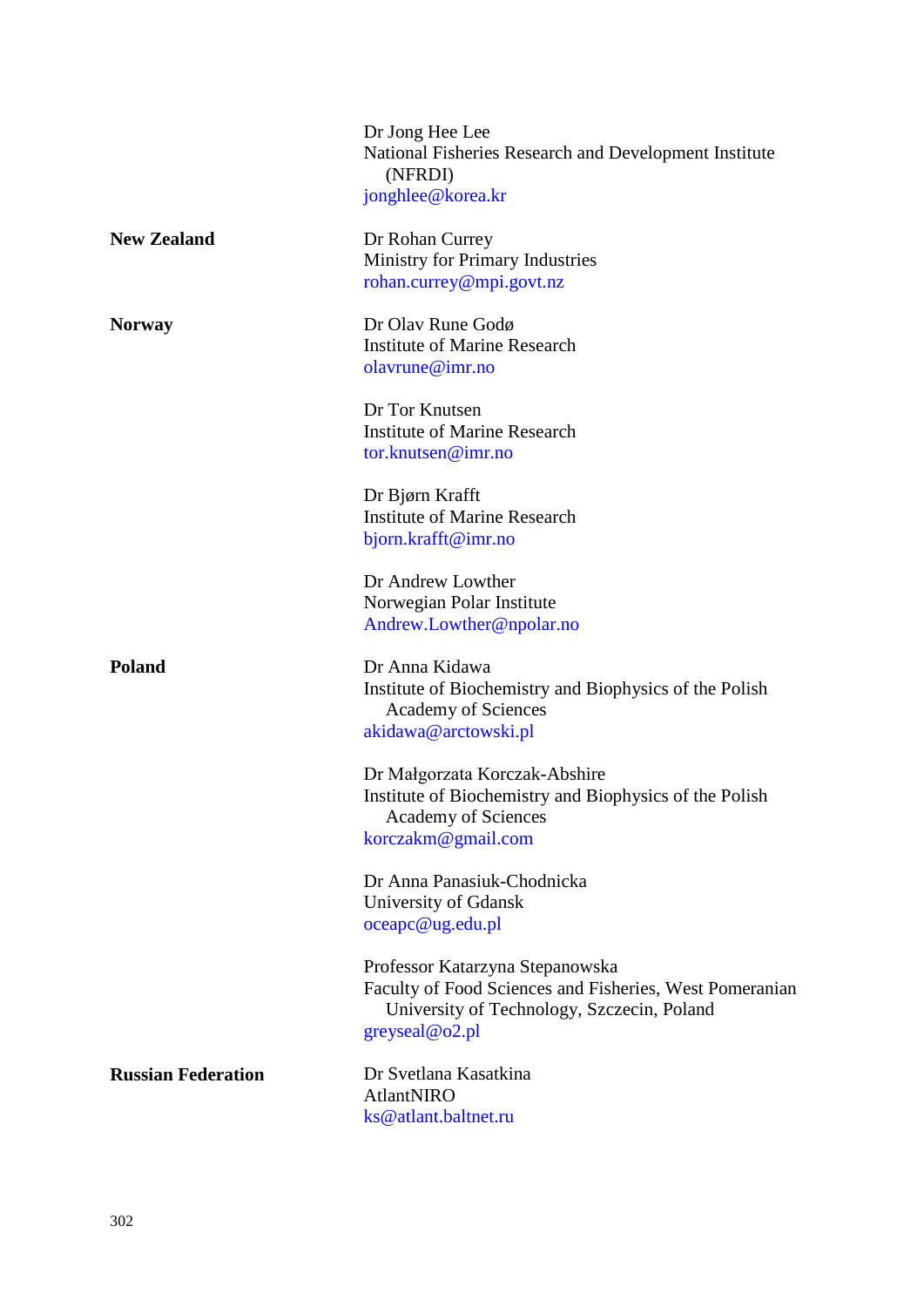| | |
|---|---|
| | Dr Jong Hee Lee<br>National Fisheries Research and Development Institute (NFRDI)<br>jonghlee@korea.kr |
| **New Zealand** | Dr Rohan Currey<br>Ministry for Primary Industries<br>rohan.currey@mpi.govt.nz |
| **Norway** | Dr Olav Rune Godø<br>Institute of Marine Research<br>olavrune@imr.no |
| | Dr Tor Knutsen<br>Institute of Marine Research<br>tor.knutsen@imr.no |
| | Dr Bjørn Krafft<br>Institute of Marine Research<br>bjorn.krafft@imr.no |
| | Dr Andrew Lowther<br>Norwegian Polar Institute<br>Andrew.Lowther@npolar.no |
| **Poland** | Dr Anna Kidawa<br>Institute of Biochemistry and Biophysics of the Polish Academy of Sciences<br>akidawa@arctowski.pl |
| | Dr Małgorzata Korczak-Abshire<br>Institute of Biochemistry and Biophysics of the Polish Academy of Sciences<br>korczakm@gmail.com |
| | Dr Anna Panasiuk-Chodnicka<br>University of Gdansk<br>oceapc@ug.edu.pl |
| | Professor Katarzyna Stepanowska<br>Faculty of Food Sciences and Fisheries, West Pomeranian University of Technology, Szczecin, Poland<br>greyseal@o2.pl |
| **Russian Federation** | Dr Svetlana Kasatkina<br>AtlantNIRO<br>ks@atlant.baltnet.ru |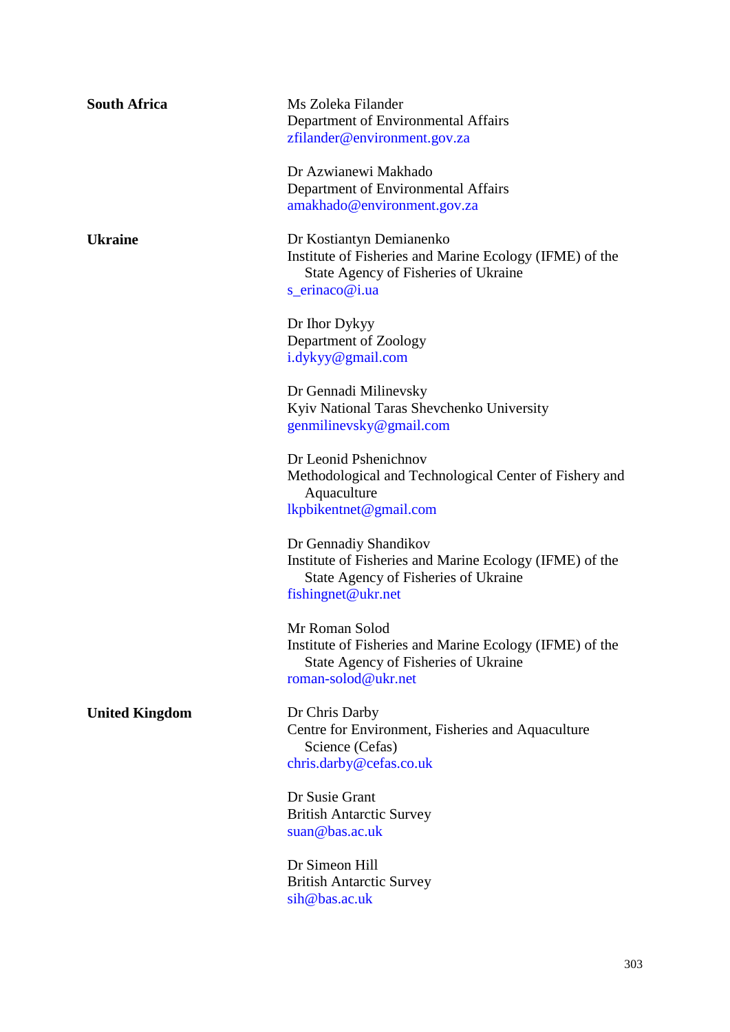| | |
|---|---|
| **South Africa** | Ms Zoleka Filander<br>Department of Environmental Affairs<br>zfilander@environment.gov.za |
| | Dr Azwianewi Makhado<br>Department of Environmental Affairs<br>amakhado@environment.gov.za |
| **Ukraine** | Dr Kostiantyn Demianenko<br>Institute of Fisheries and Marine Ecology (IFME) of the State Agency of Fisheries of Ukraine<br>s_erinaco@i.ua |
| | Dr Ihor Dykyy<br>Department of Zoology<br>i.dykyy@gmail.com |
| | Dr Gennadi Milinevsky<br>Kyiv National Taras Shevchenko University<br>genmilinevsky@gmail.com |
| | Dr Leonid Pshenichnov<br>Methodological and Technological Center of Fishery and Aquaculture<br>lkpbikentnet@gmail.com |
| | Dr Gennadiy Shandikov<br>Institute of Fisheries and Marine Ecology (IFME) of the State Agency of Fisheries of Ukraine<br>fishingnet@ukr.net |
| | Mr Roman Solod<br>Institute of Fisheries and Marine Ecology (IFME) of the State Agency of Fisheries of Ukraine<br>roman-solod@ukr.net |
| **United Kingdom** | Dr Chris Darby<br>Centre for Environment, Fisheries and Aquaculture Science (Cefas)<br>chris.darby@cefas.co.uk |
| | Dr Susie Grant<br>British Antarctic Survey<br>suan@bas.ac.uk |
| | Dr Simeon Hill<br>British Antarctic Survey<br>sih@bas.ac.uk |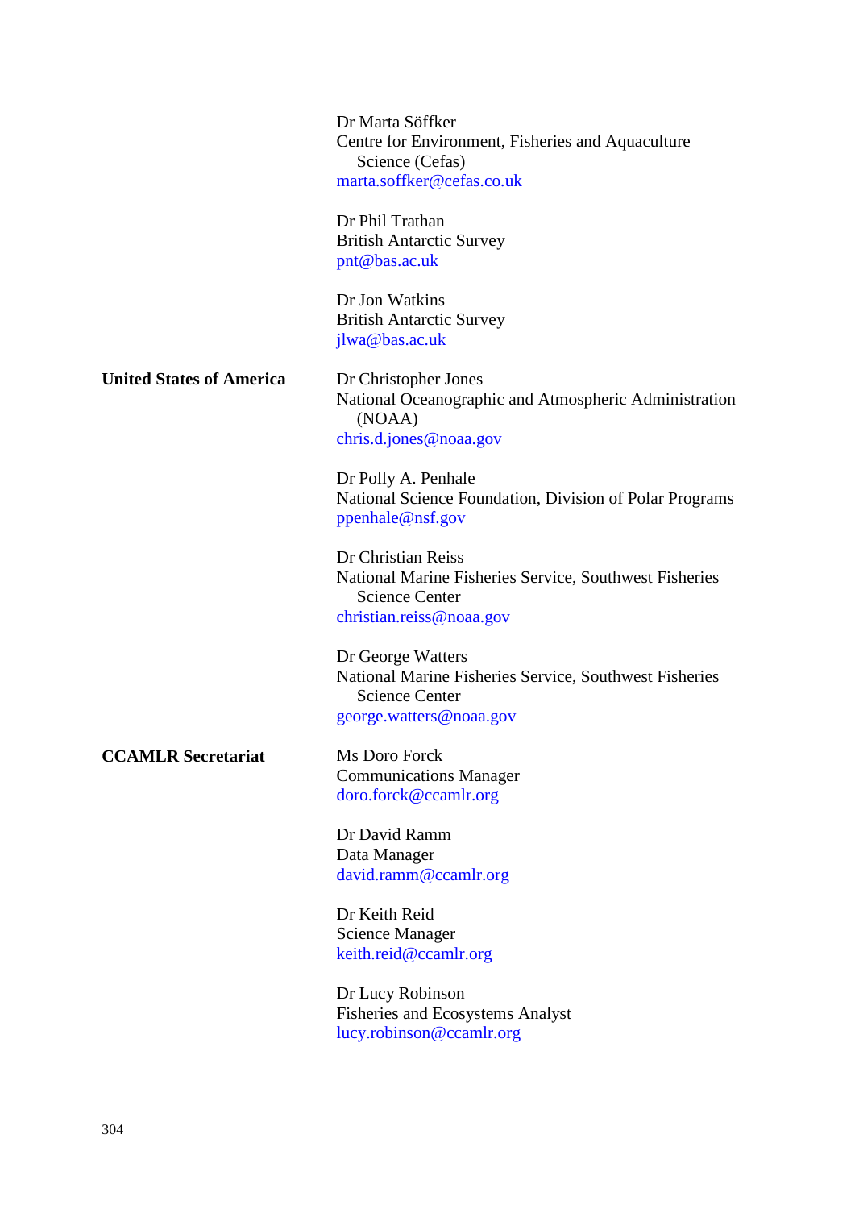| | |
|---|---|
| | Dr Marta Söffker<br>Centre for Environment, Fisheries and Aquaculture Science (Cefas)<br>marta.soffker@cefas.co.uk |
| | Dr Phil Trathan<br>British Antarctic Survey<br>pnt@bas.ac.uk |
| | Dr Jon Watkins<br>British Antarctic Survey<br>jlwa@bas.ac.uk |
| **United States of America** | Dr Christopher Jones<br>National Oceanographic and Atmospheric Administration (NOAA)<br>chris.d.jones@noaa.gov |
| | Dr Polly A. Penhale<br>National Science Foundation, Division of Polar Programs<br>ppenhale@nsf.gov |
| | Dr Christian Reiss<br>National Marine Fisheries Service, Southwest Fisheries Science Center<br>christian.reiss@noaa.gov |
| | Dr George Watters<br>National Marine Fisheries Service, Southwest Fisheries Science Center<br>george.watters@noaa.gov |
| **CCAMLR Secretariat** | Ms Doro Forck<br>Communications Manager<br>doro.forck@ccamlr.org |
| | Dr David Ramm<br>Data Manager<br>david.ramm@ccamlr.org |
| | Dr Keith Reid<br>Science Manager<br>keith.reid@ccamlr.org |
| | Dr Lucy Robinson<br>Fisheries and Ecosystems Analyst<br>lucy.robinson@ccamlr.org |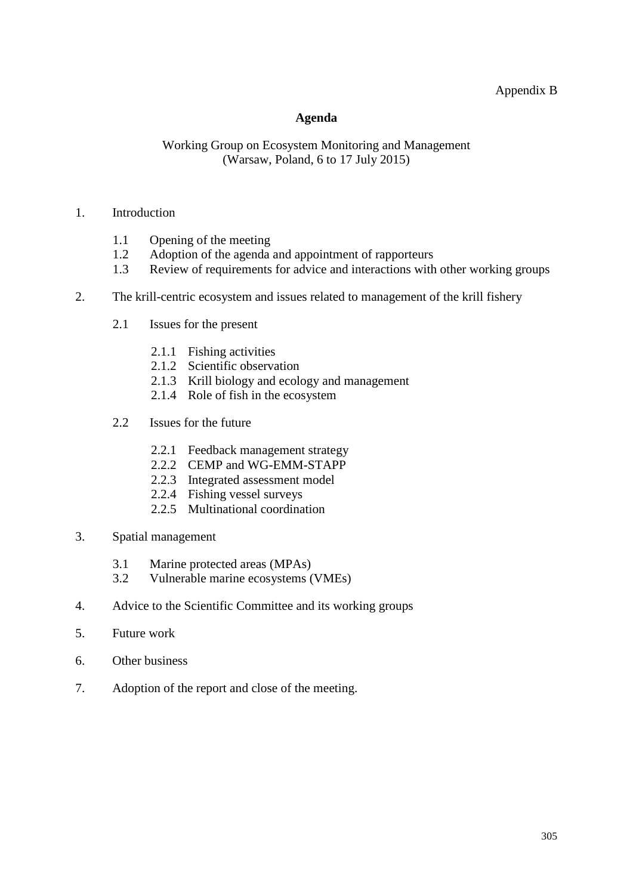Appendix B

## Agenda

Working Group on Ecosystem Monitoring and Management
(Warsaw, Poland, 6 to 17 July 2015)

1. Introduction

    1.1 Opening of the meeting
    1.2 Adoption of the agenda and appointment of rapporteurs
    1.3 Review of requirements for advice and interactions with other working groups

2. The krill-centric ecosystem and issues related to management of the krill fishery

    2.1 Issues for the present

        2.1.1 Fishing activities
        2.1.2 Scientific observation
        2.1.3 Krill biology and ecology and management
        2.1.4 Role of fish in the ecosystem

    2.2 Issues for the future

        2.2.1 Feedback management strategy
        2.2.2 CEMP and WG-EMM-STAPP
        2.2.3 Integrated assessment model
        2.2.4 Fishing vessel surveys
        2.2.5 Multinational coordination

3. Spatial management

    3.1 Marine protected areas (MPAs)
    3.2 Vulnerable marine ecosystems (VMEs)

4. Advice to the Scientific Committee and its working groups

5. Future work

6. Other business

7. Adoption of the report and close of the meeting.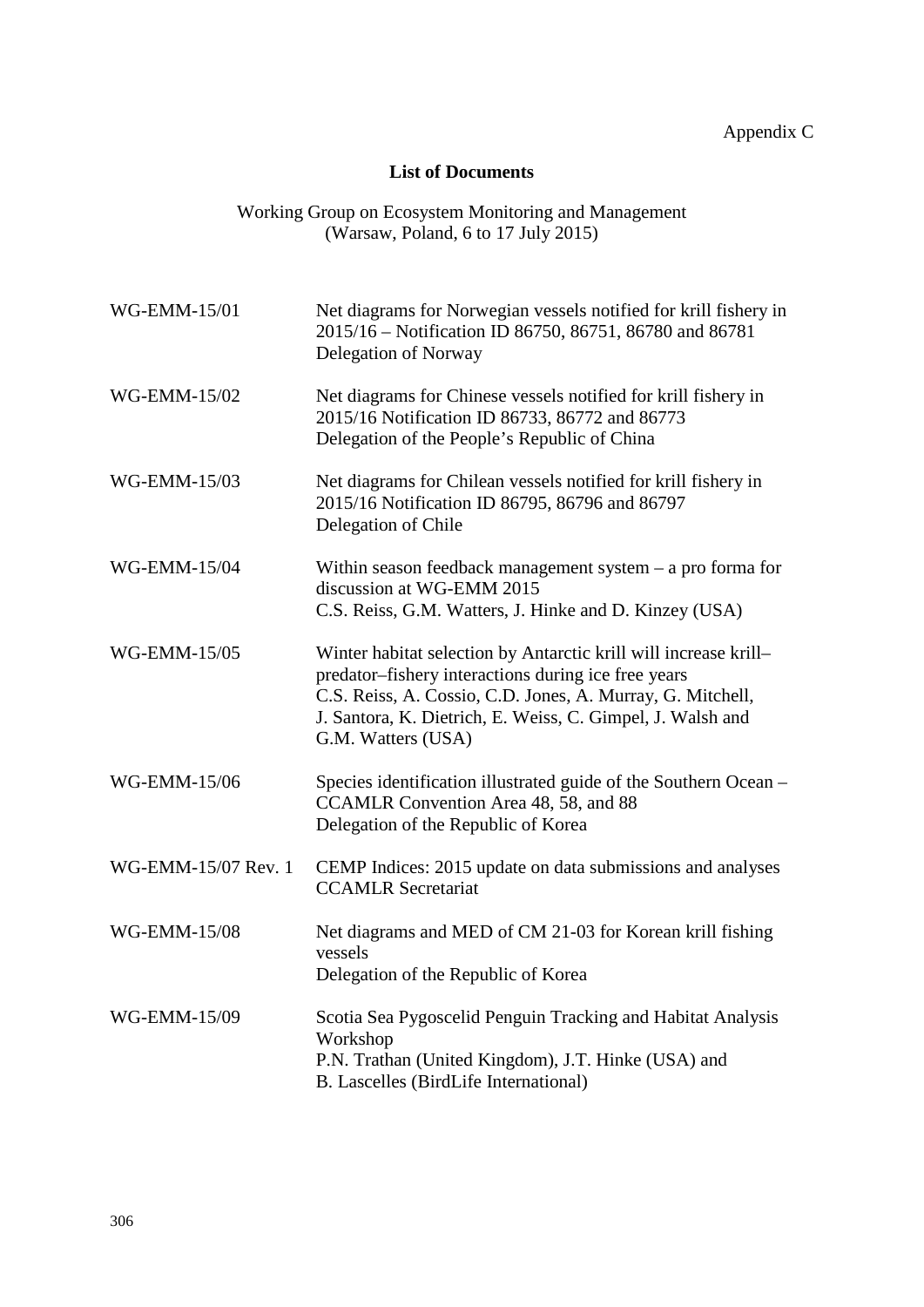Appendix C

## List of Documents

Working Group on Ecosystem Monitoring and Management
(Warsaw, Poland, 6 to 17 July 2015)

| | |
|---|---|
| WG-EMM-15/01 | Net diagrams for Norwegian vessels notified for krill fishery in 2015/16 – Notification ID 86750, 86751, 86780 and 86781<br>Delegation of Norway |
| WG-EMM-15/02 | Net diagrams for Chinese vessels notified for krill fishery in 2015/16 Notification ID 86733, 86772 and 86773<br>Delegation of the People's Republic of China |
| WG-EMM-15/03 | Net diagrams for Chilean vessels notified for krill fishery in 2015/16 Notification ID 86795, 86796 and 86797<br>Delegation of Chile |
| WG-EMM-15/04 | Within season feedback management system – a pro forma for discussion at WG-EMM 2015<br>C.S. Reiss, G.M. Watters, J. Hinke and D. Kinzey (USA) |
| WG-EMM-15/05 | Winter habitat selection by Antarctic krill will increase krill–predator–fishery interactions during ice free years<br>C.S. Reiss, A. Cossio, C.D. Jones, A. Murray, G. Mitchell, J. Santora, K. Dietrich, E. Weiss, C. Gimpel, J. Walsh and G.M. Watters (USA) |
| WG-EMM-15/06 | Species identification illustrated guide of the Southern Ocean – CCAMLR Convention Area 48, 58, and 88<br>Delegation of the Republic of Korea |
| WG-EMM-15/07 Rev. 1 | CEMP Indices: 2015 update on data submissions and analyses<br>CCAMLR Secretariat |
| WG-EMM-15/08 | Net diagrams and MED of CM 21-03 for Korean krill fishing vessels<br>Delegation of the Republic of Korea |
| WG-EMM-15/09 | Scotia Sea Pygoscelid Penguin Tracking and Habitat Analysis Workshop<br>P.N. Trathan (United Kingdom), J.T. Hinke (USA) and B. Lascelles (BirdLife International) |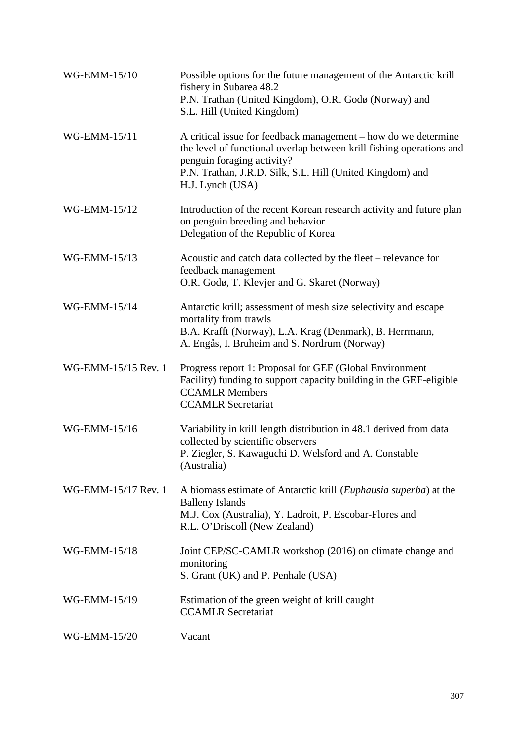| | |
|---|---|
| WG-EMM-15/10 | Possible options for the future management of the Antarctic krill fishery in Subarea 48.2<br>P.N. Trathan (United Kingdom), O.R. Godø (Norway) and S.L. Hill (United Kingdom) |
| WG-EMM-15/11 | A critical issue for feedback management – how do we determine the level of functional overlap between krill fishing operations and penguin foraging activity?<br>P.N. Trathan, J.R.D. Silk, S.L. Hill (United Kingdom) and H.J. Lynch (USA) |
| WG-EMM-15/12 | Introduction of the recent Korean research activity and future plan on penguin breeding and behavior<br>Delegation of the Republic of Korea |
| WG-EMM-15/13 | Acoustic and catch data collected by the fleet – relevance for feedback management<br>O.R. Godø, T. Klevjer and G. Skaret (Norway) |
| WG-EMM-15/14 | Antarctic krill; assessment of mesh size selectivity and escape mortality from trawls<br>B.A. Krafft (Norway), L.A. Krag (Denmark), B. Herrmann, A. Engås, I. Bruheim and S. Nordrum (Norway) |
| WG-EMM-15/15 Rev. 1 | Progress report 1: Proposal for GEF (Global Environment Facility) funding to support capacity building in the GEF-eligible CCAMLR Members<br>CCAMLR Secretariat |
| WG-EMM-15/16 | Variability in krill length distribution in 48.1 derived from data collected by scientific observers<br>P. Ziegler, S. Kawaguchi D. Welsford and A. Constable (Australia) |
| WG-EMM-15/17 Rev. 1 | A biomass estimate of Antarctic krill (*Euphausia superba*) at the Balleny Islands<br>M.J. Cox (Australia), Y. Ladroit, P. Escobar-Flores and R.L. O'Driscoll (New Zealand) |
| WG-EMM-15/18 | Joint CEP/SC-CAMLR workshop (2016) on climate change and monitoring<br>S. Grant (UK) and P. Penhale (USA) |
| WG-EMM-15/19 | Estimation of the green weight of krill caught<br>CCAMLR Secretariat |
| WG-EMM-15/20 | Vacant |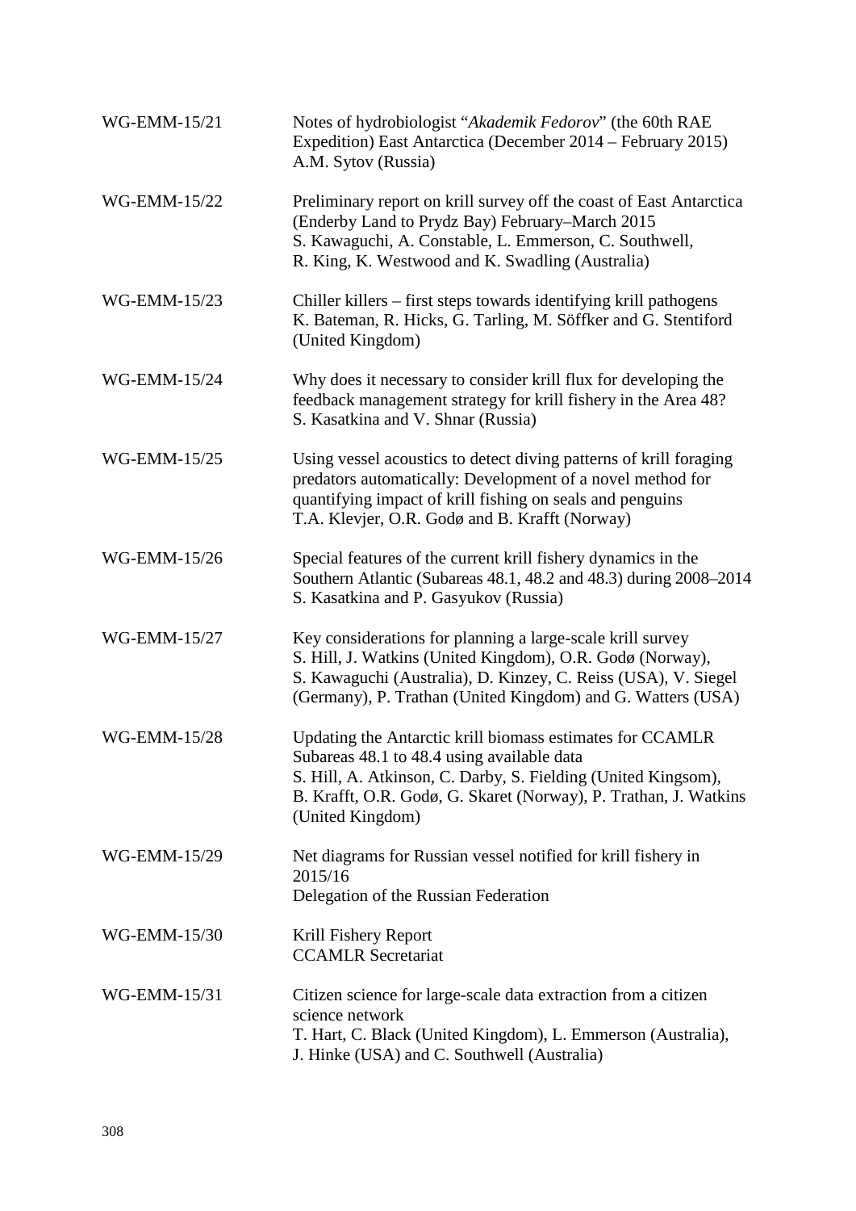| | |
|---|---|
| WG-EMM-15/21 | Notes of hydrobiologist "*Akademik Fedorov*" (the 60th RAE Expedition) East Antarctica (December 2014 – February 2015)<br>A.M. Sytov (Russia) |
| WG-EMM-15/22 | Preliminary report on krill survey off the coast of East Antarctica (Enderby Land to Prydz Bay) February–March 2015<br>S. Kawaguchi, A. Constable, L. Emmerson, C. Southwell, R. King, K. Westwood and K. Swadling (Australia) |
| WG-EMM-15/23 | Chiller killers – first steps towards identifying krill pathogens<br>K. Bateman, R. Hicks, G. Tarling, M. Söffker and G. Stentiford (United Kingdom) |
| WG-EMM-15/24 | Why does it necessary to consider krill flux for developing the feedback management strategy for krill fishery in the Area 48?<br>S. Kasatkina and V. Shnar (Russia) |
| WG-EMM-15/25 | Using vessel acoustics to detect diving patterns of krill foraging predators automatically: Development of a novel method for quantifying impact of krill fishing on seals and penguins<br>T.A. Klevjer, O.R. Godø and B. Krafft (Norway) |
| WG-EMM-15/26 | Special features of the current krill fishery dynamics in the Southern Atlantic (Subareas 48.1, 48.2 and 48.3) during 2008–2014<br>S. Kasatkina and P. Gasyukov (Russia) |
| WG-EMM-15/27 | Key considerations for planning a large-scale krill survey<br>S. Hill, J. Watkins (United Kingdom), O.R. Godø (Norway), S. Kawaguchi (Australia), D. Kinzey, C. Reiss (USA), V. Siegel (Germany), P. Trathan (United Kingdom) and G. Watters (USA) |
| WG-EMM-15/28 | Updating the Antarctic krill biomass estimates for CCAMLR Subareas 48.1 to 48.4 using available data<br>S. Hill, A. Atkinson, C. Darby, S. Fielding (United Kingsom), B. Krafft, O.R. Godø, G. Skaret (Norway), P. Trathan, J. Watkins (United Kingdom) |
| WG-EMM-15/29 | Net diagrams for Russian vessel notified for krill fishery in 2015/16<br>Delegation of the Russian Federation |
| WG-EMM-15/30 | Krill Fishery Report<br>CCAMLR Secretariat |
| WG-EMM-15/31 | Citizen science for large-scale data extraction from a citizen science network<br>T. Hart, C. Black (United Kingdom), L. Emmerson (Australia), J. Hinke (USA) and C. Southwell (Australia) |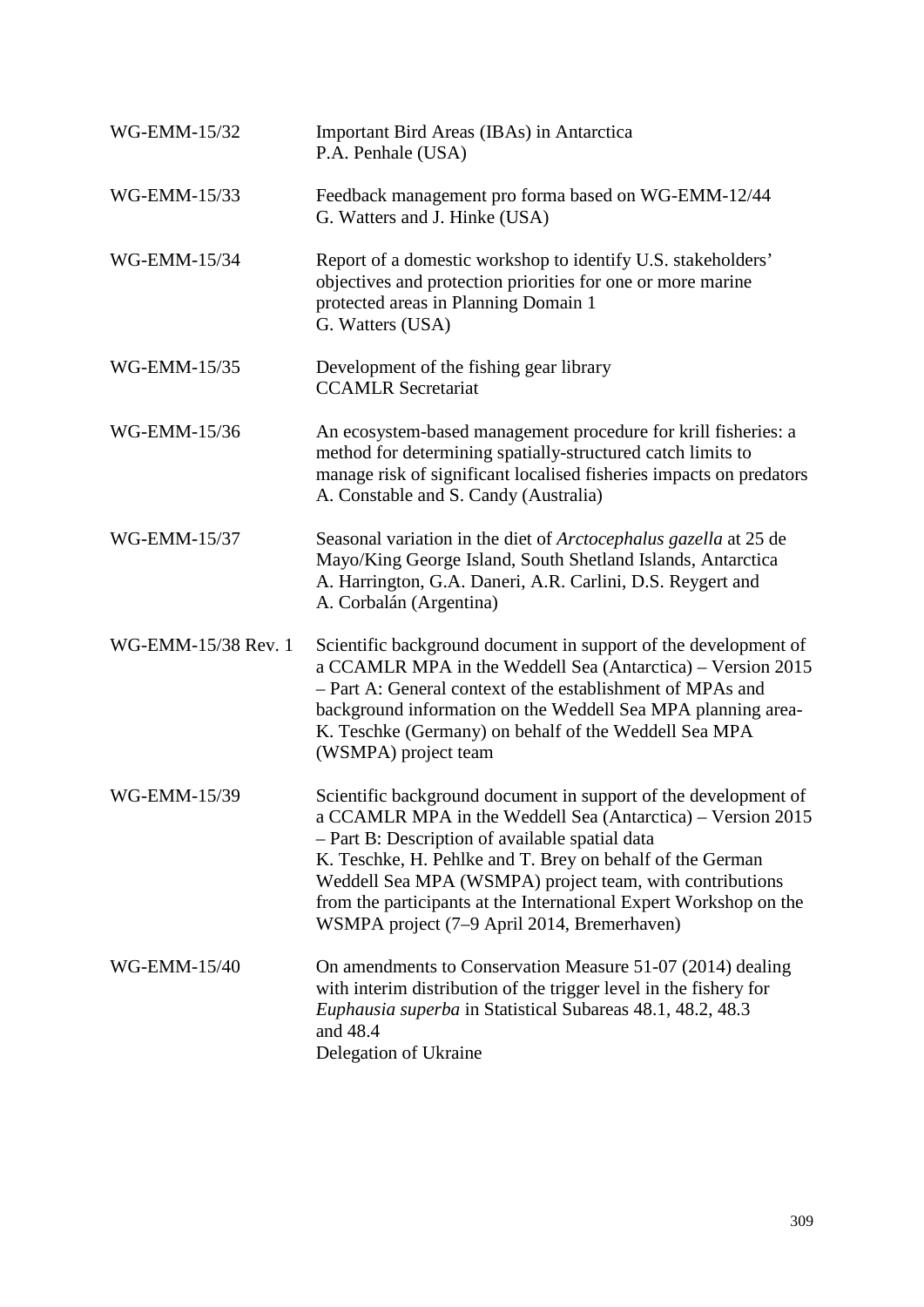| | |
|---|---|
| WG-EMM-15/32 | Important Bird Areas (IBAs) in Antarctica<br>P.A. Penhale (USA) |
| WG-EMM-15/33 | Feedback management pro forma based on WG-EMM-12/44<br>G. Watters and J. Hinke (USA) |
| WG-EMM-15/34 | Report of a domestic workshop to identify U.S. stakeholders' objectives and protection priorities for one or more marine protected areas in Planning Domain 1<br>G. Watters (USA) |
| WG-EMM-15/35 | Development of the fishing gear library<br>CCAMLR Secretariat |
| WG-EMM-15/36 | An ecosystem-based management procedure for krill fisheries: a method for determining spatially-structured catch limits to manage risk of significant localised fisheries impacts on predators<br>A. Constable and S. Candy (Australia) |
| WG-EMM-15/37 | Seasonal variation in the diet of *Arctocephalus gazella* at 25 de Mayo/King George Island, South Shetland Islands, Antarctica<br>A. Harrington, G.A. Daneri, A.R. Carlini, D.S. Reygert and A. Corbalán (Argentina) |
| WG-EMM-15/38 Rev. 1 | Scientific background document in support of the development of a CCAMLR MPA in the Weddell Sea (Antarctica) – Version 2015 – Part A: General context of the establishment of MPAs and background information on the Weddell Sea MPA planning area-<br>K. Teschke (Germany) on behalf of the Weddell Sea MPA (WSMPA) project team |
| WG-EMM-15/39 | Scientific background document in support of the development of a CCAMLR MPA in the Weddell Sea (Antarctica) – Version 2015 – Part B: Description of available spatial data<br>K. Teschke, H. Pehlke and T. Brey on behalf of the German Weddell Sea MPA (WSMPA) project team, with contributions from the participants at the International Expert Workshop on the WSMPA project (7–9 April 2014, Bremerhaven) |
| WG-EMM-15/40 | On amendments to Conservation Measure 51-07 (2014) dealing with interim distribution of the trigger level in the fishery for *Euphausia superba* in Statistical Subareas 48.1, 48.2, 48.3 and 48.4<br>Delegation of Ukraine |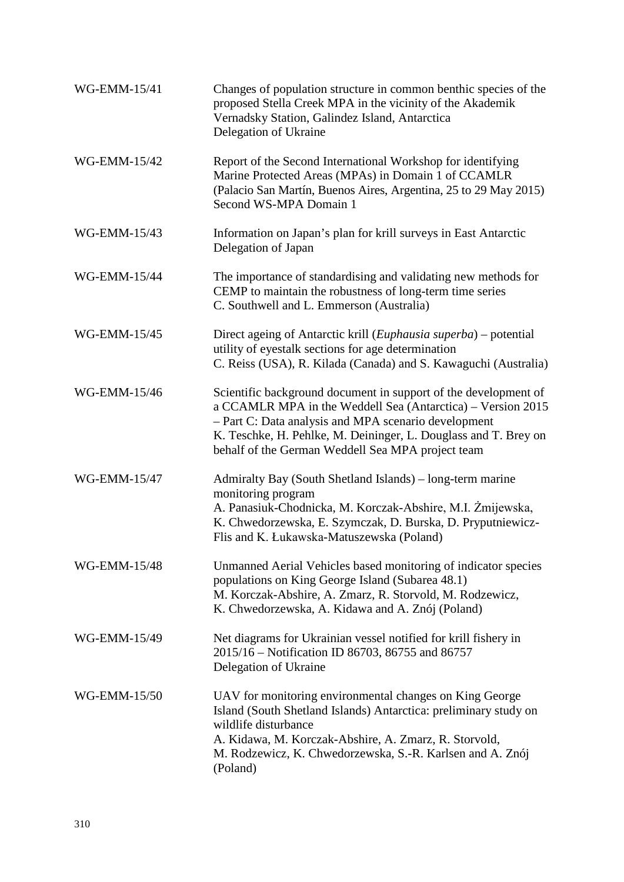| | |
|---|---|
| WG-EMM-15/41 | Changes of population structure in common benthic species of the proposed Stella Creek MPA in the vicinity of the Akademik Vernadsky Station, Galindez Island, Antarctica<br>Delegation of Ukraine |
| WG-EMM-15/42 | Report of the Second International Workshop for identifying Marine Protected Areas (MPAs) in Domain 1 of CCAMLR (Palacio San Martín, Buenos Aires, Argentina, 25 to 29 May 2015)<br>Second WS-MPA Domain 1 |
| WG-EMM-15/43 | Information on Japan's plan for krill surveys in East Antarctic<br>Delegation of Japan |
| WG-EMM-15/44 | The importance of standardising and validating new methods for CEMP to maintain the robustness of long-term time series<br>C. Southwell and L. Emmerson (Australia) |
| WG-EMM-15/45 | Direct ageing of Antarctic krill (*Euphausia superba*) – potential utility of eyestalk sections for age determination<br>C. Reiss (USA), R. Kilada (Canada) and S. Kawaguchi (Australia) |
| WG-EMM-15/46 | Scientific background document in support of the development of a CCAMLR MPA in the Weddell Sea (Antarctica) – Version 2015 – Part C: Data analysis and MPA scenario development<br>K. Teschke, H. Pehlke, M. Deininger, L. Douglass and T. Brey on behalf of the German Weddell Sea MPA project team |
| WG-EMM-15/47 | Admiralty Bay (South Shetland Islands) – long-term marine monitoring program<br>A. Panasiuk-Chodnicka, M. Korczak-Abshire, M.I. Żmijewska, K. Chwedorzewska, E. Szymczak, D. Burska, D. Pryputniewicz-Flis and K. Łukawska-Matuszewska (Poland) |
| WG-EMM-15/48 | Unmanned Aerial Vehicles based monitoring of indicator species populations on King George Island (Subarea 48.1)<br>M. Korczak-Abshire, A. Zmarz, R. Storvold, M. Rodzewicz, K. Chwedorzewska, A. Kidawa and A. Znój (Poland) |
| WG-EMM-15/49 | Net diagrams for Ukrainian vessel notified for krill fishery in 2015/16 – Notification ID 86703, 86755 and 86757<br>Delegation of Ukraine |
| WG-EMM-15/50 | UAV for monitoring environmental changes on King George Island (South Shetland Islands) Antarctica: preliminary study on wildlife disturbance<br>A. Kidawa, M. Korczak-Abshire, A. Zmarz, R. Storvold, M. Rodzewicz, K. Chwedorzewska, S.-R. Karlsen and A. Znój (Poland) |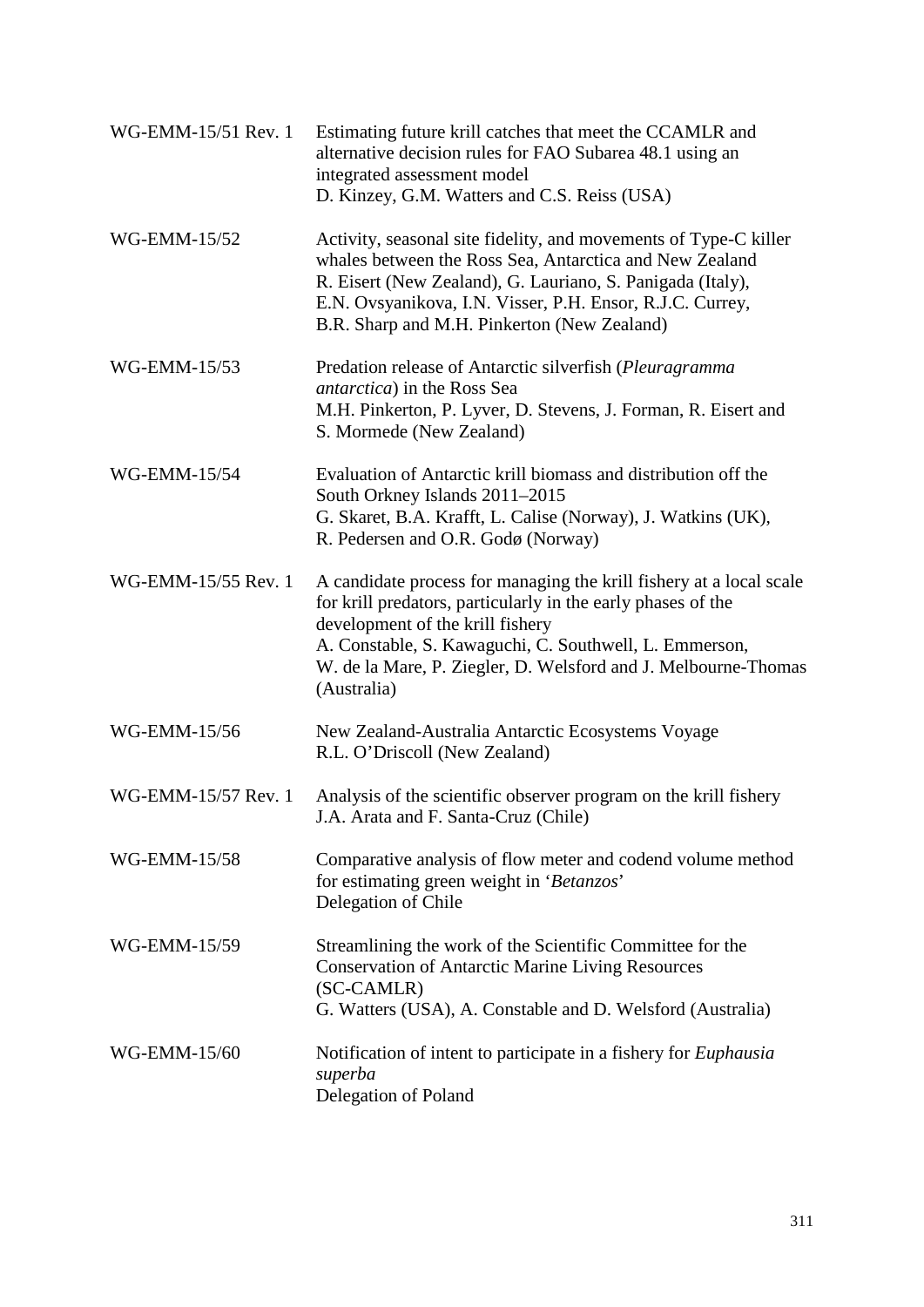| | |
|---|---|
| WG-EMM-15/51 Rev. 1 | Estimating future krill catches that meet the CCAMLR and alternative decision rules for FAO Subarea 48.1 using an integrated assessment model<br>D. Kinzey, G.M. Watters and C.S. Reiss (USA) |
| WG-EMM-15/52 | Activity, seasonal site fidelity, and movements of Type-C killer whales between the Ross Sea, Antarctica and New Zealand<br>R. Eisert (New Zealand), G. Lauriano, S. Panigada (Italy), E.N. Ovsyanikova, I.N. Visser, P.H. Ensor, R.J.C. Currey, B.R. Sharp and M.H. Pinkerton (New Zealand) |
| WG-EMM-15/53 | Predation release of Antarctic silverfish (*Pleuragramma antarctica*) in the Ross Sea<br>M.H. Pinkerton, P. Lyver, D. Stevens, J. Forman, R. Eisert and S. Mormede (New Zealand) |
| WG-EMM-15/54 | Evaluation of Antarctic krill biomass and distribution off the South Orkney Islands 2011–2015<br>G. Skaret, B.A. Krafft, L. Calise (Norway), J. Watkins (UK), R. Pedersen and O.R. Godø (Norway) |
| WG-EMM-15/55 Rev. 1 | A candidate process for managing the krill fishery at a local scale for krill predators, particularly in the early phases of the development of the krill fishery<br>A. Constable, S. Kawaguchi, C. Southwell, L. Emmerson, W. de la Mare, P. Ziegler, D. Welsford and J. Melbourne-Thomas (Australia) |
| WG-EMM-15/56 | New Zealand-Australia Antarctic Ecosystems Voyage<br>R.L. O'Driscoll (New Zealand) |
| WG-EMM-15/57 Rev. 1 | Analysis of the scientific observer program on the krill fishery<br>J.A. Arata and F. Santa-Cruz (Chile) |
| WG-EMM-15/58 | Comparative analysis of flow meter and codend volume method for estimating green weight in '*Betanzos*'<br>Delegation of Chile |
| WG-EMM-15/59 | Streamlining the work of the Scientific Committee for the Conservation of Antarctic Marine Living Resources (SC-CAMLR)<br>G. Watters (USA), A. Constable and D. Welsford (Australia) |
| WG-EMM-15/60 | Notification of intent to participate in a fishery for *Euphausia superba*<br>Delegation of Poland |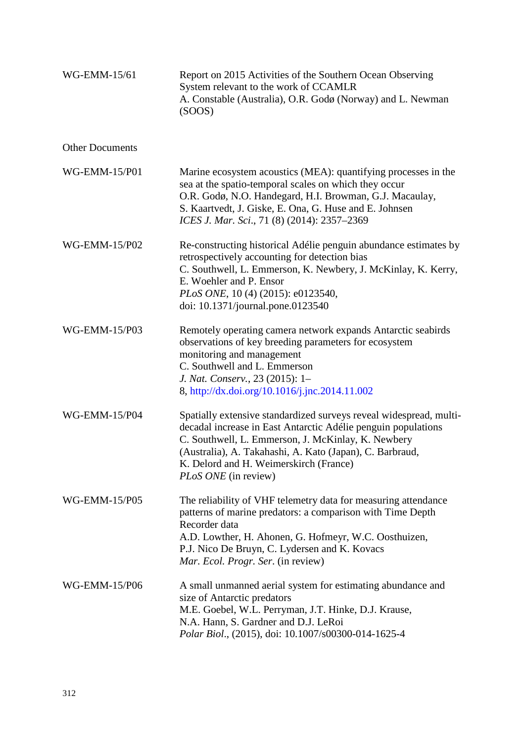| | |
|---|---|
| WG-EMM-15/61 | Report on 2015 Activities of the Southern Ocean Observing System relevant to the work of CCAMLR<br>A. Constable (Australia), O.R. Godø (Norway) and L. Newman (SOOS) |

Other Documents

| | |
|---|---|
| WG-EMM-15/P01 | Marine ecosystem acoustics (MEA): quantifying processes in the sea at the spatio-temporal scales on which they occur<br>O.R. Godø, N.O. Handegard, H.I. Browman, G.J. Macaulay, S. Kaartvedt, J. Giske, E. Ona, G. Huse and E. Johnsen<br>*ICES J. Mar. Sci*., 71 (8) (2014): 2357–2369 |
| WG-EMM-15/P02 | Re-constructing historical Adélie penguin abundance estimates by retrospectively accounting for detection bias<br>C. Southwell, L. Emmerson, K. Newbery, J. McKinlay, K. Kerry, E. Woehler and P. Ensor<br>*PLoS ONE*, 10 (4) (2015): e0123540, doi: 10.1371/journal.pone.0123540 |
| WG-EMM-15/P03 | Remotely operating camera network expands Antarctic seabirds observations of key breeding parameters for ecosystem monitoring and management<br>C. Southwell and L. Emmerson<br>*J. Nat. Conserv.*, 23 (2015): 1–8, http://dx.doi.org/10.1016/j.jnc.2014.11.002 |
| WG-EMM-15/P04 | Spatially extensive standardized surveys reveal widespread, multi-decadal increase in East Antarctic Adélie penguin populations<br>C. Southwell, L. Emmerson, J. McKinlay, K. Newbery (Australia), A. Takahashi, A. Kato (Japan), C. Barbraud, K. Delord and H. Weimerskirch (France)<br>*PLoS ONE* (in review) |
| WG-EMM-15/P05 | The reliability of VHF telemetry data for measuring attendance patterns of marine predators: a comparison with Time Depth Recorder data<br>A.D. Lowther, H. Ahonen, G. Hofmeyr, W.C. Oosthuizen, P.J. Nico De Bruyn, C. Lydersen and K. Kovacs<br>*Mar. Ecol. Progr. Ser.* (in review) |
| WG-EMM-15/P06 | A small unmanned aerial system for estimating abundance and size of Antarctic predators<br>M.E. Goebel, W.L. Perryman, J.T. Hinke, D.J. Krause, N.A. Hann, S. Gardner and D.J. LeRoi<br>*Polar Biol*., (2015), doi: 10.1007/s00300-014-1625-4 |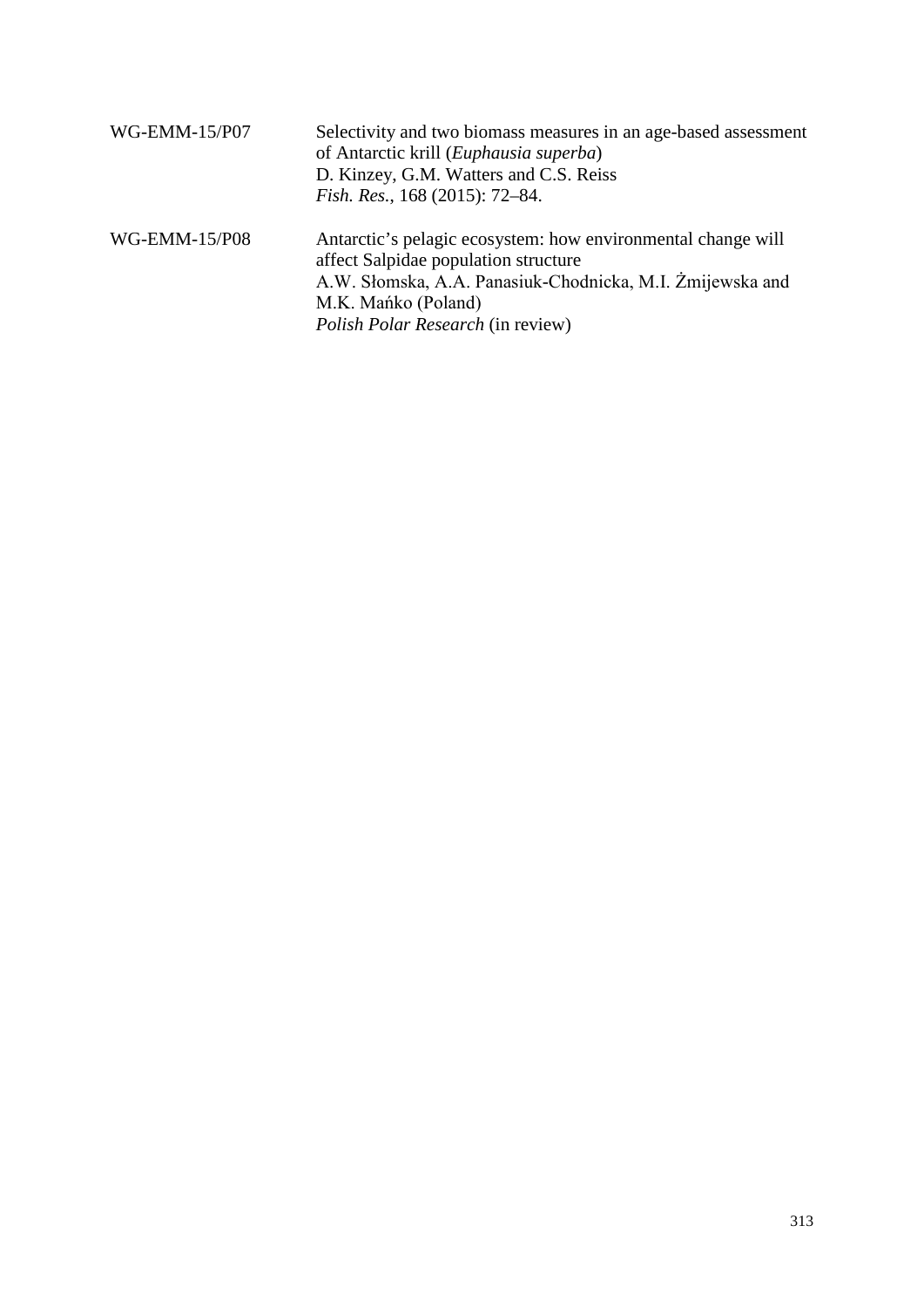| | |
|---|---|
| WG-EMM-15/P07 | Selectivity and two biomass measures in an age-based assessment of Antarctic krill (*Euphausia superba*)<br>D. Kinzey, G.M. Watters and C.S. Reiss<br>*Fish. Res.*, 168 (2015): 72–84. |
| WG-EMM-15/P08 | Antarctic's pelagic ecosystem: how environmental change will affect Salpidae population structure<br>A.W. Słomska, A.A. Panasiuk-Chodnicka, M.I. Żmijewska and M.K. Mańko (Poland)<br>*Polish Polar Research* (in review) |